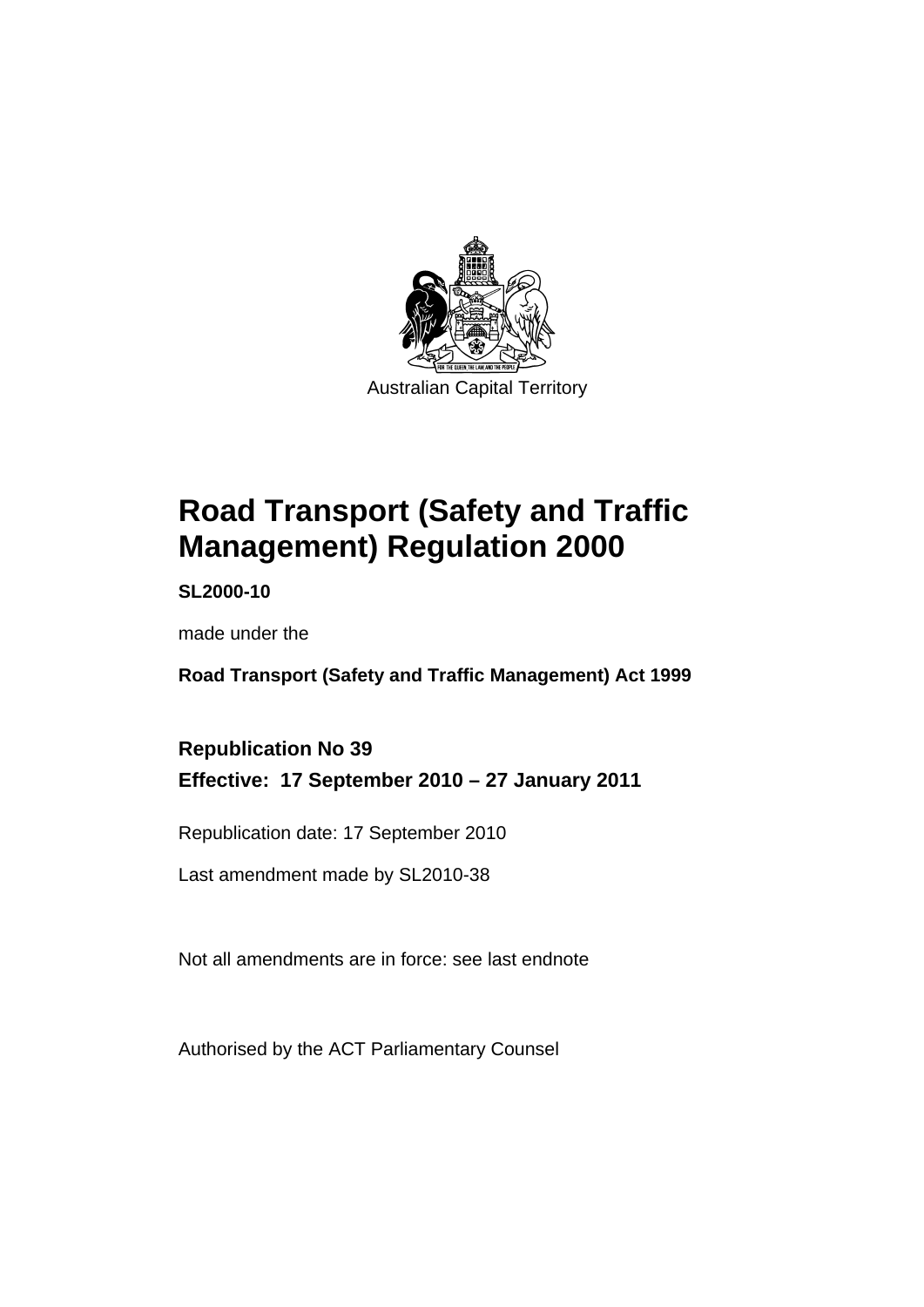Australian Capital Territory

# Road Transport (Safety and Traffic Management) Regulation 2000

**SL2000-10**

made under the

**Road Transport (Safety and Traffic Management) Act 1999**

## Republication No 39

**Effective: 17 September 2010 – 27 January 2011**

Republication date: 17 September 2010

Last amendment made by SL2010-38

Not all amendments are in force: see last endnote

Authorised by the ACT Parliamentary Counsel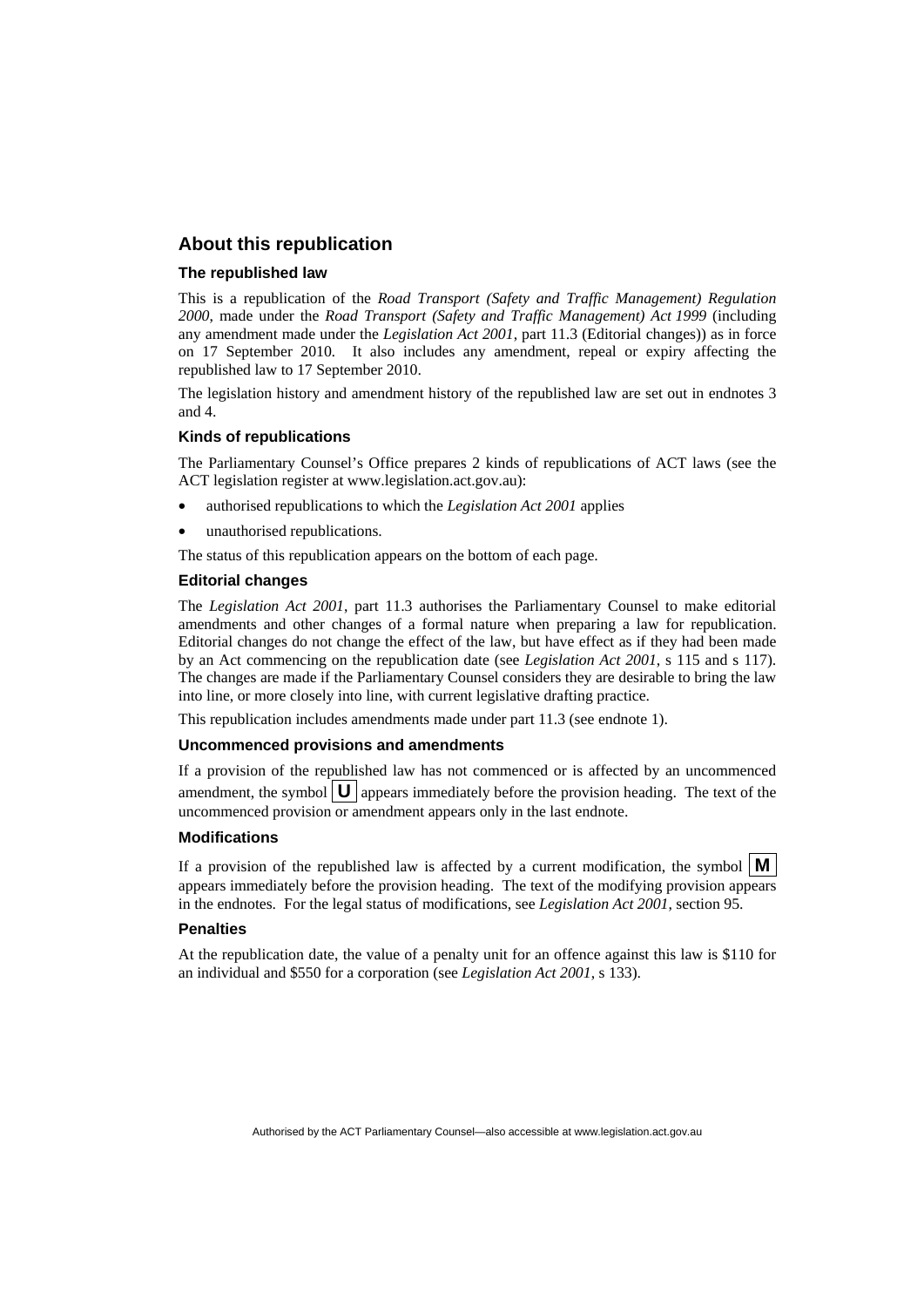## About this republication

### The republished law

This is a republication of the *Road Transport (Safety and Traffic Management) Regulation 2000*, made under the *Road Transport (Safety and Traffic Management) Act 1999* (including any amendment made under the *Legislation Act 2001*, part 11.3 (Editorial changes)) as in force on 17 September 2010. It also includes any amendment, repeal or expiry affecting the republished law to 17 September 2010.

The legislation history and amendment history of the republished law are set out in endnotes 3 and 4.

### Kinds of republications

The Parliamentary Counsel's Office prepares 2 kinds of republications of ACT laws (see the ACT legislation register at www.legislation.act.gov.au):

- authorised republications to which the *Legislation Act 2001* applies
- unauthorised republications.

The status of this republication appears on the bottom of each page.

### Editorial changes

The *Legislation Act 2001*, part 11.3 authorises the Parliamentary Counsel to make editorial amendments and other changes of a formal nature when preparing a law for republication. Editorial changes do not change the effect of the law, but have effect as if they had been made by an Act commencing on the republication date (see *Legislation Act 2001*, s 115 and s 117). The changes are made if the Parliamentary Counsel considers they are desirable to bring the law into line, or more closely into line, with current legislative drafting practice.

This republication includes amendments made under part 11.3 (see endnote 1).

### Uncommenced provisions and amendments

If a provision of the republished law has not commenced or is affected by an uncommenced amendment, the symbol **U** appears immediately before the provision heading. The text of the uncommenced provision or amendment appears only in the last endnote.

### Modifications

If a provision of the republished law is affected by a current modification, the symbol **M** appears immediately before the provision heading. The text of the modifying provision appears in the endnotes. For the legal status of modifications, see *Legislation Act 2001*, section 95.

### Penalties

At the republication date, the value of a penalty unit for an offence against this law is $110 for an individual and $550 for a corporation (see *Legislation Act 2001*, s 133).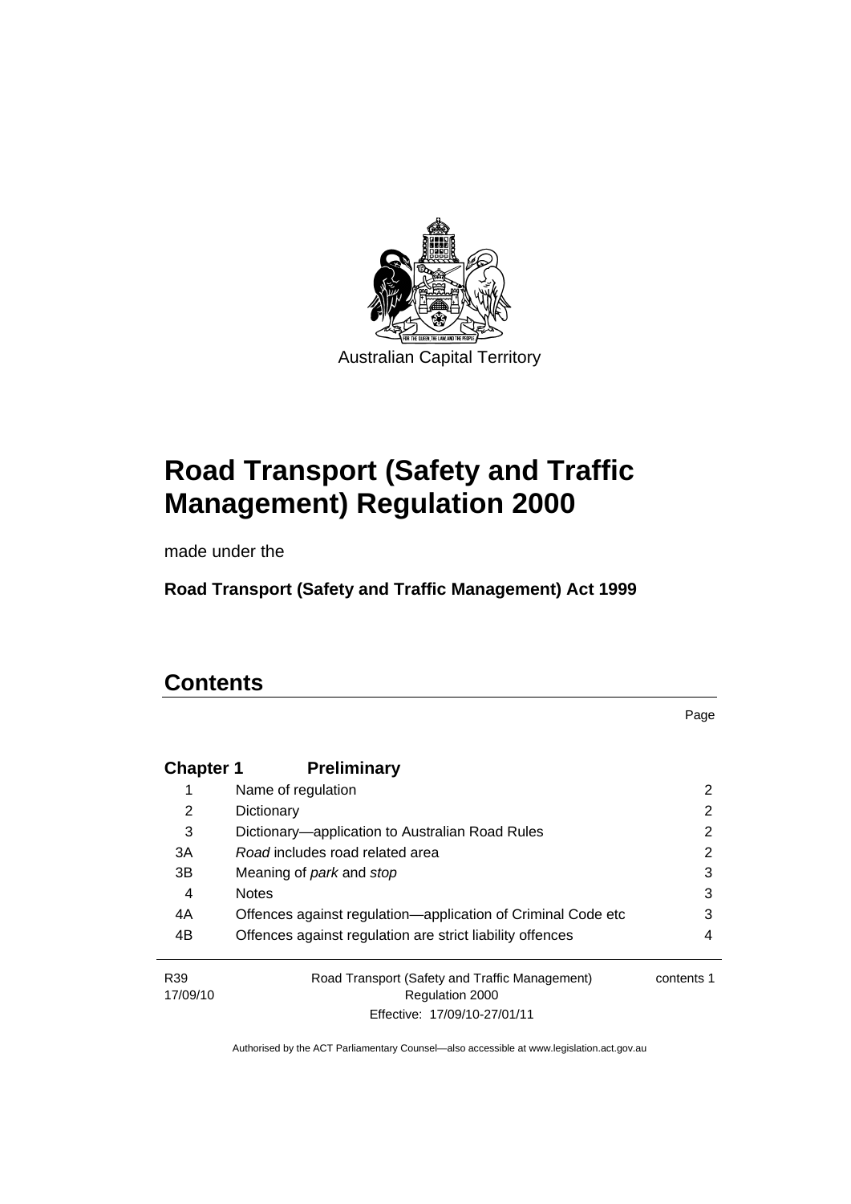Australian Capital Territory

# Road Transport (Safety and Traffic Management) Regulation 2000

made under the

**Road Transport (Safety and Traffic Management) Act 1999**

# Contents

Page

| | | |
|---|---|---|
| **Chapter 1** | **Preliminary** | |
| 1 | Name of regulation | 2 |
| 2 | Dictionary | 2 |
| 3 | Dictionary—application to Australian Road Rules | 2 |
| 3A | *Road* includes road related area | 2 |
| 3B | Meaning of *park* and *stop* | 3 |
| 4 | Notes | 3 |
| 4A | Offences against regulation—application of Criminal Code etc | 3 |
| 4B | Offences against regulation are strict liability offences | 4 |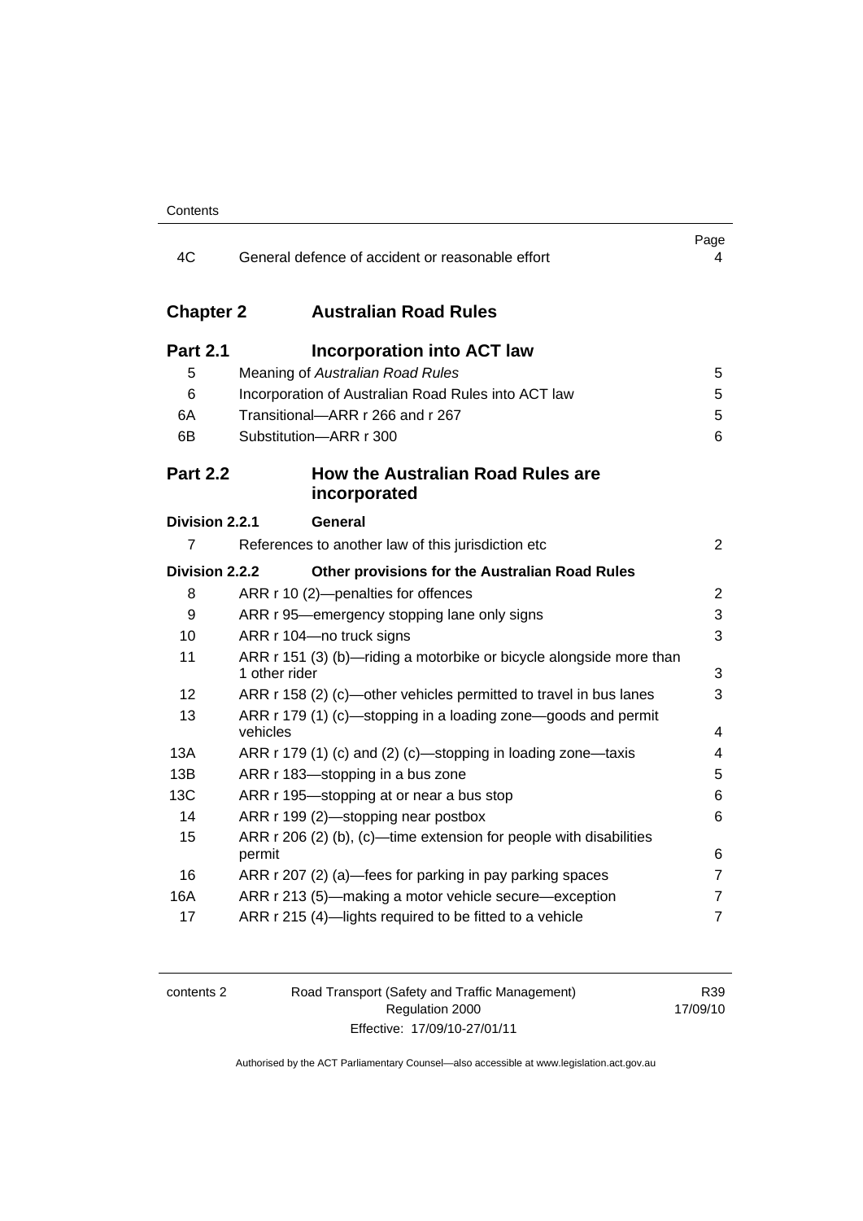|  |  | Page |
|---|---|---|
| 4C | General defence of accident or reasonable effort | 4 |

## Chapter 2 Australian Road Rules

### Part 2.1 Incorporation into ACT law

|  |  |  |
|---|---|---|
| 5 | Meaning of *Australian Road Rules* | 5 |
| 6 | Incorporation of Australian Road Rules into ACT law | 5 |
| 6A | Transitional—ARR r 266 and r 267 | 5 |
| 6B | Substitution—ARR r 300 | 6 |

### Part 2.2 How the Australian Road Rules are incorporated

**Division 2.2.1 General**

|  |  |  |
|---|---|---|
| 7 | References to another law of this jurisdiction etc | 2 |

**Division 2.2.2 Other provisions for the Australian Road Rules**

|  |  |  |
|---|---|---|
| 8 | ARR r 10 (2)—penalties for offences | 2 |
| 9 | ARR r 95—emergency stopping lane only signs | 3 |
| 10 | ARR r 104—no truck signs | 3 |
| 11 | ARR r 151 (3) (b)—riding a motorbike or bicycle alongside more than 1 other rider | 3 |
| 12 | ARR r 158 (2) (c)—other vehicles permitted to travel in bus lanes | 3 |
| 13 | ARR r 179 (1) (c)—stopping in a loading zone—goods and permit vehicles | 4 |
| 13A | ARR r 179 (1) (c) and (2) (c)—stopping in loading zone—taxis | 4 |
| 13B | ARR r 183—stopping in a bus zone | 5 |
| 13C | ARR r 195—stopping at or near a bus stop | 6 |
| 14 | ARR r 199 (2)—stopping near postbox | 6 |
| 15 | ARR r 206 (2) (b), (c)—time extension for people with disabilities permit | 6 |
| 16 | ARR r 207 (2) (a)—fees for parking in pay parking spaces | 7 |
| 16A | ARR r 213 (5)—making a motor vehicle secure—exception | 7 |
| 17 | ARR r 215 (4)—lights required to be fitted to a vehicle | 7 |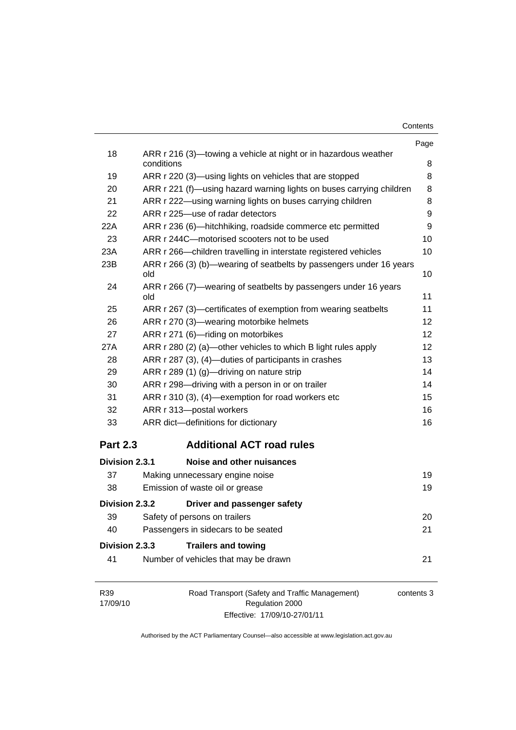| | | Page |
|---|---|---|
| 18 | ARR r 216 (3)—towing a vehicle at night or in hazardous weather conditions | 8 |
| 19 | ARR r 220 (3)—using lights on vehicles that are stopped | 8 |
| 20 | ARR r 221 (f)—using hazard warning lights on buses carrying children | 8 |
| 21 | ARR r 222—using warning lights on buses carrying children | 8 |
| 22 | ARR r 225—use of radar detectors | 9 |
| 22A | ARR r 236 (6)—hitchhiking, roadside commerce etc permitted | 9 |
| 23 | ARR r 244C—motorised scooters not to be used | 10 |
| 23A | ARR r 266—children travelling in interstate registered vehicles | 10 |
| 23B | ARR r 266 (3) (b)—wearing of seatbelts by passengers under 16 years old | 10 |
| 24 | ARR r 266 (7)—wearing of seatbelts by passengers under 16 years old | 11 |
| 25 | ARR r 267 (3)—certificates of exemption from wearing seatbelts | 11 |
| 26 | ARR r 270 (3)—wearing motorbike helmets | 12 |
| 27 | ARR r 271 (6)—riding on motorbikes | 12 |
| 27A | ARR r 280 (2) (a)—other vehicles to which B light rules apply | 12 |
| 28 | ARR r 287 (3), (4)—duties of participants in crashes | 13 |
| 29 | ARR r 289 (1) (g)—driving on nature strip | 14 |
| 30 | ARR r 298—driving with a person in or on trailer | 14 |
| 31 | ARR r 310 (3), (4)—exemption for road workers etc | 15 |
| 32 | ARR r 313—postal workers | 16 |
| 33 | ARR dict—definitions for dictionary | 16 |

## Part 2.3 Additional ACT road rules

**Division 2.3.1 Noise and other nuisances**

| | | |
|---|---|---|
| 37 | Making unnecessary engine noise | 19 |
| 38 | Emission of waste oil or grease | 19 |

**Division 2.3.2 Driver and passenger safety**

| | | |
|---|---|---|
| 39 | Safety of persons on trailers | 20 |
| 40 | Passengers in sidecars to be seated | 21 |

**Division 2.3.3 Trailers and towing**

| | | |
|---|---|---|
| 41 | Number of vehicles that may be drawn | 21 |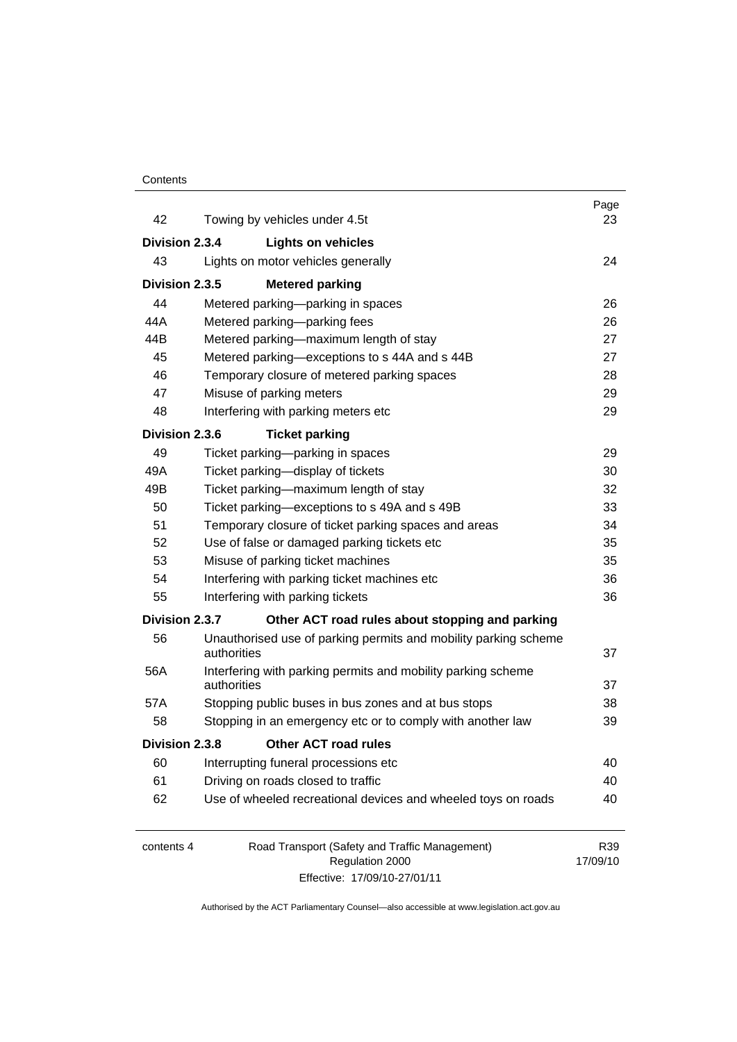| | | Page |
|---|---|---|
| 42 | Towing by vehicles under 4.5t | 23 |
| **Division 2.3.4** | **Lights on vehicles** | |
| 43 | Lights on motor vehicles generally | 24 |
| **Division 2.3.5** | **Metered parking** | |
| 44 | Metered parking—parking in spaces | 26 |
| 44A | Metered parking—parking fees | 26 |
| 44B | Metered parking—maximum length of stay | 27 |
| 45 | Metered parking—exceptions to s 44A and s 44B | 27 |
| 46 | Temporary closure of metered parking spaces | 28 |
| 47 | Misuse of parking meters | 29 |
| 48 | Interfering with parking meters etc | 29 |
| **Division 2.3.6** | **Ticket parking** | |
| 49 | Ticket parking—parking in spaces | 29 |
| 49A | Ticket parking—display of tickets | 30 |
| 49B | Ticket parking—maximum length of stay | 32 |
| 50 | Ticket parking—exceptions to s 49A and s 49B | 33 |
| 51 | Temporary closure of ticket parking spaces and areas | 34 |
| 52 | Use of false or damaged parking tickets etc | 35 |
| 53 | Misuse of parking ticket machines | 35 |
| 54 | Interfering with parking ticket machines etc | 36 |
| 55 | Interfering with parking tickets | 36 |
| **Division 2.3.7** | **Other ACT road rules about stopping and parking** | |
| 56 | Unauthorised use of parking permits and mobility parking scheme authorities | 37 |
| 56A | Interfering with parking permits and mobility parking scheme authorities | 37 |
| 57A | Stopping public buses in bus zones and at bus stops | 38 |
| 58 | Stopping in an emergency etc or to comply with another law | 39 |
| **Division 2.3.8** | **Other ACT road rules** | |
| 60 | Interrupting funeral processions etc | 40 |
| 61 | Driving on roads closed to traffic | 40 |
| 62 | Use of wheeled recreational devices and wheeled toys on roads | 40 |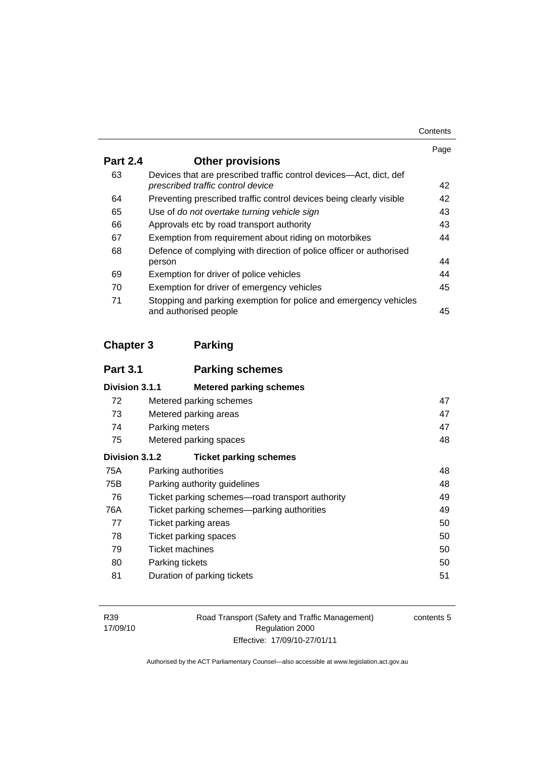| | | Page |
|---|---|---|
| **Part 2.4** | **Other provisions** | |
| 63 | Devices that are prescribed traffic control devices—Act, dict, def *prescribed traffic control device* | 42 |
| 64 | Preventing prescribed traffic control devices being clearly visible | 42 |
| 65 | Use of *do not overtake turning vehicle sign* | 43 |
| 66 | Approvals etc by road transport authority | 43 |
| 67 | Exemption from requirement about riding on motorbikes | 44 |
| 68 | Defence of complying with direction of police officer or authorised person | 44 |
| 69 | Exemption for driver of police vehicles | 44 |
| 70 | Exemption for driver of emergency vehicles | 45 |
| 71 | Stopping and parking exemption for police and emergency vehicles and authorised people | 45 |
| **Chapter 3** | **Parking** | |
| **Part 3.1** | **Parking schemes** | |
| **Division 3.1.1** | **Metered parking schemes** | |
| 72 | Metered parking schemes | 47 |
| 73 | Metered parking areas | 47 |
| 74 | Parking meters | 47 |
| 75 | Metered parking spaces | 48 |
| **Division 3.1.2** | **Ticket parking schemes** | |
| 75A | Parking authorities | 48 |
| 75B | Parking authority guidelines | 48 |
| 76 | Ticket parking schemes—road transport authority | 49 |
| 76A | Ticket parking schemes—parking authorities | 49 |
| 77 | Ticket parking areas | 50 |
| 78 | Ticket parking spaces | 50 |
| 79 | Ticket machines | 50 |
| 80 | Parking tickets | 50 |
| 81 | Duration of parking tickets | 51 |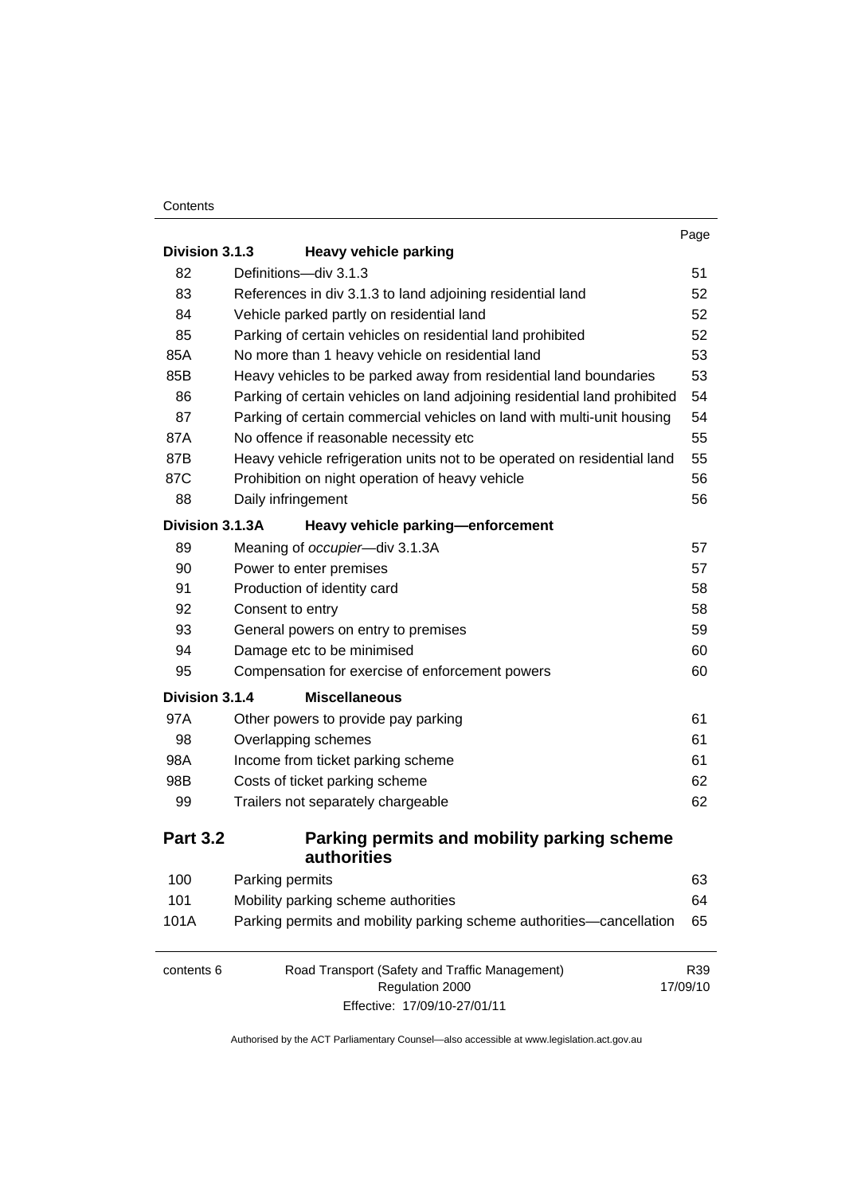| | | Page |
|---|---|---|
| **Division 3.1.3** | **Heavy vehicle parking** | |
| 82 | Definitions—div 3.1.3 | 51 |
| 83 | References in div 3.1.3 to land adjoining residential land | 52 |
| 84 | Vehicle parked partly on residential land | 52 |
| 85 | Parking of certain vehicles on residential land prohibited | 52 |
| 85A | No more than 1 heavy vehicle on residential land | 53 |
| 85B | Heavy vehicles to be parked away from residential land boundaries | 53 |
| 86 | Parking of certain vehicles on land adjoining residential land prohibited | 54 |
| 87 | Parking of certain commercial vehicles on land with multi-unit housing | 54 |
| 87A | No offence if reasonable necessity etc | 55 |
| 87B | Heavy vehicle refrigeration units not to be operated on residential land | 55 |
| 87C | Prohibition on night operation of heavy vehicle | 56 |
| 88 | Daily infringement | 56 |
| **Division 3.1.3A** | **Heavy vehicle parking—enforcement** | |
| 89 | Meaning of *occupier*—div 3.1.3A | 57 |
| 90 | Power to enter premises | 57 |
| 91 | Production of identity card | 58 |
| 92 | Consent to entry | 58 |
| 93 | General powers on entry to premises | 59 |
| 94 | Damage etc to be minimised | 60 |
| 95 | Compensation for exercise of enforcement powers | 60 |
| **Division 3.1.4** | **Miscellaneous** | |
| 97A | Other powers to provide pay parking | 61 |
| 98 | Overlapping schemes | 61 |
| 98A | Income from ticket parking scheme | 61 |
| 98B | Costs of ticket parking scheme | 62 |
| 99 | Trailers not separately chargeable | 62 |
| **Part 3.2** | **Parking permits and mobility parking scheme authorities** | |
| 100 | Parking permits | 63 |
| 101 | Mobility parking scheme authorities | 64 |
| 101A | Parking permits and mobility parking scheme authorities—cancellation | 65 |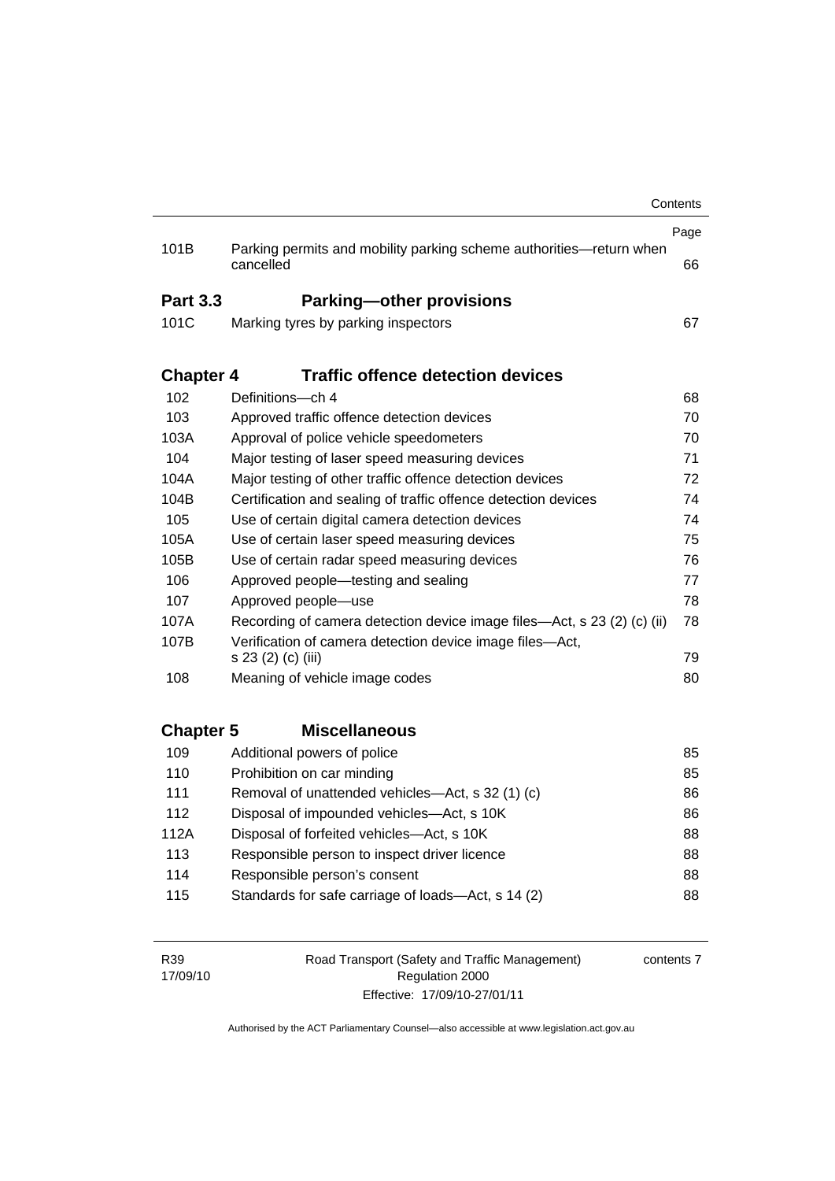| | | Page |
|---|---|---|
| 101B | Parking permits and mobility parking scheme authorities—return when cancelled | 66 |
| **Part 3.3** | **Parking—other provisions** | |
| 101C | Marking tyres by parking inspectors | 67 |
| **Chapter 4** | **Traffic offence detection devices** | |
| 102 | Definitions—ch 4 | 68 |
| 103 | Approved traffic offence detection devices | 70 |
| 103A | Approval of police vehicle speedometers | 70 |
| 104 | Major testing of laser speed measuring devices | 71 |
| 104A | Major testing of other traffic offence detection devices | 72 |
| 104B | Certification and sealing of traffic offence detection devices | 74 |
| 105 | Use of certain digital camera detection devices | 74 |
| 105A | Use of certain laser speed measuring devices | 75 |
| 105B | Use of certain radar speed measuring devices | 76 |
| 106 | Approved people—testing and sealing | 77 |
| 107 | Approved people—use | 78 |
| 107A | Recording of camera detection device image files—Act, s 23 (2) (c) (ii) | 78 |
| 107B | Verification of camera detection device image files—Act, s 23 (2) (c) (iii) | 79 |
| 108 | Meaning of vehicle image codes | 80 |
| **Chapter 5** | **Miscellaneous** | |
| 109 | Additional powers of police | 85 |
| 110 | Prohibition on car minding | 85 |
| 111 | Removal of unattended vehicles—Act, s 32 (1) (c) | 86 |
| 112 | Disposal of impounded vehicles—Act, s 10K | 86 |
| 112A | Disposal of forfeited vehicles—Act, s 10K | 88 |
| 113 | Responsible person to inspect driver licence | 88 |
| 114 | Responsible person's consent | 88 |
| 115 | Standards for safe carriage of loads—Act, s 14 (2) | 88 |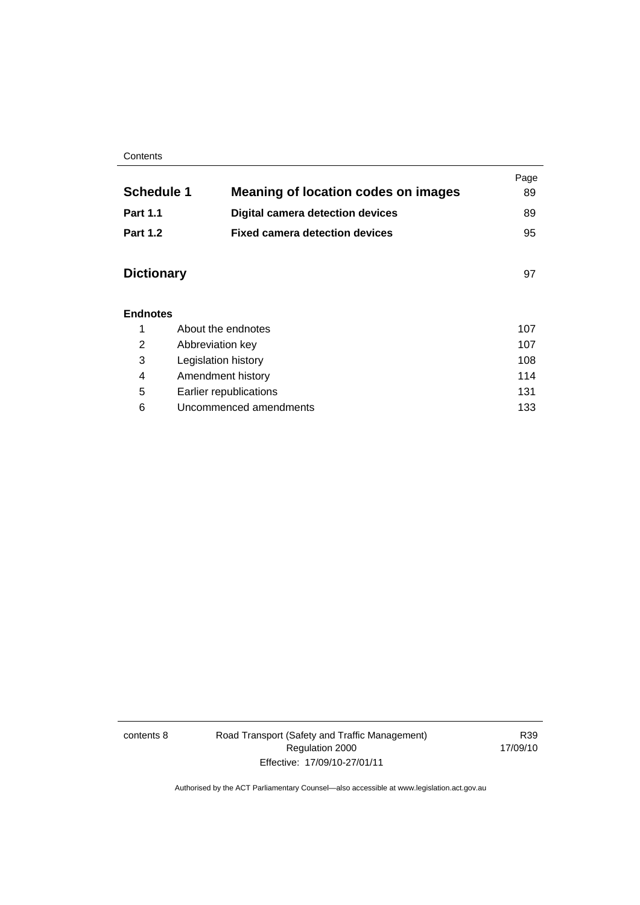| | | Page |
|---|---|---|
| **Schedule 1** | **Meaning of location codes on images** | 89 |
| **Part 1.1** | **Digital camera detection devices** | 89 |
| **Part 1.2** | **Fixed camera detection devices** | 95 |
| **Dictionary** | | 97 |

**Endnotes**

| | | |
|---|---|---|
| 1 | About the endnotes | 107 |
| 2 | Abbreviation key | 107 |
| 3 | Legislation history | 108 |
| 4 | Amendment history | 114 |
| 5 | Earlier republications | 131 |
| 6 | Uncommenced amendments | 133 |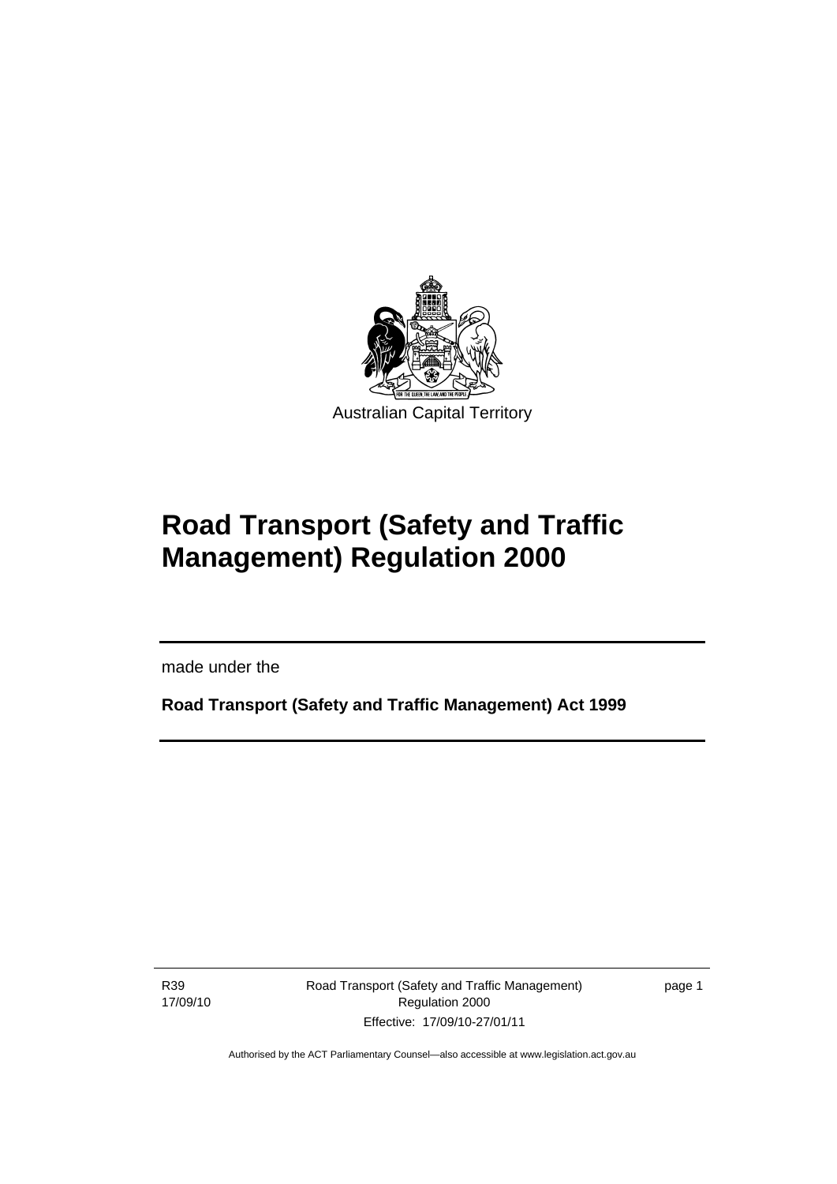Australian Capital Territory

# Road Transport (Safety and Traffic Management) Regulation 2000

made under the

**Road Transport (Safety and Traffic Management) Act 1999**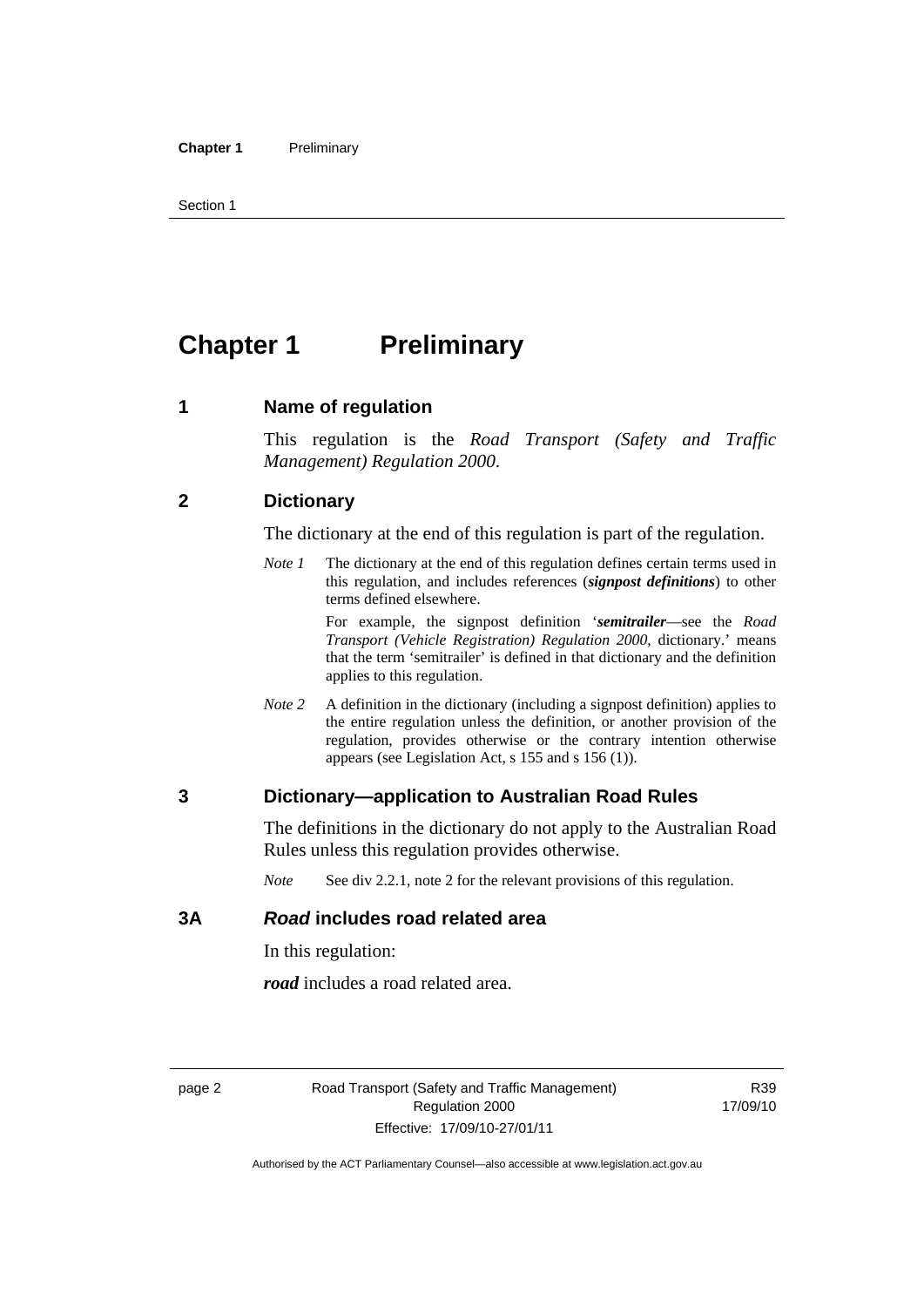# Chapter 1 Preliminary

## 1 Name of regulation

This regulation is the *Road Transport (Safety and Traffic Management) Regulation 2000*.

## 2 Dictionary

The dictionary at the end of this regulation is part of the regulation.

*Note 1* The dictionary at the end of this regulation defines certain terms used in this regulation, and includes references (***signpost definitions***) to other terms defined elsewhere.

For example, the signpost definition '***semitrailer***—see the *Road Transport (Vehicle Registration) Regulation 2000*, dictionary.' means that the term 'semitrailer' is defined in that dictionary and the definition applies to this regulation.

*Note 2* A definition in the dictionary (including a signpost definition) applies to the entire regulation unless the definition, or another provision of the regulation, provides otherwise or the contrary intention otherwise appears (see Legislation Act, s 155 and s 156 (1)).

## 3 Dictionary—application to Australian Road Rules

The definitions in the dictionary do not apply to the Australian Road Rules unless this regulation provides otherwise.

*Note* See div 2.2.1, note 2 for the relevant provisions of this regulation.

## 3A *Road* includes road related area

In this regulation:

***road*** includes a road related area.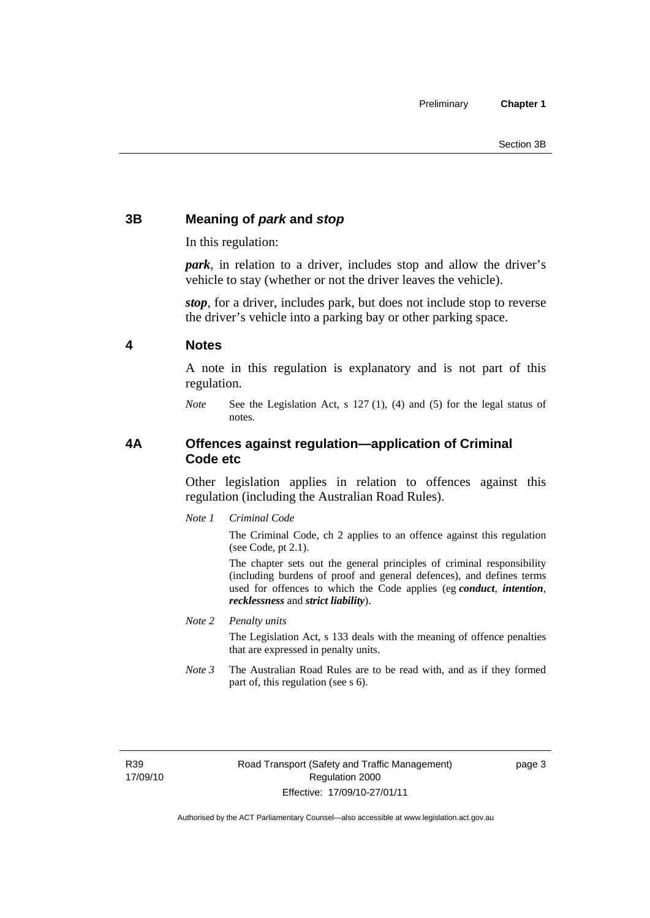### 3B Meaning of *park* and *stop*

In this regulation:

***park***, in relation to a driver, includes stop and allow the driver's vehicle to stay (whether or not the driver leaves the vehicle).

***stop***, for a driver, includes park, but does not include stop to reverse the driver's vehicle into a parking bay or other parking space.

### 4 Notes

A note in this regulation is explanatory and is not part of this regulation.

*Note* See the Legislation Act, s 127 (1), (4) and (5) for the legal status of notes.

### 4A Offences against regulation—application of Criminal Code etc

Other legislation applies in relation to offences against this regulation (including the Australian Road Rules).

*Note 1* *Criminal Code*

The Criminal Code, ch 2 applies to an offence against this regulation (see Code, pt 2.1).

The chapter sets out the general principles of criminal responsibility (including burdens of proof and general defences), and defines terms used for offences to which the Code applies (eg ***conduct***, ***intention***, ***recklessness*** and ***strict liability***).

*Note 2* *Penalty units*

The Legislation Act, s 133 deals with the meaning of offence penalties that are expressed in penalty units.

*Note 3* The Australian Road Rules are to be read with, and as if they formed part of, this regulation (see s 6).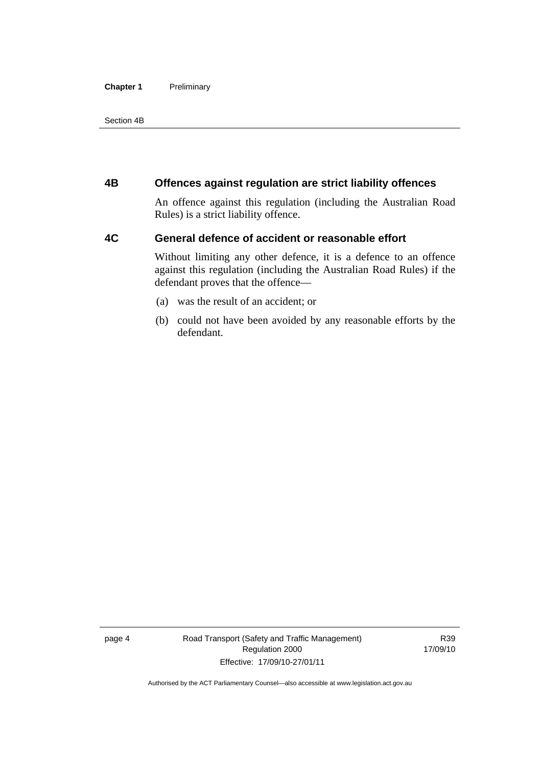## 4B Offences against regulation are strict liability offences

An offence against this regulation (including the Australian Road Rules) is a strict liability offence.

## 4C General defence of accident or reasonable effort

Without limiting any other defence, it is a defence to an offence against this regulation (including the Australian Road Rules) if the defendant proves that the offence—

(a) was the result of an accident; or

(b) could not have been avoided by any reasonable efforts by the defendant.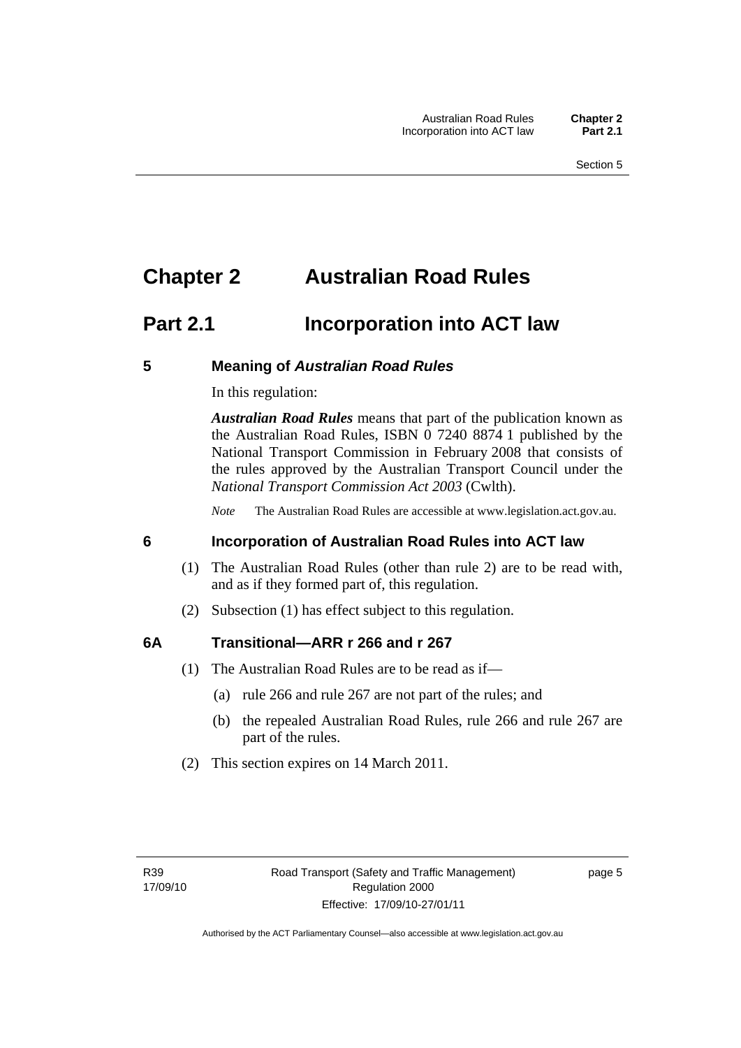# Chapter 2 Australian Road Rules

## Part 2.1 Incorporation into ACT law

### 5 Meaning of *Australian Road Rules*

In this regulation:

***Australian Road Rules*** means that part of the publication known as the Australian Road Rules, ISBN 0 7240 8874 1 published by the National Transport Commission in February 2008 that consists of the rules approved by the Australian Transport Council under the *National Transport Commission Act 2003* (Cwlth).

*Note* The Australian Road Rules are accessible at www.legislation.act.gov.au.

### 6 Incorporation of Australian Road Rules into ACT law

(1) The Australian Road Rules (other than rule 2) are to be read with, and as if they formed part of, this regulation.

(2) Subsection (1) has effect subject to this regulation.

### 6A Transitional—ARR r 266 and r 267

(1) The Australian Road Rules are to be read as if—

(a) rule 266 and rule 267 are not part of the rules; and

(b) the repealed Australian Road Rules, rule 266 and rule 267 are part of the rules.

(2) This section expires on 14 March 2011.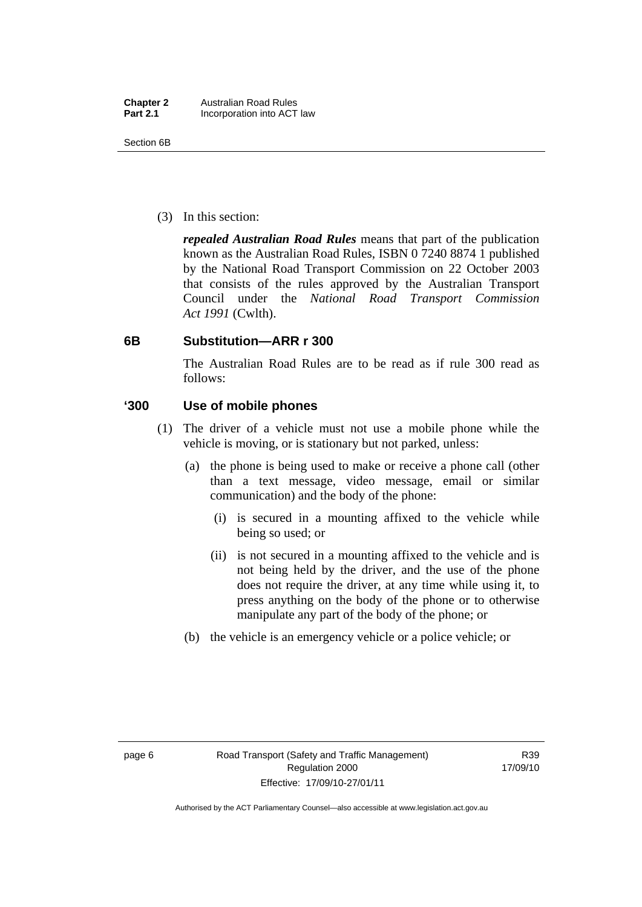(3) In this section:

***repealed Australian Road Rules*** means that part of the publication known as the Australian Road Rules, ISBN 0 7240 8874 1 published by the National Road Transport Commission on 22 October 2003 that consists of the rules approved by the Australian Transport Council under the *National Road Transport Commission Act 1991* (Cwlth).

## 6B Substitution—ARR r 300

The Australian Road Rules are to be read as if rule 300 read as follows:

## '300 Use of mobile phones

(1) The driver of a vehicle must not use a mobile phone while the vehicle is moving, or is stationary but not parked, unless:

(a) the phone is being used to make or receive a phone call (other than a text message, video message, email or similar communication) and the body of the phone:

(i) is secured in a mounting affixed to the vehicle while being so used; or

(ii) is not secured in a mounting affixed to the vehicle and is not being held by the driver, and the use of the phone does not require the driver, at any time while using it, to press anything on the body of the phone or to otherwise manipulate any part of the body of the phone; or

(b) the vehicle is an emergency vehicle or a police vehicle; or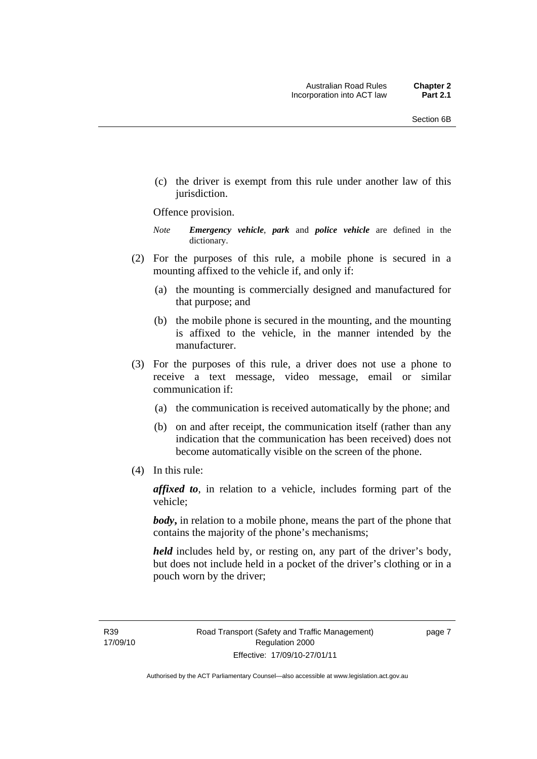(c) the driver is exempt from this rule under another law of this jurisdiction.

Offence provision.

*Note* ***Emergency vehicle***, ***park*** and ***police vehicle*** are defined in the dictionary.

(2) For the purposes of this rule, a mobile phone is secured in a mounting affixed to the vehicle if, and only if:

(a) the mounting is commercially designed and manufactured for that purpose; and

(b) the mobile phone is secured in the mounting, and the mounting is affixed to the vehicle, in the manner intended by the manufacturer.

(3) For the purposes of this rule, a driver does not use a phone to receive a text message, video message, email or similar communication if:

(a) the communication is received automatically by the phone; and

(b) on and after receipt, the communication itself (rather than any indication that the communication has been received) does not become automatically visible on the screen of the phone.

(4) In this rule:

***affixed to***, in relation to a vehicle, includes forming part of the vehicle;

***body*****,** in relation to a mobile phone, means the part of the phone that contains the majority of the phone's mechanisms;

***held*** includes held by, or resting on, any part of the driver's body, but does not include held in a pocket of the driver's clothing or in a pouch worn by the driver;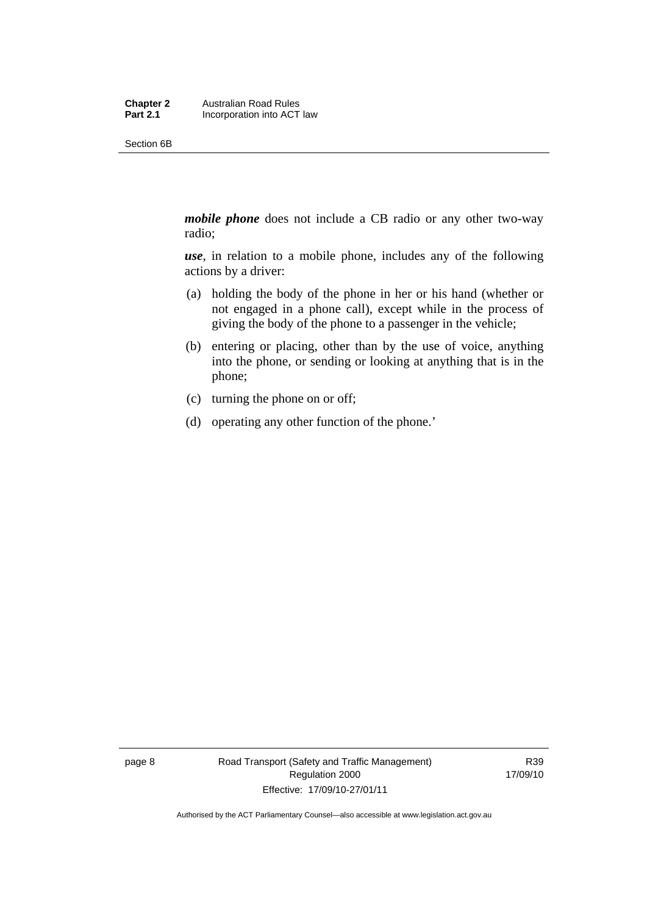***mobile phone*** does not include a CB radio or any other two-way radio;

***use***, in relation to a mobile phone, includes any of the following actions by a driver:

(a) holding the body of the phone in her or his hand (whether or not engaged in a phone call), except while in the process of giving the body of the phone to a passenger in the vehicle;

(b) entering or placing, other than by the use of voice, anything into the phone, or sending or looking at anything that is in the phone;

(c) turning the phone on or off;

(d) operating any other function of the phone.'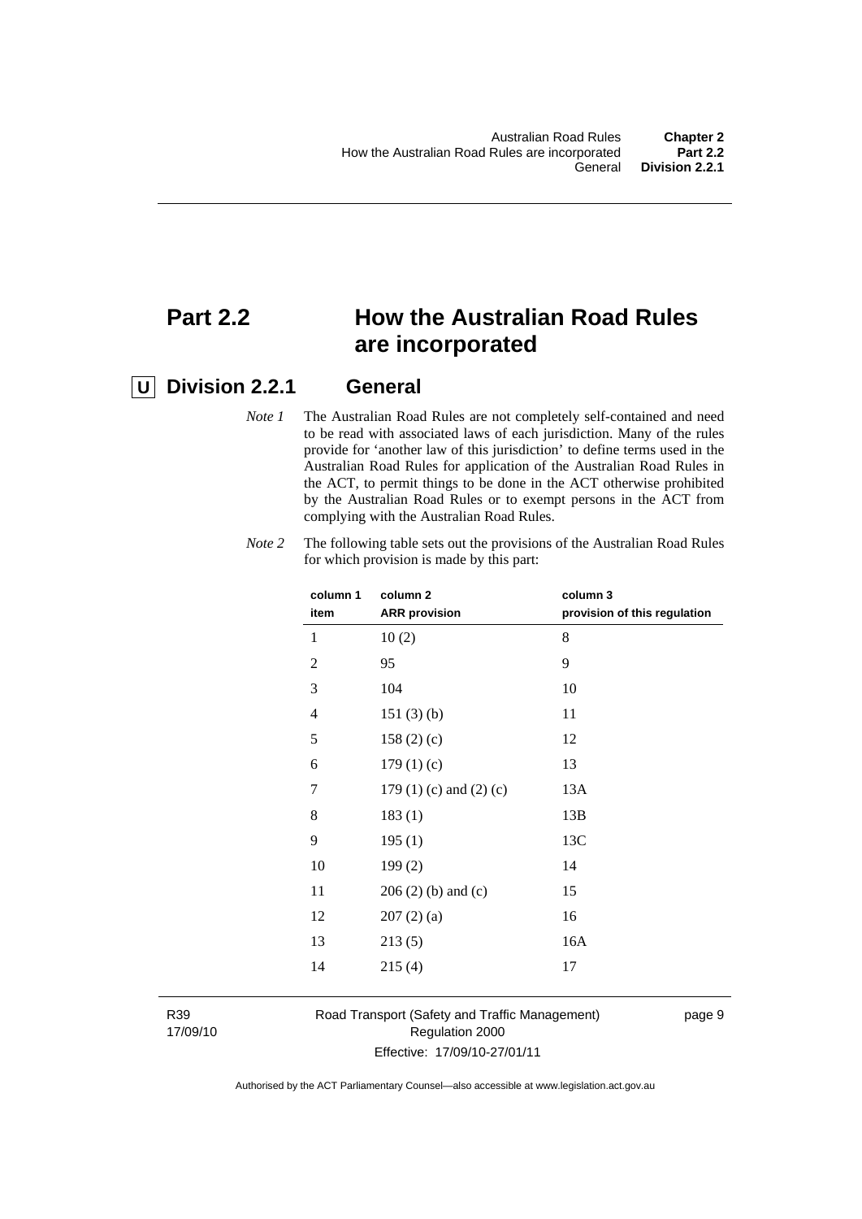# Part 2.2 How the Australian Road Rules are incorporated

## U Division 2.2.1 General

*Note 1* The Australian Road Rules are not completely self-contained and need to be read with associated laws of each jurisdiction. Many of the rules provide for 'another law of this jurisdiction' to define terms used in the Australian Road Rules for application of the Australian Road Rules in the ACT, to permit things to be done in the ACT otherwise prohibited by the Australian Road Rules or to exempt persons in the ACT from complying with the Australian Road Rules.

*Note 2* The following table sets out the provisions of the Australian Road Rules for which provision is made by this part:

| column 1 item | column 2 ARR provision | column 3 provision of this regulation |
|---|---|---|
| 1 | 10 (2) | 8 |
| 2 | 95 | 9 |
| 3 | 104 | 10 |
| 4 | 151 (3) (b) | 11 |
| 5 | 158 (2) (c) | 12 |
| 6 | 179 (1) (c) | 13 |
| 7 | 179 (1) (c) and (2) (c) | 13A |
| 8 | 183 (1) | 13B |
| 9 | 195 (1) | 13C |
| 10 | 199 (2) | 14 |
| 11 | 206 (2) (b) and (c) | 15 |
| 12 | 207 (2) (a) | 16 |
| 13 | 213 (5) | 16A |
| 14 | 215 (4) | 17 |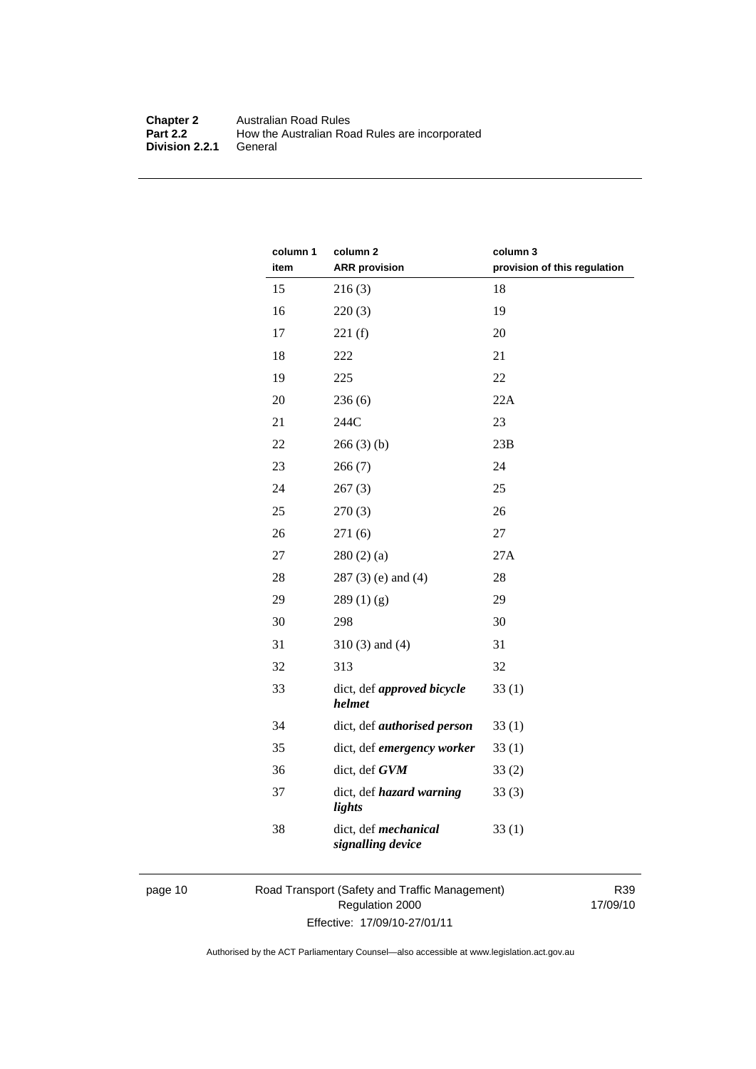| column 1 item | column 2 ARR provision | column 3 provision of this regulation |
|---|---|---|
| 15 | 216 (3) | 18 |
| 16 | 220 (3) | 19 |
| 17 | 221 (f) | 20 |
| 18 | 222 | 21 |
| 19 | 225 | 22 |
| 20 | 236 (6) | 22A |
| 21 | 244C | 23 |
| 22 | 266 (3) (b) | 23B |
| 23 | 266 (7) | 24 |
| 24 | 267 (3) | 25 |
| 25 | 270 (3) | 26 |
| 26 | 271 (6) | 27 |
| 27 | 280 (2) (a) | 27A |
| 28 | 287 (3) (e) and (4) | 28 |
| 29 | 289 (1) (g) | 29 |
| 30 | 298 | 30 |
| 31 | 310 (3) and (4) | 31 |
| 32 | 313 | 32 |
| 33 | dict, def ***approved bicycle helmet*** | 33 (1) |
| 34 | dict, def ***authorised person*** | 33 (1) |
| 35 | dict, def ***emergency worker*** | 33 (1) |
| 36 | dict, def ***GVM*** | 33 (2) |
| 37 | dict, def ***hazard warning lights*** | 33 (3) |
| 38 | dict, def ***mechanical signalling device*** | 33 (1) |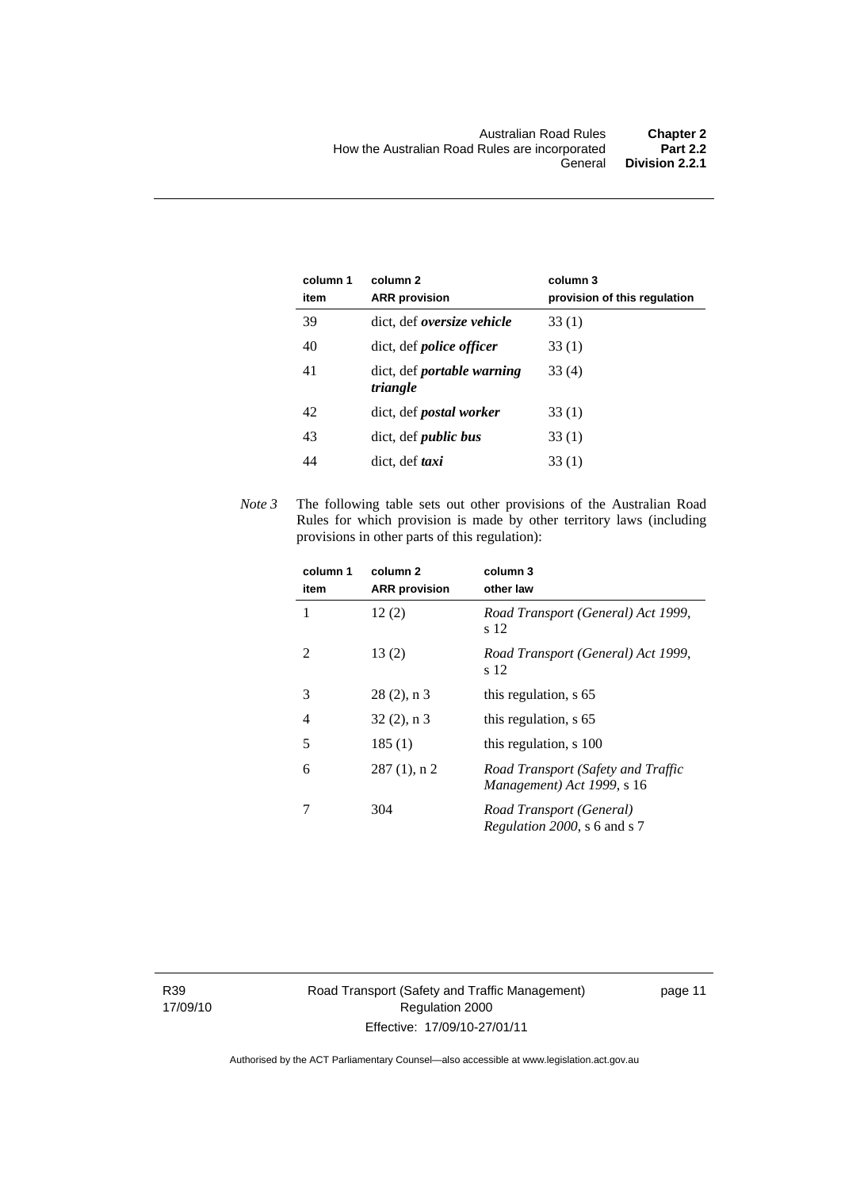| column 1<br>item | column 2<br>ARR provision | column 3<br>provision of this regulation |
|---|---|---|
| 39 | dict, def ***oversize vehicle*** | 33 (1) |
| 40 | dict, def ***police officer*** | 33 (1) |
| 41 | dict, def ***portable warning triangle*** | 33 (4) |
| 42 | dict, def ***postal worker*** | 33 (1) |
| 43 | dict, def ***public bus*** | 33 (1) |
| 44 | dict, def ***taxi*** | 33 (1) |

*Note 3* The following table sets out other provisions of the Australian Road Rules for which provision is made by other territory laws (including provisions in other parts of this regulation):

| column 1<br>item | column 2<br>ARR provision | column 3<br>other law |
|---|---|---|
| 1 | 12 (2) | *Road Transport (General) Act 1999*, s 12 |
| 2 | 13 (2) | *Road Transport (General) Act 1999*, s 12 |
| 3 | 28 (2), n 3 | this regulation, s 65 |
| 4 | 32 (2), n 3 | this regulation, s 65 |
| 5 | 185 (1) | this regulation, s 100 |
| 6 | 287 (1), n 2 | *Road Transport (Safety and Traffic Management) Act 1999*, s 16 |
| 7 | 304 | *Road Transport (General) Regulation 2000*, s 6 and s 7 |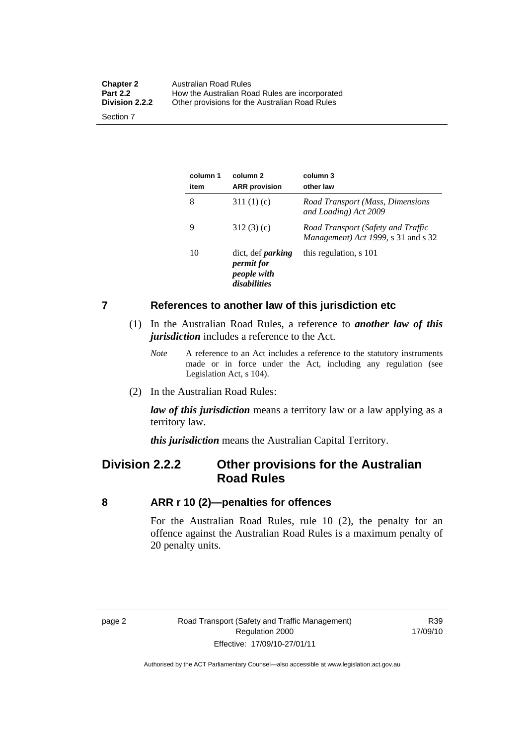| column 1 item | column 2 ARR provision | column 3 other law |
|---|---|---|
| 8 | 311 (1) (c) | *Road Transport (Mass, Dimensions and Loading) Act 2009* |
| 9 | 312 (3) (c) | *Road Transport (Safety and Traffic Management) Act 1999*, s 31 and s 32 |
| 10 | dict, def ***parking permit for people with disabilities*** | this regulation, s 101 |

### 7 References to another law of this jurisdiction etc

(1) In the Australian Road Rules, a reference to ***another law of this jurisdiction*** includes a reference to the Act.

*Note* A reference to an Act includes a reference to the statutory instruments made or in force under the Act, including any regulation (see Legislation Act, s 104).

(2) In the Australian Road Rules:

***law of this jurisdiction*** means a territory law or a law applying as a territory law.

***this jurisdiction*** means the Australian Capital Territory.

## Division 2.2.2 Other provisions for the Australian Road Rules

### 8 ARR r 10 (2)—penalties for offences

For the Australian Road Rules, rule 10 (2), the penalty for an offence against the Australian Road Rules is a maximum penalty of 20 penalty units.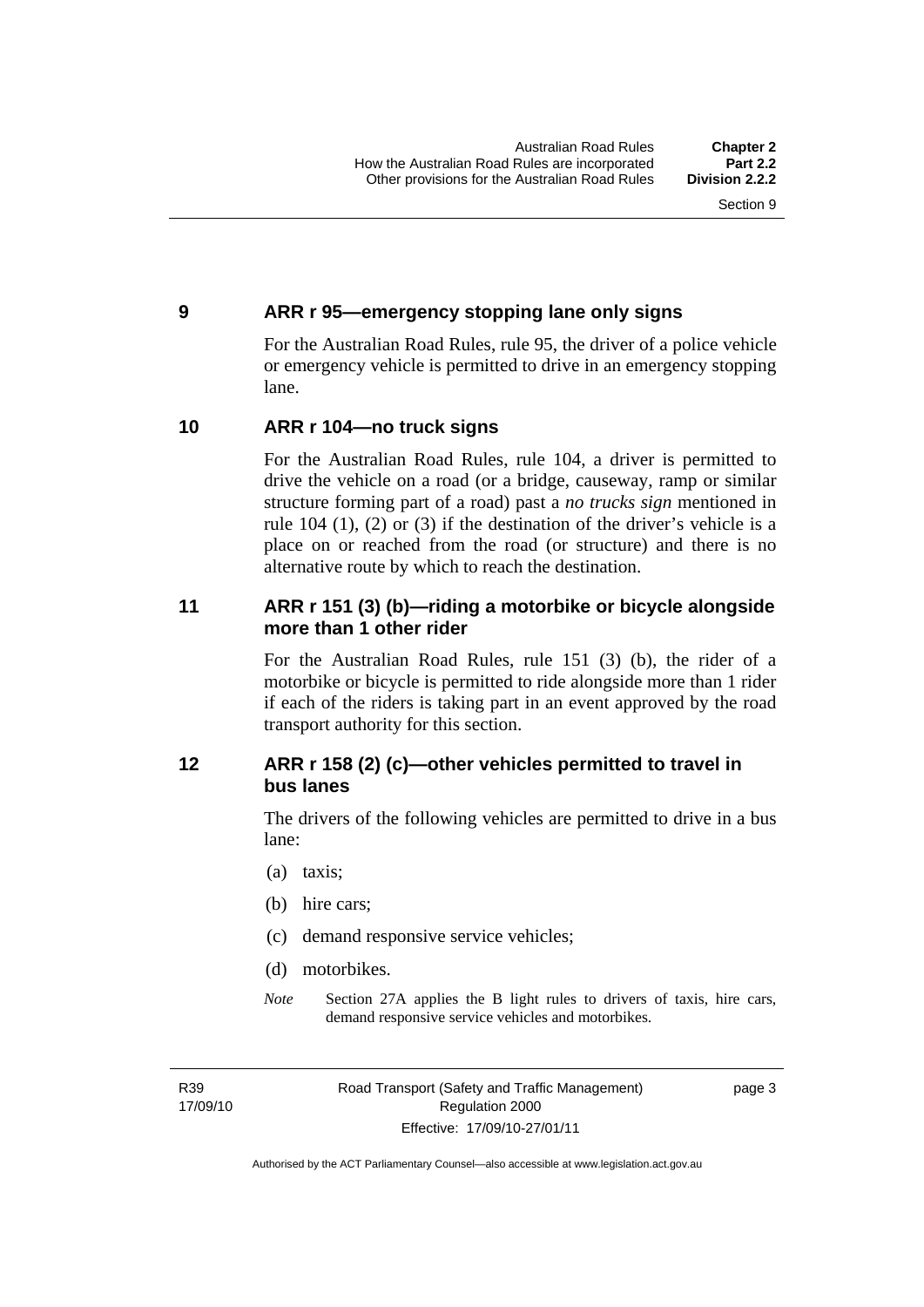### 9 ARR r 95—emergency stopping lane only signs

For the Australian Road Rules, rule 95, the driver of a police vehicle or emergency vehicle is permitted to drive in an emergency stopping lane.

### 10 ARR r 104—no truck signs

For the Australian Road Rules, rule 104, a driver is permitted to drive the vehicle on a road (or a bridge, causeway, ramp or similar structure forming part of a road) past a *no trucks sign* mentioned in rule 104 (1), (2) or (3) if the destination of the driver's vehicle is a place on or reached from the road (or structure) and there is no alternative route by which to reach the destination.

### 11 ARR r 151 (3) (b)—riding a motorbike or bicycle alongside more than 1 other rider

For the Australian Road Rules, rule 151 (3) (b), the rider of a motorbike or bicycle is permitted to ride alongside more than 1 rider if each of the riders is taking part in an event approved by the road transport authority for this section.

### 12 ARR r 158 (2) (c)—other vehicles permitted to travel in bus lanes

The drivers of the following vehicles are permitted to drive in a bus lane:

(a) taxis;

(b) hire cars;

(c) demand responsive service vehicles;

(d) motorbikes.

*Note* Section 27A applies the B light rules to drivers of taxis, hire cars, demand responsive service vehicles and motorbikes.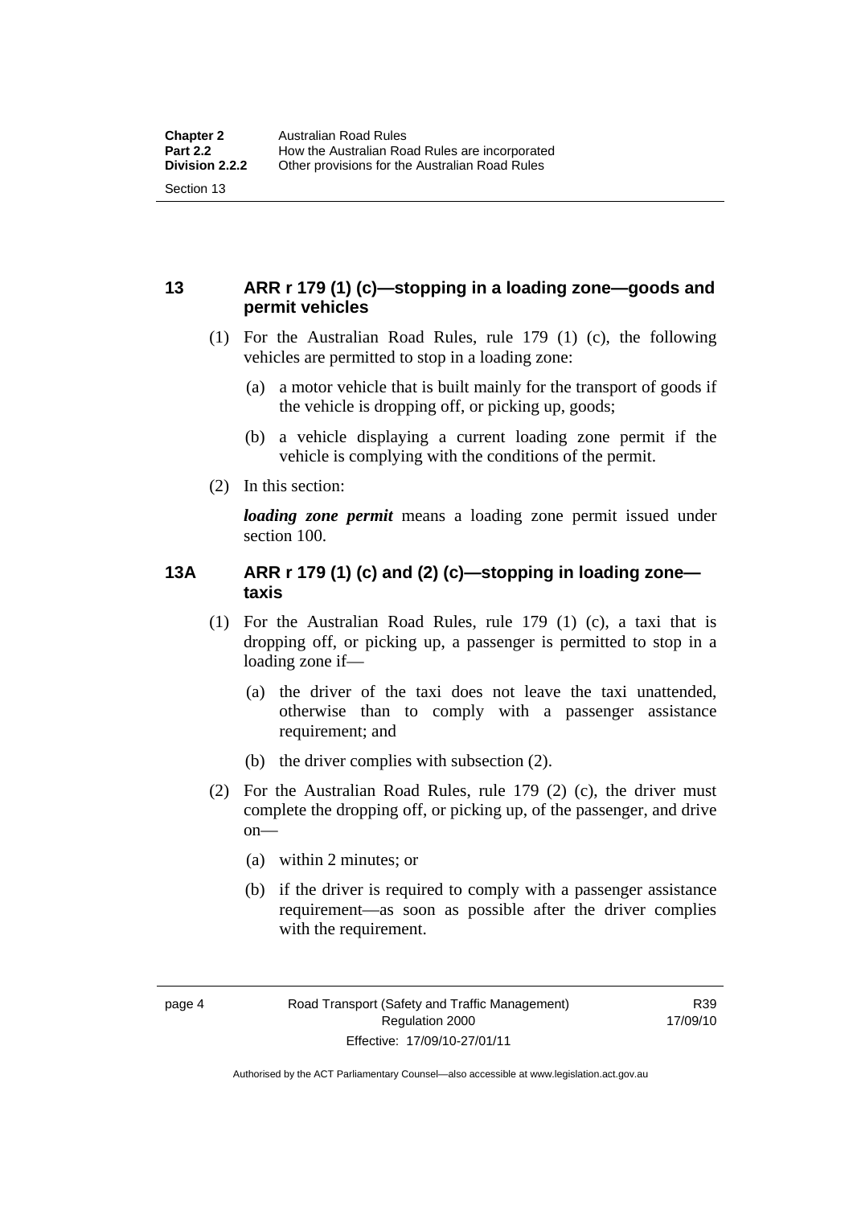## 13 ARR r 179 (1) (c)—stopping in a loading zone—goods and permit vehicles

(1) For the Australian Road Rules, rule 179 (1) (c), the following vehicles are permitted to stop in a loading zone:

(a) a motor vehicle that is built mainly for the transport of goods if the vehicle is dropping off, or picking up, goods;

(b) a vehicle displaying a current loading zone permit if the vehicle is complying with the conditions of the permit.

(2) In this section:

***loading zone permit*** means a loading zone permit issued under section 100.

## 13A ARR r 179 (1) (c) and (2) (c)—stopping in loading zone—taxis

(1) For the Australian Road Rules, rule 179 (1) (c), a taxi that is dropping off, or picking up, a passenger is permitted to stop in a loading zone if—

(a) the driver of the taxi does not leave the taxi unattended, otherwise than to comply with a passenger assistance requirement; and

(b) the driver complies with subsection (2).

(2) For the Australian Road Rules, rule 179 (2) (c), the driver must complete the dropping off, or picking up, of the passenger, and drive on—

(a) within 2 minutes; or

(b) if the driver is required to comply with a passenger assistance requirement—as soon as possible after the driver complies with the requirement.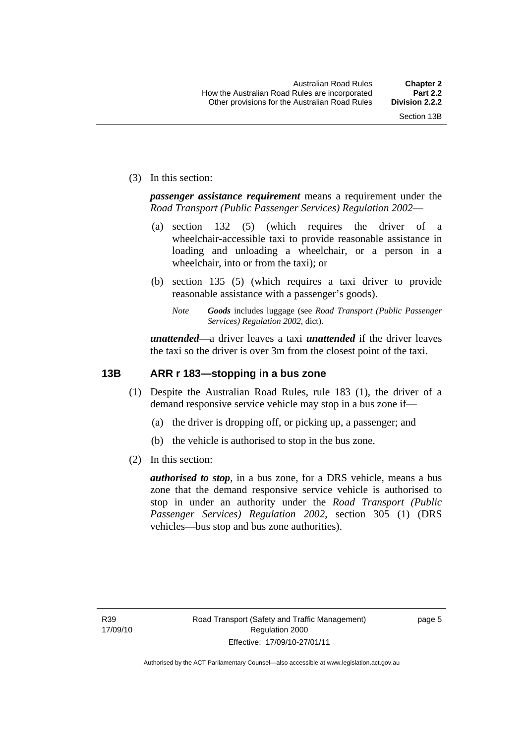(3) In this section:

***passenger assistance requirement*** means a requirement under the *Road Transport (Public Passenger Services) Regulation 2002*—

(a) section 132 (5) (which requires the driver of a wheelchair-accessible taxi to provide reasonable assistance in loading and unloading a wheelchair, or a person in a wheelchair, into or from the taxi); or

(b) section 135 (5) (which requires a taxi driver to provide reasonable assistance with a passenger's goods).

*Note* ***Goods*** includes luggage (see *Road Transport (Public Passenger Services) Regulation 2002*, dict).

***unattended***—a driver leaves a taxi ***unattended*** if the driver leaves the taxi so the driver is over 3m from the closest point of the taxi.

## 13B ARR r 183—stopping in a bus zone

(1) Despite the Australian Road Rules, rule 183 (1), the driver of a demand responsive service vehicle may stop in a bus zone if—

(a) the driver is dropping off, or picking up, a passenger; and

(b) the vehicle is authorised to stop in the bus zone.

(2) In this section:

***authorised to stop***, in a bus zone, for a DRS vehicle, means a bus zone that the demand responsive service vehicle is authorised to stop in under an authority under the *Road Transport (Public Passenger Services) Regulation 2002*, section 305 (1) (DRS vehicles—bus stop and bus zone authorities).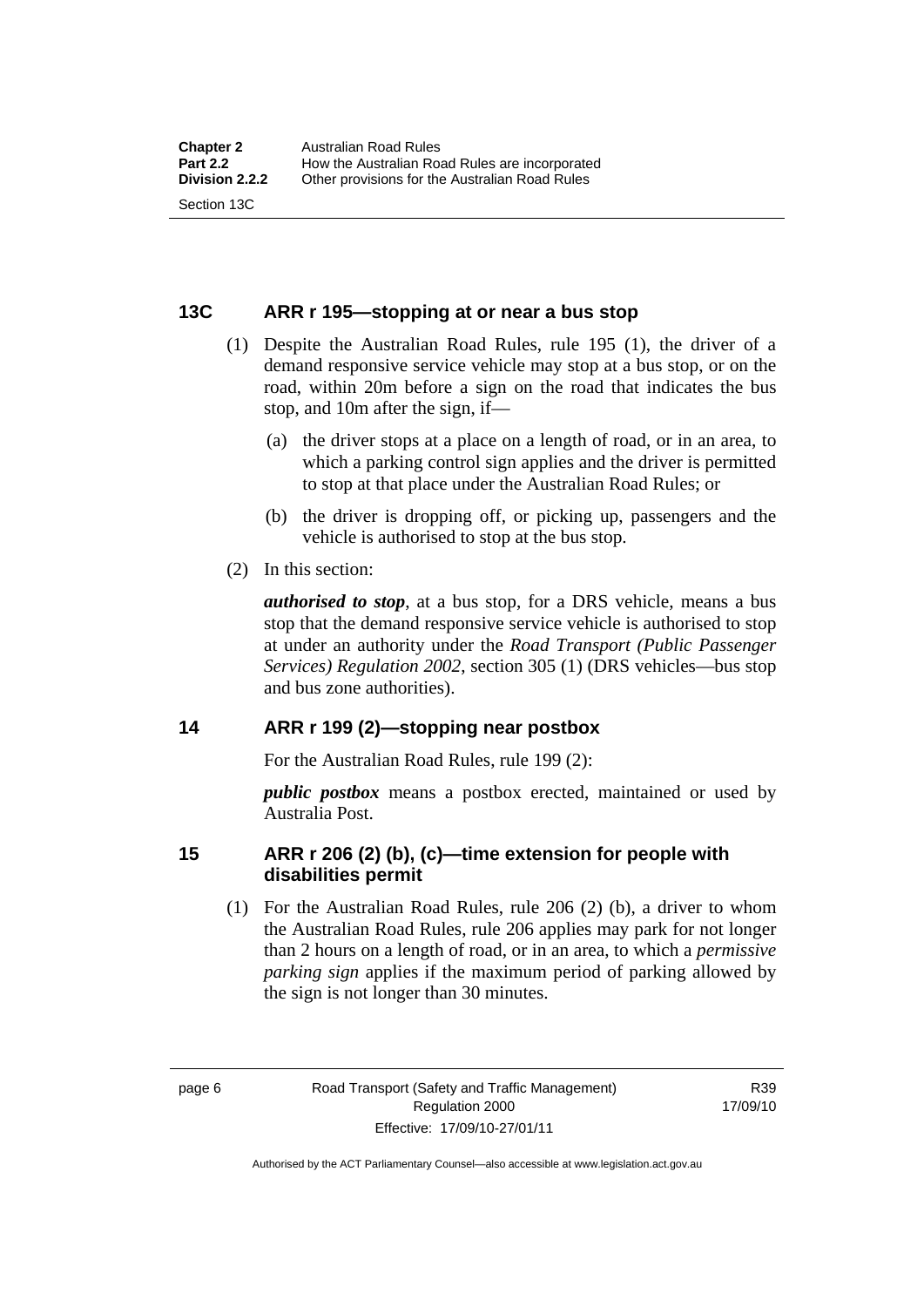## 13C ARR r 195—stopping at or near a bus stop

(1) Despite the Australian Road Rules, rule 195 (1), the driver of a demand responsive service vehicle may stop at a bus stop, or on the road, within 20m before a sign on the road that indicates the bus stop, and 10m after the sign, if—

(a) the driver stops at a place on a length of road, or in an area, to which a parking control sign applies and the driver is permitted to stop at that place under the Australian Road Rules; or

(b) the driver is dropping off, or picking up, passengers and the vehicle is authorised to stop at the bus stop.

(2) In this section:

***authorised to stop***, at a bus stop, for a DRS vehicle, means a bus stop that the demand responsive service vehicle is authorised to stop at under an authority under the *Road Transport (Public Passenger Services) Regulation 2002*, section 305 (1) (DRS vehicles—bus stop and bus zone authorities).

## 14 ARR r 199 (2)—stopping near postbox

For the Australian Road Rules, rule 199 (2):

***public postbox*** means a postbox erected, maintained or used by Australia Post.

## 15 ARR r 206 (2) (b), (c)—time extension for people with disabilities permit

(1) For the Australian Road Rules, rule 206 (2) (b), a driver to whom the Australian Road Rules, rule 206 applies may park for not longer than 2 hours on a length of road, or in an area, to which a *permissive parking sign* applies if the maximum period of parking allowed by the sign is not longer than 30 minutes.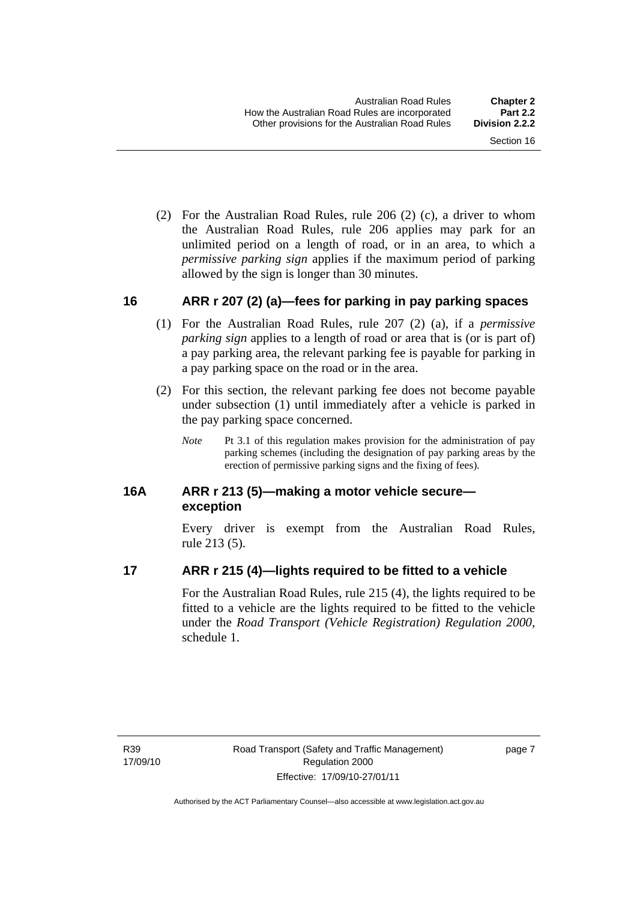(2) For the Australian Road Rules, rule 206 (2) (c), a driver to whom the Australian Road Rules, rule 206 applies may park for an unlimited period on a length of road, or in an area, to which a *permissive parking sign* applies if the maximum period of parking allowed by the sign is longer than 30 minutes.

## 16 ARR r 207 (2) (a)—fees for parking in pay parking spaces

(1) For the Australian Road Rules, rule 207 (2) (a), if a *permissive parking sign* applies to a length of road or area that is (or is part of) a pay parking area, the relevant parking fee is payable for parking in a pay parking space on the road or in the area.

(2) For this section, the relevant parking fee does not become payable under subsection (1) until immediately after a vehicle is parked in the pay parking space concerned.

*Note* Pt 3.1 of this regulation makes provision for the administration of pay parking schemes (including the designation of pay parking areas by the erection of permissive parking signs and the fixing of fees).

## 16A ARR r 213 (5)—making a motor vehicle secure—exception

Every driver is exempt from the Australian Road Rules, rule 213 (5).

## 17 ARR r 215 (4)—lights required to be fitted to a vehicle

For the Australian Road Rules, rule 215 (4), the lights required to be fitted to a vehicle are the lights required to be fitted to the vehicle under the *Road Transport (Vehicle Registration) Regulation 2000*, schedule 1.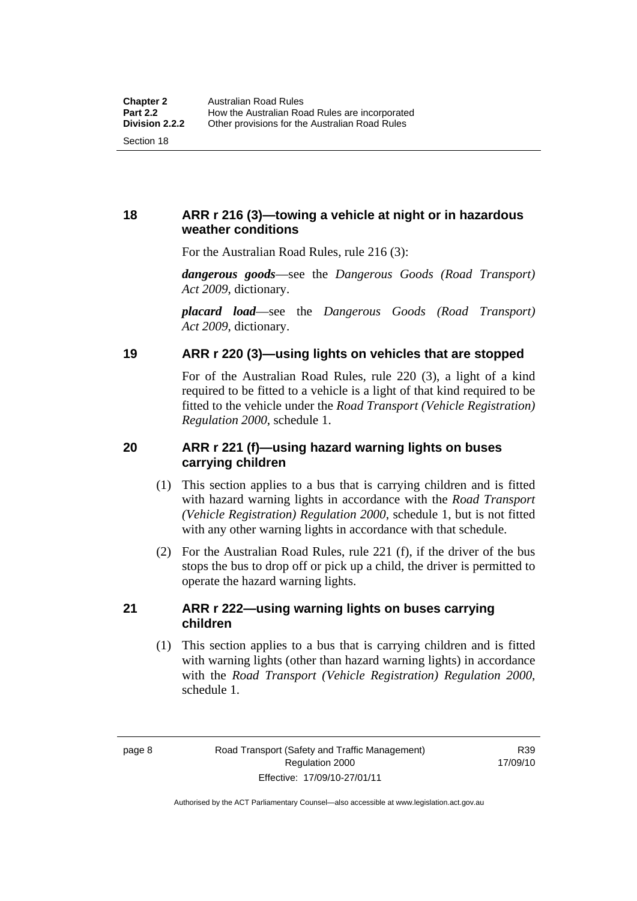## 18 ARR r 216 (3)—towing a vehicle at night or in hazardous weather conditions

For the Australian Road Rules, rule 216 (3):

***dangerous goods***—see the *Dangerous Goods (Road Transport) Act 2009*, dictionary.

***placard load***—see the *Dangerous Goods (Road Transport) Act 2009*, dictionary.

## 19 ARR r 220 (3)—using lights on vehicles that are stopped

For of the Australian Road Rules, rule 220 (3), a light of a kind required to be fitted to a vehicle is a light of that kind required to be fitted to the vehicle under the *Road Transport (Vehicle Registration) Regulation 2000*, schedule 1.

## 20 ARR r 221 (f)—using hazard warning lights on buses carrying children

(1) This section applies to a bus that is carrying children and is fitted with hazard warning lights in accordance with the *Road Transport (Vehicle Registration) Regulation 2000*, schedule 1, but is not fitted with any other warning lights in accordance with that schedule.

(2) For the Australian Road Rules, rule 221 (f), if the driver of the bus stops the bus to drop off or pick up a child, the driver is permitted to operate the hazard warning lights.

## 21 ARR r 222—using warning lights on buses carrying children

(1) This section applies to a bus that is carrying children and is fitted with warning lights (other than hazard warning lights) in accordance with the *Road Transport (Vehicle Registration) Regulation 2000*, schedule 1.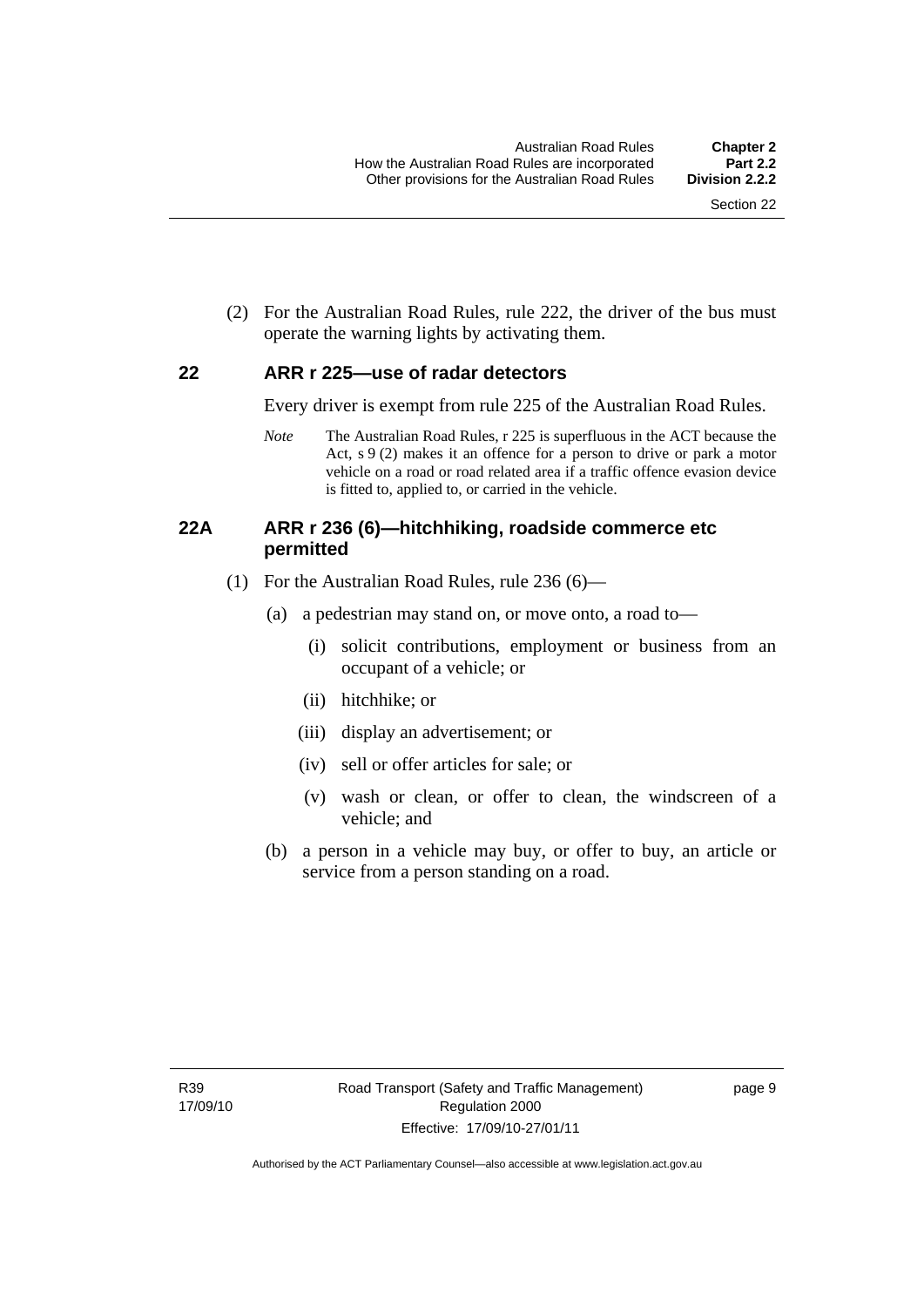(2) For the Australian Road Rules, rule 222, the driver of the bus must operate the warning lights by activating them.

## 22 ARR r 225—use of radar detectors

Every driver is exempt from rule 225 of the Australian Road Rules.

*Note* The Australian Road Rules, r 225 is superfluous in the ACT because the Act, s 9 (2) makes it an offence for a person to drive or park a motor vehicle on a road or road related area if a traffic offence evasion device is fitted to, applied to, or carried in the vehicle.

## 22A ARR r 236 (6)—hitchhiking, roadside commerce etc permitted

(1) For the Australian Road Rules, rule 236 (6)—

(a) a pedestrian may stand on, or move onto, a road to—

(i) solicit contributions, employment or business from an occupant of a vehicle; or

(ii) hitchhike; or

(iii) display an advertisement; or

(iv) sell or offer articles for sale; or

(v) wash or clean, or offer to clean, the windscreen of a vehicle; and

(b) a person in a vehicle may buy, or offer to buy, an article or service from a person standing on a road.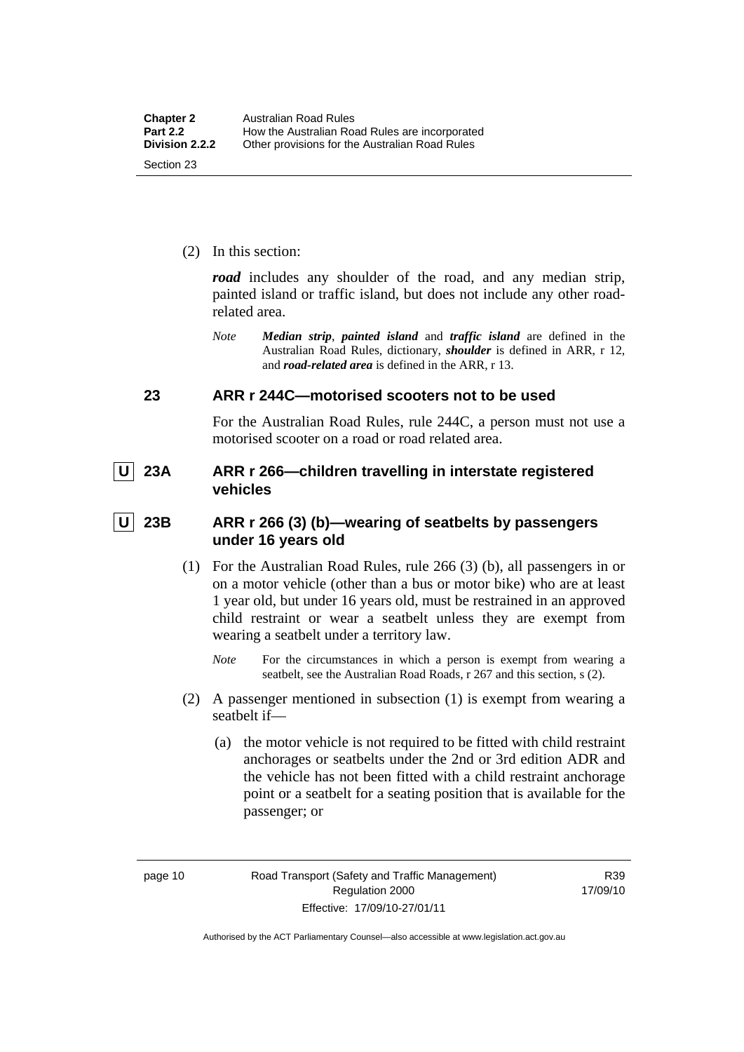(2) In this section:

***road*** includes any shoulder of the road, and any median strip, painted island or traffic island, but does not include any other road-related area.

*Note* ***Median strip***, ***painted island*** and ***traffic island*** are defined in the Australian Road Rules, dictionary, ***shoulder*** is defined in ARR, r 12, and ***road-related area*** is defined in the ARR, r 13.

## 23 ARR r 244C—motorised scooters not to be used

For the Australian Road Rules, rule 244C, a person must not use a motorised scooter on a road or road related area.

## U 23A ARR r 266—children travelling in interstate registered vehicles

## U 23B ARR r 266 (3) (b)—wearing of seatbelts by passengers under 16 years old

(1) For the Australian Road Rules, rule 266 (3) (b), all passengers in or on a motor vehicle (other than a bus or motor bike) who are at least 1 year old, but under 16 years old, must be restrained in an approved child restraint or wear a seatbelt unless they are exempt from wearing a seatbelt under a territory law.

*Note* For the circumstances in which a person is exempt from wearing a seatbelt, see the Australian Road Roads, r 267 and this section, s (2).

(2) A passenger mentioned in subsection (1) is exempt from wearing a seatbelt if—

(a) the motor vehicle is not required to be fitted with child restraint anchorages or seatbelts under the 2nd or 3rd edition ADR and the vehicle has not been fitted with a child restraint anchorage point or a seatbelt for a seating position that is available for the passenger; or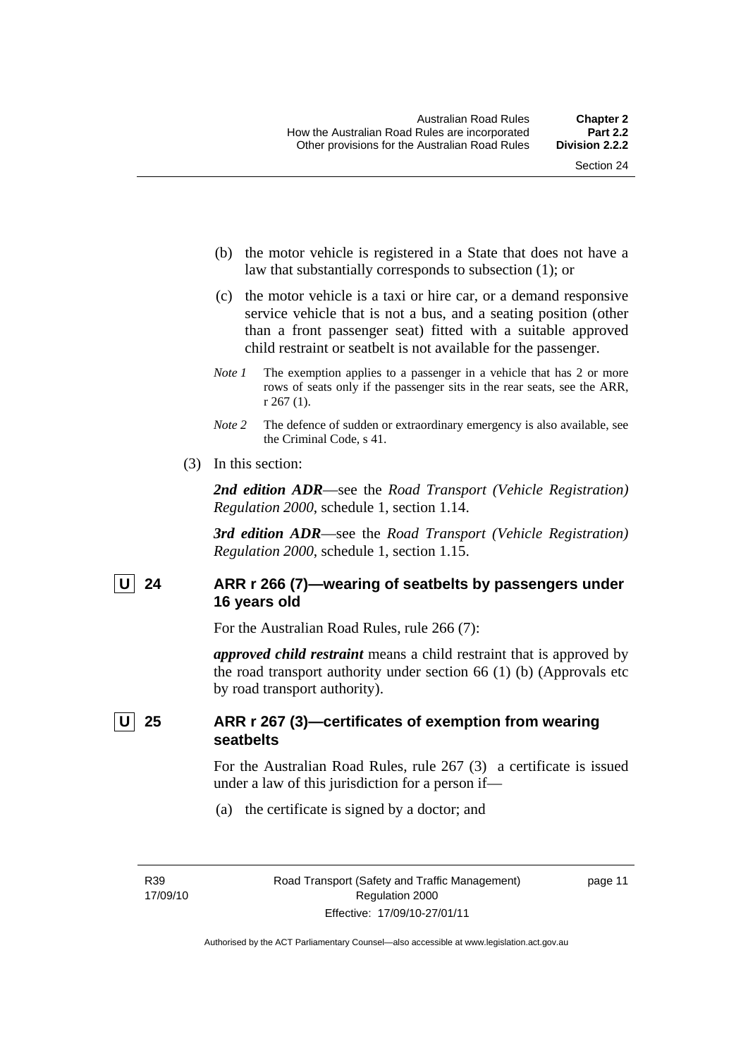(b) the motor vehicle is registered in a State that does not have a law that substantially corresponds to subsection (1); or

(c) the motor vehicle is a taxi or hire car, or a demand responsive service vehicle that is not a bus, and a seating position (other than a front passenger seat) fitted with a suitable approved child restraint or seatbelt is not available for the passenger.

*Note 1* The exemption applies to a passenger in a vehicle that has 2 or more rows of seats only if the passenger sits in the rear seats, see the ARR, r 267 (1).

*Note 2* The defence of sudden or extraordinary emergency is also available, see the Criminal Code, s 41.

(3) In this section:

***2nd edition ADR***—see the *Road Transport (Vehicle Registration) Regulation 2000*, schedule 1, section 1.14.

***3rd edition ADR***—see the *Road Transport (Vehicle Registration) Regulation 2000*, schedule 1, section 1.15.

### U 24 ARR r 266 (7)—wearing of seatbelts by passengers under 16 years old

For the Australian Road Rules, rule 266 (7):

***approved child restraint*** means a child restraint that is approved by the road transport authority under section 66 (1) (b) (Approvals etc by road transport authority).

### U 25 ARR r 267 (3)—certificates of exemption from wearing seatbelts

For the Australian Road Rules, rule 267 (3) a certificate is issued under a law of this jurisdiction for a person if—

(a) the certificate is signed by a doctor; and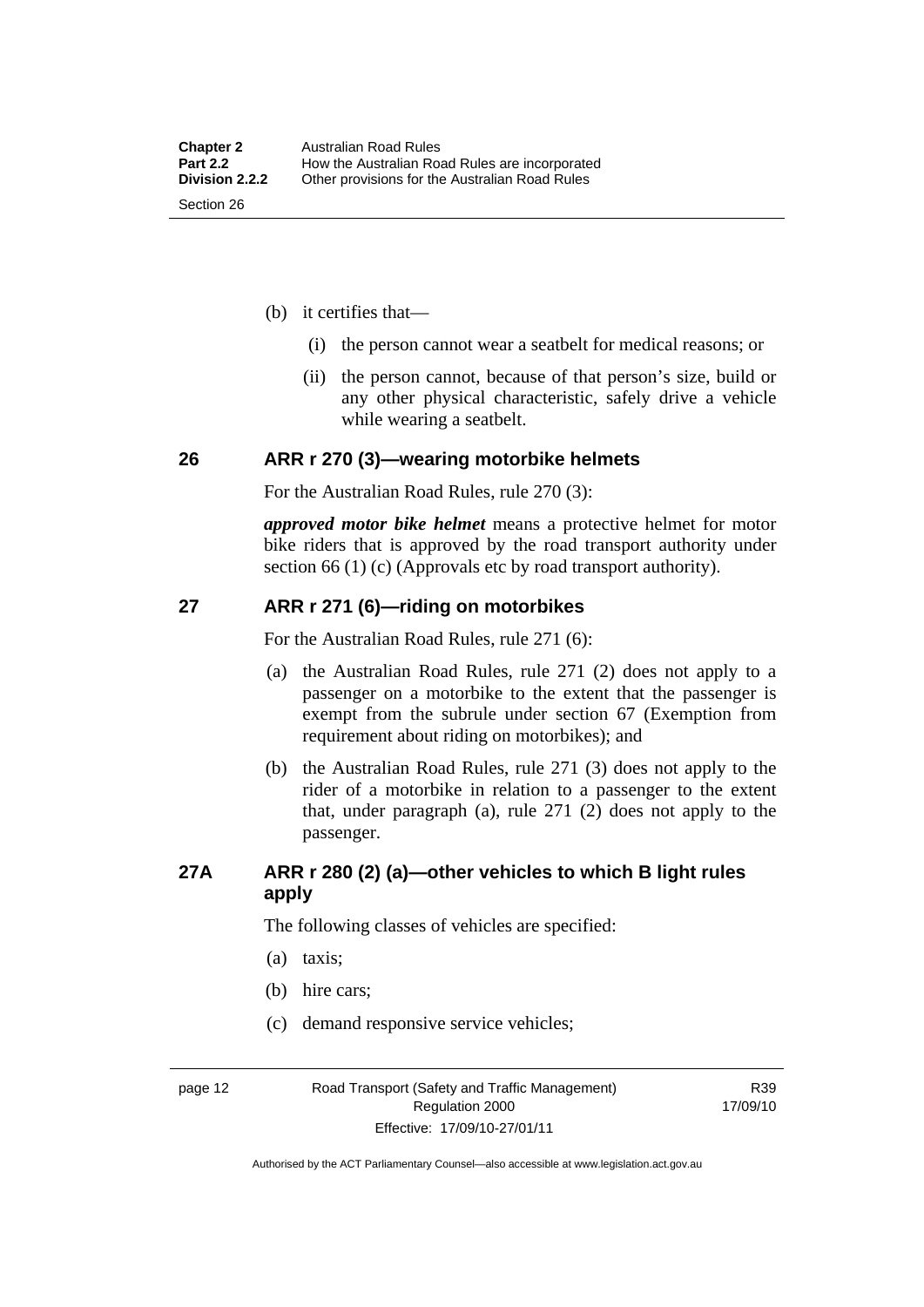(b) it certifies that—

  (i) the person cannot wear a seatbelt for medical reasons; or

  (ii) the person cannot, because of that person's size, build or any other physical characteristic, safely drive a vehicle while wearing a seatbelt.

## 26 ARR r 270 (3)—wearing motorbike helmets

For the Australian Road Rules, rule 270 (3):

***approved motor bike helmet*** means a protective helmet for motor bike riders that is approved by the road transport authority under section 66 (1) (c) (Approvals etc by road transport authority).

## 27 ARR r 271 (6)—riding on motorbikes

For the Australian Road Rules, rule 271 (6):

(a) the Australian Road Rules, rule 271 (2) does not apply to a passenger on a motorbike to the extent that the passenger is exempt from the subrule under section 67 (Exemption from requirement about riding on motorbikes); and

(b) the Australian Road Rules, rule 271 (3) does not apply to the rider of a motorbike in relation to a passenger to the extent that, under paragraph (a), rule 271 (2) does not apply to the passenger.

## 27A ARR r 280 (2) (a)—other vehicles to which B light rules apply

The following classes of vehicles are specified:

(a) taxis;

(b) hire cars;

(c) demand responsive service vehicles;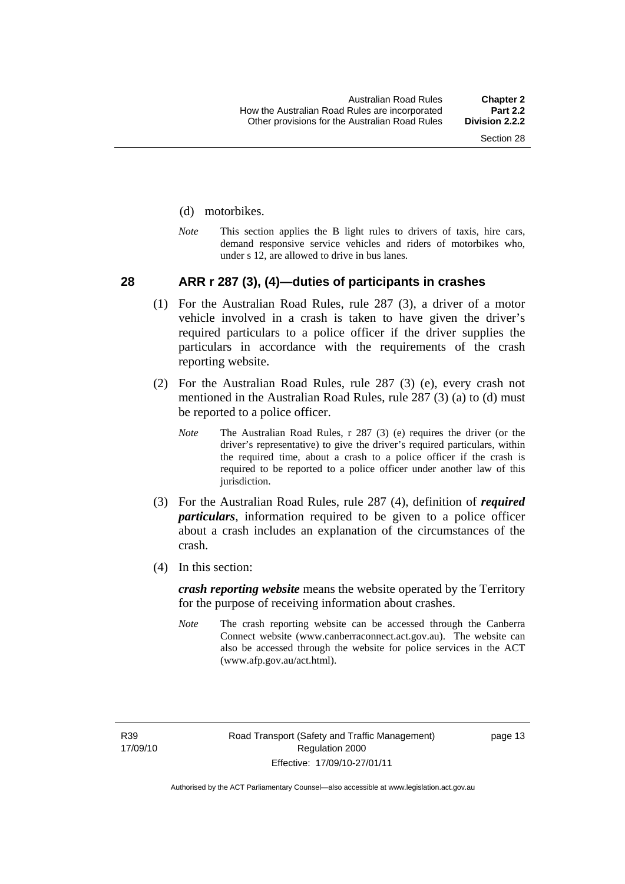(d) motorbikes.

*Note* This section applies the B light rules to drivers of taxis, hire cars, demand responsive service vehicles and riders of motorbikes who, under s 12, are allowed to drive in bus lanes.

## 28 ARR r 287 (3), (4)—duties of participants in crashes

(1) For the Australian Road Rules, rule 287 (3), a driver of a motor vehicle involved in a crash is taken to have given the driver's required particulars to a police officer if the driver supplies the particulars in accordance with the requirements of the crash reporting website.

(2) For the Australian Road Rules, rule 287 (3) (e), every crash not mentioned in the Australian Road Rules, rule 287 (3) (a) to (d) must be reported to a police officer.

*Note* The Australian Road Rules, r 287 (3) (e) requires the driver (or the driver's representative) to give the driver's required particulars, within the required time, about a crash to a police officer if the crash is required to be reported to a police officer under another law of this jurisdiction.

(3) For the Australian Road Rules, rule 287 (4), definition of ***required particulars***, information required to be given to a police officer about a crash includes an explanation of the circumstances of the crash.

(4) In this section:

***crash reporting website*** means the website operated by the Territory for the purpose of receiving information about crashes.

*Note* The crash reporting website can be accessed through the Canberra Connect website (www.canberraconnect.act.gov.au). The website can also be accessed through the website for police services in the ACT (www.afp.gov.au/act.html).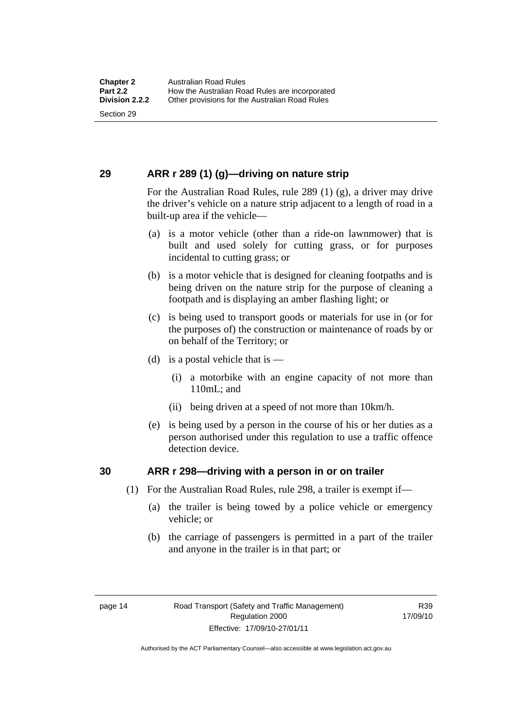## 29 ARR r 289 (1) (g)—driving on nature strip

For the Australian Road Rules, rule 289 (1) (g), a driver may drive the driver's vehicle on a nature strip adjacent to a length of road in a built-up area if the vehicle—

(a) is a motor vehicle (other than a ride-on lawnmower) that is built and used solely for cutting grass, or for purposes incidental to cutting grass; or

(b) is a motor vehicle that is designed for cleaning footpaths and is being driven on the nature strip for the purpose of cleaning a footpath and is displaying an amber flashing light; or

(c) is being used to transport goods or materials for use in (or for the purposes of) the construction or maintenance of roads by or on behalf of the Territory; or

(d) is a postal vehicle that is —

(i) a motorbike with an engine capacity of not more than 110mL; and

(ii) being driven at a speed of not more than 10km/h.

(e) is being used by a person in the course of his or her duties as a person authorised under this regulation to use a traffic offence detection device.

## 30 ARR r 298—driving with a person in or on trailer

(1) For the Australian Road Rules, rule 298, a trailer is exempt if—

(a) the trailer is being towed by a police vehicle or emergency vehicle; or

(b) the carriage of passengers is permitted in a part of the trailer and anyone in the trailer is in that part; or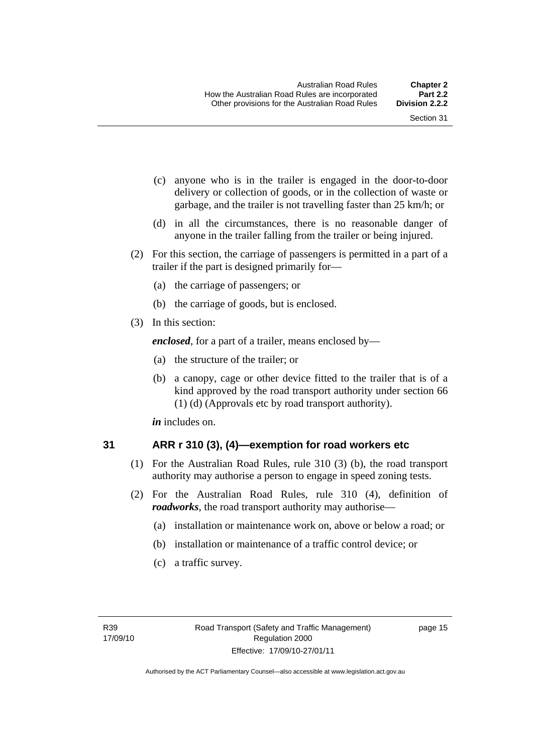(c) anyone who is in the trailer is engaged in the door-to-door delivery or collection of goods, or in the collection of waste or garbage, and the trailer is not travelling faster than 25 km/h; or

(d) in all the circumstances, there is no reasonable danger of anyone in the trailer falling from the trailer or being injured.

(2) For this section, the carriage of passengers is permitted in a part of a trailer if the part is designed primarily for—

(a) the carriage of passengers; or

(b) the carriage of goods, but is enclosed.

(3) In this section:

***enclosed***, for a part of a trailer, means enclosed by—

(a) the structure of the trailer; or

(b) a canopy, cage or other device fitted to the trailer that is of a kind approved by the road transport authority under section 66 (1) (d) (Approvals etc by road transport authority).

***in*** includes on.

## 31 ARR r 310 (3), (4)—exemption for road workers etc

(1) For the Australian Road Rules, rule 310 (3) (b), the road transport authority may authorise a person to engage in speed zoning tests.

(2) For the Australian Road Rules, rule 310 (4), definition of ***roadworks***, the road transport authority may authorise—

(a) installation or maintenance work on, above or below a road; or

(b) installation or maintenance of a traffic control device; or

(c) a traffic survey.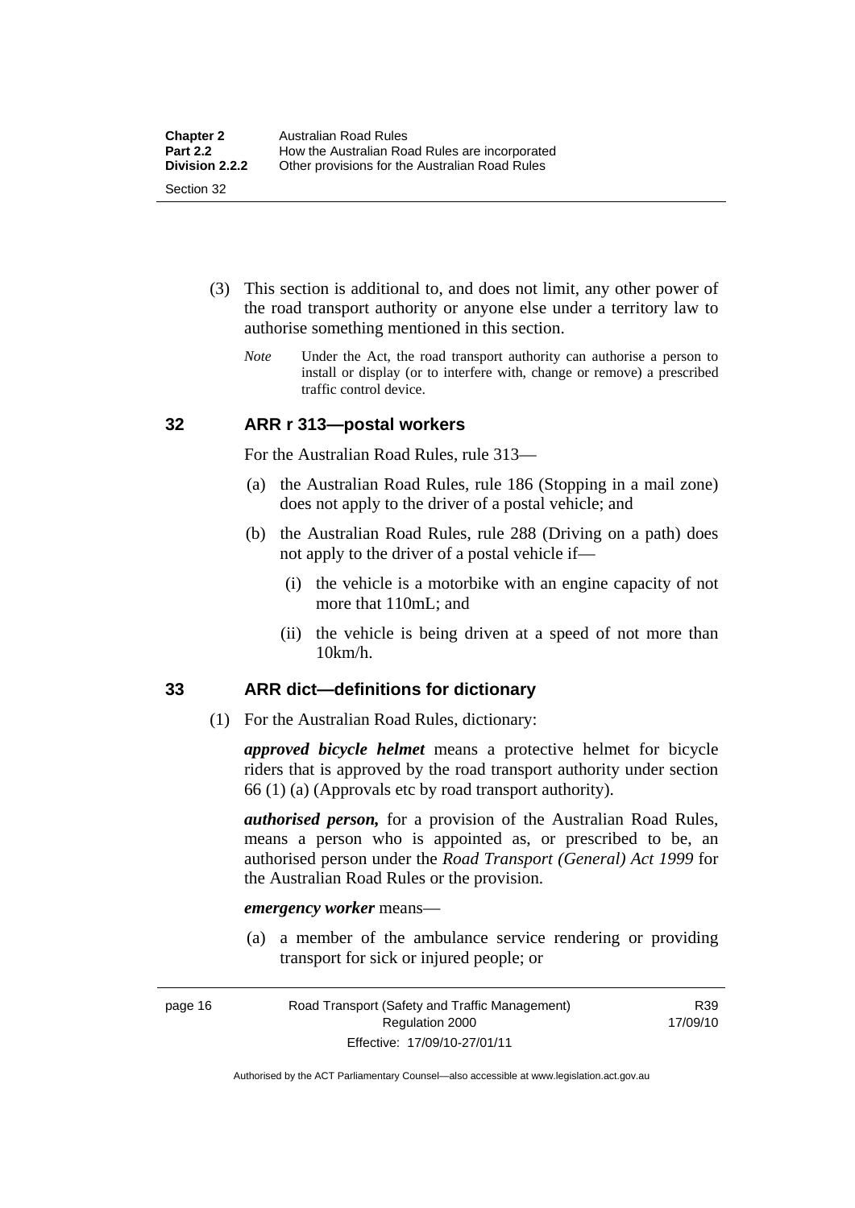(3) This section is additional to, and does not limit, any other power of the road transport authority or anyone else under a territory law to authorise something mentioned in this section.

*Note* Under the Act, the road transport authority can authorise a person to install or display (or to interfere with, change or remove) a prescribed traffic control device.

## 32 ARR r 313—postal workers

For the Australian Road Rules, rule 313—

(a) the Australian Road Rules, rule 186 (Stopping in a mail zone) does not apply to the driver of a postal vehicle; and

(b) the Australian Road Rules, rule 288 (Driving on a path) does not apply to the driver of a postal vehicle if—

(i) the vehicle is a motorbike with an engine capacity of not more that 110mL; and

(ii) the vehicle is being driven at a speed of not more than 10km/h.

## 33 ARR dict—definitions for dictionary

(1) For the Australian Road Rules, dictionary:

***approved bicycle helmet*** means a protective helmet for bicycle riders that is approved by the road transport authority under section 66 (1) (a) (Approvals etc by road transport authority).

***authorised person,*** for a provision of the Australian Road Rules, means a person who is appointed as, or prescribed to be, an authorised person under the *Road Transport (General) Act 1999* for the Australian Road Rules or the provision.

***emergency worker*** means—

(a) a member of the ambulance service rendering or providing transport for sick or injured people; or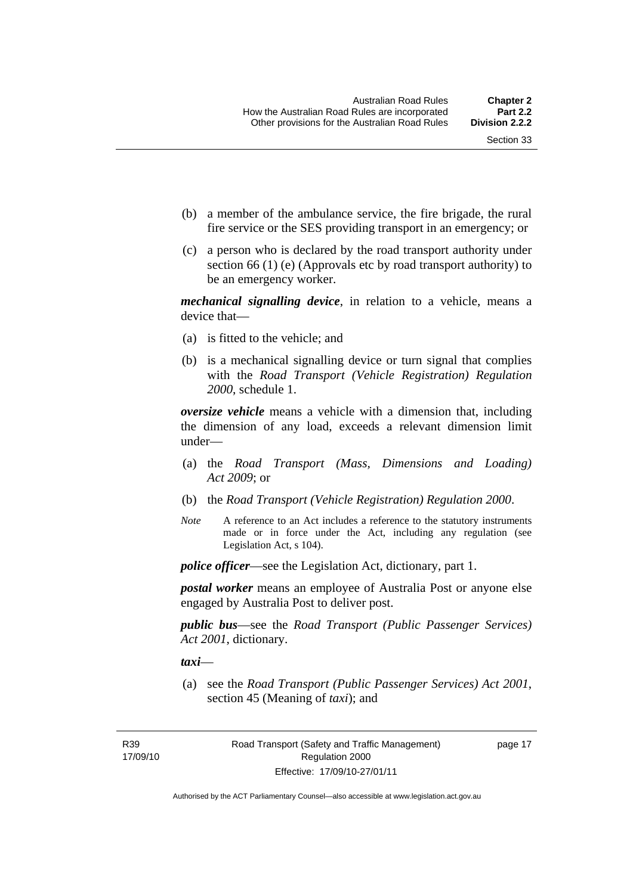(b) a member of the ambulance service, the fire brigade, the rural fire service or the SES providing transport in an emergency; or

(c) a person who is declared by the road transport authority under section 66 (1) (e) (Approvals etc by road transport authority) to be an emergency worker.

***mechanical signalling device***, in relation to a vehicle, means a device that—

(a) is fitted to the vehicle; and

(b) is a mechanical signalling device or turn signal that complies with the *Road Transport (Vehicle Registration) Regulation 2000*, schedule 1.

***oversize vehicle*** means a vehicle with a dimension that, including the dimension of any load, exceeds a relevant dimension limit under—

(a) the *Road Transport (Mass, Dimensions and Loading) Act 2009*; or

(b) the *Road Transport (Vehicle Registration) Regulation 2000*.

*Note* A reference to an Act includes a reference to the statutory instruments made or in force under the Act, including any regulation (see Legislation Act, s 104).

***police officer***—see the Legislation Act, dictionary, part 1.

***postal worker*** means an employee of Australia Post or anyone else engaged by Australia Post to deliver post.

***public bus***—see the *Road Transport (Public Passenger Services) Act 2001*, dictionary.

***taxi***—

(a) see the *Road Transport (Public Passenger Services) Act 2001*, section 45 (Meaning of *taxi*); and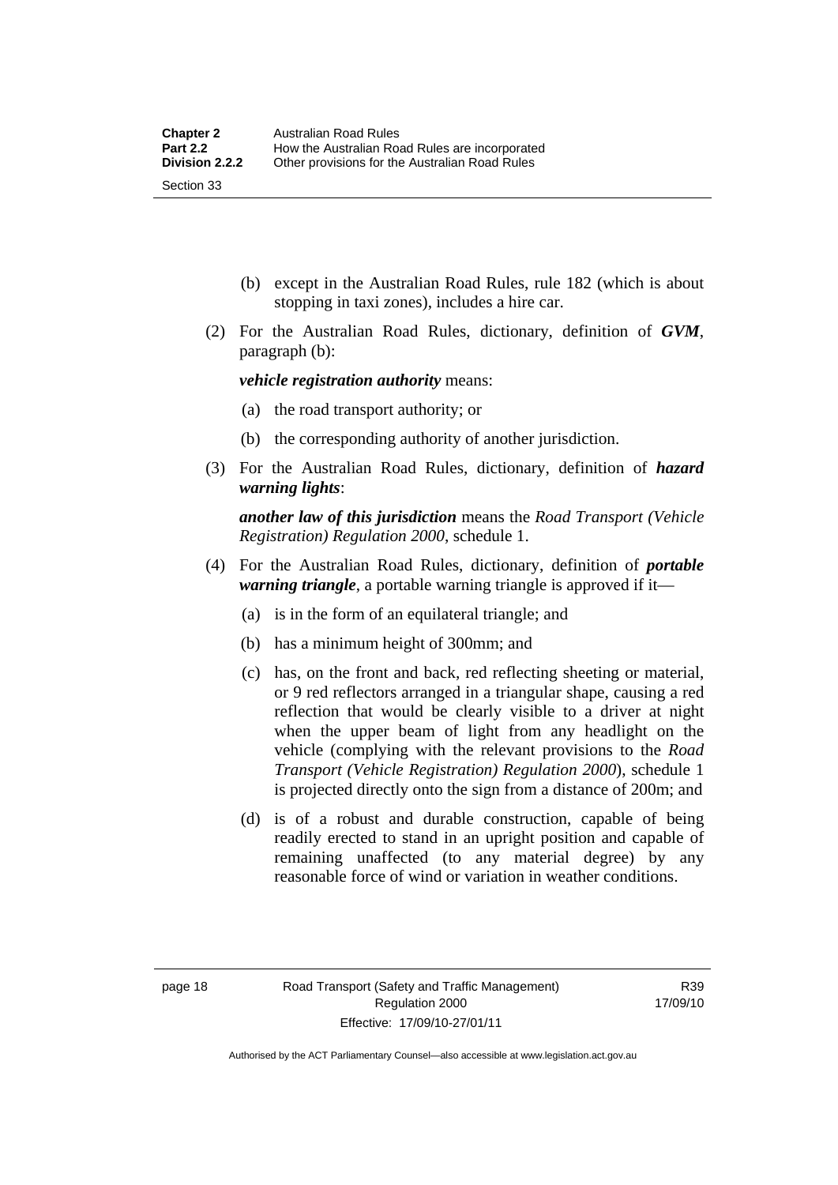(b) except in the Australian Road Rules, rule 182 (which is about stopping in taxi zones), includes a hire car.

(2) For the Australian Road Rules, dictionary, definition of ***GVM***, paragraph (b):

***vehicle registration authority*** means:

(a) the road transport authority; or

(b) the corresponding authority of another jurisdiction.

(3) For the Australian Road Rules, dictionary, definition of ***hazard warning lights***:

***another law of this jurisdiction*** means the *Road Transport (Vehicle Registration) Regulation 2000*, schedule 1.

(4) For the Australian Road Rules, dictionary, definition of ***portable warning triangle***, a portable warning triangle is approved if it—

(a) is in the form of an equilateral triangle; and

(b) has a minimum height of 300mm; and

(c) has, on the front and back, red reflecting sheeting or material, or 9 red reflectors arranged in a triangular shape, causing a red reflection that would be clearly visible to a driver at night when the upper beam of light from any headlight on the vehicle (complying with the relevant provisions to the *Road Transport (Vehicle Registration) Regulation 2000*), schedule 1 is projected directly onto the sign from a distance of 200m; and

(d) is of a robust and durable construction, capable of being readily erected to stand in an upright position and capable of remaining unaffected (to any material degree) by any reasonable force of wind or variation in weather conditions.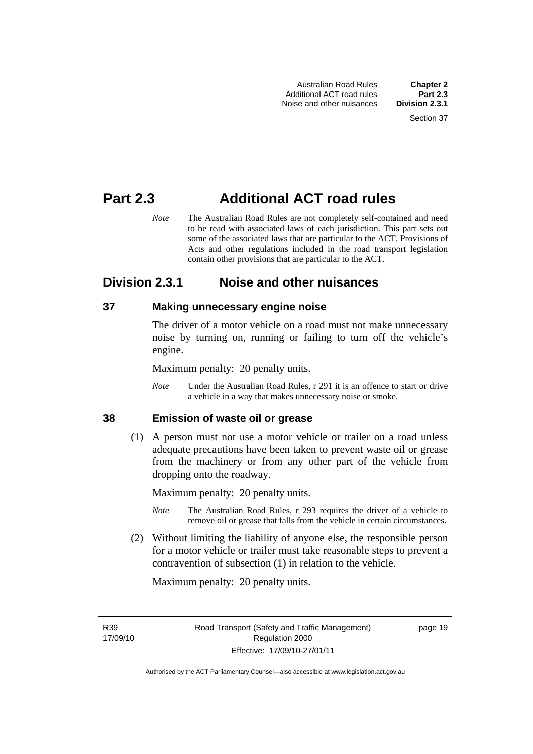# Part 2.3 Additional ACT road rules

*Note* The Australian Road Rules are not completely self-contained and need to be read with associated laws of each jurisdiction. This part sets out some of the associated laws that are particular to the ACT. Provisions of Acts and other regulations included in the road transport legislation contain other provisions that are particular to the ACT.

## Division 2.3.1 Noise and other nuisances

### 37 Making unnecessary engine noise

The driver of a motor vehicle on a road must not make unnecessary noise by turning on, running or failing to turn off the vehicle's engine.

Maximum penalty: 20 penalty units.

*Note* Under the Australian Road Rules, r 291 it is an offence to start or drive a vehicle in a way that makes unnecessary noise or smoke.

### 38 Emission of waste oil or grease

(1) A person must not use a motor vehicle or trailer on a road unless adequate precautions have been taken to prevent waste oil or grease from the machinery or from any other part of the vehicle from dropping onto the roadway.

Maximum penalty: 20 penalty units.

*Note* The Australian Road Rules, r 293 requires the driver of a vehicle to remove oil or grease that falls from the vehicle in certain circumstances.

(2) Without limiting the liability of anyone else, the responsible person for a motor vehicle or trailer must take reasonable steps to prevent a contravention of subsection (1) in relation to the vehicle.

Maximum penalty: 20 penalty units.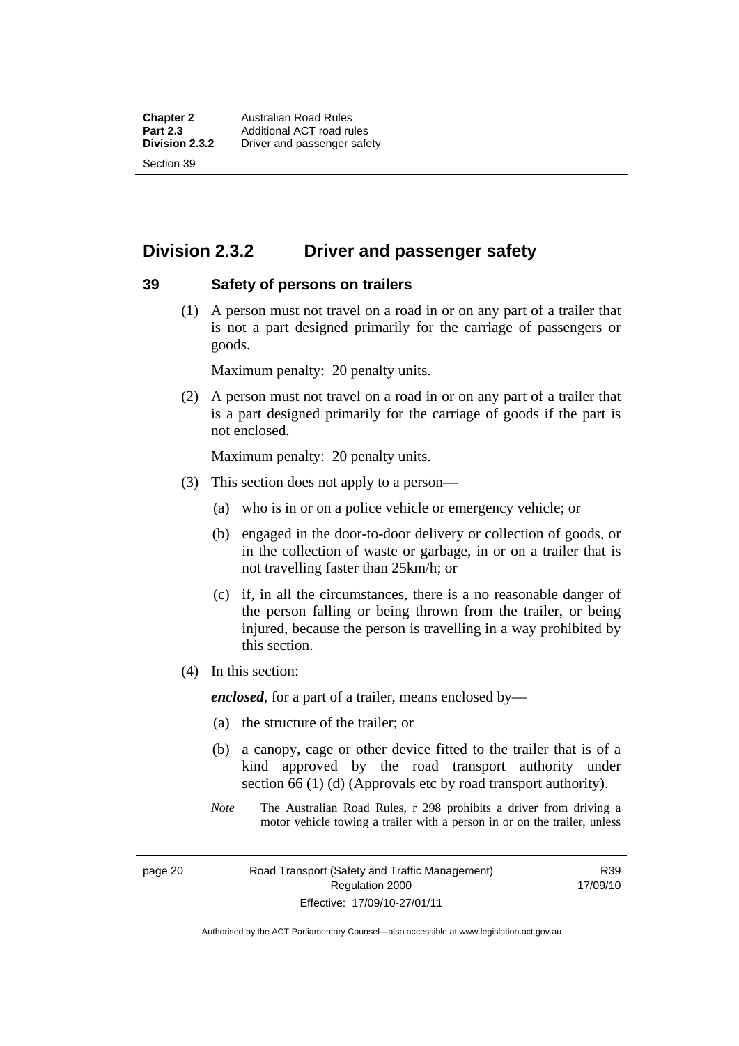## Division 2.3.2 Driver and passenger safety

### 39 Safety of persons on trailers

(1) A person must not travel on a road in or on any part of a trailer that is not a part designed primarily for the carriage of passengers or goods.

Maximum penalty: 20 penalty units.

(2) A person must not travel on a road in or on any part of a trailer that is a part designed primarily for the carriage of goods if the part is not enclosed.

Maximum penalty: 20 penalty units.

(3) This section does not apply to a person—

(a) who is in or on a police vehicle or emergency vehicle; or

(b) engaged in the door-to-door delivery or collection of goods, or in the collection of waste or garbage, in or on a trailer that is not travelling faster than 25km/h; or

(c) if, in all the circumstances, there is a no reasonable danger of the person falling or being thrown from the trailer, or being injured, because the person is travelling in a way prohibited by this section.

(4) In this section:

***enclosed***, for a part of a trailer, means enclosed by—

(a) the structure of the trailer; or

(b) a canopy, cage or other device fitted to the trailer that is of a kind approved by the road transport authority under section 66 (1) (d) (Approvals etc by road transport authority).

*Note* The Australian Road Rules, r 298 prohibits a driver from driving a motor vehicle towing a trailer with a person in or on the trailer, unless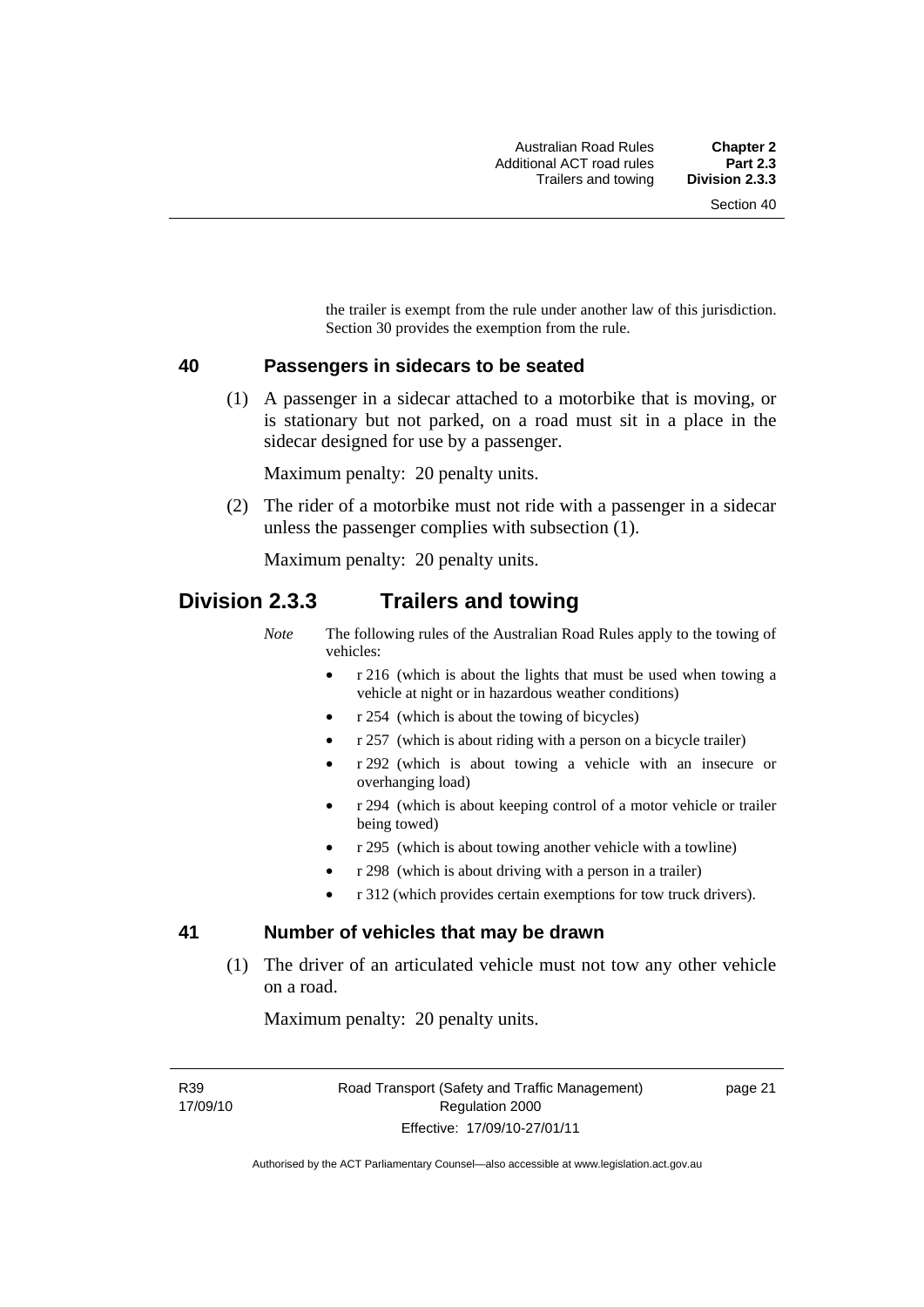the trailer is exempt from the rule under another law of this jurisdiction. Section 30 provides the exemption from the rule.

### 40 Passengers in sidecars to be seated

(1) A passenger in a sidecar attached to a motorbike that is moving, or is stationary but not parked, on a road must sit in a place in the sidecar designed for use by a passenger.

Maximum penalty: 20 penalty units.

(2) The rider of a motorbike must not ride with a passenger in a sidecar unless the passenger complies with subsection (1).

Maximum penalty: 20 penalty units.

## Division 2.3.3 Trailers and towing

*Note* The following rules of the Australian Road Rules apply to the towing of vehicles:

- r 216 (which is about the lights that must be used when towing a vehicle at night or in hazardous weather conditions)
- r 254 (which is about the towing of bicycles)
- r 257 (which is about riding with a person on a bicycle trailer)
- r 292 (which is about towing a vehicle with an insecure or overhanging load)
- r 294 (which is about keeping control of a motor vehicle or trailer being towed)
- r 295 (which is about towing another vehicle with a towline)
- r 298 (which is about driving with a person in a trailer)
- r 312 (which provides certain exemptions for tow truck drivers).

### 41 Number of vehicles that may be drawn

(1) The driver of an articulated vehicle must not tow any other vehicle on a road.

Maximum penalty: 20 penalty units.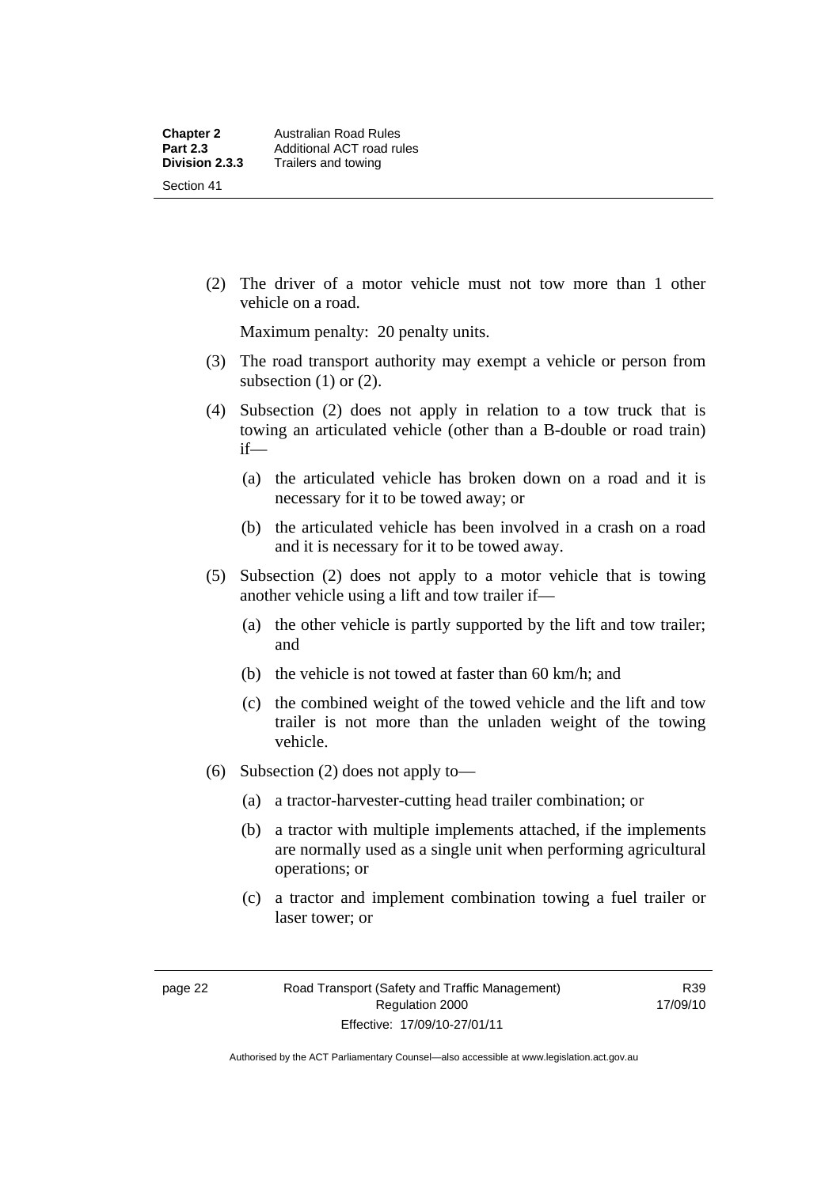(2) The driver of a motor vehicle must not tow more than 1 other vehicle on a road.

Maximum penalty: 20 penalty units.

(3) The road transport authority may exempt a vehicle or person from subsection (1) or (2).

(4) Subsection (2) does not apply in relation to a tow truck that is towing an articulated vehicle (other than a B-double or road train) if—

(a) the articulated vehicle has broken down on a road and it is necessary for it to be towed away; or

(b) the articulated vehicle has been involved in a crash on a road and it is necessary for it to be towed away.

(5) Subsection (2) does not apply to a motor vehicle that is towing another vehicle using a lift and tow trailer if—

(a) the other vehicle is partly supported by the lift and tow trailer; and

(b) the vehicle is not towed at faster than 60 km/h; and

(c) the combined weight of the towed vehicle and the lift and tow trailer is not more than the unladen weight of the towing vehicle.

(6) Subsection (2) does not apply to—

(a) a tractor-harvester-cutting head trailer combination; or

(b) a tractor with multiple implements attached, if the implements are normally used as a single unit when performing agricultural operations; or

(c) a tractor and implement combination towing a fuel trailer or laser tower; or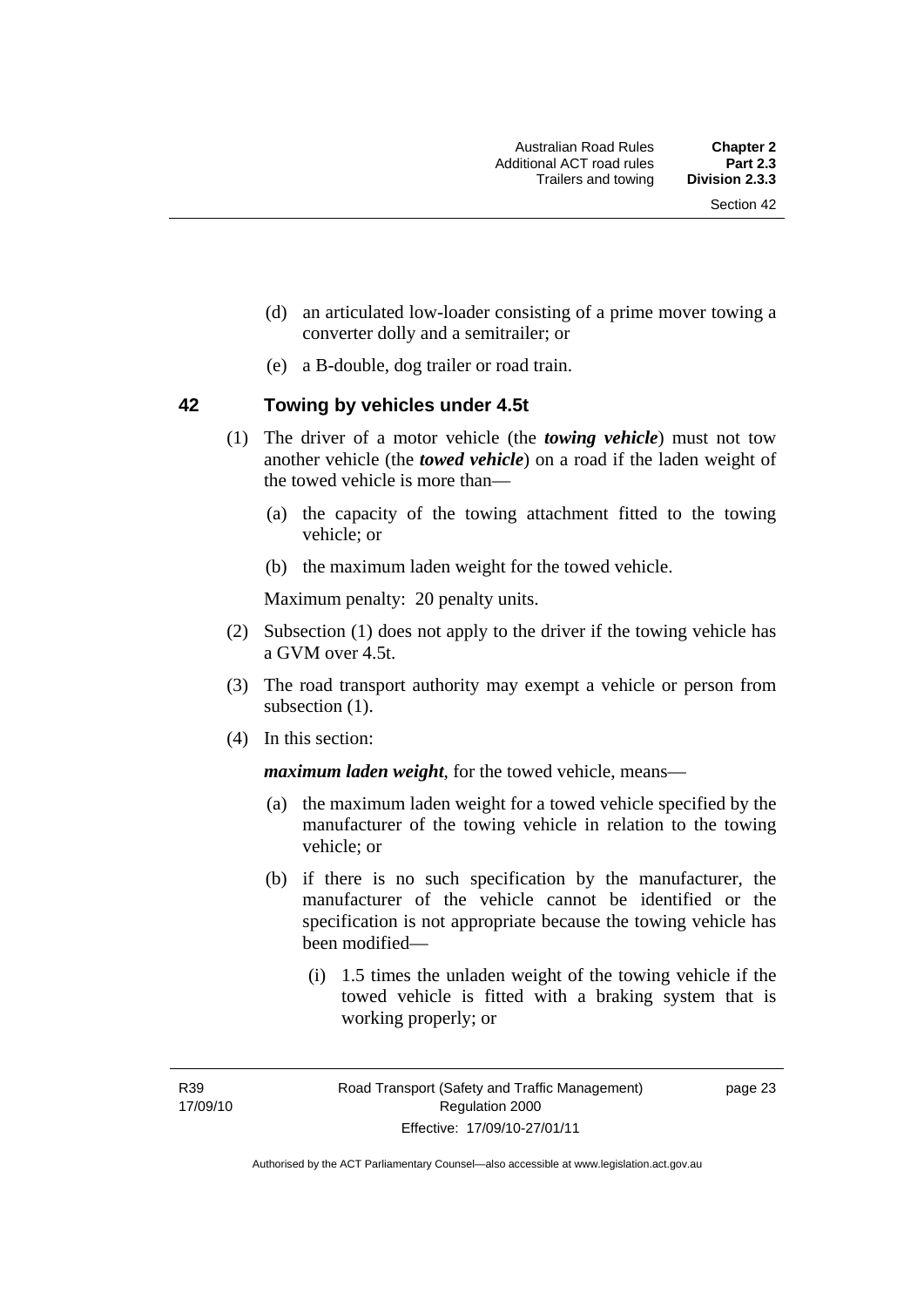(d) an articulated low-loader consisting of a prime mover towing a converter dolly and a semitrailer; or

(e) a B-double, dog trailer or road train.

## 42 Towing by vehicles under 4.5t

(1) The driver of a motor vehicle (the ***towing vehicle***) must not tow another vehicle (the ***towed vehicle***) on a road if the laden weight of the towed vehicle is more than—

(a) the capacity of the towing attachment fitted to the towing vehicle; or

(b) the maximum laden weight for the towed vehicle.

Maximum penalty: 20 penalty units.

(2) Subsection (1) does not apply to the driver if the towing vehicle has a GVM over 4.5t.

(3) The road transport authority may exempt a vehicle or person from subsection (1).

(4) In this section:

***maximum laden weight***, for the towed vehicle, means—

(a) the maximum laden weight for a towed vehicle specified by the manufacturer of the towing vehicle in relation to the towing vehicle; or

(b) if there is no such specification by the manufacturer, the manufacturer of the vehicle cannot be identified or the specification is not appropriate because the towing vehicle has been modified—

(i) 1.5 times the unladen weight of the towing vehicle if the towed vehicle is fitted with a braking system that is working properly; or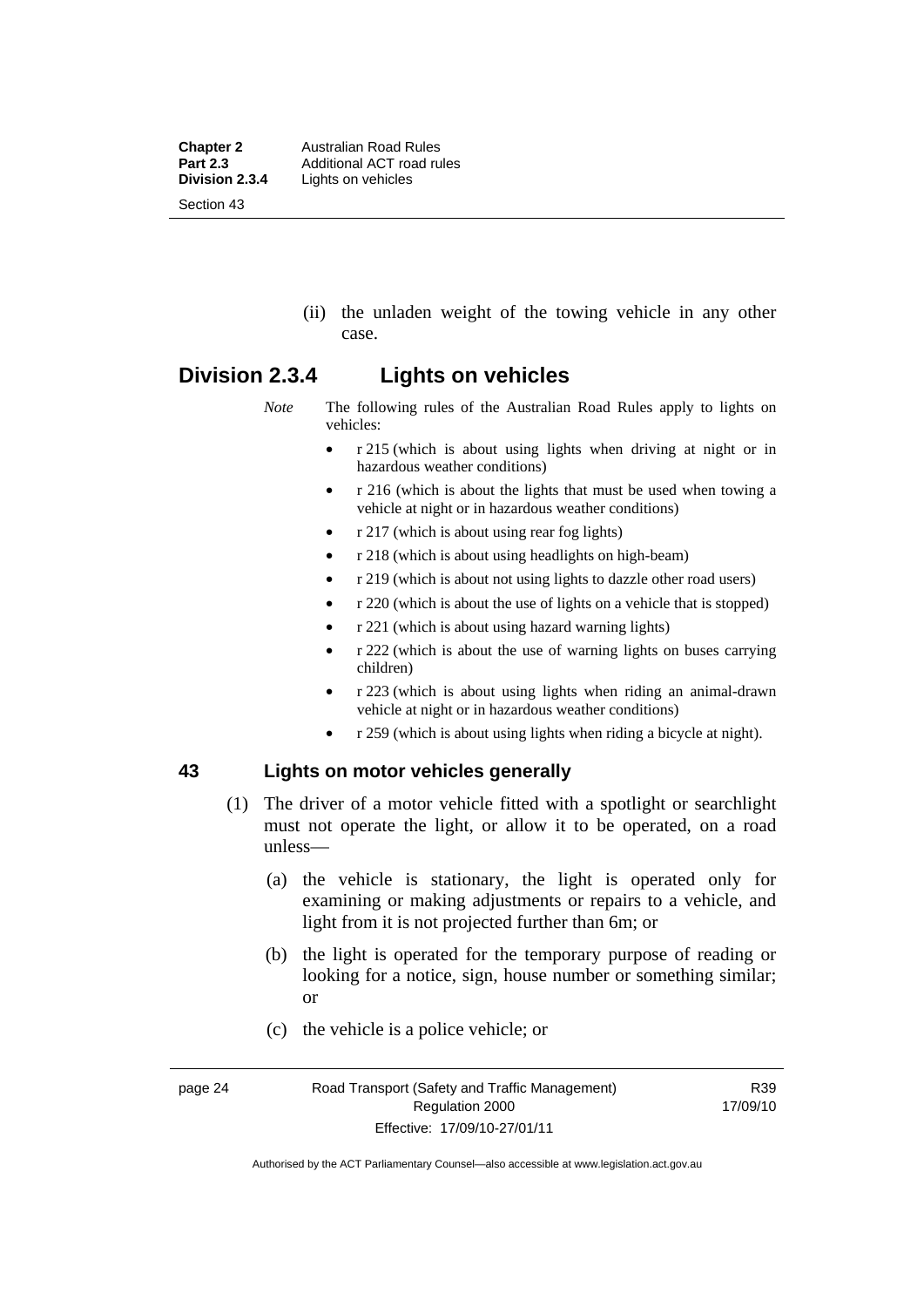(ii) the unladen weight of the towing vehicle in any other case.

## Division 2.3.4 Lights on vehicles

*Note* The following rules of the Australian Road Rules apply to lights on vehicles:

- r 215 (which is about using lights when driving at night or in hazardous weather conditions)
- r 216 (which is about the lights that must be used when towing a vehicle at night or in hazardous weather conditions)
- r 217 (which is about using rear fog lights)
- r 218 (which is about using headlights on high-beam)
- r 219 (which is about not using lights to dazzle other road users)
- r 220 (which is about the use of lights on a vehicle that is stopped)
- r 221 (which is about using hazard warning lights)
- r 222 (which is about the use of warning lights on buses carrying children)
- r 223 (which is about using lights when riding an animal-drawn vehicle at night or in hazardous weather conditions)
- r 259 (which is about using lights when riding a bicycle at night).

### 43 Lights on motor vehicles generally

(1) The driver of a motor vehicle fitted with a spotlight or searchlight must not operate the light, or allow it to be operated, on a road unless—

(a) the vehicle is stationary, the light is operated only for examining or making adjustments or repairs to a vehicle, and light from it is not projected further than 6m; or

(b) the light is operated for the temporary purpose of reading or looking for a notice, sign, house number or something similar; or

(c) the vehicle is a police vehicle; or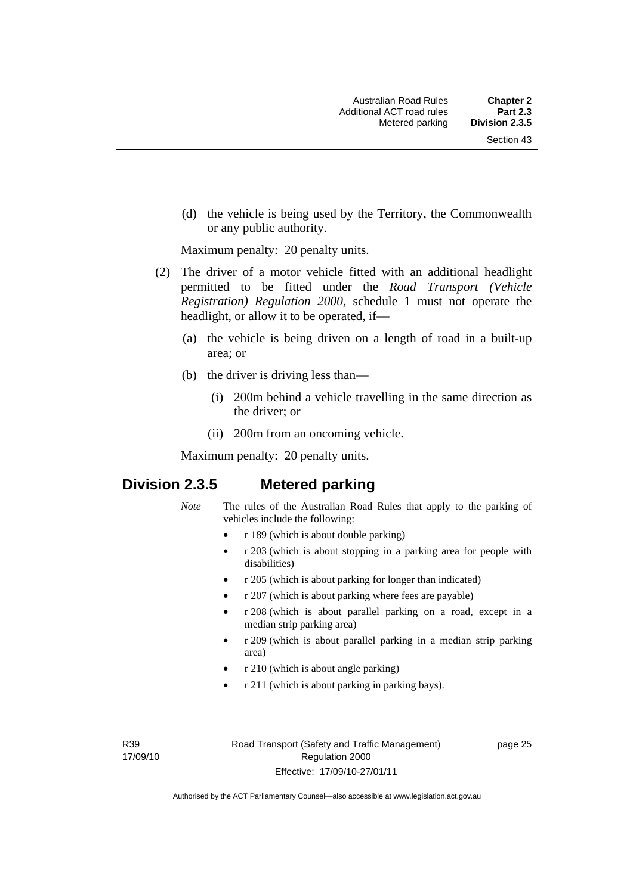(d) the vehicle is being used by the Territory, the Commonwealth or any public authority.

Maximum penalty: 20 penalty units.

(2) The driver of a motor vehicle fitted with an additional headlight permitted to be fitted under the *Road Transport (Vehicle Registration) Regulation 2000*, schedule 1 must not operate the headlight, or allow it to be operated, if—

(a) the vehicle is being driven on a length of road in a built-up area; or

(b) the driver is driving less than—

(i) 200m behind a vehicle travelling in the same direction as the driver; or

(ii) 200m from an oncoming vehicle.

Maximum penalty: 20 penalty units.

## Division 2.3.5 Metered parking

*Note* The rules of the Australian Road Rules that apply to the parking of vehicles include the following:

- r 189 (which is about double parking)
- r 203 (which is about stopping in a parking area for people with disabilities)
- r 205 (which is about parking for longer than indicated)
- r 207 (which is about parking where fees are payable)
- r 208 (which is about parallel parking on a road, except in a median strip parking area)
- r 209 (which is about parallel parking in a median strip parking area)
- r 210 (which is about angle parking)
- r 211 (which is about parking in parking bays).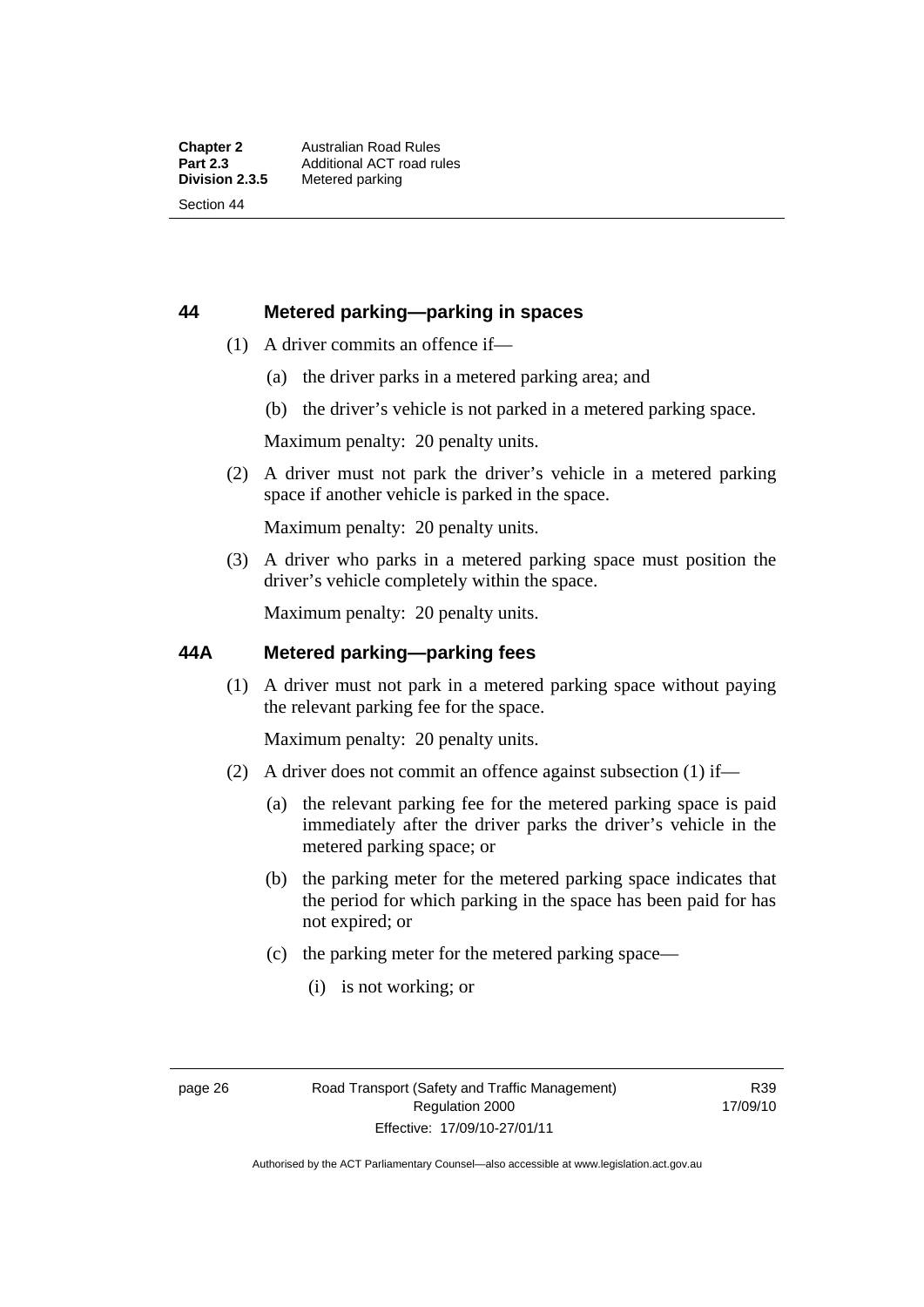## 44 Metered parking—parking in spaces

(1) A driver commits an offence if—

(a) the driver parks in a metered parking area; and

(b) the driver's vehicle is not parked in a metered parking space.

Maximum penalty: 20 penalty units.

(2) A driver must not park the driver's vehicle in a metered parking space if another vehicle is parked in the space.

Maximum penalty: 20 penalty units.

(3) A driver who parks in a metered parking space must position the driver's vehicle completely within the space.

Maximum penalty: 20 penalty units.

## 44A Metered parking—parking fees

(1) A driver must not park in a metered parking space without paying the relevant parking fee for the space.

Maximum penalty: 20 penalty units.

(2) A driver does not commit an offence against subsection (1) if—

(a) the relevant parking fee for the metered parking space is paid immediately after the driver parks the driver's vehicle in the metered parking space; or

(b) the parking meter for the metered parking space indicates that the period for which parking in the space has been paid for has not expired; or

(c) the parking meter for the metered parking space—

(i) is not working; or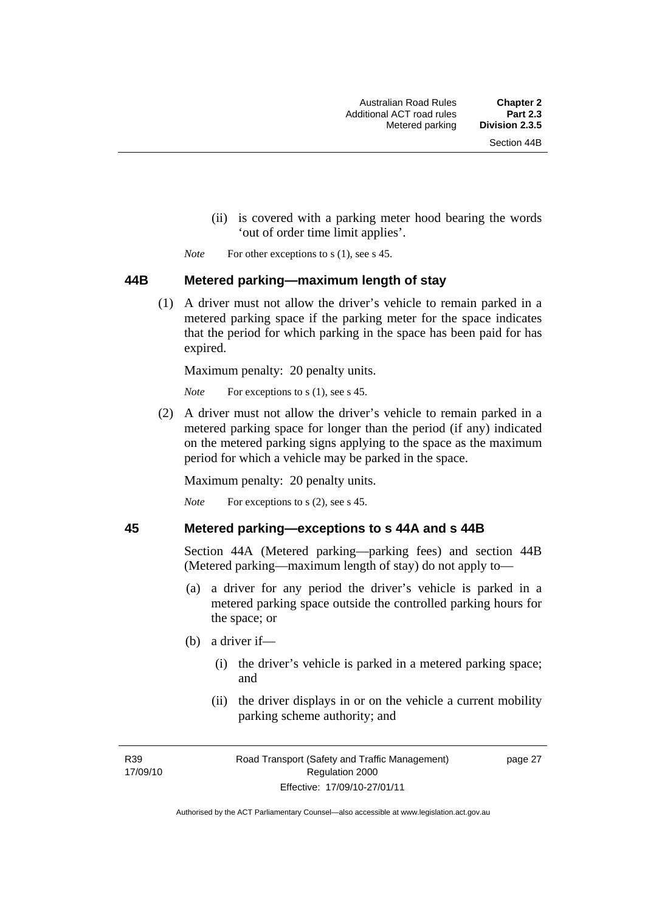(ii) is covered with a parking meter hood bearing the words 'out of order time limit applies'.

*Note* For other exceptions to s (1), see s 45.

### 44B Metered parking—maximum length of stay

(1) A driver must not allow the driver's vehicle to remain parked in a metered parking space if the parking meter for the space indicates that the period for which parking in the space has been paid for has expired.

Maximum penalty: 20 penalty units.

*Note* For exceptions to s (1), see s 45.

(2) A driver must not allow the driver's vehicle to remain parked in a metered parking space for longer than the period (if any) indicated on the metered parking signs applying to the space as the maximum period for which a vehicle may be parked in the space.

Maximum penalty: 20 penalty units.

*Note* For exceptions to s (2), see s 45.

### 45 Metered parking—exceptions to s 44A and s 44B

Section 44A (Metered parking—parking fees) and section 44B (Metered parking—maximum length of stay) do not apply to—

(a) a driver for any period the driver's vehicle is parked in a metered parking space outside the controlled parking hours for the space; or

(b) a driver if—

(i) the driver's vehicle is parked in a metered parking space; and

(ii) the driver displays in or on the vehicle a current mobility parking scheme authority; and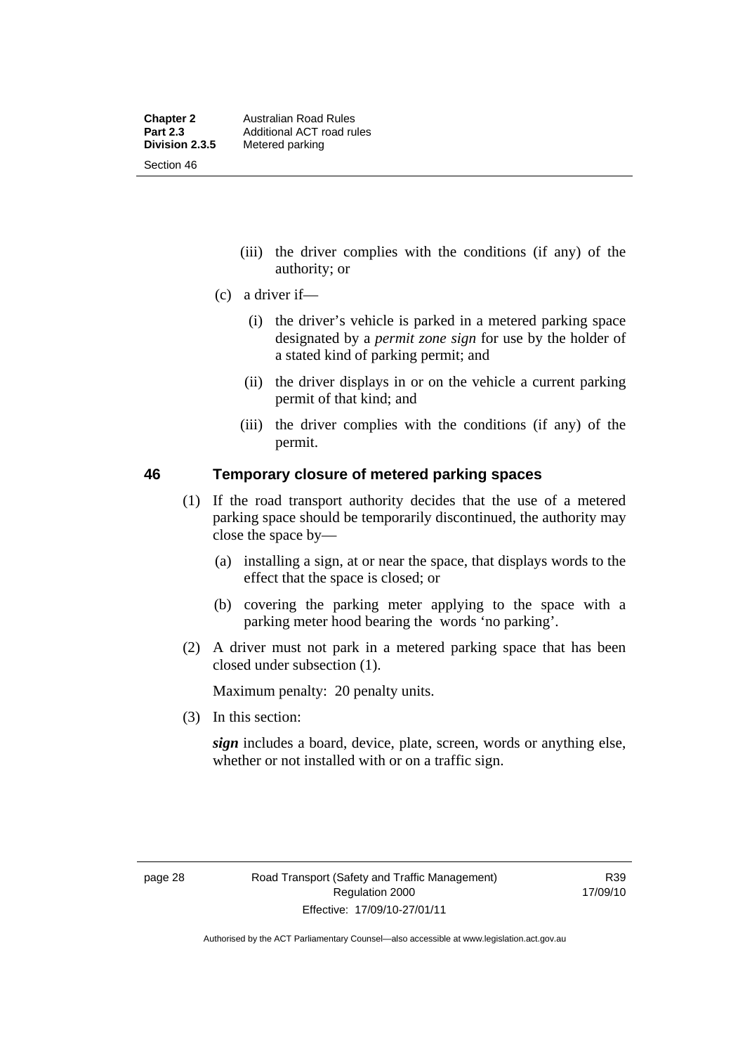(iii) the driver complies with the conditions (if any) of the authority; or

(c) a driver if—

(i) the driver's vehicle is parked in a metered parking space designated by a *permit zone sign* for use by the holder of a stated kind of parking permit; and

(ii) the driver displays in or on the vehicle a current parking permit of that kind; and

(iii) the driver complies with the conditions (if any) of the permit.

## 46 Temporary closure of metered parking spaces

(1) If the road transport authority decides that the use of a metered parking space should be temporarily discontinued, the authority may close the space by—

(a) installing a sign, at or near the space, that displays words to the effect that the space is closed; or

(b) covering the parking meter applying to the space with a parking meter hood bearing the words 'no parking'.

(2) A driver must not park in a metered parking space that has been closed under subsection (1).

Maximum penalty: 20 penalty units.

(3) In this section:

***sign*** includes a board, device, plate, screen, words or anything else, whether or not installed with or on a traffic sign.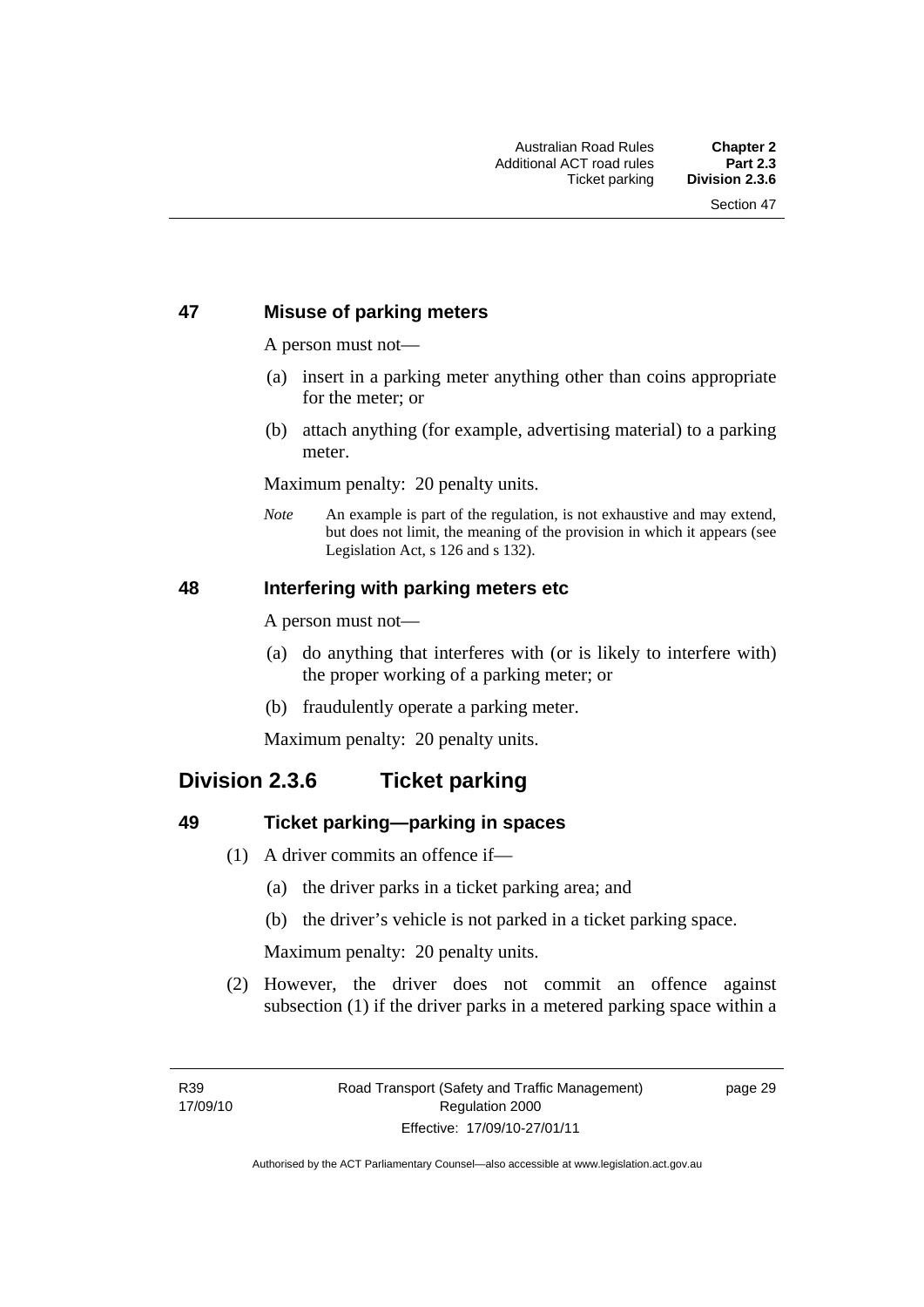### 47 Misuse of parking meters

A person must not—

(a) insert in a parking meter anything other than coins appropriate for the meter; or

(b) attach anything (for example, advertising material) to a parking meter.

Maximum penalty: 20 penalty units.

*Note* An example is part of the regulation, is not exhaustive and may extend, but does not limit, the meaning of the provision in which it appears (see Legislation Act, s 126 and s 132).

### 48 Interfering with parking meters etc

A person must not—

(a) do anything that interferes with (or is likely to interfere with) the proper working of a parking meter; or

(b) fraudulently operate a parking meter.

Maximum penalty: 20 penalty units.

## Division 2.3.6 Ticket parking

### 49 Ticket parking—parking in spaces

(1) A driver commits an offence if—

(a) the driver parks in a ticket parking area; and

(b) the driver's vehicle is not parked in a ticket parking space.

Maximum penalty: 20 penalty units.

(2) However, the driver does not commit an offence against subsection (1) if the driver parks in a metered parking space within a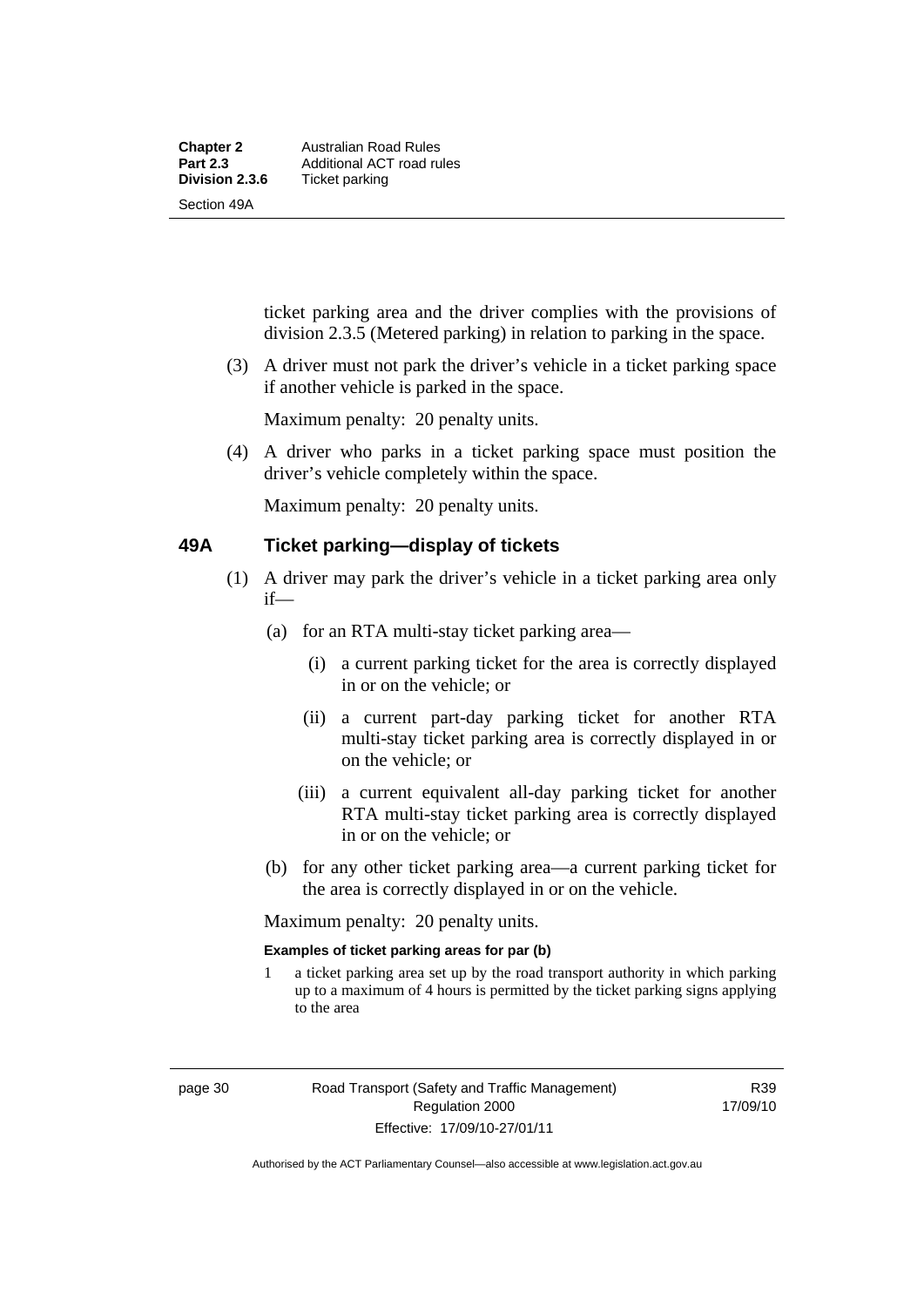ticket parking area and the driver complies with the provisions of division 2.3.5 (Metered parking) in relation to parking in the space.

(3) A driver must not park the driver's vehicle in a ticket parking space if another vehicle is parked in the space.

Maximum penalty: 20 penalty units.

(4) A driver who parks in a ticket parking space must position the driver's vehicle completely within the space.

Maximum penalty: 20 penalty units.

## 49A Ticket parking—display of tickets

(1) A driver may park the driver's vehicle in a ticket parking area only if—

(a) for an RTA multi-stay ticket parking area—

(i) a current parking ticket for the area is correctly displayed in or on the vehicle; or

(ii) a current part-day parking ticket for another RTA multi-stay ticket parking area is correctly displayed in or on the vehicle; or

(iii) a current equivalent all-day parking ticket for another RTA multi-stay ticket parking area is correctly displayed in or on the vehicle; or

(b) for any other ticket parking area—a current parking ticket for the area is correctly displayed in or on the vehicle.

Maximum penalty: 20 penalty units.

**Examples of ticket parking areas for par (b)**

1 a ticket parking area set up by the road transport authority in which parking up to a maximum of 4 hours is permitted by the ticket parking signs applying to the area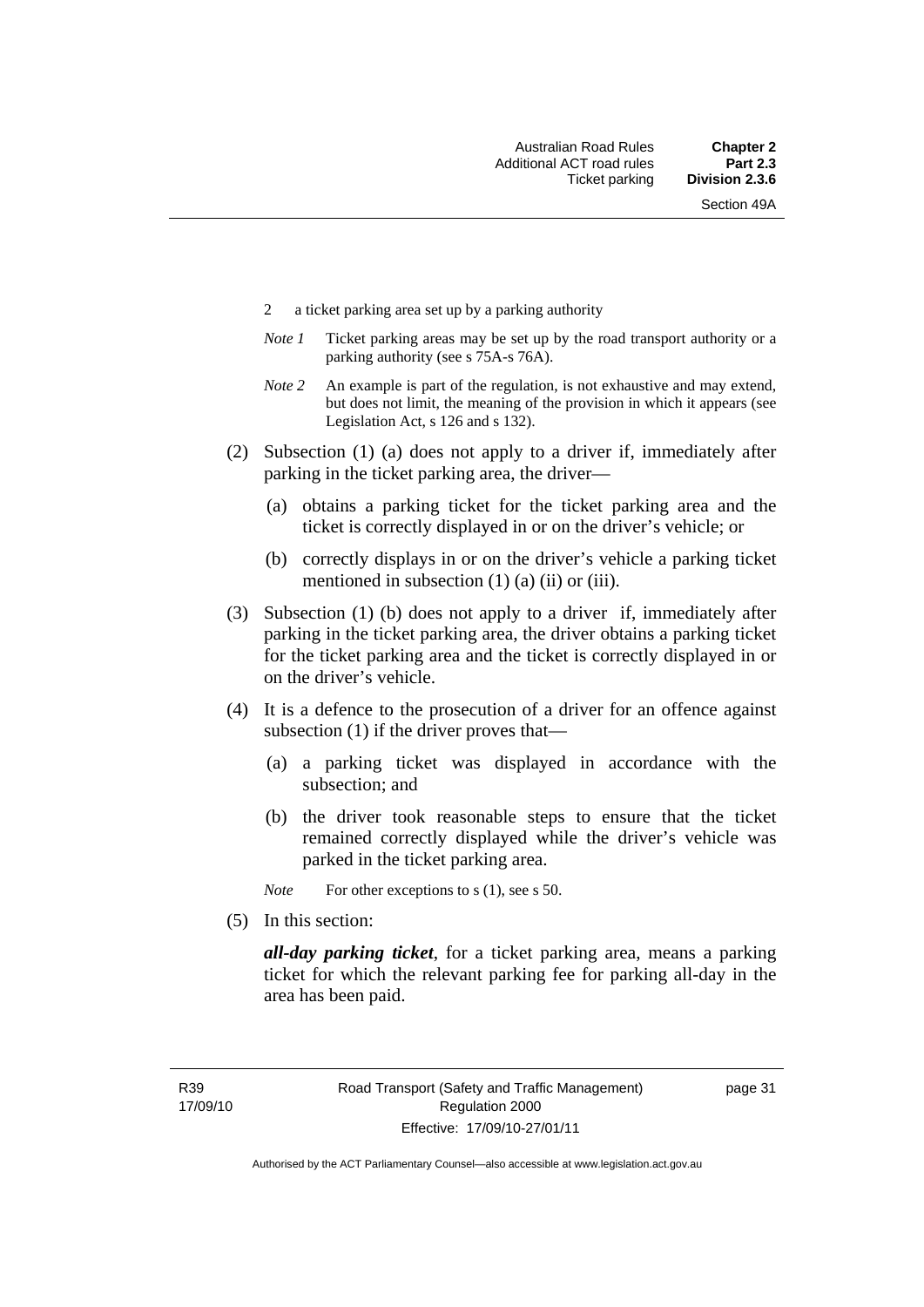2 a ticket parking area set up by a parking authority

*Note 1* Ticket parking areas may be set up by the road transport authority or a parking authority (see s 75A-s 76A).

*Note 2* An example is part of the regulation, is not exhaustive and may extend, but does not limit, the meaning of the provision in which it appears (see Legislation Act, s 126 and s 132).

(2) Subsection (1) (a) does not apply to a driver if, immediately after parking in the ticket parking area, the driver—

(a) obtains a parking ticket for the ticket parking area and the ticket is correctly displayed in or on the driver's vehicle; or

(b) correctly displays in or on the driver's vehicle a parking ticket mentioned in subsection (1) (a) (ii) or (iii).

(3) Subsection (1) (b) does not apply to a driver if, immediately after parking in the ticket parking area, the driver obtains a parking ticket for the ticket parking area and the ticket is correctly displayed in or on the driver's vehicle.

(4) It is a defence to the prosecution of a driver for an offence against subsection (1) if the driver proves that—

(a) a parking ticket was displayed in accordance with the subsection; and

(b) the driver took reasonable steps to ensure that the ticket remained correctly displayed while the driver's vehicle was parked in the ticket parking area.

*Note* For other exceptions to s (1), see s 50.

(5) In this section:

***all-day parking ticket***, for a ticket parking area, means a parking ticket for which the relevant parking fee for parking all-day in the area has been paid.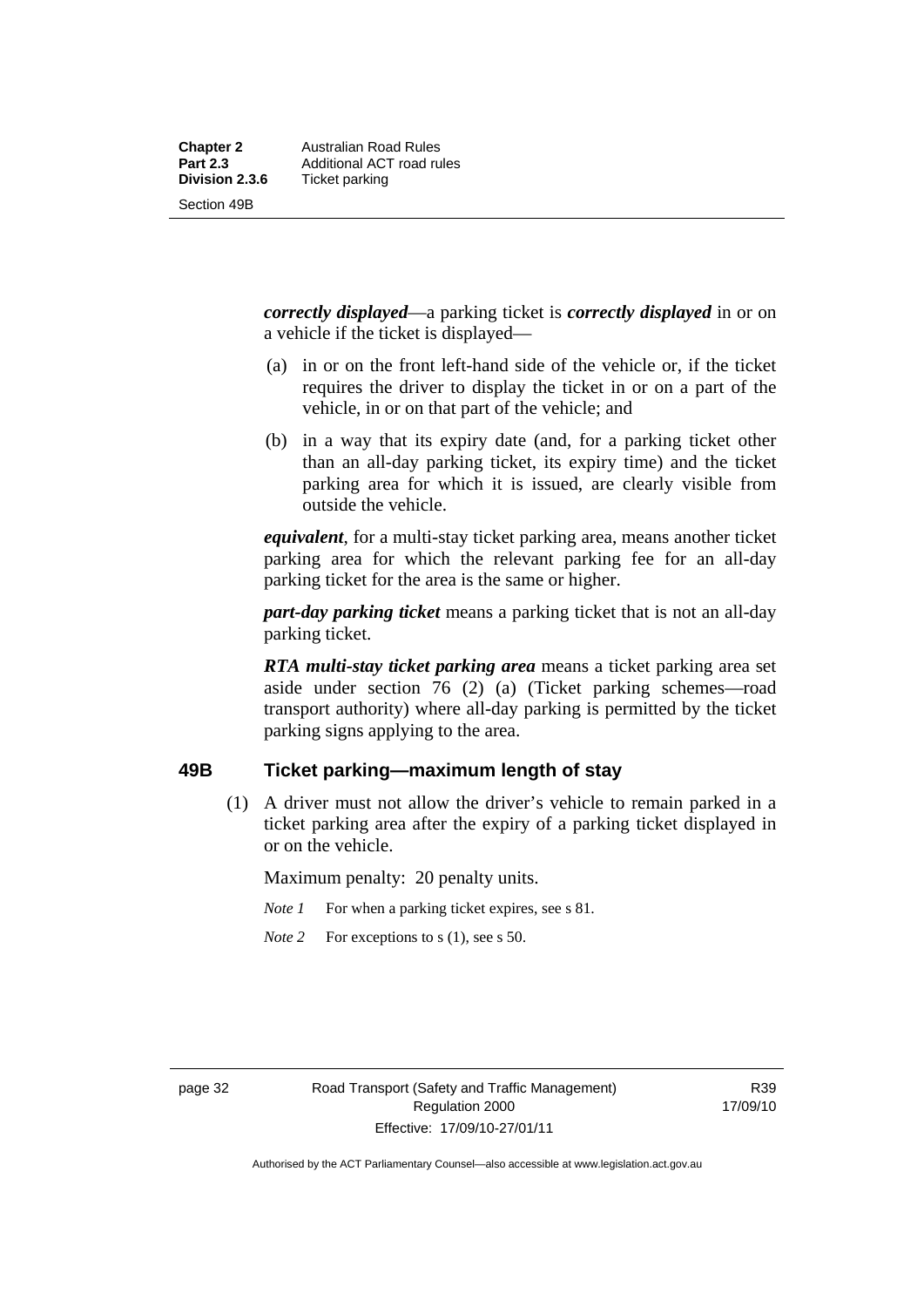***correctly displayed***—a parking ticket is ***correctly displayed*** in or on a vehicle if the ticket is displayed—

(a) in or on the front left-hand side of the vehicle or, if the ticket requires the driver to display the ticket in or on a part of the vehicle, in or on that part of the vehicle; and

(b) in a way that its expiry date (and, for a parking ticket other than an all-day parking ticket, its expiry time) and the ticket parking area for which it is issued, are clearly visible from outside the vehicle.

***equivalent***, for a multi-stay ticket parking area, means another ticket parking area for which the relevant parking fee for an all-day parking ticket for the area is the same or higher.

***part-day parking ticket*** means a parking ticket that is not an all-day parking ticket.

***RTA multi-stay ticket parking area*** means a ticket parking area set aside under section 76 (2) (a) (Ticket parking schemes—road transport authority) where all-day parking is permitted by the ticket parking signs applying to the area.

## 49B Ticket parking—maximum length of stay

(1) A driver must not allow the driver's vehicle to remain parked in a ticket parking area after the expiry of a parking ticket displayed in or on the vehicle.

Maximum penalty: 20 penalty units.

*Note 1* For when a parking ticket expires, see s 81.

*Note 2* For exceptions to s (1), see s 50.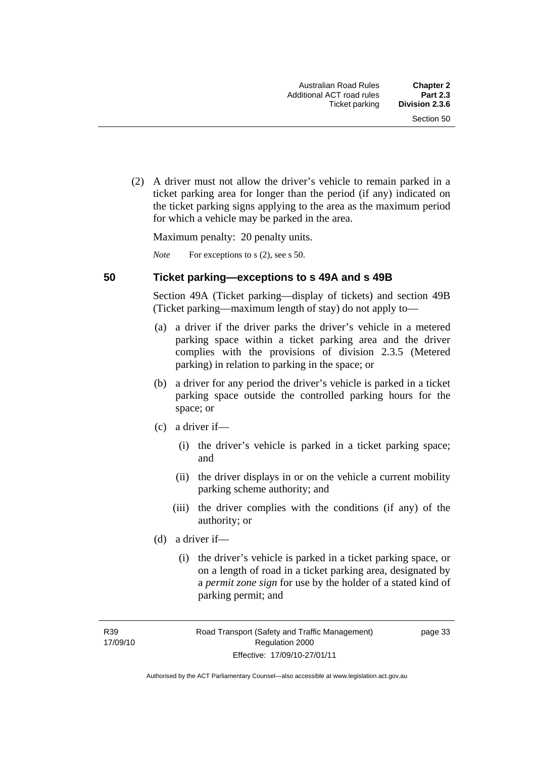(2) A driver must not allow the driver's vehicle to remain parked in a ticket parking area for longer than the period (if any) indicated on the ticket parking signs applying to the area as the maximum period for which a vehicle may be parked in the area.

Maximum penalty: 20 penalty units.

*Note* For exceptions to s (2), see s 50.

## 50 Ticket parking—exceptions to s 49A and s 49B

Section 49A (Ticket parking—display of tickets) and section 49B (Ticket parking—maximum length of stay) do not apply to—

(a) a driver if the driver parks the driver's vehicle in a metered parking space within a ticket parking area and the driver complies with the provisions of division 2.3.5 (Metered parking) in relation to parking in the space; or

(b) a driver for any period the driver's vehicle is parked in a ticket parking space outside the controlled parking hours for the space; or

(c) a driver if—

(i) the driver's vehicle is parked in a ticket parking space; and

(ii) the driver displays in or on the vehicle a current mobility parking scheme authority; and

(iii) the driver complies with the conditions (if any) of the authority; or

(d) a driver if—

(i) the driver's vehicle is parked in a ticket parking space, or on a length of road in a ticket parking area, designated by a ***permit zone sign*** for use by the holder of a stated kind of parking permit; and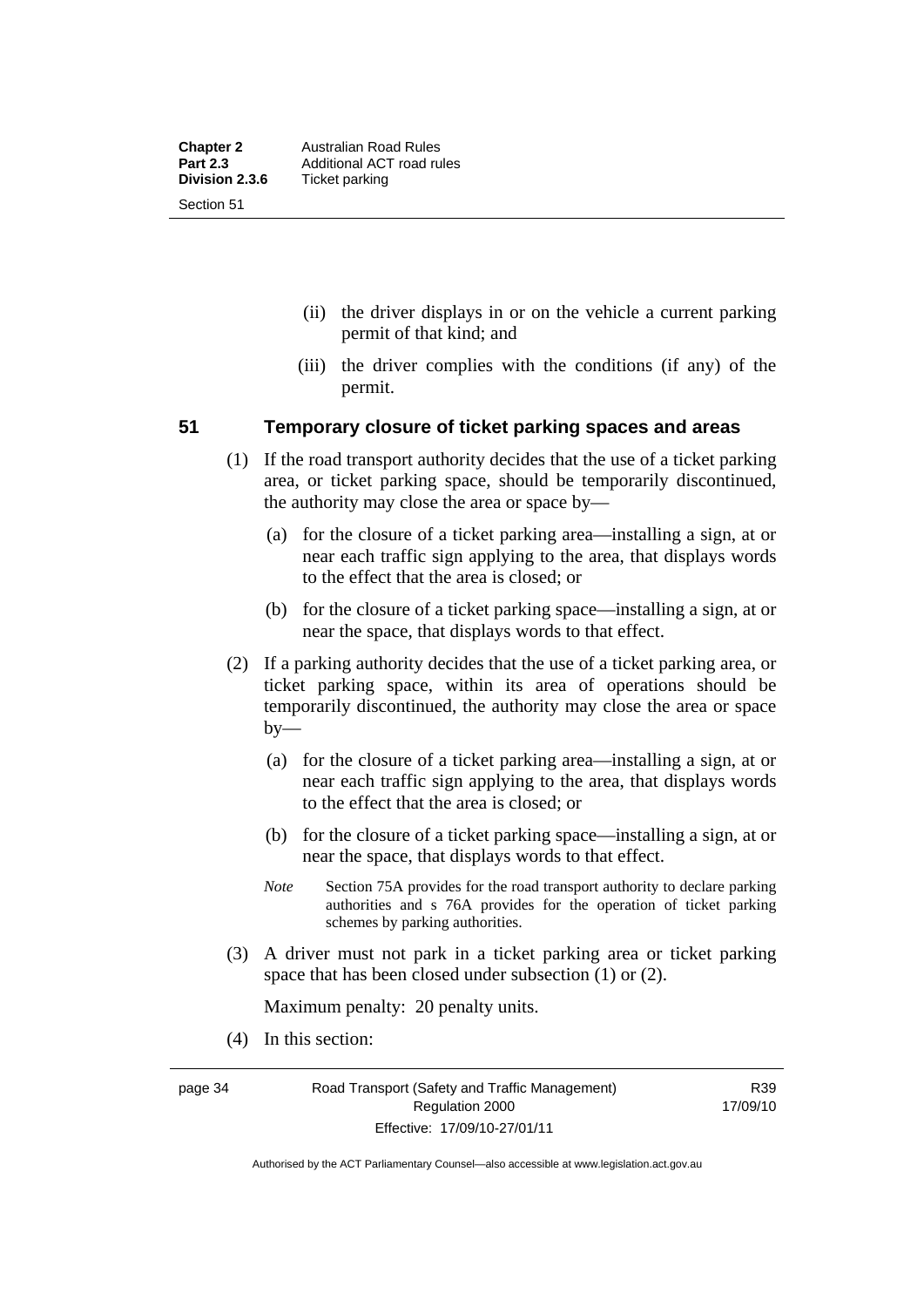(ii) the driver displays in or on the vehicle a current parking permit of that kind; and

(iii) the driver complies with the conditions (if any) of the permit.

## 51 Temporary closure of ticket parking spaces and areas

(1) If the road transport authority decides that the use of a ticket parking area, or ticket parking space, should be temporarily discontinued, the authority may close the area or space by—

(a) for the closure of a ticket parking area—installing a sign, at or near each traffic sign applying to the area, that displays words to the effect that the area is closed; or

(b) for the closure of a ticket parking space—installing a sign, at or near the space, that displays words to that effect.

(2) If a parking authority decides that the use of a ticket parking area, or ticket parking space, within its area of operations should be temporarily discontinued, the authority may close the area or space by—

(a) for the closure of a ticket parking area—installing a sign, at or near each traffic sign applying to the area, that displays words to the effect that the area is closed; or

(b) for the closure of a ticket parking space—installing a sign, at or near the space, that displays words to that effect.

*Note* Section 75A provides for the road transport authority to declare parking authorities and s 76A provides for the operation of ticket parking schemes by parking authorities.

(3) A driver must not park in a ticket parking area or ticket parking space that has been closed under subsection (1) or (2).

Maximum penalty: 20 penalty units.

(4) In this section: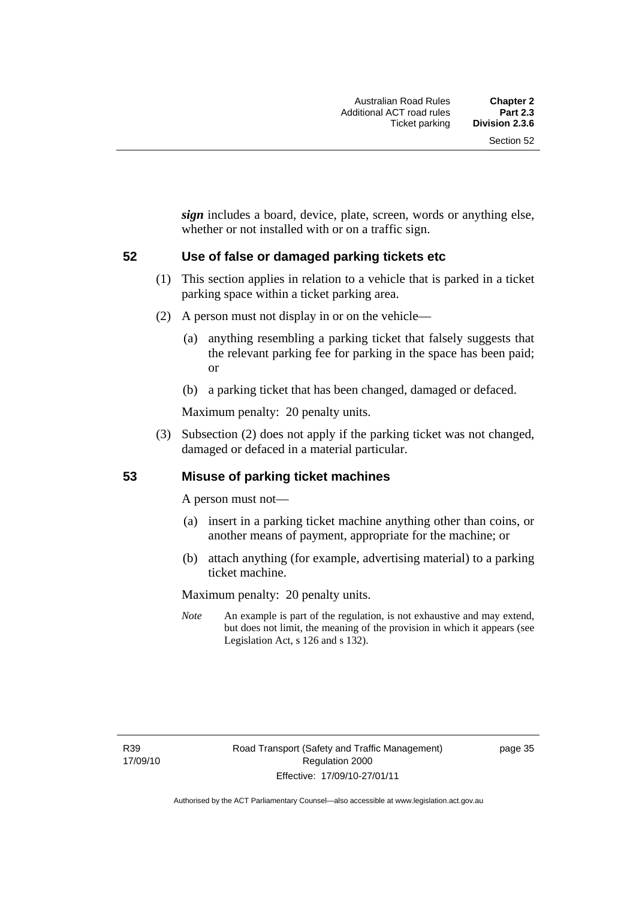***sign*** includes a board, device, plate, screen, words or anything else, whether or not installed with or on a traffic sign.

## 52 Use of false or damaged parking tickets etc

(1) This section applies in relation to a vehicle that is parked in a ticket parking space within a ticket parking area.

(2) A person must not display in or on the vehicle—

(a) anything resembling a parking ticket that falsely suggests that the relevant parking fee for parking in the space has been paid; or

(b) a parking ticket that has been changed, damaged or defaced.

Maximum penalty: 20 penalty units.

(3) Subsection (2) does not apply if the parking ticket was not changed, damaged or defaced in a material particular.

## 53 Misuse of parking ticket machines

A person must not—

(a) insert in a parking ticket machine anything other than coins, or another means of payment, appropriate for the machine; or

(b) attach anything (for example, advertising material) to a parking ticket machine.

Maximum penalty: 20 penalty units.

*Note* An example is part of the regulation, is not exhaustive and may extend, but does not limit, the meaning of the provision in which it appears (see Legislation Act, s 126 and s 132).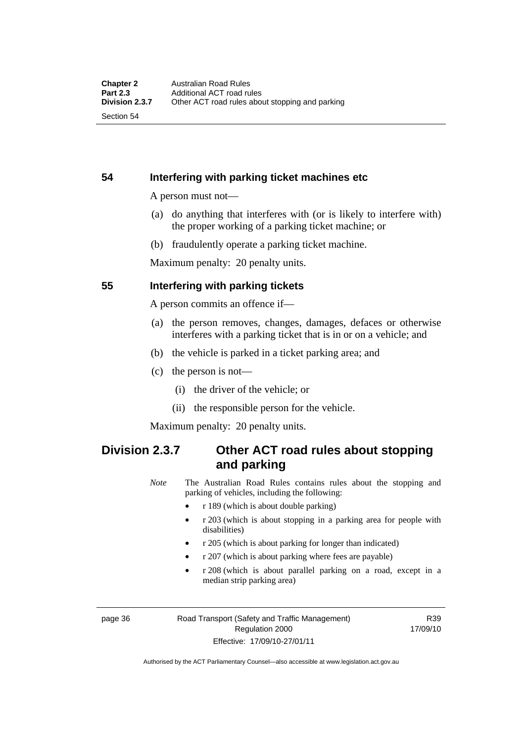### 54 Interfering with parking ticket machines etc

A person must not—

(a) do anything that interferes with (or is likely to interfere with) the proper working of a parking ticket machine; or

(b) fraudulently operate a parking ticket machine.

Maximum penalty: 20 penalty units.

### 55 Interfering with parking tickets

A person commits an offence if—

(a) the person removes, changes, damages, defaces or otherwise interferes with a parking ticket that is in or on a vehicle; and

(b) the vehicle is parked in a ticket parking area; and

(c) the person is not—

  (i) the driver of the vehicle; or

  (ii) the responsible person for the vehicle.

Maximum penalty: 20 penalty units.

## Division 2.3.7 Other ACT road rules about stopping and parking

*Note* The Australian Road Rules contains rules about the stopping and parking of vehicles, including the following:

- r 189 (which is about double parking)
- r 203 (which is about stopping in a parking area for people with disabilities)
- r 205 (which is about parking for longer than indicated)
- r 207 (which is about parking where fees are payable)
- r 208 (which is about parallel parking on a road, except in a median strip parking area)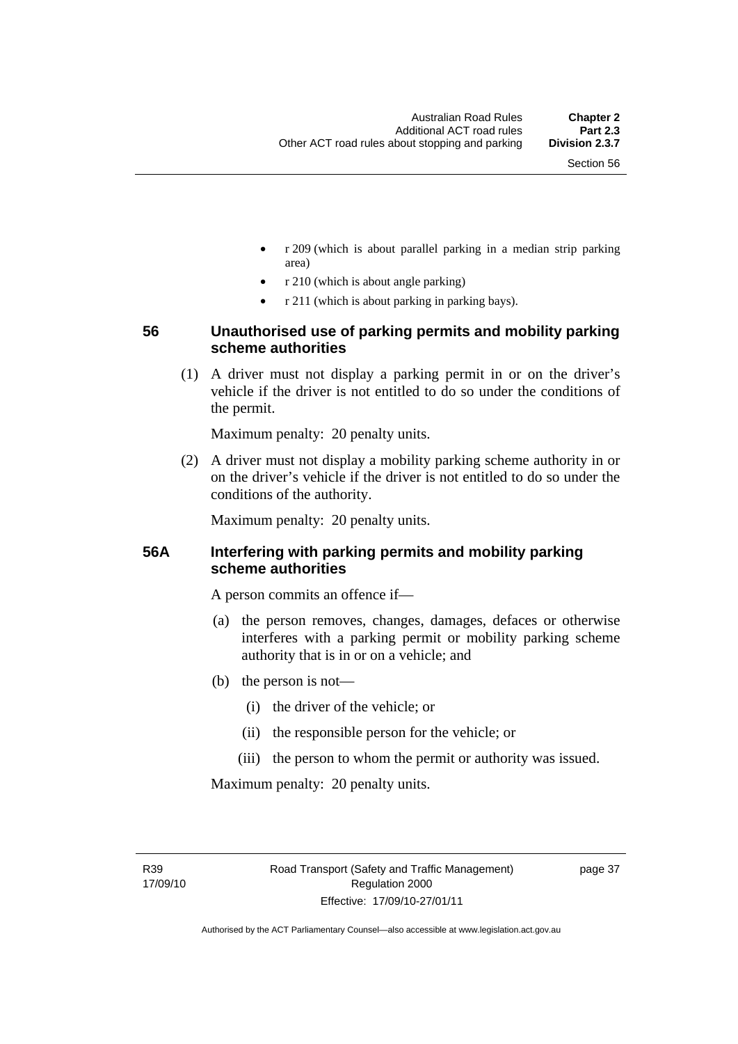- r 209 (which is about parallel parking in a median strip parking area)
- r 210 (which is about angle parking)
- r 211 (which is about parking in parking bays).

### 56 Unauthorised use of parking permits and mobility parking scheme authorities

(1) A driver must not display a parking permit in or on the driver's vehicle if the driver is not entitled to do so under the conditions of the permit.

Maximum penalty: 20 penalty units.

(2) A driver must not display a mobility parking scheme authority in or on the driver's vehicle if the driver is not entitled to do so under the conditions of the authority.

Maximum penalty: 20 penalty units.

### 56A Interfering with parking permits and mobility parking scheme authorities

A person commits an offence if—

(a) the person removes, changes, damages, defaces or otherwise interferes with a parking permit or mobility parking scheme authority that is in or on a vehicle; and

(b) the person is not—

(i) the driver of the vehicle; or

(ii) the responsible person for the vehicle; or

(iii) the person to whom the permit or authority was issued.

Maximum penalty: 20 penalty units.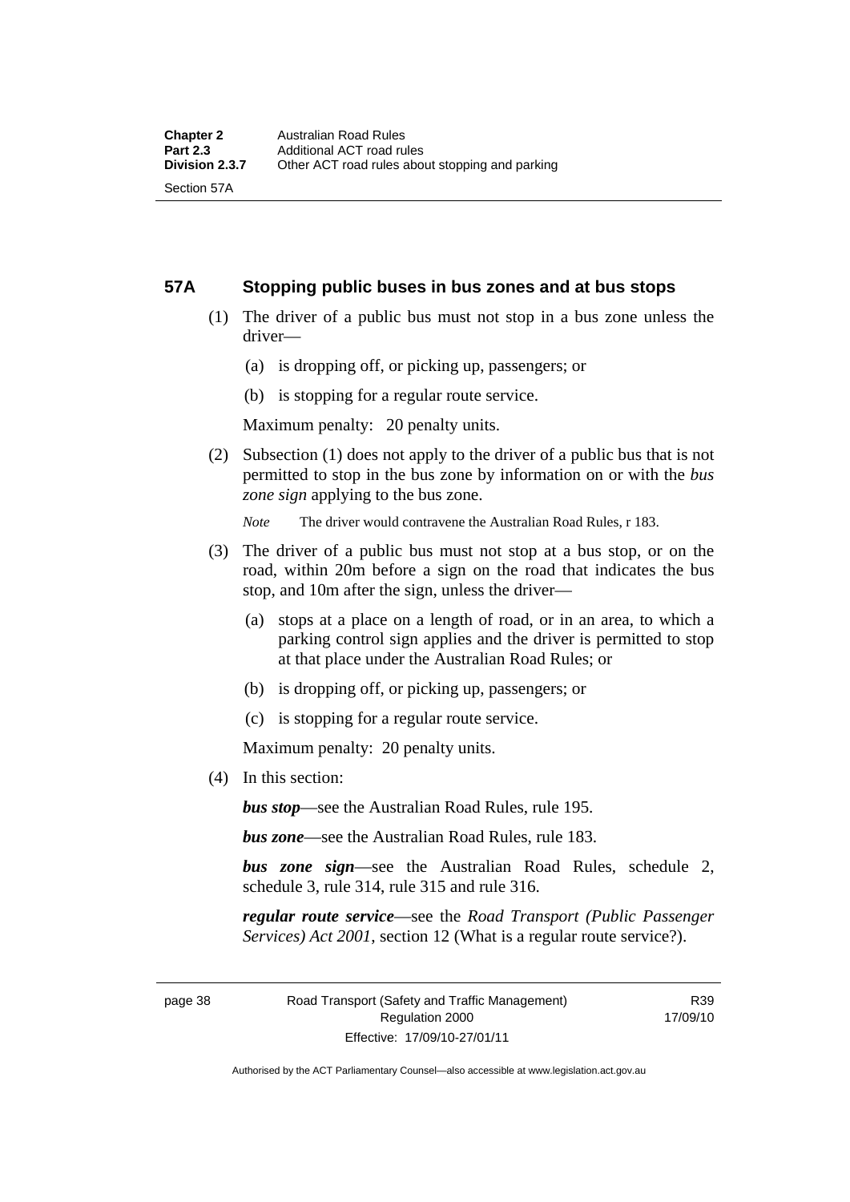## 57A Stopping public buses in bus zones and at bus stops

(1) The driver of a public bus must not stop in a bus zone unless the driver—

(a) is dropping off, or picking up, passengers; or

(b) is stopping for a regular route service.

Maximum penalty: 20 penalty units.

(2) Subsection (1) does not apply to the driver of a public bus that is not permitted to stop in the bus zone by information on or with the *bus zone sign* applying to the bus zone.

*Note* The driver would contravene the Australian Road Rules, r 183.

(3) The driver of a public bus must not stop at a bus stop, or on the road, within 20m before a sign on the road that indicates the bus stop, and 10m after the sign, unless the driver—

(a) stops at a place on a length of road, or in an area, to which a parking control sign applies and the driver is permitted to stop at that place under the Australian Road Rules; or

(b) is dropping off, or picking up, passengers; or

(c) is stopping for a regular route service.

Maximum penalty: 20 penalty units.

(4) In this section:

***bus stop***—see the Australian Road Rules, rule 195.

***bus zone***—see the Australian Road Rules, rule 183.

***bus zone sign***—see the Australian Road Rules, schedule 2, schedule 3, rule 314, rule 315 and rule 316.

***regular route service***—see the *Road Transport (Public Passenger Services) Act 2001*, section 12 (What is a regular route service?).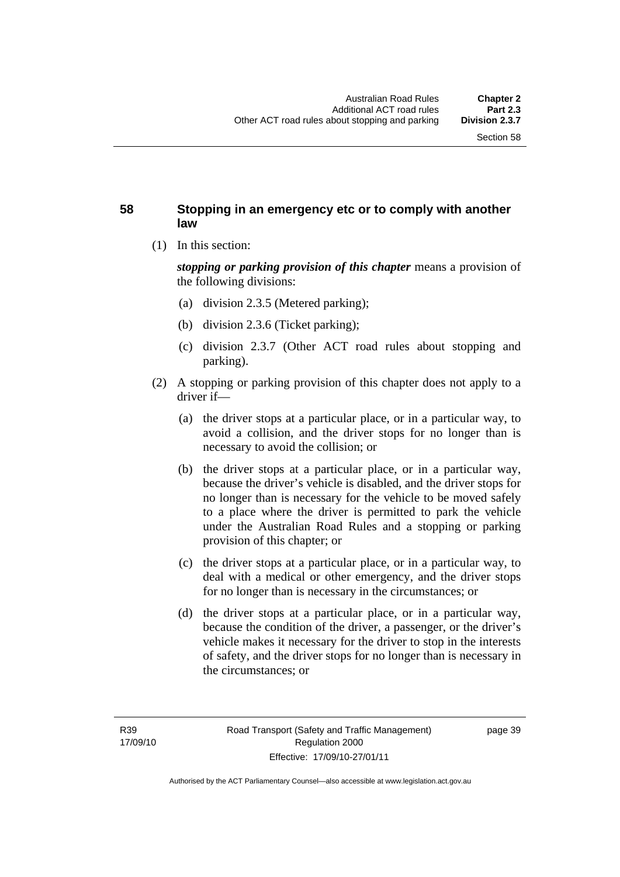## 58 Stopping in an emergency etc or to comply with another law

(1) In this section:

***stopping or parking provision of this chapter*** means a provision of the following divisions:

- (a) division 2.3.5 (Metered parking);
- (b) division 2.3.6 (Ticket parking);
- (c) division 2.3.7 (Other ACT road rules about stopping and parking).

(2) A stopping or parking provision of this chapter does not apply to a driver if—

- (a) the driver stops at a particular place, or in a particular way, to avoid a collision, and the driver stops for no longer than is necessary to avoid the collision; or
- (b) the driver stops at a particular place, or in a particular way, because the driver's vehicle is disabled, and the driver stops for no longer than is necessary for the vehicle to be moved safely to a place where the driver is permitted to park the vehicle under the Australian Road Rules and a stopping or parking provision of this chapter; or
- (c) the driver stops at a particular place, or in a particular way, to deal with a medical or other emergency, and the driver stops for no longer than is necessary in the circumstances; or
- (d) the driver stops at a particular place, or in a particular way, because the condition of the driver, a passenger, or the driver's vehicle makes it necessary for the driver to stop in the interests of safety, and the driver stops for no longer than is necessary in the circumstances; or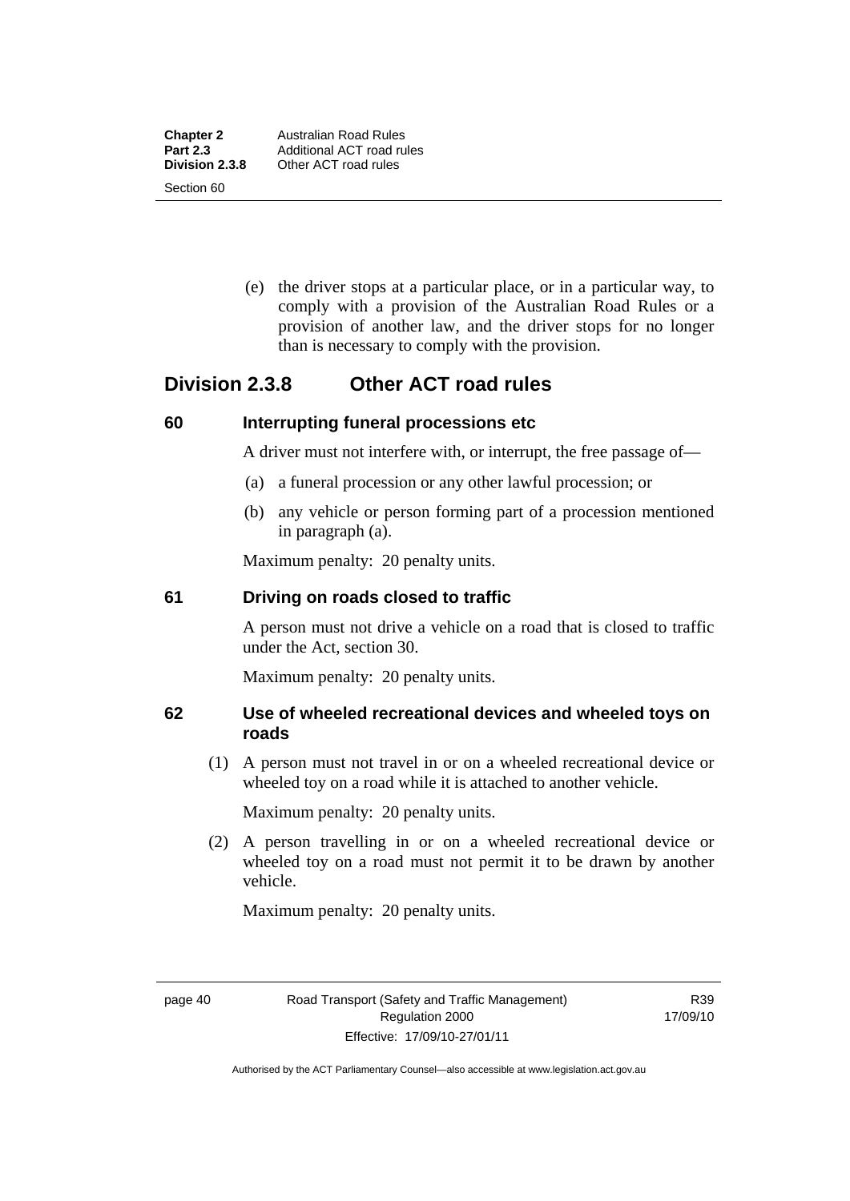(e) the driver stops at a particular place, or in a particular way, to comply with a provision of the Australian Road Rules or a provision of another law, and the driver stops for no longer than is necessary to comply with the provision.

## Division 2.3.8 Other ACT road rules

### 60 Interrupting funeral processions etc

A driver must not interfere with, or interrupt, the free passage of—

(a) a funeral procession or any other lawful procession; or

(b) any vehicle or person forming part of a procession mentioned in paragraph (a).

Maximum penalty: 20 penalty units.

### 61 Driving on roads closed to traffic

A person must not drive a vehicle on a road that is closed to traffic under the Act, section 30.

Maximum penalty: 20 penalty units.

### 62 Use of wheeled recreational devices and wheeled toys on roads

(1) A person must not travel in or on a wheeled recreational device or wheeled toy on a road while it is attached to another vehicle.

Maximum penalty: 20 penalty units.

(2) A person travelling in or on a wheeled recreational device or wheeled toy on a road must not permit it to be drawn by another vehicle.

Maximum penalty: 20 penalty units.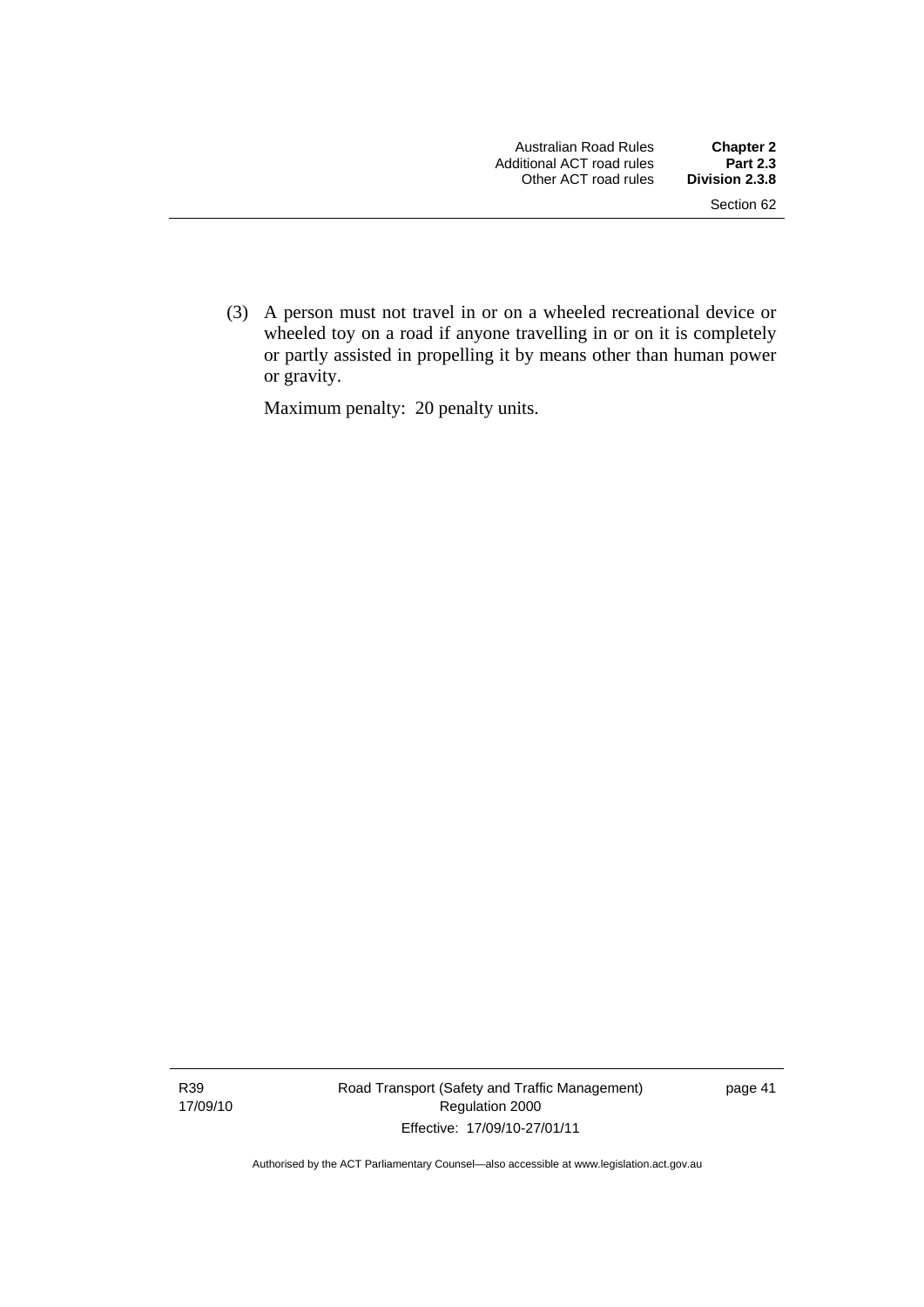(3) A person must not travel in or on a wheeled recreational device or wheeled toy on a road if anyone travelling in or on it is completely or partly assisted in propelling it by means other than human power or gravity.

Maximum penalty: 20 penalty units.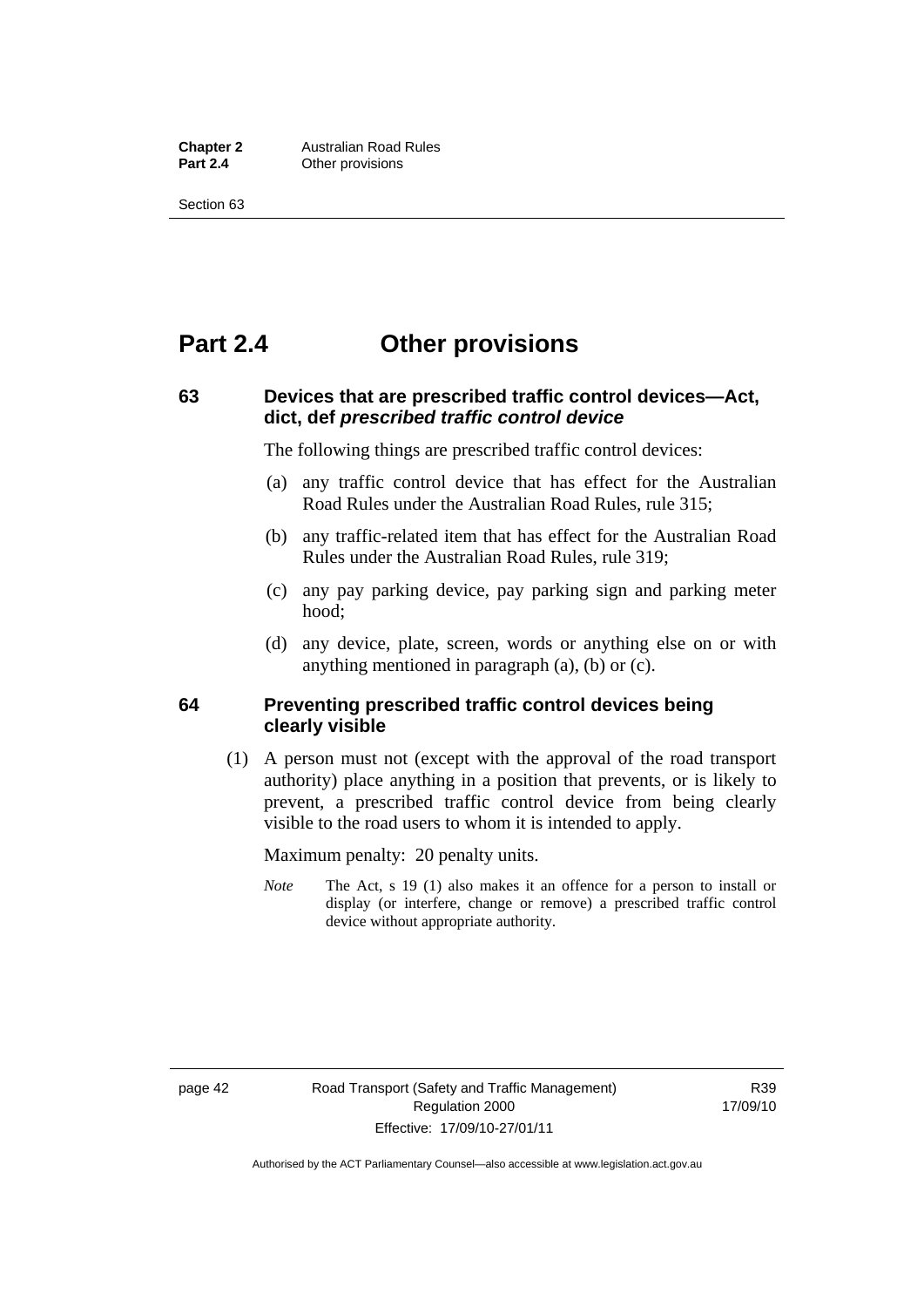# Part 2.4 Other provisions

## 63 Devices that are prescribed traffic control devices—Act, dict, def *prescribed traffic control device*

The following things are prescribed traffic control devices:

(a) any traffic control device that has effect for the Australian Road Rules under the Australian Road Rules, rule 315;

(b) any traffic-related item that has effect for the Australian Road Rules under the Australian Road Rules, rule 319;

(c) any pay parking device, pay parking sign and parking meter hood;

(d) any device, plate, screen, words or anything else on or with anything mentioned in paragraph (a), (b) or (c).

## 64 Preventing prescribed traffic control devices being clearly visible

(1) A person must not (except with the approval of the road transport authority) place anything in a position that prevents, or is likely to prevent, a prescribed traffic control device from being clearly visible to the road users to whom it is intended to apply.

Maximum penalty: 20 penalty units.

*Note* The Act, s 19 (1) also makes it an offence for a person to install or display (or interfere, change or remove) a prescribed traffic control device without appropriate authority.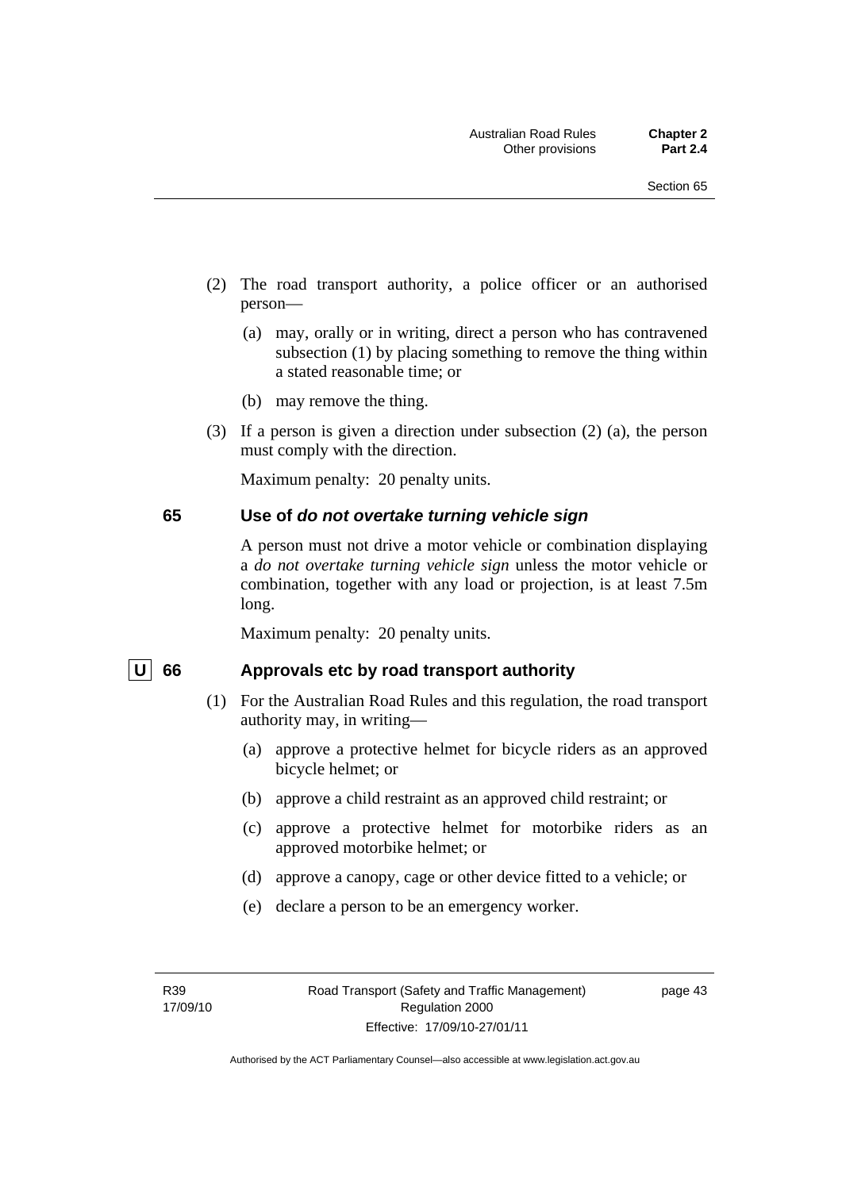(2) The road transport authority, a police officer or an authorised person—

(a) may, orally or in writing, direct a person who has contravened subsection (1) by placing something to remove the thing within a stated reasonable time; or

(b) may remove the thing.

(3) If a person is given a direction under subsection (2) (a), the person must comply with the direction.

Maximum penalty: 20 penalty units.

## 65 Use of *do not overtake turning vehicle sign*

A person must not drive a motor vehicle or combination displaying a *do not overtake turning vehicle sign* unless the motor vehicle or combination, together with any load or projection, is at least 7.5m long.

Maximum penalty: 20 penalty units.

## U 66 Approvals etc by road transport authority

(1) For the Australian Road Rules and this regulation, the road transport authority may, in writing—

(a) approve a protective helmet for bicycle riders as an approved bicycle helmet; or

(b) approve a child restraint as an approved child restraint; or

(c) approve a protective helmet for motorbike riders as an approved motorbike helmet; or

(d) approve a canopy, cage or other device fitted to a vehicle; or

(e) declare a person to be an emergency worker.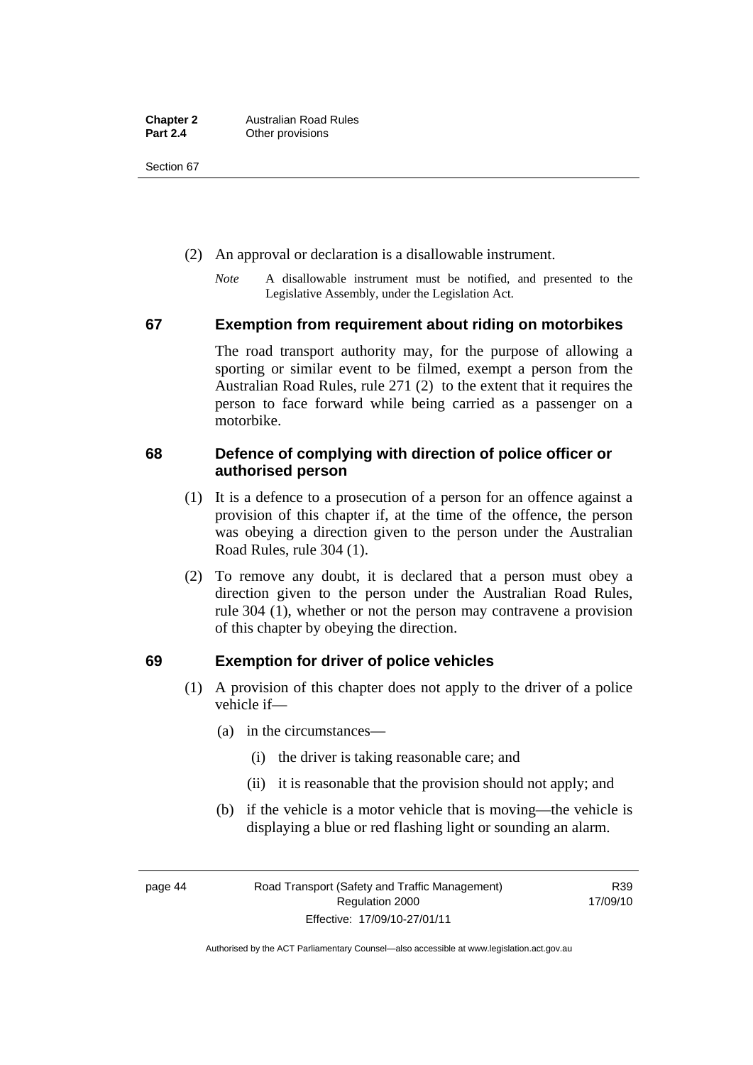(2) An approval or declaration is a disallowable instrument.

*Note* A disallowable instrument must be notified, and presented to the Legislative Assembly, under the Legislation Act.

## 67 Exemption from requirement about riding on motorbikes

The road transport authority may, for the purpose of allowing a sporting or similar event to be filmed, exempt a person from the Australian Road Rules, rule 271 (2) to the extent that it requires the person to face forward while being carried as a passenger on a motorbike.

## 68 Defence of complying with direction of police officer or authorised person

(1) It is a defence to a prosecution of a person for an offence against a provision of this chapter if, at the time of the offence, the person was obeying a direction given to the person under the Australian Road Rules, rule 304 (1).

(2) To remove any doubt, it is declared that a person must obey a direction given to the person under the Australian Road Rules, rule 304 (1), whether or not the person may contravene a provision of this chapter by obeying the direction.

## 69 Exemption for driver of police vehicles

(1) A provision of this chapter does not apply to the driver of a police vehicle if—

(a) in the circumstances—

(i) the driver is taking reasonable care; and

(ii) it is reasonable that the provision should not apply; and

(b) if the vehicle is a motor vehicle that is moving—the vehicle is displaying a blue or red flashing light or sounding an alarm.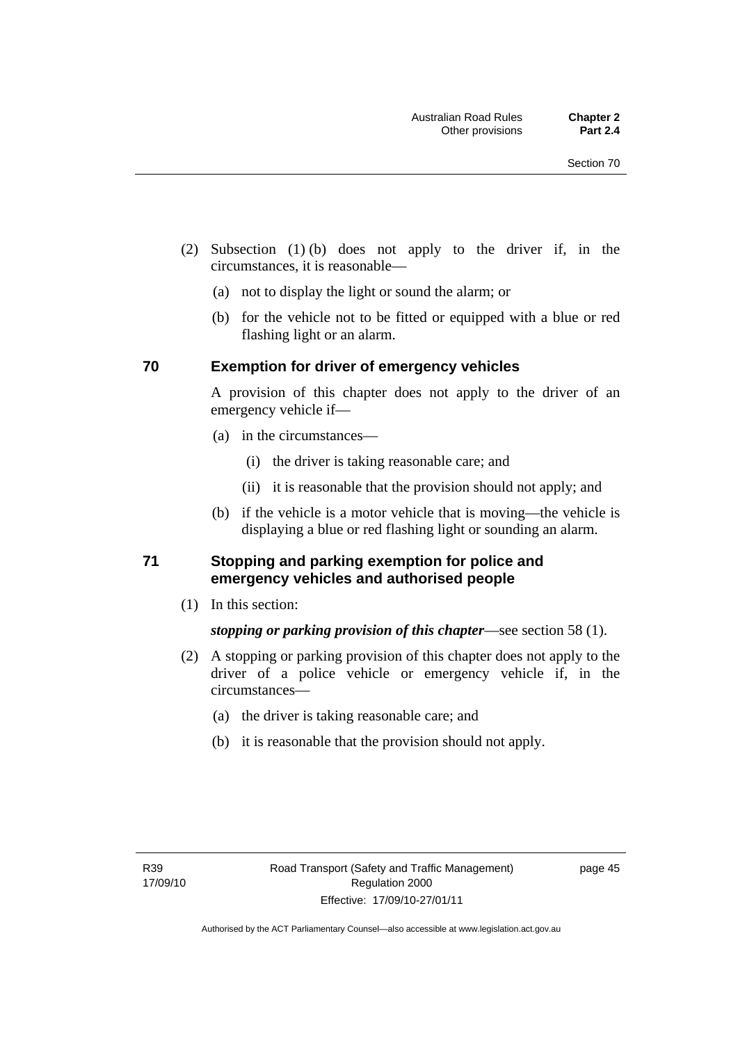(2) Subsection (1) (b) does not apply to the driver if, in the circumstances, it is reasonable—

  (a) not to display the light or sound the alarm; or

  (b) for the vehicle not to be fitted or equipped with a blue or red flashing light or an alarm.

### 70 Exemption for driver of emergency vehicles

A provision of this chapter does not apply to the driver of an emergency vehicle if—

  (a) in the circumstances—

    (i) the driver is taking reasonable care; and

    (ii) it is reasonable that the provision should not apply; and

  (b) if the vehicle is a motor vehicle that is moving—the vehicle is displaying a blue or red flashing light or sounding an alarm.

### 71 Stopping and parking exemption for police and emergency vehicles and authorised people

(1) In this section:

***stopping or parking provision of this chapter***—see section 58 (1).

(2) A stopping or parking provision of this chapter does not apply to the driver of a police vehicle or emergency vehicle if, in the circumstances—

  (a) the driver is taking reasonable care; and

  (b) it is reasonable that the provision should not apply.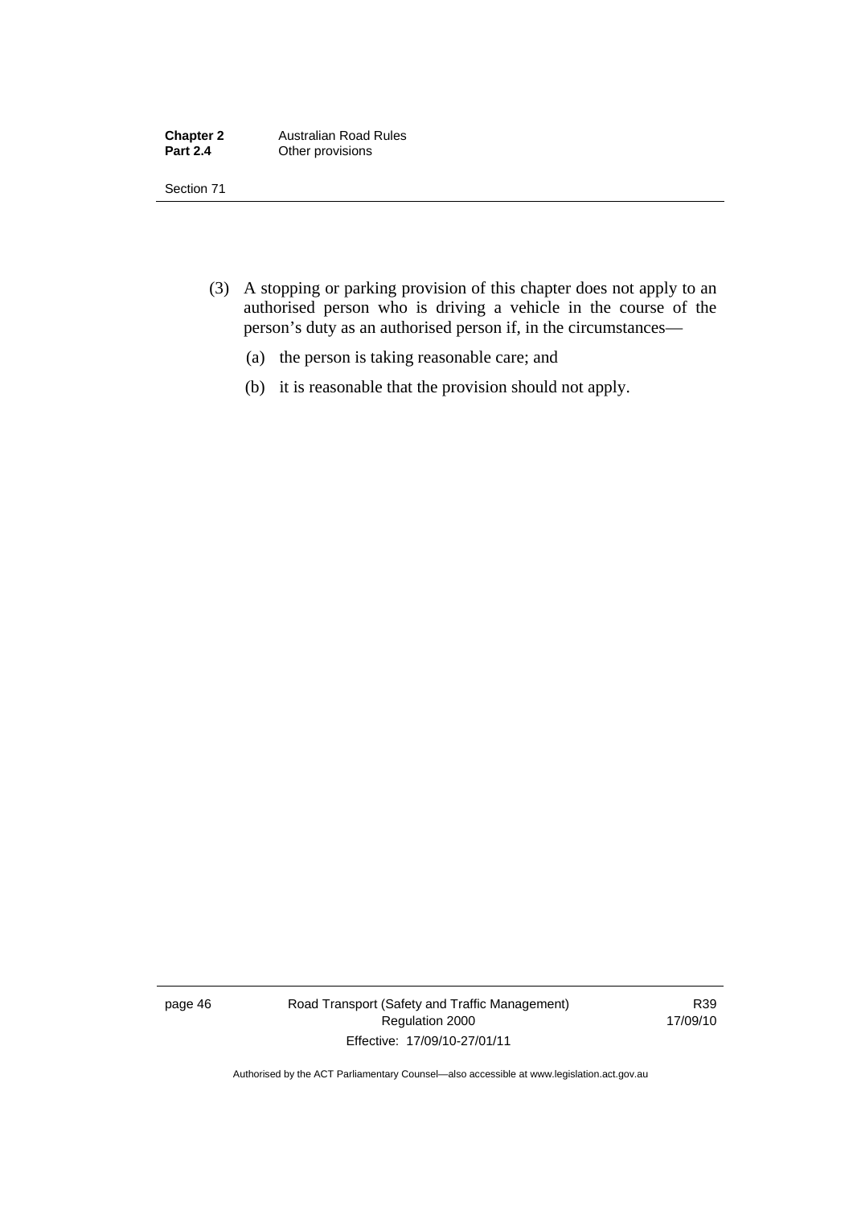(3) A stopping or parking provision of this chapter does not apply to an authorised person who is driving a vehicle in the course of the person's duty as an authorised person if, in the circumstances—

  (a) the person is taking reasonable care; and

  (b) it is reasonable that the provision should not apply.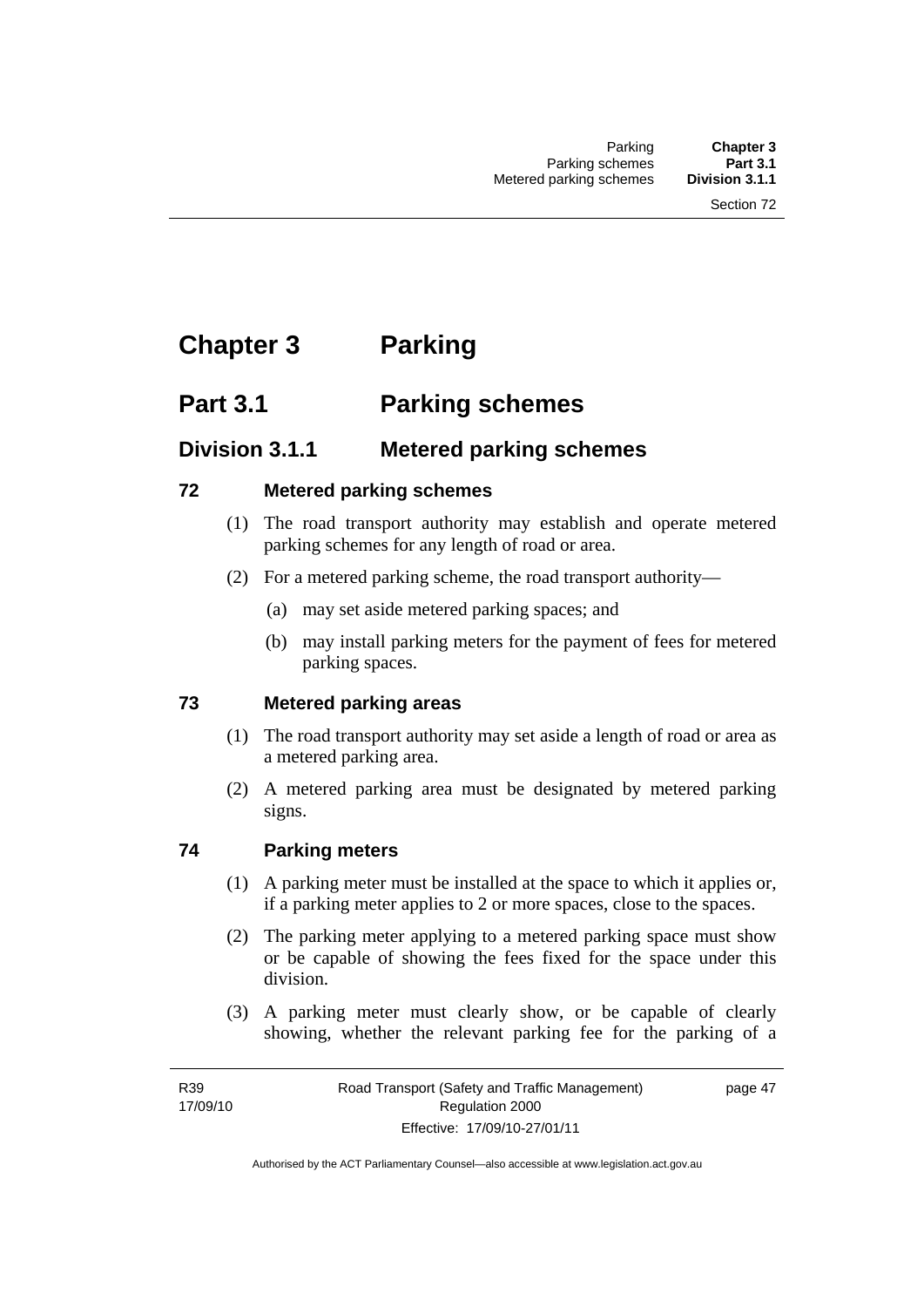# Chapter 3 Parking

## Part 3.1 Parking schemes

### Division 3.1.1 Metered parking schemes

#### 72 Metered parking schemes

(1) The road transport authority may establish and operate metered parking schemes for any length of road or area.

(2) For a metered parking scheme, the road transport authority—

(a) may set aside metered parking spaces; and

(b) may install parking meters for the payment of fees for metered parking spaces.

#### 73 Metered parking areas

(1) The road transport authority may set aside a length of road or area as a metered parking area.

(2) A metered parking area must be designated by metered parking signs.

#### 74 Parking meters

(1) A parking meter must be installed at the space to which it applies or, if a parking meter applies to 2 or more spaces, close to the spaces.

(2) The parking meter applying to a metered parking space must show or be capable of showing the fees fixed for the space under this division.

(3) A parking meter must clearly show, or be capable of clearly showing, whether the relevant parking fee for the parking of a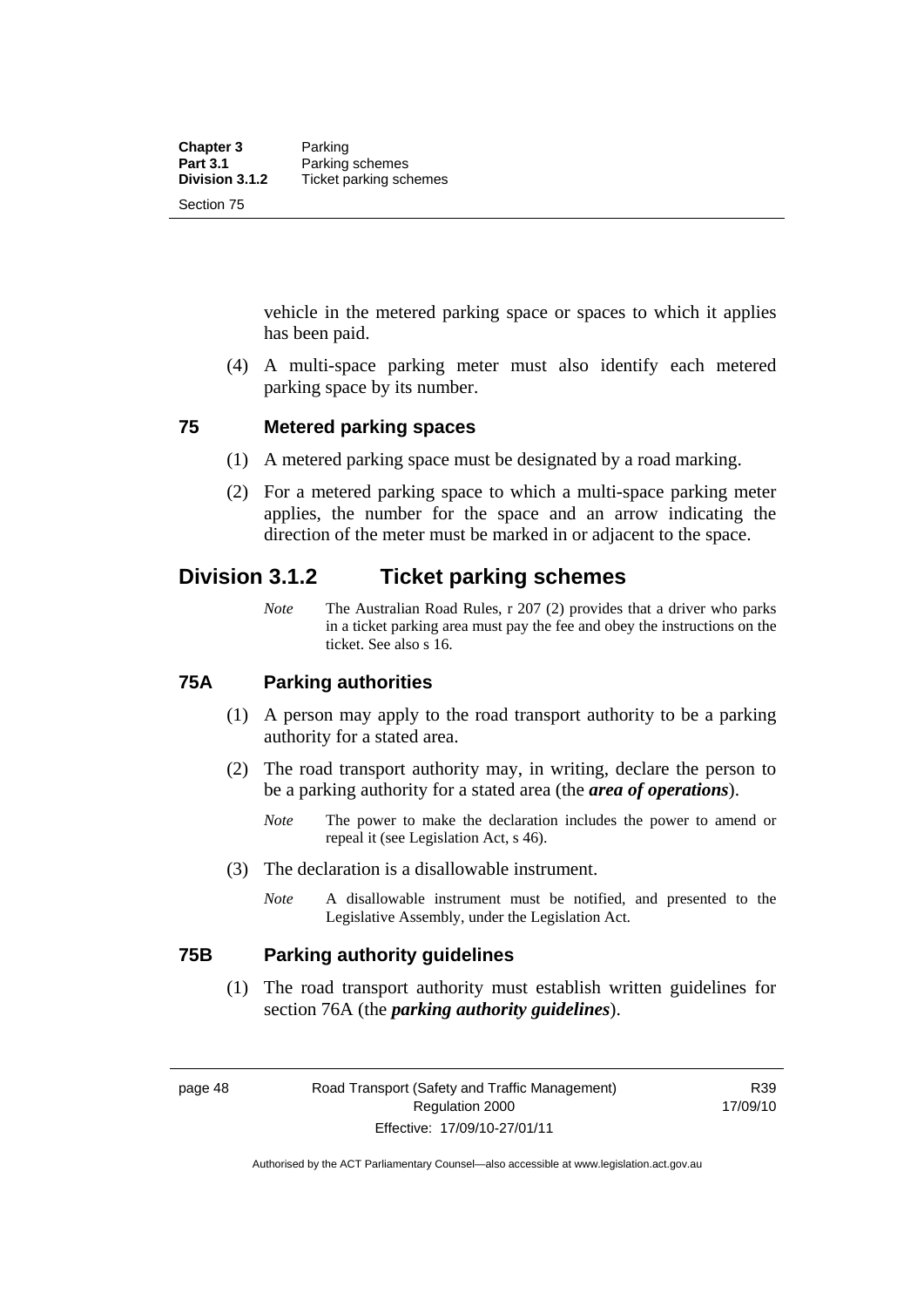vehicle in the metered parking space or spaces to which it applies has been paid.

(4) A multi-space parking meter must also identify each metered parking space by its number.

### 75 Metered parking spaces

(1) A metered parking space must be designated by a road marking.

(2) For a metered parking space to which a multi-space parking meter applies, the number for the space and an arrow indicating the direction of the meter must be marked in or adjacent to the space.

## Division 3.1.2 Ticket parking schemes

*Note* The Australian Road Rules, r 207 (2) provides that a driver who parks in a ticket parking area must pay the fee and obey the instructions on the ticket. See also s 16.

### 75A Parking authorities

(1) A person may apply to the road transport authority to be a parking authority for a stated area.

(2) The road transport authority may, in writing, declare the person to be a parking authority for a stated area (the ***area of operations***).

*Note* The power to make the declaration includes the power to amend or repeal it (see Legislation Act, s 46).

(3) The declaration is a disallowable instrument.

*Note* A disallowable instrument must be notified, and presented to the Legislative Assembly, under the Legislation Act.

### 75B Parking authority guidelines

(1) The road transport authority must establish written guidelines for section 76A (the ***parking authority guidelines***).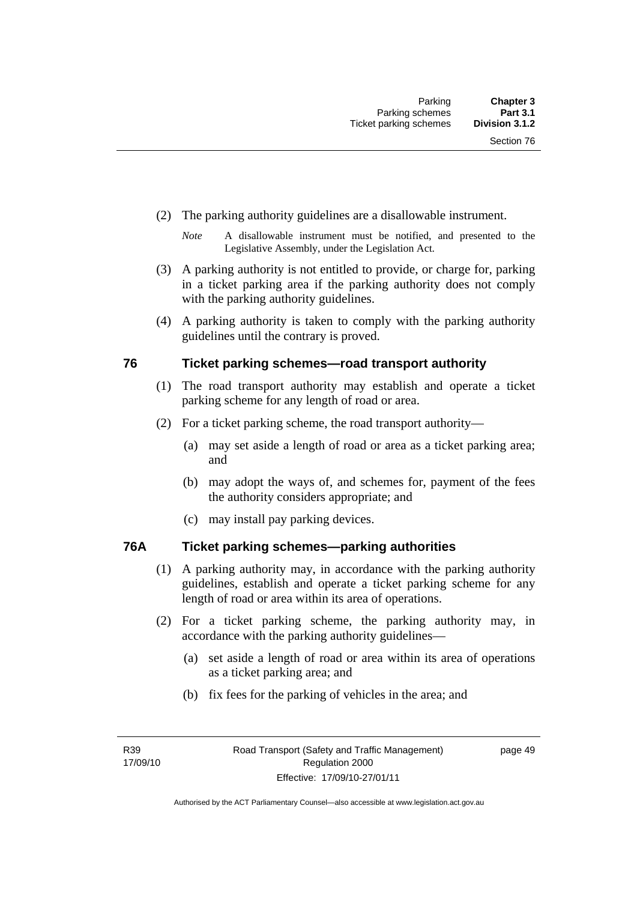(2) The parking authority guidelines are a disallowable instrument.

*Note* A disallowable instrument must be notified, and presented to the Legislative Assembly, under the Legislation Act.

(3) A parking authority is not entitled to provide, or charge for, parking in a ticket parking area if the parking authority does not comply with the parking authority guidelines.

(4) A parking authority is taken to comply with the parking authority guidelines until the contrary is proved.

## 76 Ticket parking schemes—road transport authority

(1) The road transport authority may establish and operate a ticket parking scheme for any length of road or area.

(2) For a ticket parking scheme, the road transport authority—

(a) may set aside a length of road or area as a ticket parking area; and

(b) may adopt the ways of, and schemes for, payment of the fees the authority considers appropriate; and

(c) may install pay parking devices.

## 76A Ticket parking schemes—parking authorities

(1) A parking authority may, in accordance with the parking authority guidelines, establish and operate a ticket parking scheme for any length of road or area within its area of operations.

(2) For a ticket parking scheme, the parking authority may, in accordance with the parking authority guidelines—

(a) set aside a length of road or area within its area of operations as a ticket parking area; and

(b) fix fees for the parking of vehicles in the area; and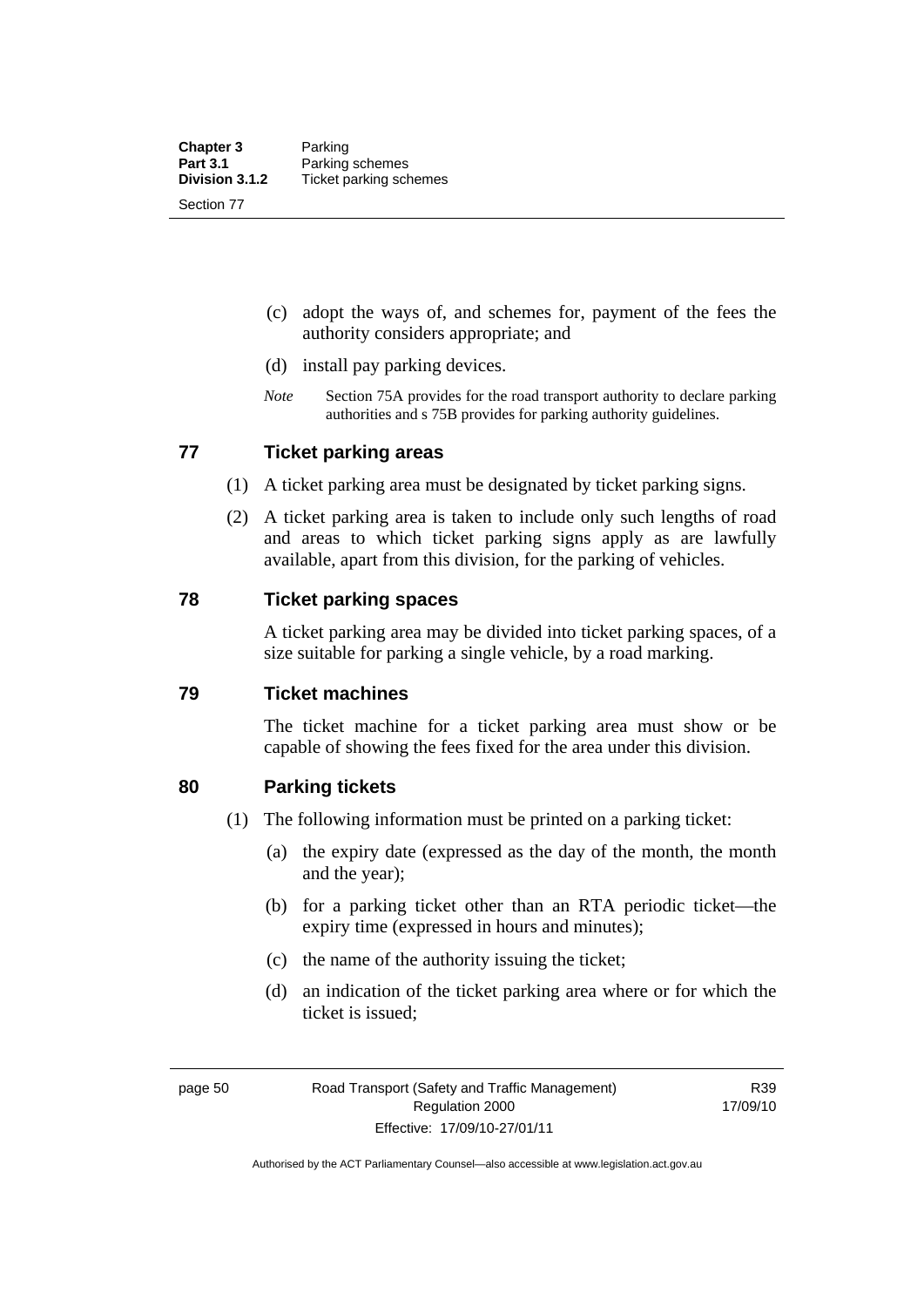(c) adopt the ways of, and schemes for, payment of the fees the authority considers appropriate; and

(d) install pay parking devices.

*Note* Section 75A provides for the road transport authority to declare parking authorities and s 75B provides for parking authority guidelines.

## 77 Ticket parking areas

(1) A ticket parking area must be designated by ticket parking signs.

(2) A ticket parking area is taken to include only such lengths of road and areas to which ticket parking signs apply as are lawfully available, apart from this division, for the parking of vehicles.

## 78 Ticket parking spaces

A ticket parking area may be divided into ticket parking spaces, of a size suitable for parking a single vehicle, by a road marking.

## 79 Ticket machines

The ticket machine for a ticket parking area must show or be capable of showing the fees fixed for the area under this division.

## 80 Parking tickets

(1) The following information must be printed on a parking ticket:

(a) the expiry date (expressed as the day of the month, the month and the year);

(b) for a parking ticket other than an RTA periodic ticket—the expiry time (expressed in hours and minutes);

(c) the name of the authority issuing the ticket;

(d) an indication of the ticket parking area where or for which the ticket is issued;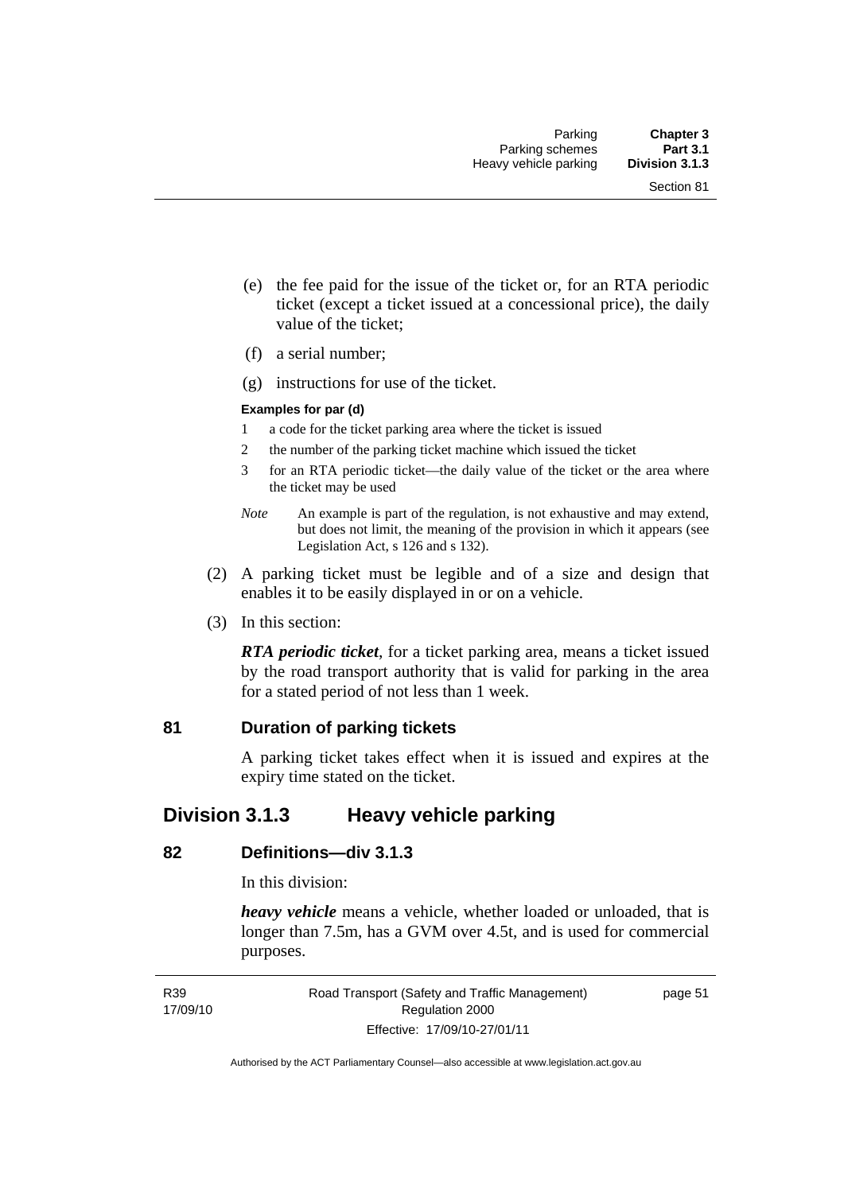(e) the fee paid for the issue of the ticket or, for an RTA periodic ticket (except a ticket issued at a concessional price), the daily value of the ticket;

(f) a serial number;

(g) instructions for use of the ticket.

**Examples for par (d)**

1 a code for the ticket parking area where the ticket is issued

2 the number of the parking ticket machine which issued the ticket

3 for an RTA periodic ticket—the daily value of the ticket or the area where the ticket may be used

*Note* An example is part of the regulation, is not exhaustive and may extend, but does not limit, the meaning of the provision in which it appears (see Legislation Act, s 126 and s 132).

(2) A parking ticket must be legible and of a size and design that enables it to be easily displayed in or on a vehicle.

(3) In this section:

***RTA periodic ticket***, for a ticket parking area, means a ticket issued by the road transport authority that is valid for parking in the area for a stated period of not less than 1 week.

### 81 Duration of parking tickets

A parking ticket takes effect when it is issued and expires at the expiry time stated on the ticket.

## Division 3.1.3 Heavy vehicle parking

### 82 Definitions—div 3.1.3

In this division:

***heavy vehicle*** means a vehicle, whether loaded or unloaded, that is longer than 7.5m, has a GVM over 4.5t, and is used for commercial purposes.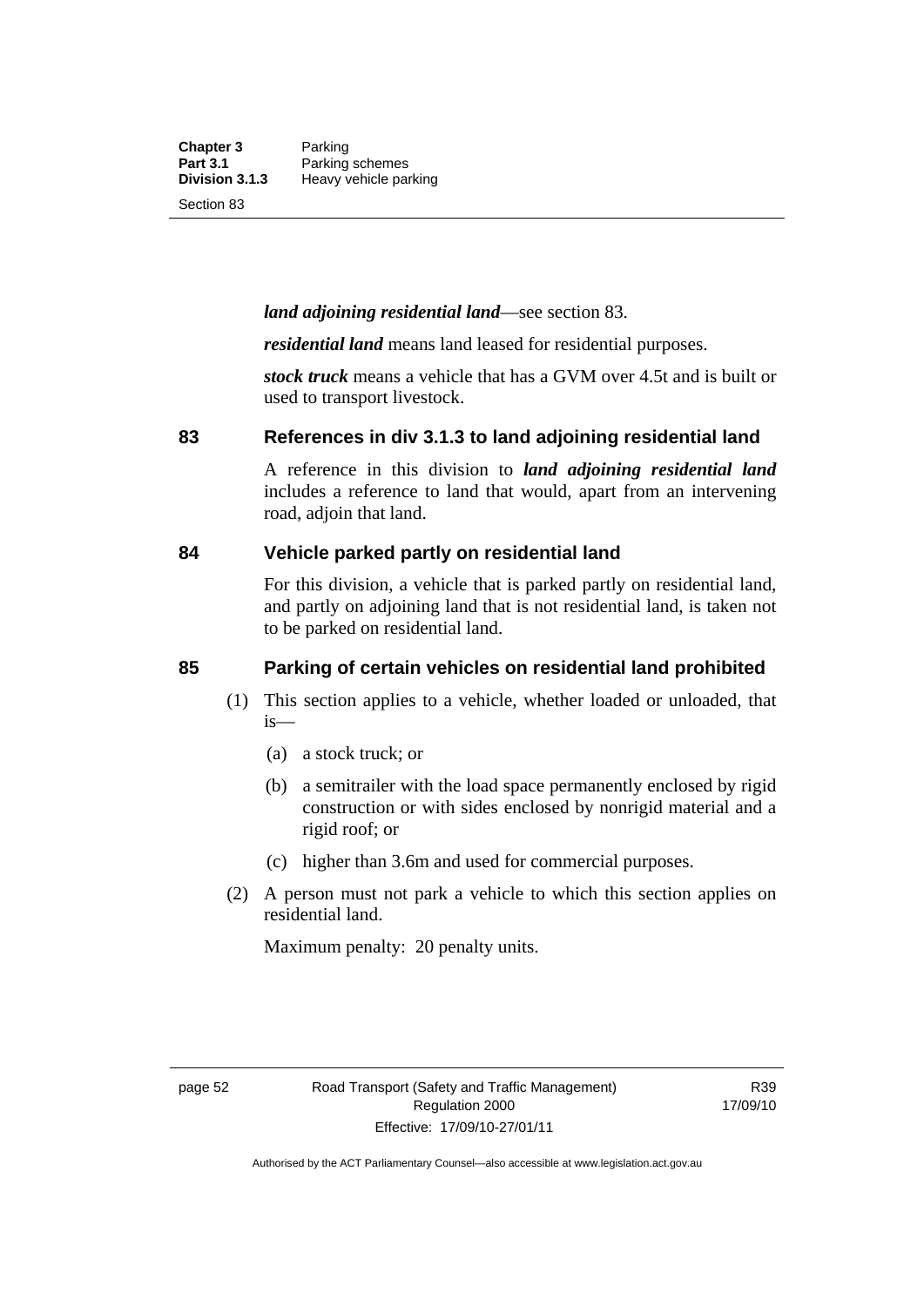***land adjoining residential land***—see section 83.

***residential land*** means land leased for residential purposes.

***stock truck*** means a vehicle that has a GVM over 4.5t and is built or used to transport livestock.

## 83 References in div 3.1.3 to land adjoining residential land

A reference in this division to ***land adjoining residential land*** includes a reference to land that would, apart from an intervening road, adjoin that land.

## 84 Vehicle parked partly on residential land

For this division, a vehicle that is parked partly on residential land, and partly on adjoining land that is not residential land, is taken not to be parked on residential land.

## 85 Parking of certain vehicles on residential land prohibited

(1) This section applies to a vehicle, whether loaded or unloaded, that is—

(a) a stock truck; or

(b) a semitrailer with the load space permanently enclosed by rigid construction or with sides enclosed by nonrigid material and a rigid roof; or

(c) higher than 3.6m and used for commercial purposes.

(2) A person must not park a vehicle to which this section applies on residential land.

Maximum penalty: 20 penalty units.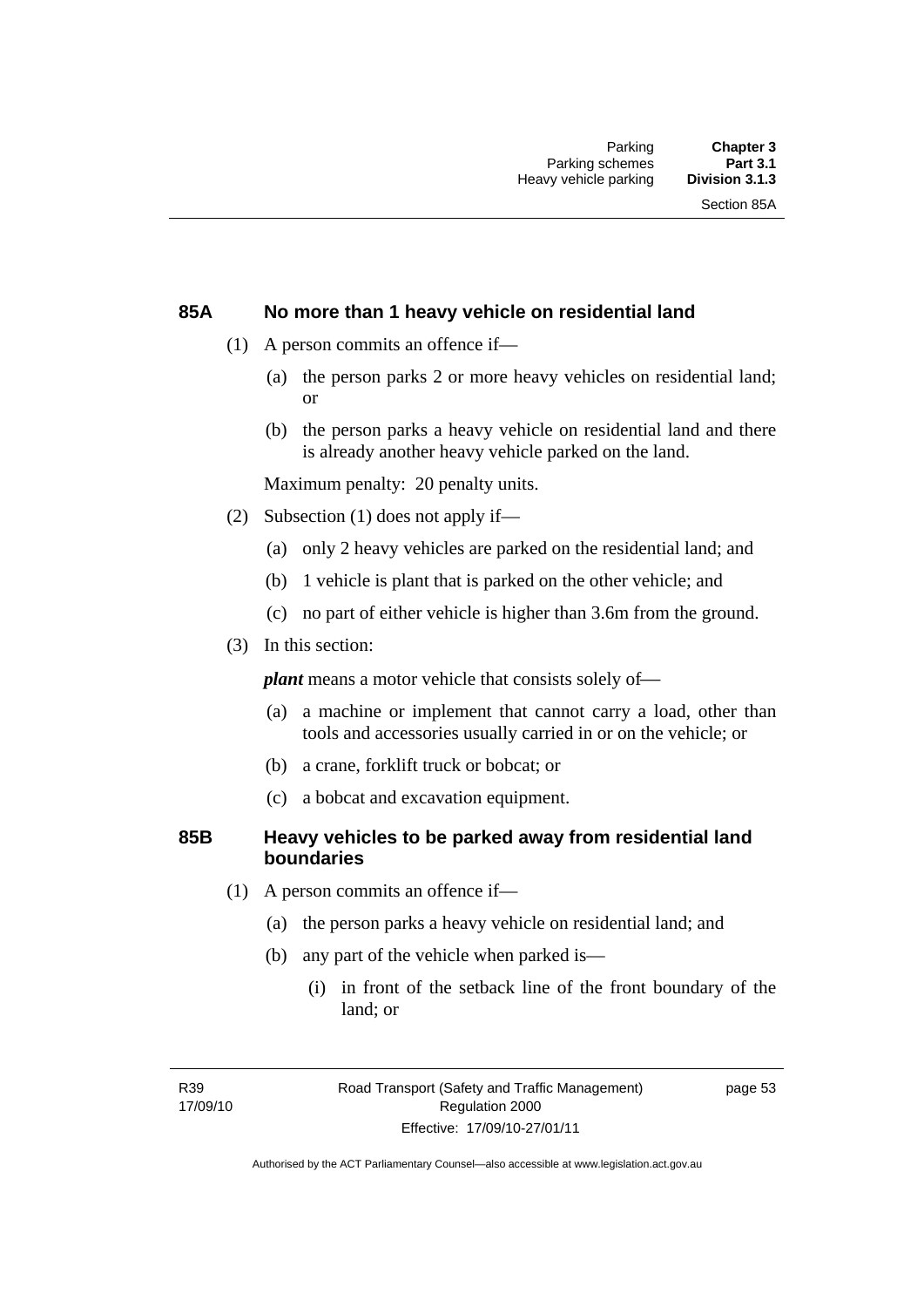## 85A No more than 1 heavy vehicle on residential land

(1) A person commits an offence if—

(a) the person parks 2 or more heavy vehicles on residential land; or

(b) the person parks a heavy vehicle on residential land and there is already another heavy vehicle parked on the land.

Maximum penalty: 20 penalty units.

(2) Subsection (1) does not apply if—

(a) only 2 heavy vehicles are parked on the residential land; and

(b) 1 vehicle is plant that is parked on the other vehicle; and

(c) no part of either vehicle is higher than 3.6m from the ground.

(3) In this section:

***plant*** means a motor vehicle that consists solely of—

(a) a machine or implement that cannot carry a load, other than tools and accessories usually carried in or on the vehicle; or

(b) a crane, forklift truck or bobcat; or

(c) a bobcat and excavation equipment.

## 85B Heavy vehicles to be parked away from residential land boundaries

(1) A person commits an offence if—

(a) the person parks a heavy vehicle on residential land; and

(b) any part of the vehicle when parked is—

(i) in front of the setback line of the front boundary of the land; or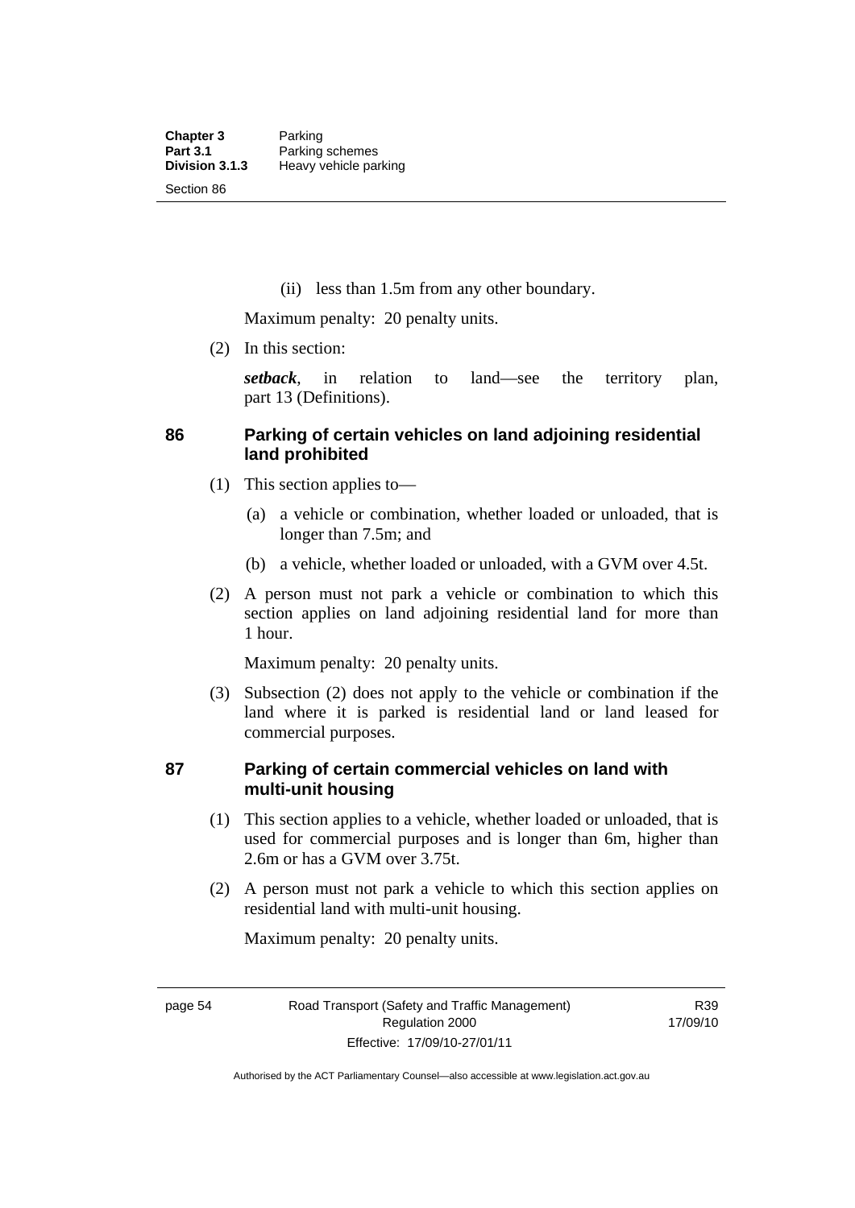(ii) less than 1.5m from any other boundary.

Maximum penalty: 20 penalty units.

(2) In this section:

***setback***, in relation to land—see the territory plan, part 13 (Definitions).

## 86 Parking of certain vehicles on land adjoining residential land prohibited

(1) This section applies to—

(a) a vehicle or combination, whether loaded or unloaded, that is longer than 7.5m; and

(b) a vehicle, whether loaded or unloaded, with a GVM over 4.5t.

(2) A person must not park a vehicle or combination to which this section applies on land adjoining residential land for more than 1 hour.

Maximum penalty: 20 penalty units.

(3) Subsection (2) does not apply to the vehicle or combination if the land where it is parked is residential land or land leased for commercial purposes.

## 87 Parking of certain commercial vehicles on land with multi-unit housing

(1) This section applies to a vehicle, whether loaded or unloaded, that is used for commercial purposes and is longer than 6m, higher than 2.6m or has a GVM over 3.75t.

(2) A person must not park a vehicle to which this section applies on residential land with multi-unit housing.

Maximum penalty: 20 penalty units.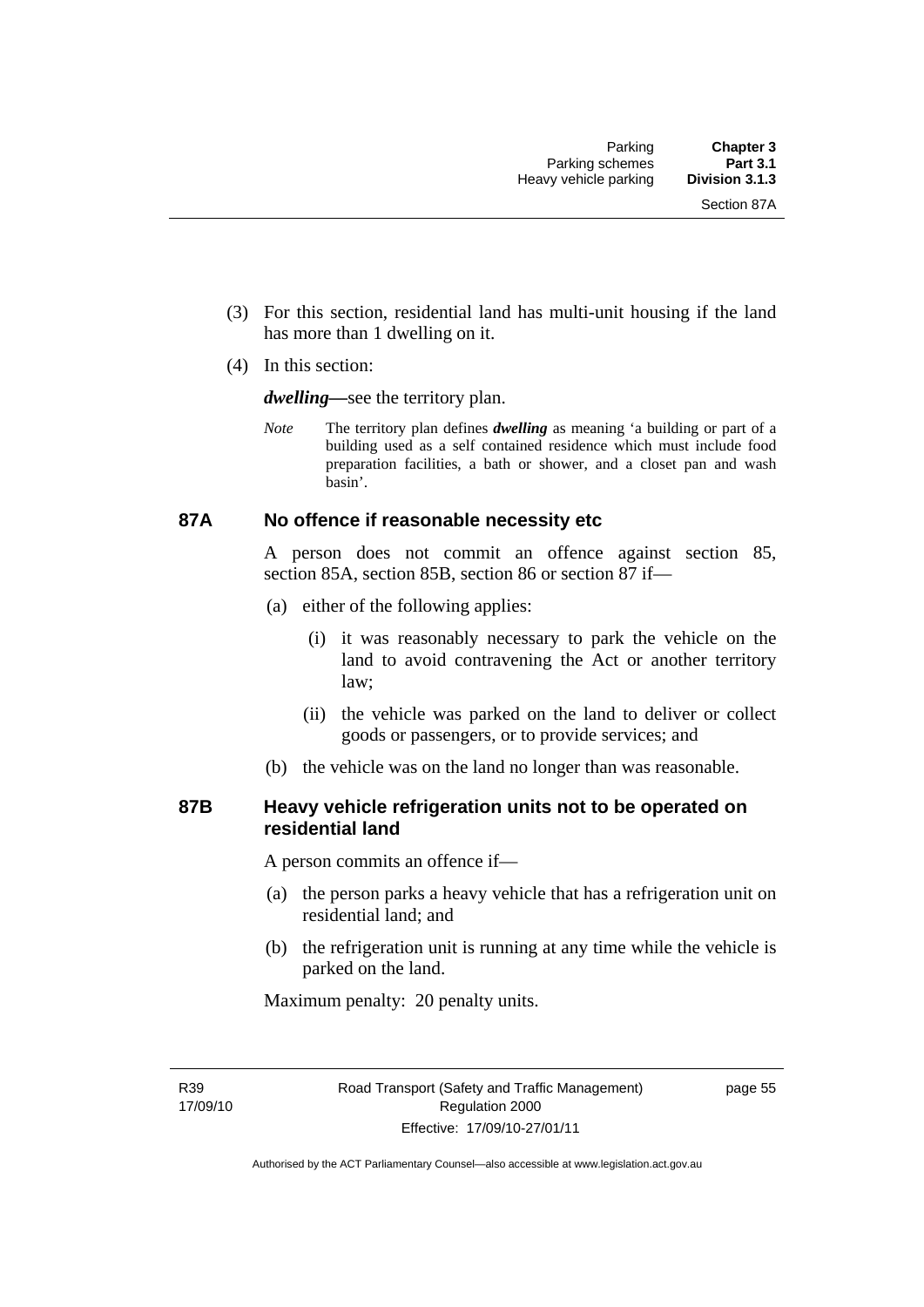(3) For this section, residential land has multi-unit housing if the land has more than 1 dwelling on it.

(4) In this section:

***dwelling*—**see the territory plan.

*Note* The territory plan defines ***dwelling*** as meaning 'a building or part of a building used as a self contained residence which must include food preparation facilities, a bath or shower, and a closet pan and wash basin'.

### 87A No offence if reasonable necessity etc

A person does not commit an offence against section 85, section 85A, section 85B, section 86 or section 87 if—

(a) either of the following applies:

(i) it was reasonably necessary to park the vehicle on the land to avoid contravening the Act or another territory law;

(ii) the vehicle was parked on the land to deliver or collect goods or passengers, or to provide services; and

(b) the vehicle was on the land no longer than was reasonable.

### 87B Heavy vehicle refrigeration units not to be operated on residential land

A person commits an offence if—

(a) the person parks a heavy vehicle that has a refrigeration unit on residential land; and

(b) the refrigeration unit is running at any time while the vehicle is parked on the land.

Maximum penalty: 20 penalty units.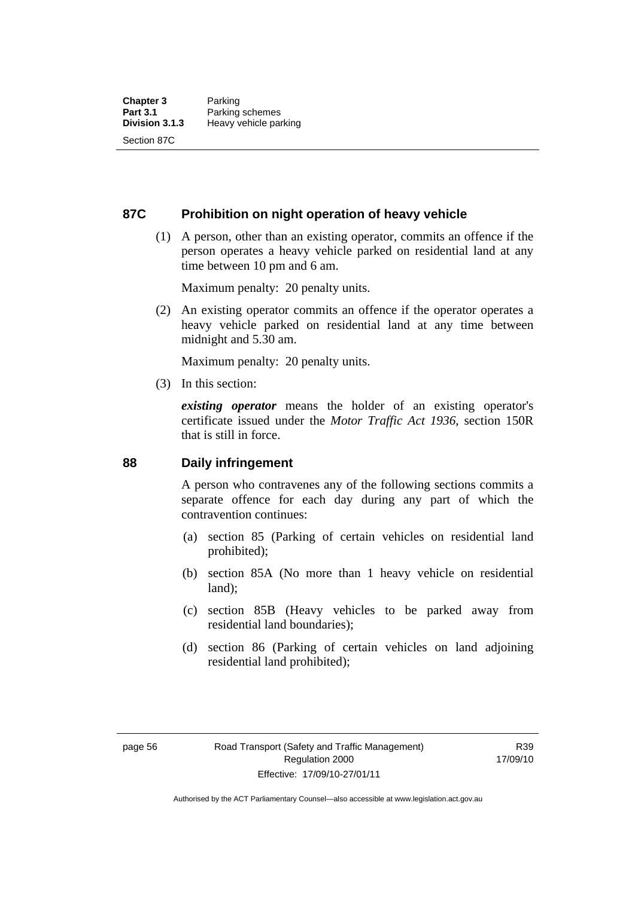## 87C Prohibition on night operation of heavy vehicle

(1) A person, other than an existing operator, commits an offence if the person operates a heavy vehicle parked on residential land at any time between 10 pm and 6 am.

Maximum penalty: 20 penalty units.

(2) An existing operator commits an offence if the operator operates a heavy vehicle parked on residential land at any time between midnight and 5.30 am.

Maximum penalty: 20 penalty units.

(3) In this section:

***existing operator*** means the holder of an existing operator's certificate issued under the *Motor Traffic Act 1936*, section 150R that is still in force.

## 88 Daily infringement

A person who contravenes any of the following sections commits a separate offence for each day during any part of which the contravention continues:

(a) section 85 (Parking of certain vehicles on residential land prohibited);

(b) section 85A (No more than 1 heavy vehicle on residential land);

(c) section 85B (Heavy vehicles to be parked away from residential land boundaries);

(d) section 86 (Parking of certain vehicles on land adjoining residential land prohibited);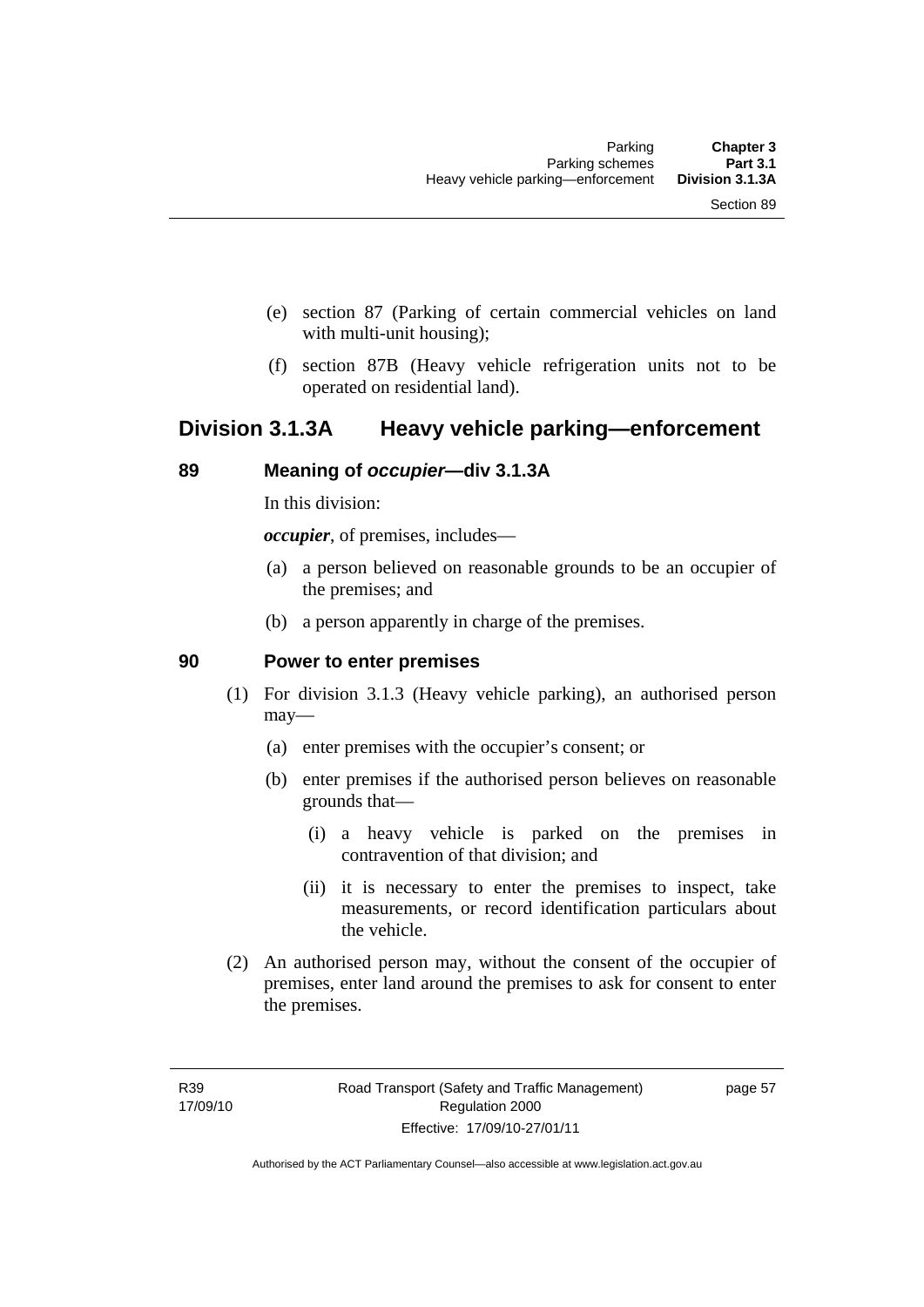(e) section 87 (Parking of certain commercial vehicles on land with multi-unit housing);

(f) section 87B (Heavy vehicle refrigeration units not to be operated on residential land).

## Division 3.1.3A Heavy vehicle parking—enforcement

### 89 Meaning of *occupier*—div 3.1.3A

In this division:

***occupier***, of premises, includes—

(a) a person believed on reasonable grounds to be an occupier of the premises; and

(b) a person apparently in charge of the premises.

### 90 Power to enter premises

(1) For division 3.1.3 (Heavy vehicle parking), an authorised person may—

(a) enter premises with the occupier's consent; or

(b) enter premises if the authorised person believes on reasonable grounds that—

(i) a heavy vehicle is parked on the premises in contravention of that division; and

(ii) it is necessary to enter the premises to inspect, take measurements, or record identification particulars about the vehicle.

(2) An authorised person may, without the consent of the occupier of premises, enter land around the premises to ask for consent to enter the premises.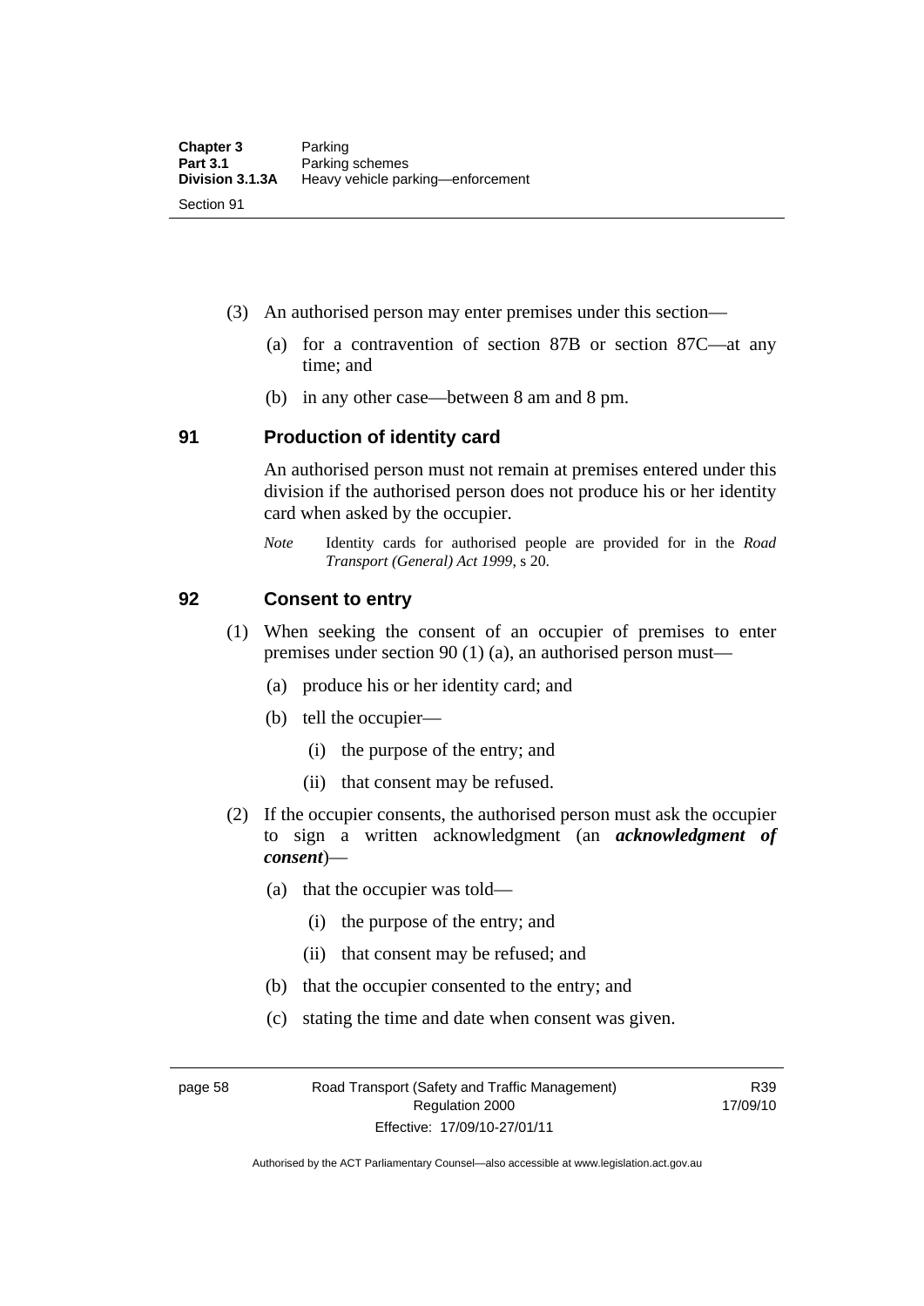(3) An authorised person may enter premises under this section—

(a) for a contravention of section 87B or section 87C—at any time; and

(b) in any other case—between 8 am and 8 pm.

## 91 Production of identity card

An authorised person must not remain at premises entered under this division if the authorised person does not produce his or her identity card when asked by the occupier.

*Note* Identity cards for authorised people are provided for in the *Road Transport (General) Act 1999*, s 20.

## 92 Consent to entry

(1) When seeking the consent of an occupier of premises to enter premises under section 90 (1) (a), an authorised person must—

(a) produce his or her identity card; and

(b) tell the occupier—

(i) the purpose of the entry; and

(ii) that consent may be refused.

(2) If the occupier consents, the authorised person must ask the occupier to sign a written acknowledgment (an ***acknowledgment of consent***)—

(a) that the occupier was told—

(i) the purpose of the entry; and

(ii) that consent may be refused; and

(b) that the occupier consented to the entry; and

(c) stating the time and date when consent was given.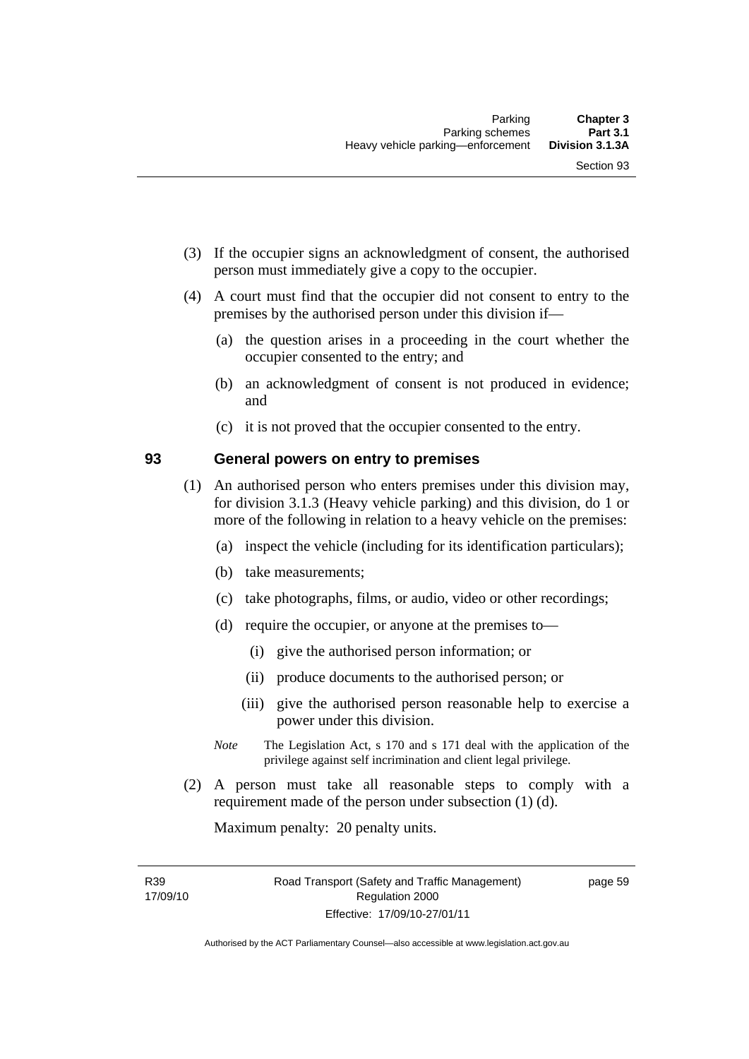(3) If the occupier signs an acknowledgment of consent, the authorised person must immediately give a copy to the occupier.

(4) A court must find that the occupier did not consent to entry to the premises by the authorised person under this division if—

(a) the question arises in a proceeding in the court whether the occupier consented to the entry; and

(b) an acknowledgment of consent is not produced in evidence; and

(c) it is not proved that the occupier consented to the entry.

## 93 General powers on entry to premises

(1) An authorised person who enters premises under this division may, for division 3.1.3 (Heavy vehicle parking) and this division, do 1 or more of the following in relation to a heavy vehicle on the premises:

(a) inspect the vehicle (including for its identification particulars);

(b) take measurements;

(c) take photographs, films, or audio, video or other recordings;

(d) require the occupier, or anyone at the premises to—

(i) give the authorised person information; or

(ii) produce documents to the authorised person; or

(iii) give the authorised person reasonable help to exercise a power under this division.

*Note* The Legislation Act, s 170 and s 171 deal with the application of the privilege against self incrimination and client legal privilege.

(2) A person must take all reasonable steps to comply with a requirement made of the person under subsection (1) (d).

Maximum penalty: 20 penalty units.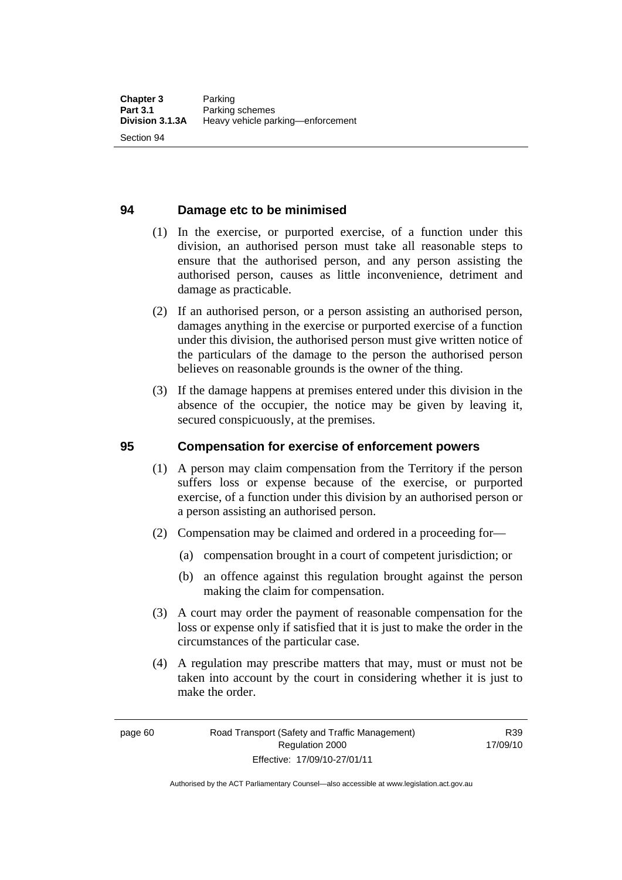## 94 Damage etc to be minimised

(1) In the exercise, or purported exercise, of a function under this division, an authorised person must take all reasonable steps to ensure that the authorised person, and any person assisting the authorised person, causes as little inconvenience, detriment and damage as practicable.

(2) If an authorised person, or a person assisting an authorised person, damages anything in the exercise or purported exercise of a function under this division, the authorised person must give written notice of the particulars of the damage to the person the authorised person believes on reasonable grounds is the owner of the thing.

(3) If the damage happens at premises entered under this division in the absence of the occupier, the notice may be given by leaving it, secured conspicuously, at the premises.

## 95 Compensation for exercise of enforcement powers

(1) A person may claim compensation from the Territory if the person suffers loss or expense because of the exercise, or purported exercise, of a function under this division by an authorised person or a person assisting an authorised person.

(2) Compensation may be claimed and ordered in a proceeding for—

(a) compensation brought in a court of competent jurisdiction; or

(b) an offence against this regulation brought against the person making the claim for compensation.

(3) A court may order the payment of reasonable compensation for the loss or expense only if satisfied that it is just to make the order in the circumstances of the particular case.

(4) A regulation may prescribe matters that may, must or must not be taken into account by the court in considering whether it is just to make the order.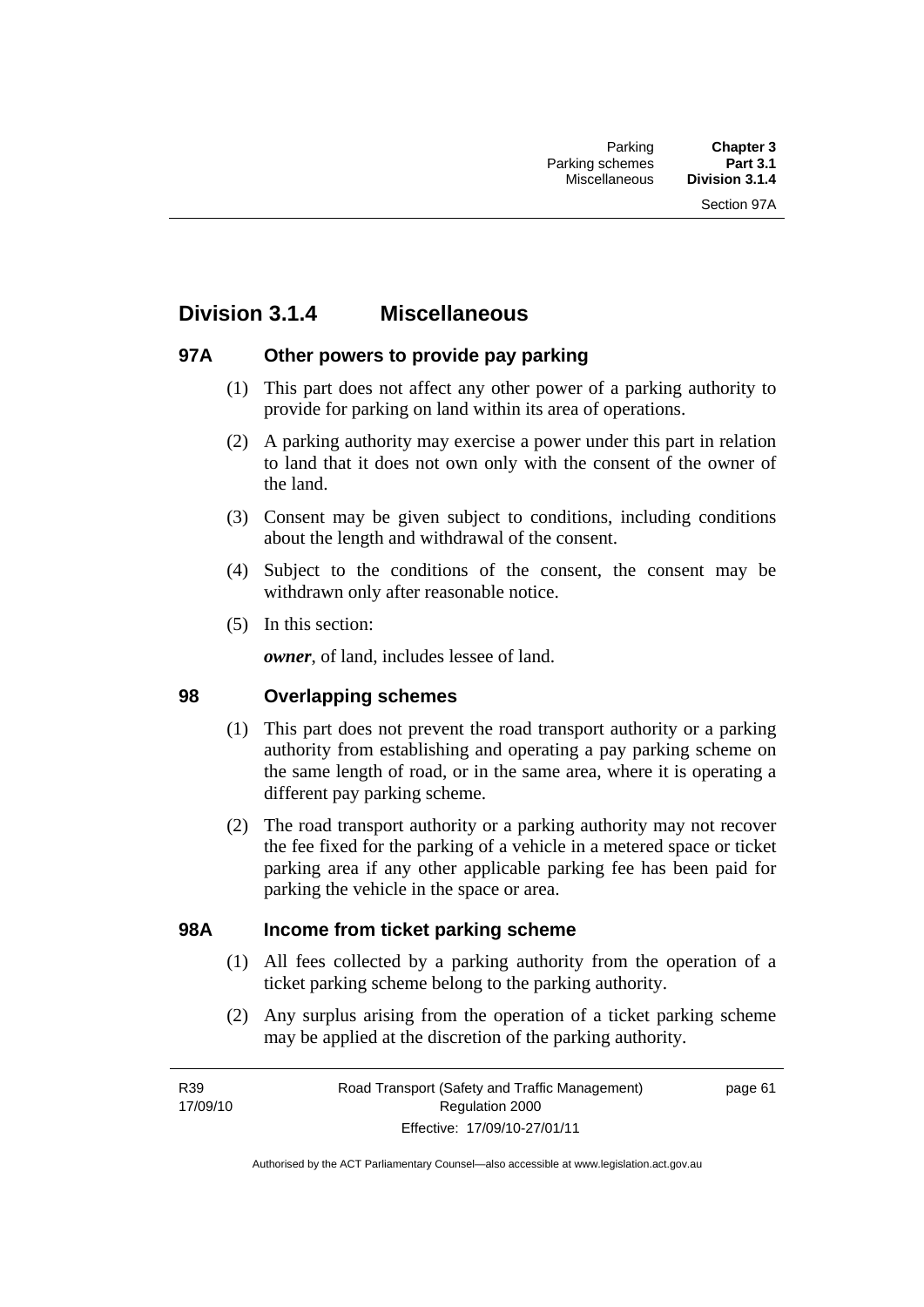## Division 3.1.4 Miscellaneous

### 97A Other powers to provide pay parking

(1) This part does not affect any other power of a parking authority to provide for parking on land within its area of operations.

(2) A parking authority may exercise a power under this part in relation to land that it does not own only with the consent of the owner of the land.

(3) Consent may be given subject to conditions, including conditions about the length and withdrawal of the consent.

(4) Subject to the conditions of the consent, the consent may be withdrawn only after reasonable notice.

(5) In this section:

***owner***, of land, includes lessee of land.

### 98 Overlapping schemes

(1) This part does not prevent the road transport authority or a parking authority from establishing and operating a pay parking scheme on the same length of road, or in the same area, where it is operating a different pay parking scheme.

(2) The road transport authority or a parking authority may not recover the fee fixed for the parking of a vehicle in a metered space or ticket parking area if any other applicable parking fee has been paid for parking the vehicle in the space or area.

### 98A Income from ticket parking scheme

(1) All fees collected by a parking authority from the operation of a ticket parking scheme belong to the parking authority.

(2) Any surplus arising from the operation of a ticket parking scheme may be applied at the discretion of the parking authority.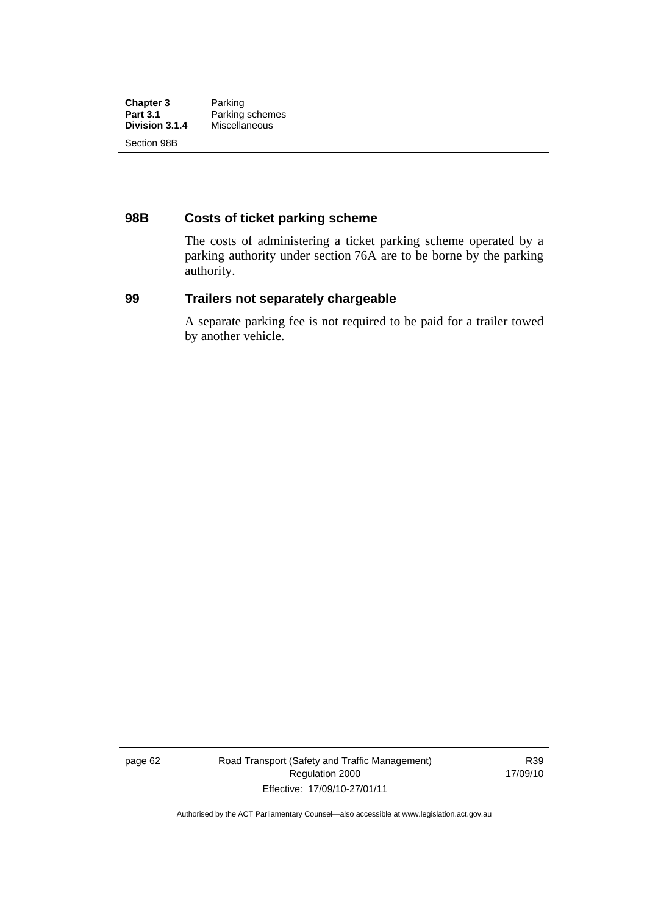### 98B Costs of ticket parking scheme

The costs of administering a ticket parking scheme operated by a parking authority under section 76A are to be borne by the parking authority.

### 99 Trailers not separately chargeable

A separate parking fee is not required to be paid for a trailer towed by another vehicle.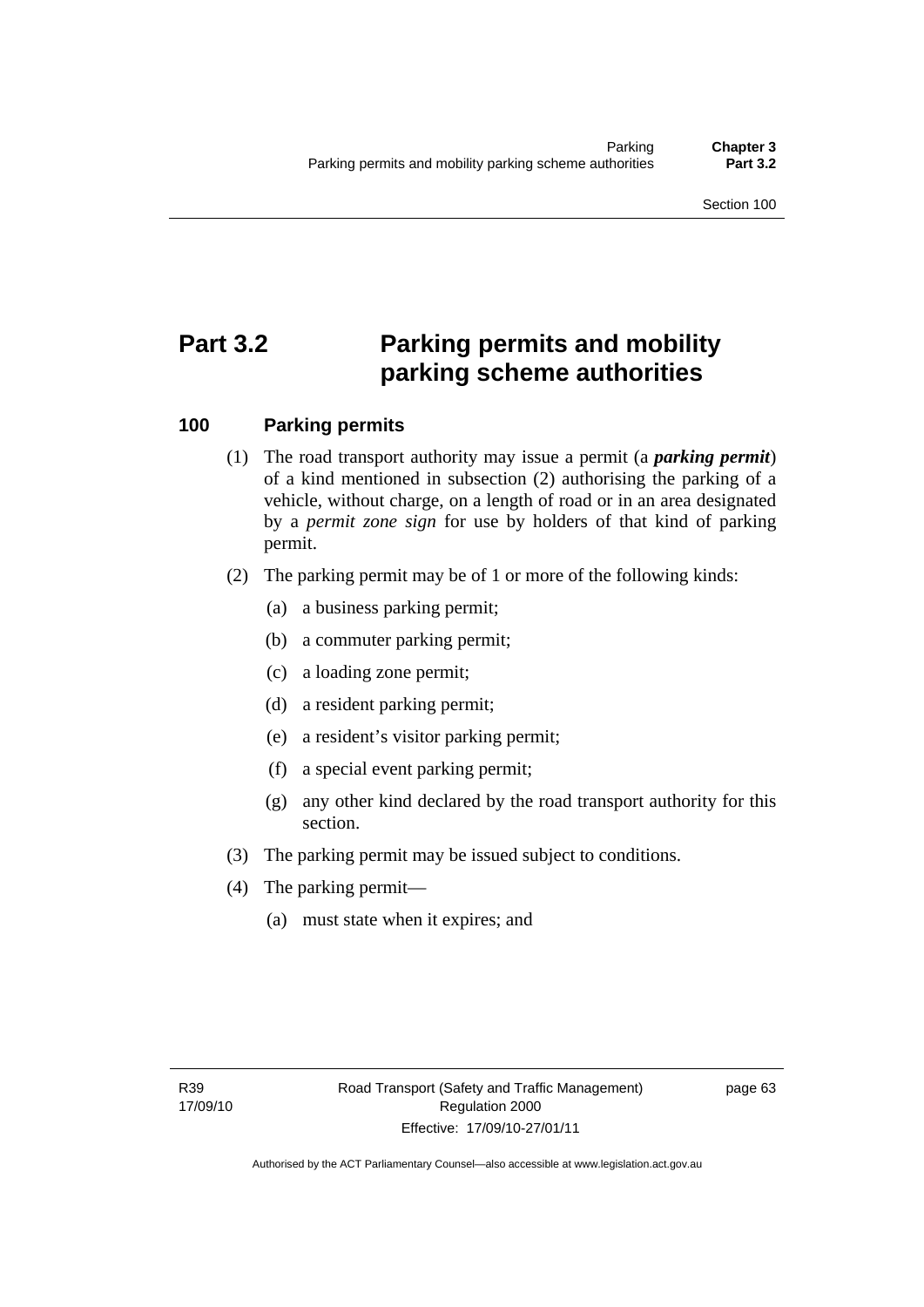# Part 3.2 Parking permits and mobility parking scheme authorities

## 100 Parking permits

(1) The road transport authority may issue a permit (a ***parking permit***) of a kind mentioned in subsection (2) authorising the parking of a vehicle, without charge, on a length of road or in an area designated by a *permit zone sign* for use by holders of that kind of parking permit.

(2) The parking permit may be of 1 or more of the following kinds:

- (a) a business parking permit;
- (b) a commuter parking permit;
- (c) a loading zone permit;
- (d) a resident parking permit;
- (e) a resident's visitor parking permit;
- (f) a special event parking permit;
- (g) any other kind declared by the road transport authority for this section.

(3) The parking permit may be issued subject to conditions.

(4) The parking permit—

- (a) must state when it expires; and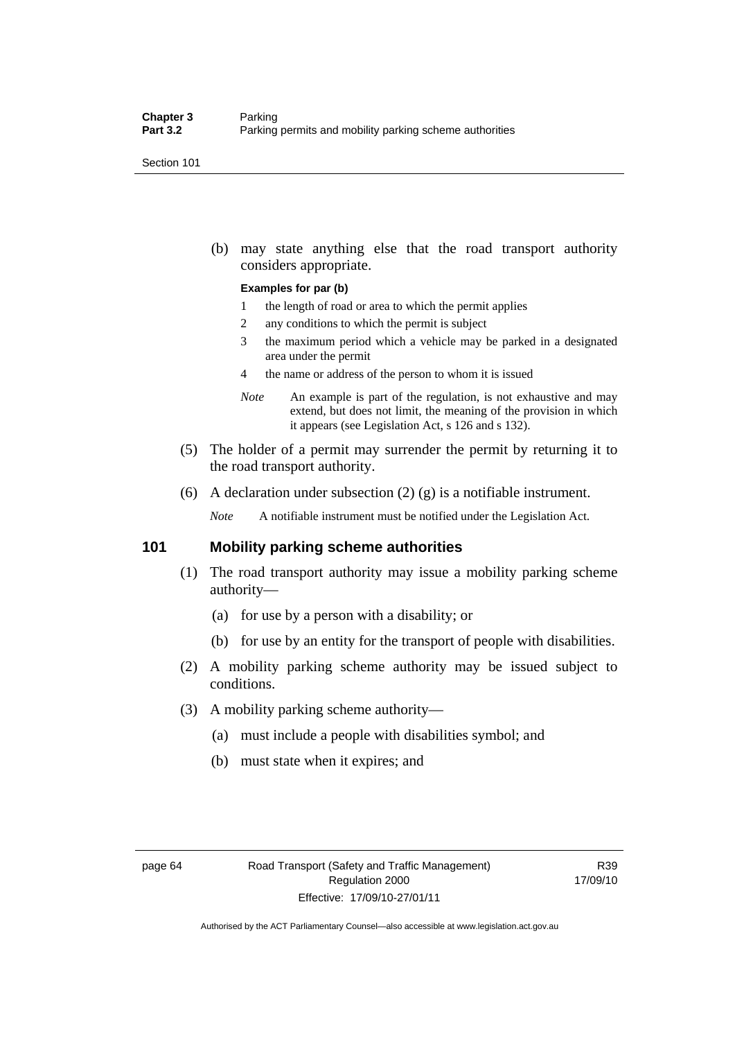(b) may state anything else that the road transport authority considers appropriate.

**Examples for par (b)**

1. the length of road or area to which the permit applies
2. any conditions to which the permit is subject
3. the maximum period which a vehicle may be parked in a designated area under the permit
4. the name or address of the person to whom it is issued

*Note* An example is part of the regulation, is not exhaustive and may extend, but does not limit, the meaning of the provision in which it appears (see Legislation Act, s 126 and s 132).

(5) The holder of a permit may surrender the permit by returning it to the road transport authority.

(6) A declaration under subsection (2) (g) is a notifiable instrument.

*Note* A notifiable instrument must be notified under the Legislation Act.

## 101 Mobility parking scheme authorities

(1) The road transport authority may issue a mobility parking scheme authority—

(a) for use by a person with a disability; or

(b) for use by an entity for the transport of people with disabilities.

(2) A mobility parking scheme authority may be issued subject to conditions.

(3) A mobility parking scheme authority—

(a) must include a people with disabilities symbol; and

(b) must state when it expires; and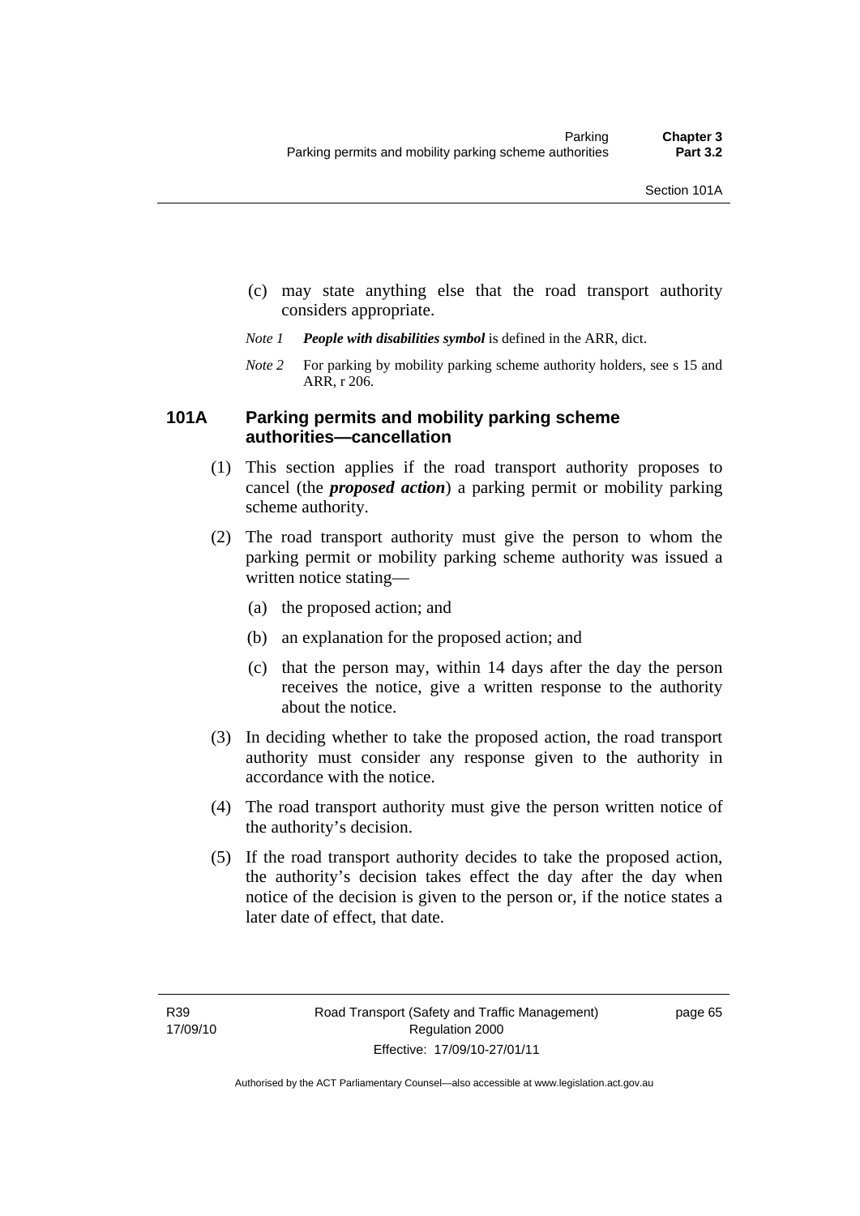(c) may state anything else that the road transport authority considers appropriate.

*Note 1* ***People with disabilities symbol*** is defined in the ARR, dict.

*Note 2* For parking by mobility parking scheme authority holders, see s 15 and ARR, r 206.

### 101A Parking permits and mobility parking scheme authorities—cancellation

(1) This section applies if the road transport authority proposes to cancel (the ***proposed action***) a parking permit or mobility parking scheme authority.

(2) The road transport authority must give the person to whom the parking permit or mobility parking scheme authority was issued a written notice stating—

(a) the proposed action; and

(b) an explanation for the proposed action; and

(c) that the person may, within 14 days after the day the person receives the notice, give a written response to the authority about the notice.

(3) In deciding whether to take the proposed action, the road transport authority must consider any response given to the authority in accordance with the notice.

(4) The road transport authority must give the person written notice of the authority's decision.

(5) If the road transport authority decides to take the proposed action, the authority's decision takes effect the day after the day when notice of the decision is given to the person or, if the notice states a later date of effect, that date.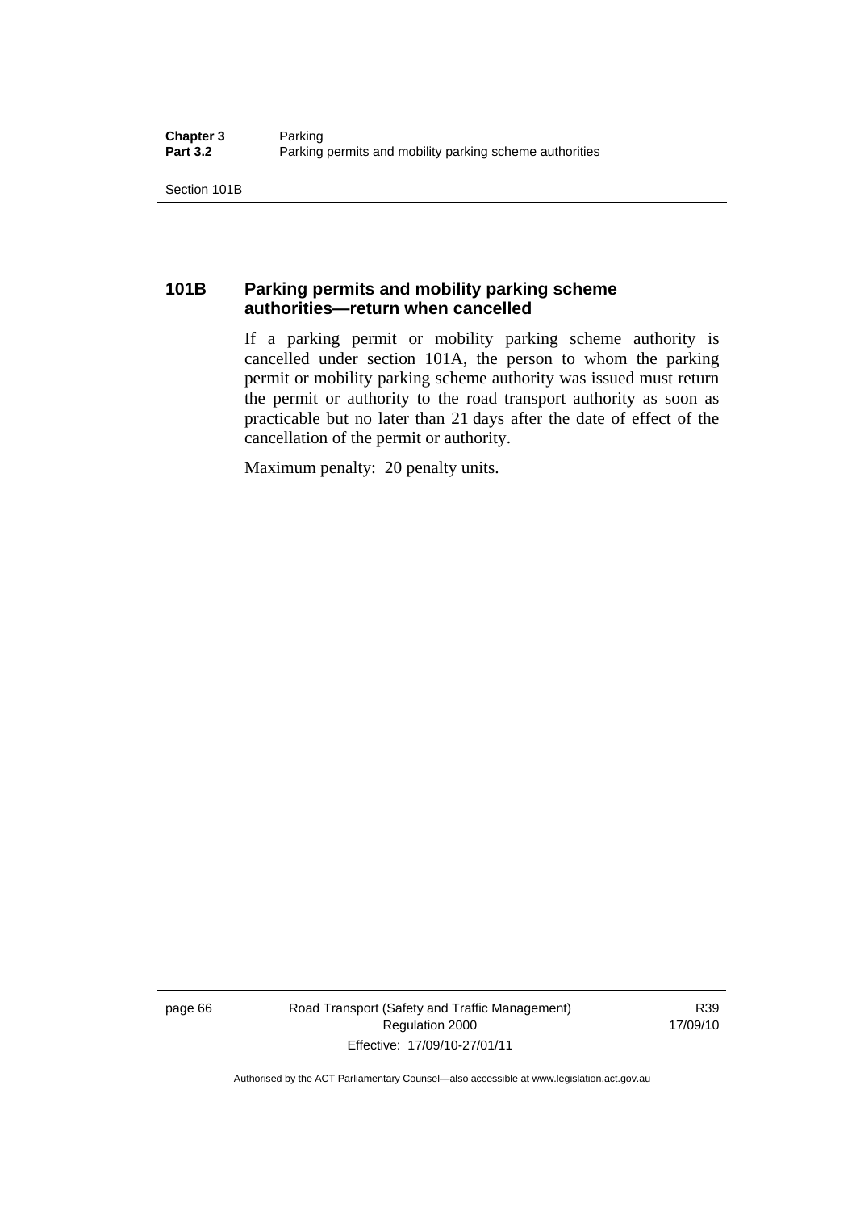### 101B Parking permits and mobility parking scheme authorities—return when cancelled

If a parking permit or mobility parking scheme authority is cancelled under section 101A, the person to whom the parking permit or mobility parking scheme authority was issued must return the permit or authority to the road transport authority as soon as practicable but no later than 21 days after the date of effect of the cancellation of the permit or authority.

Maximum penalty: 20 penalty units.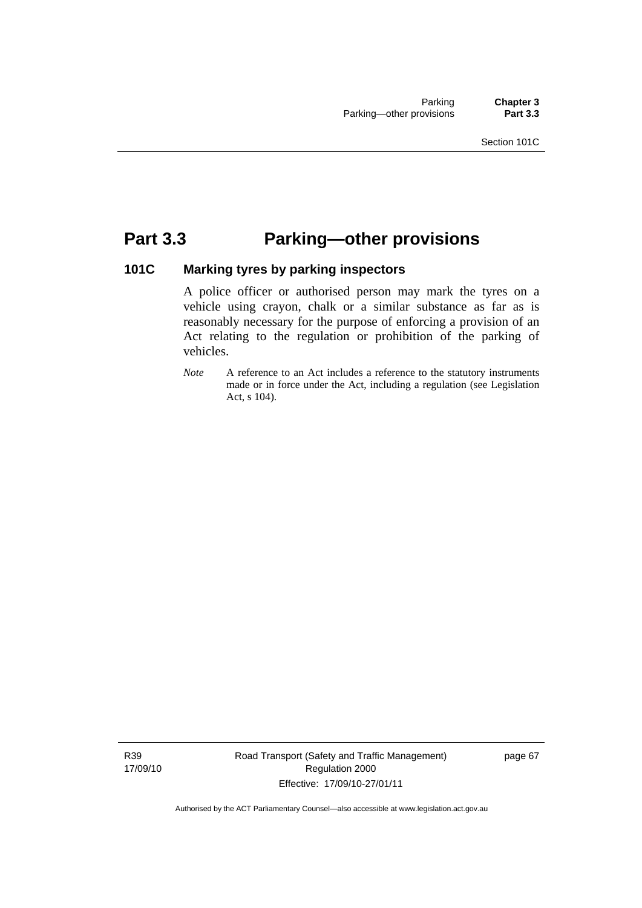# Part 3.3 Parking—other provisions

## 101C Marking tyres by parking inspectors

A police officer or authorised person may mark the tyres on a vehicle using crayon, chalk or a similar substance as far as is reasonably necessary for the purpose of enforcing a provision of an Act relating to the regulation or prohibition of the parking of vehicles.

*Note* A reference to an Act includes a reference to the statutory instruments made or in force under the Act, including a regulation (see Legislation Act, s 104).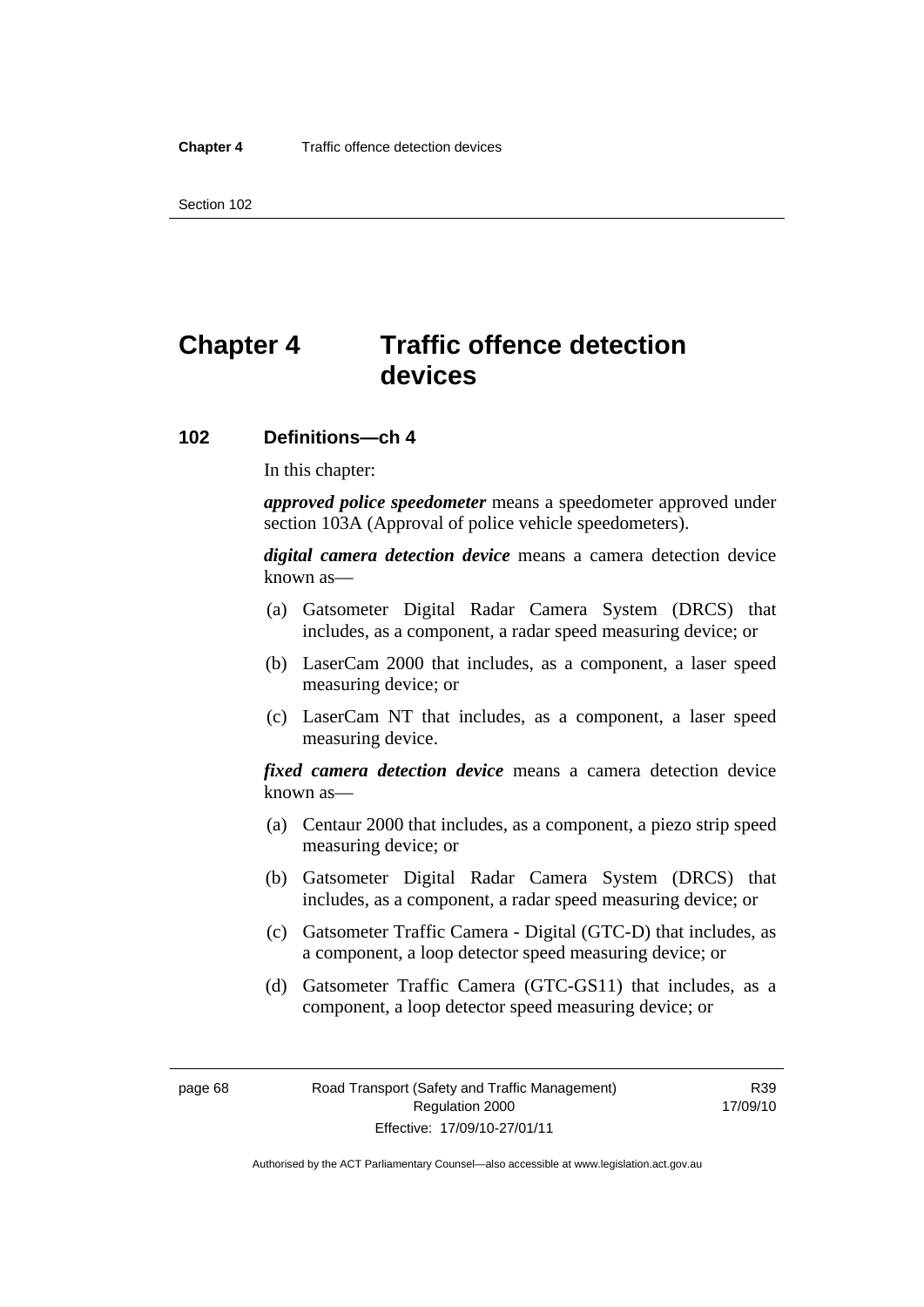# Chapter 4 Traffic offence detection devices

## 102 Definitions—ch 4

In this chapter:

***approved police speedometer*** means a speedometer approved under section 103A (Approval of police vehicle speedometers).

***digital camera detection device*** means a camera detection device known as—

(a) Gatsometer Digital Radar Camera System (DRCS) that includes, as a component, a radar speed measuring device; or

(b) LaserCam 2000 that includes, as a component, a laser speed measuring device; or

(c) LaserCam NT that includes, as a component, a laser speed measuring device.

***fixed camera detection device*** means a camera detection device known as—

(a) Centaur 2000 that includes, as a component, a piezo strip speed measuring device; or

(b) Gatsometer Digital Radar Camera System (DRCS) that includes, as a component, a radar speed measuring device; or

(c) Gatsometer Traffic Camera - Digital (GTC-D) that includes, as a component, a loop detector speed measuring device; or

(d) Gatsometer Traffic Camera (GTC-GS11) that includes, as a component, a loop detector speed measuring device; or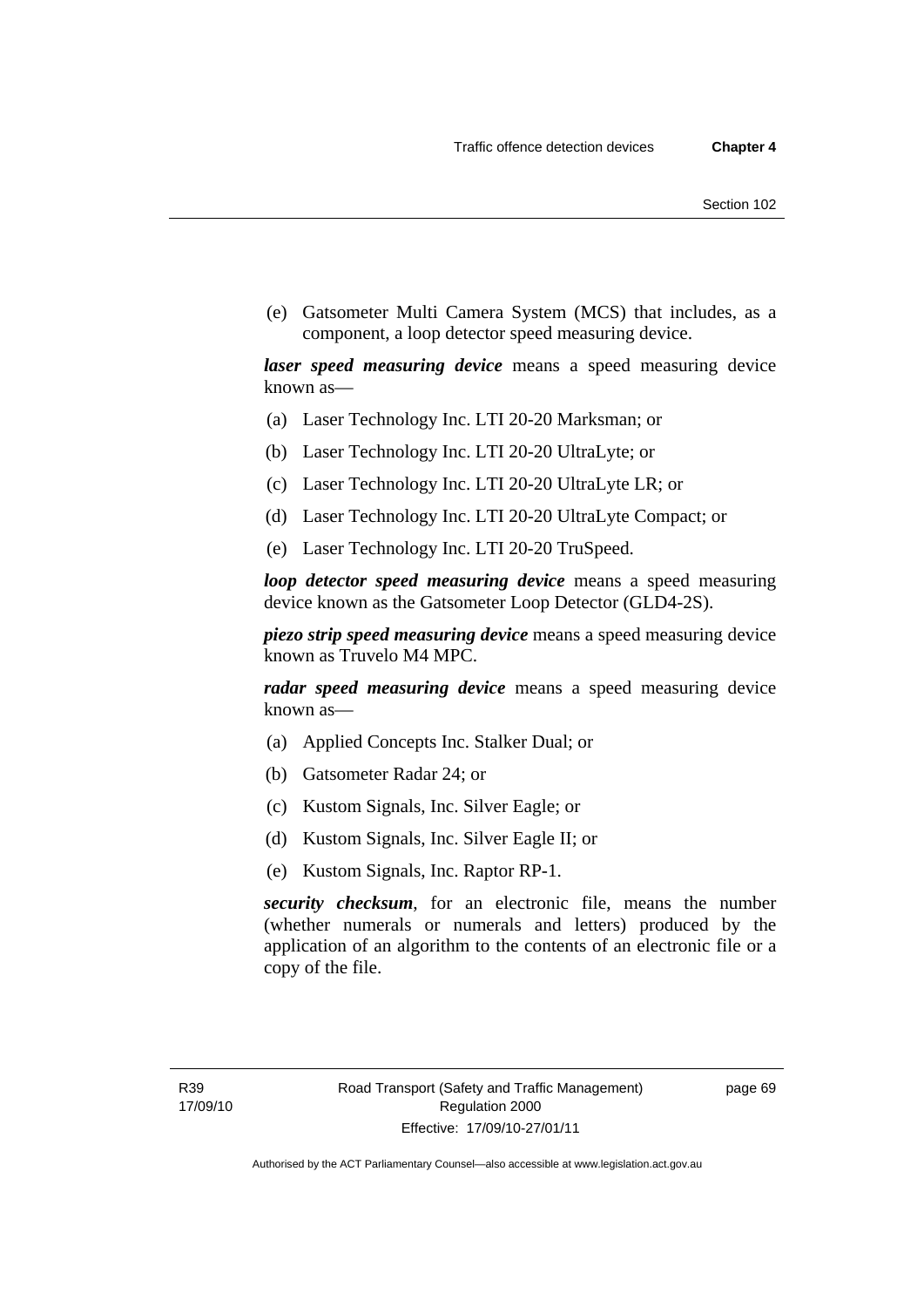(e) Gatsometer Multi Camera System (MCS) that includes, as a component, a loop detector speed measuring device.

***laser speed measuring device*** means a speed measuring device known as—

(a) Laser Technology Inc. LTI 20-20 Marksman; or

(b) Laser Technology Inc. LTI 20-20 UltraLyte; or

(c) Laser Technology Inc. LTI 20-20 UltraLyte LR; or

(d) Laser Technology Inc. LTI 20-20 UltraLyte Compact; or

(e) Laser Technology Inc. LTI 20-20 TruSpeed.

***loop detector speed measuring device*** means a speed measuring device known as the Gatsometer Loop Detector (GLD4-2S).

***piezo strip speed measuring device*** means a speed measuring device known as Truvelo M4 MPC.

***radar speed measuring device*** means a speed measuring device known as—

(a) Applied Concepts Inc. Stalker Dual; or

(b) Gatsometer Radar 24; or

(c) Kustom Signals, Inc. Silver Eagle; or

(d) Kustom Signals, Inc. Silver Eagle II; or

(e) Kustom Signals, Inc. Raptor RP-1.

***security checksum***, for an electronic file, means the number (whether numerals or numerals and letters) produced by the application of an algorithm to the contents of an electronic file or a copy of the file.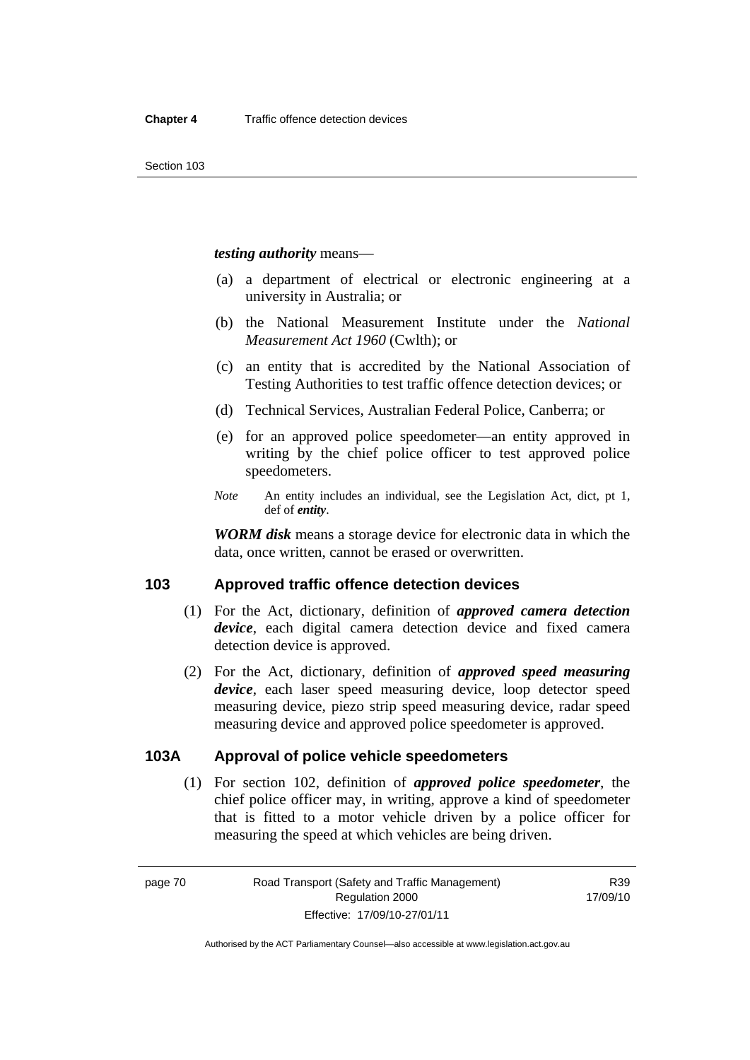***testing authority*** means—

(a) a department of electrical or electronic engineering at a university in Australia; or

(b) the National Measurement Institute under the *National Measurement Act 1960* (Cwlth); or

(c) an entity that is accredited by the National Association of Testing Authorities to test traffic offence detection devices; or

(d) Technical Services, Australian Federal Police, Canberra; or

(e) for an approved police speedometer—an entity approved in writing by the chief police officer to test approved police speedometers.

*Note* An entity includes an individual, see the Legislation Act, dict, pt 1, def of ***entity***.

***WORM disk*** means a storage device for electronic data in which the data, once written, cannot be erased or overwritten.

## 103 Approved traffic offence detection devices

(1) For the Act, dictionary, definition of ***approved camera detection device***, each digital camera detection device and fixed camera detection device is approved.

(2) For the Act, dictionary, definition of ***approved speed measuring device***, each laser speed measuring device, loop detector speed measuring device, piezo strip speed measuring device, radar speed measuring device and approved police speedometer is approved.

## 103A Approval of police vehicle speedometers

(1) For section 102, definition of ***approved police speedometer***, the chief police officer may, in writing, approve a kind of speedometer that is fitted to a motor vehicle driven by a police officer for measuring the speed at which vehicles are being driven.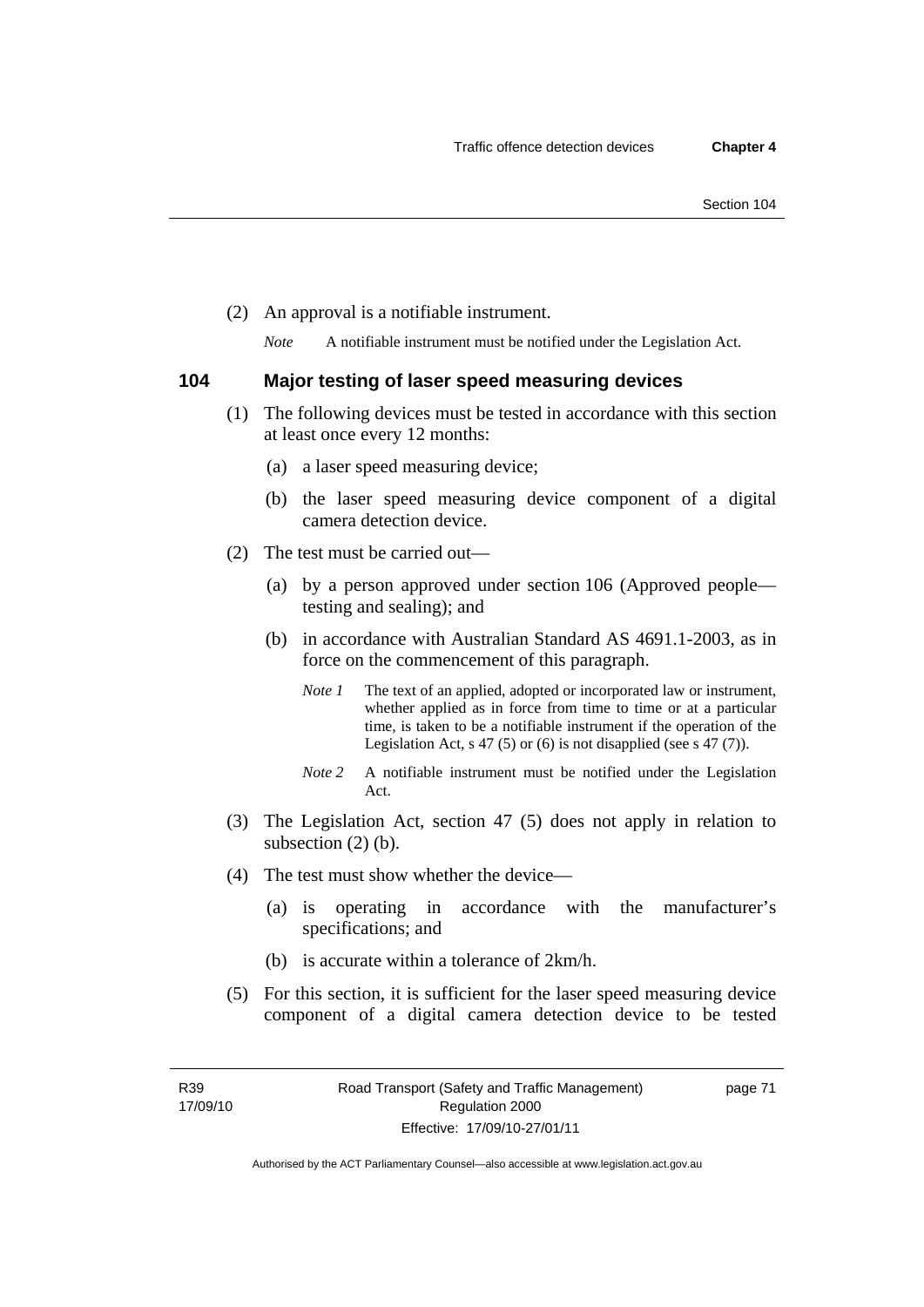(2) An approval is a notifiable instrument.

*Note* A notifiable instrument must be notified under the Legislation Act.

### 104 Major testing of laser speed measuring devices

(1) The following devices must be tested in accordance with this section at least once every 12 months:

(a) a laser speed measuring device;

(b) the laser speed measuring device component of a digital camera detection device.

(2) The test must be carried out—

(a) by a person approved under section 106 (Approved people—testing and sealing); and

(b) in accordance with Australian Standard AS 4691.1-2003, as in force on the commencement of this paragraph.

*Note 1* The text of an applied, adopted or incorporated law or instrument, whether applied as in force from time to time or at a particular time, is taken to be a notifiable instrument if the operation of the Legislation Act, s 47 (5) or (6) is not disapplied (see s 47 (7)).

*Note 2* A notifiable instrument must be notified under the Legislation Act.

(3) The Legislation Act, section 47 (5) does not apply in relation to subsection (2) (b).

(4) The test must show whether the device—

(a) is operating in accordance with the manufacturer's specifications; and

(b) is accurate within a tolerance of 2km/h.

(5) For this section, it is sufficient for the laser speed measuring device component of a digital camera detection device to be tested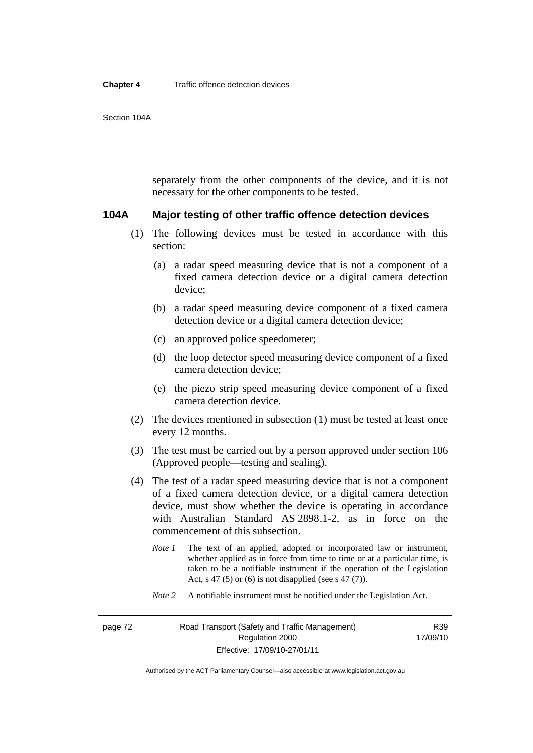separately from the other components of the device, and it is not necessary for the other components to be tested.

### 104A Major testing of other traffic offence detection devices

(1) The following devices must be tested in accordance with this section:

(a) a radar speed measuring device that is not a component of a fixed camera detection device or a digital camera detection device;

(b) a radar speed measuring device component of a fixed camera detection device or a digital camera detection device;

(c) an approved police speedometer;

(d) the loop detector speed measuring device component of a fixed camera detection device;

(e) the piezo strip speed measuring device component of a fixed camera detection device.

(2) The devices mentioned in subsection (1) must be tested at least once every 12 months.

(3) The test must be carried out by a person approved under section 106 (Approved people—testing and sealing).

(4) The test of a radar speed measuring device that is not a component of a fixed camera detection device, or a digital camera detection device, must show whether the device is operating in accordance with Australian Standard AS 2898.1-2, as in force on the commencement of this subsection.

*Note 1* The text of an applied, adopted or incorporated law or instrument, whether applied as in force from time to time or at a particular time, is taken to be a notifiable instrument if the operation of the Legislation Act, s 47 (5) or (6) is not disapplied (see s 47 (7)).

*Note 2* A notifiable instrument must be notified under the Legislation Act.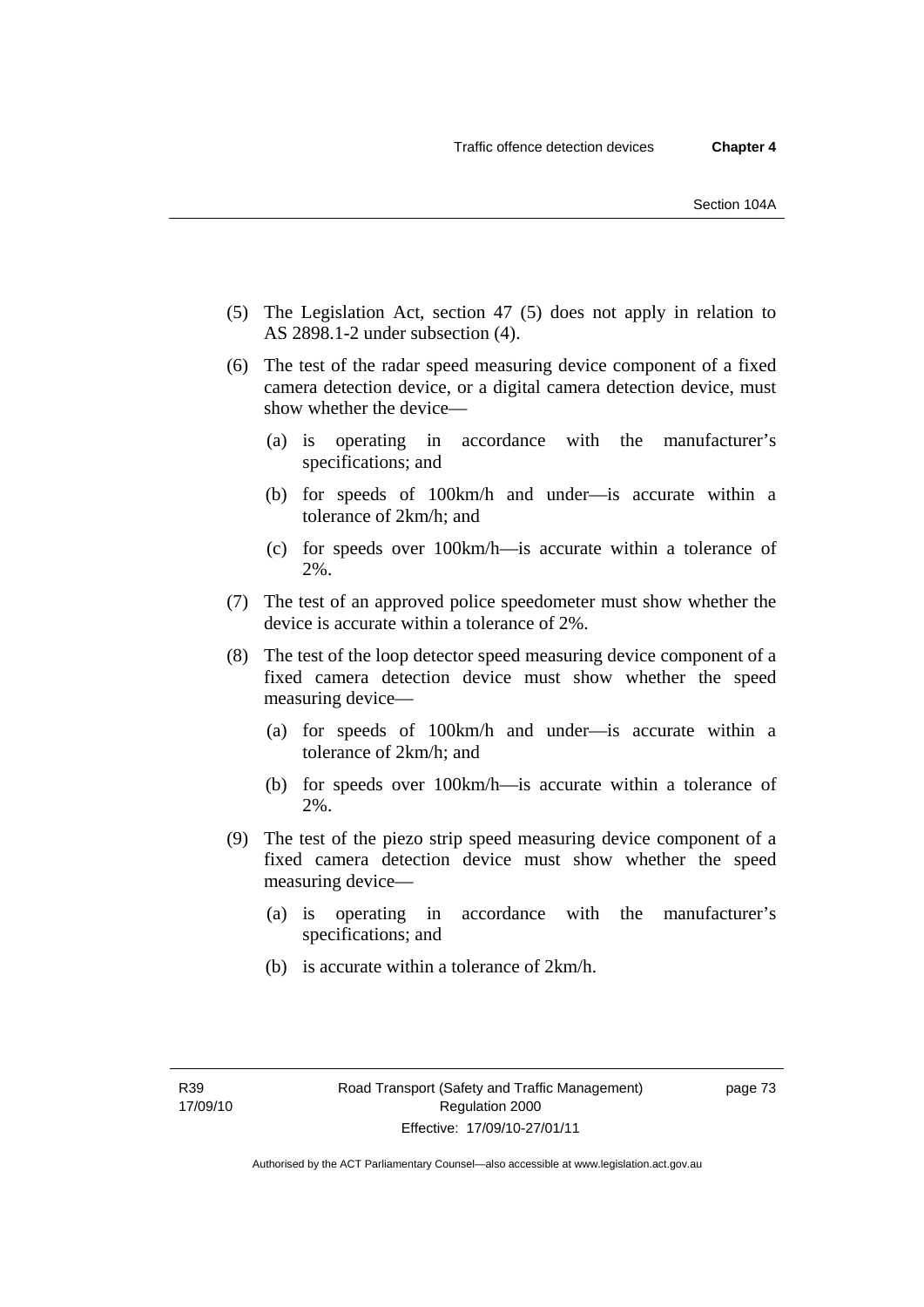(5) The Legislation Act, section 47 (5) does not apply in relation to AS 2898.1-2 under subsection (4).

(6) The test of the radar speed measuring device component of a fixed camera detection device, or a digital camera detection device, must show whether the device—

  (a) is operating in accordance with the manufacturer's specifications; and

  (b) for speeds of 100km/h and under—is accurate within a tolerance of 2km/h; and

  (c) for speeds over 100km/h—is accurate within a tolerance of 2%.

(7) The test of an approved police speedometer must show whether the device is accurate within a tolerance of 2%.

(8) The test of the loop detector speed measuring device component of a fixed camera detection device must show whether the speed measuring device—

  (a) for speeds of 100km/h and under—is accurate within a tolerance of 2km/h; and

  (b) for speeds over 100km/h—is accurate within a tolerance of 2%.

(9) The test of the piezo strip speed measuring device component of a fixed camera detection device must show whether the speed measuring device—

  (a) is operating in accordance with the manufacturer's specifications; and

  (b) is accurate within a tolerance of 2km/h.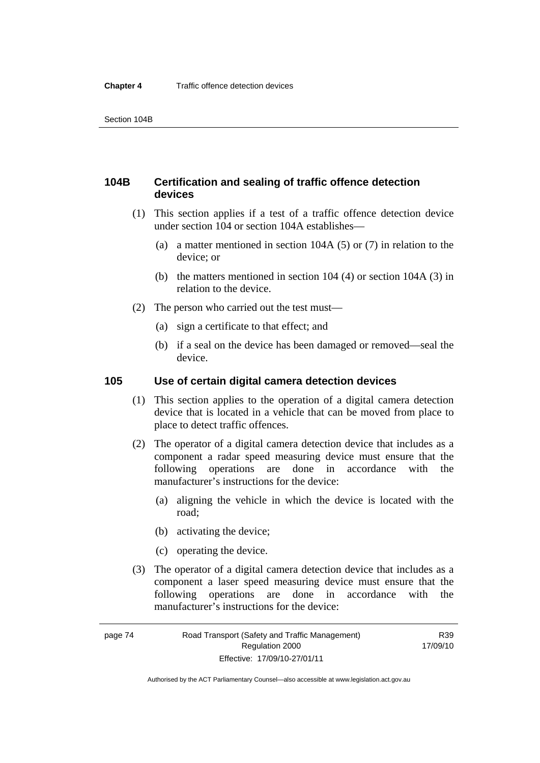### 104B Certification and sealing of traffic offence detection devices

(1) This section applies if a test of a traffic offence detection device under section 104 or section 104A establishes—

(a) a matter mentioned in section 104A (5) or (7) in relation to the device; or

(b) the matters mentioned in section 104 (4) or section 104A (3) in relation to the device.

(2) The person who carried out the test must—

(a) sign a certificate to that effect; and

(b) if a seal on the device has been damaged or removed—seal the device.

### 105 Use of certain digital camera detection devices

(1) This section applies to the operation of a digital camera detection device that is located in a vehicle that can be moved from place to place to detect traffic offences.

(2) The operator of a digital camera detection device that includes as a component a radar speed measuring device must ensure that the following operations are done in accordance with the manufacturer's instructions for the device:

(a) aligning the vehicle in which the device is located with the road;

(b) activating the device;

(c) operating the device.

(3) The operator of a digital camera detection device that includes as a component a laser speed measuring device must ensure that the following operations are done in accordance with the manufacturer's instructions for the device: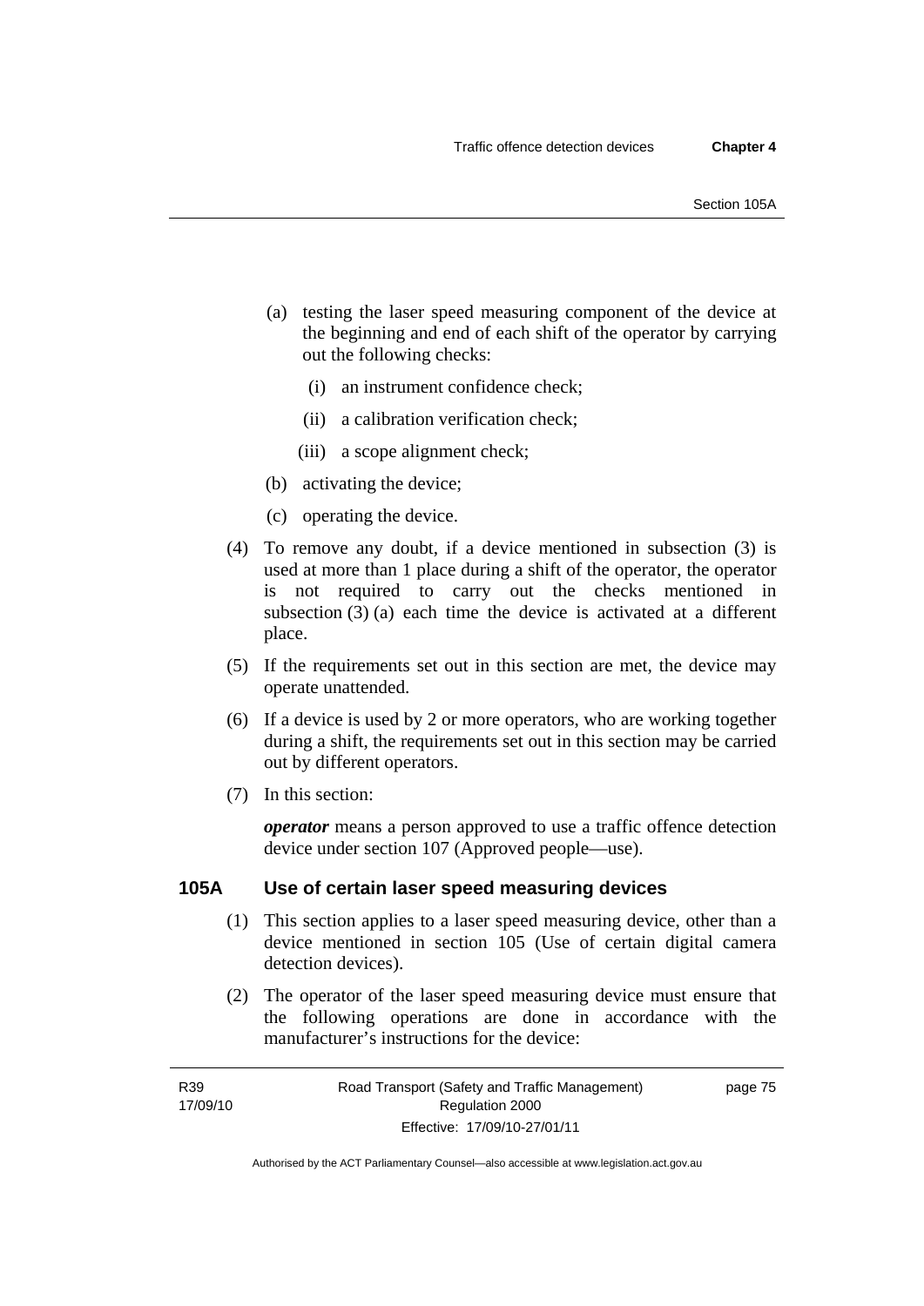(a) testing the laser speed measuring component of the device at the beginning and end of each shift of the operator by carrying out the following checks:

   (i) an instrument confidence check;

   (ii) a calibration verification check;

   (iii) a scope alignment check;

(b) activating the device;

(c) operating the device.

(4) To remove any doubt, if a device mentioned in subsection (3) is used at more than 1 place during a shift of the operator, the operator is not required to carry out the checks mentioned in subsection (3) (a) each time the device is activated at a different place.

(5) If the requirements set out in this section are met, the device may operate unattended.

(6) If a device is used by 2 or more operators, who are working together during a shift, the requirements set out in this section may be carried out by different operators.

(7) In this section:

***operator*** means a person approved to use a traffic offence detection device under section 107 (Approved people—use).

### 105A Use of certain laser speed measuring devices

(1) This section applies to a laser speed measuring device, other than a device mentioned in section 105 (Use of certain digital camera detection devices).

(2) The operator of the laser speed measuring device must ensure that the following operations are done in accordance with the manufacturer's instructions for the device: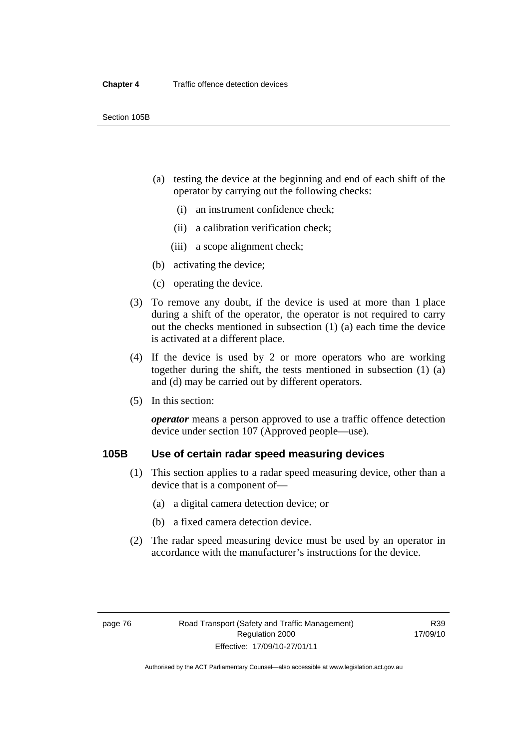(a) testing the device at the beginning and end of each shift of the operator by carrying out the following checks:

  (i) an instrument confidence check;

  (ii) a calibration verification check;

  (iii) a scope alignment check;

(b) activating the device;

(c) operating the device.

(3) To remove any doubt, if the device is used at more than 1 place during a shift of the operator, the operator is not required to carry out the checks mentioned in subsection (1) (a) each time the device is activated at a different place.

(4) If the device is used by 2 or more operators who are working together during the shift, the tests mentioned in subsection (1) (a) and (d) may be carried out by different operators.

(5) In this section:

***operator*** means a person approved to use a traffic offence detection device under section 107 (Approved people—use).

## 105B Use of certain radar speed measuring devices

(1) This section applies to a radar speed measuring device, other than a device that is a component of—

  (a) a digital camera detection device; or

  (b) a fixed camera detection device.

(2) The radar speed measuring device must be used by an operator in accordance with the manufacturer's instructions for the device.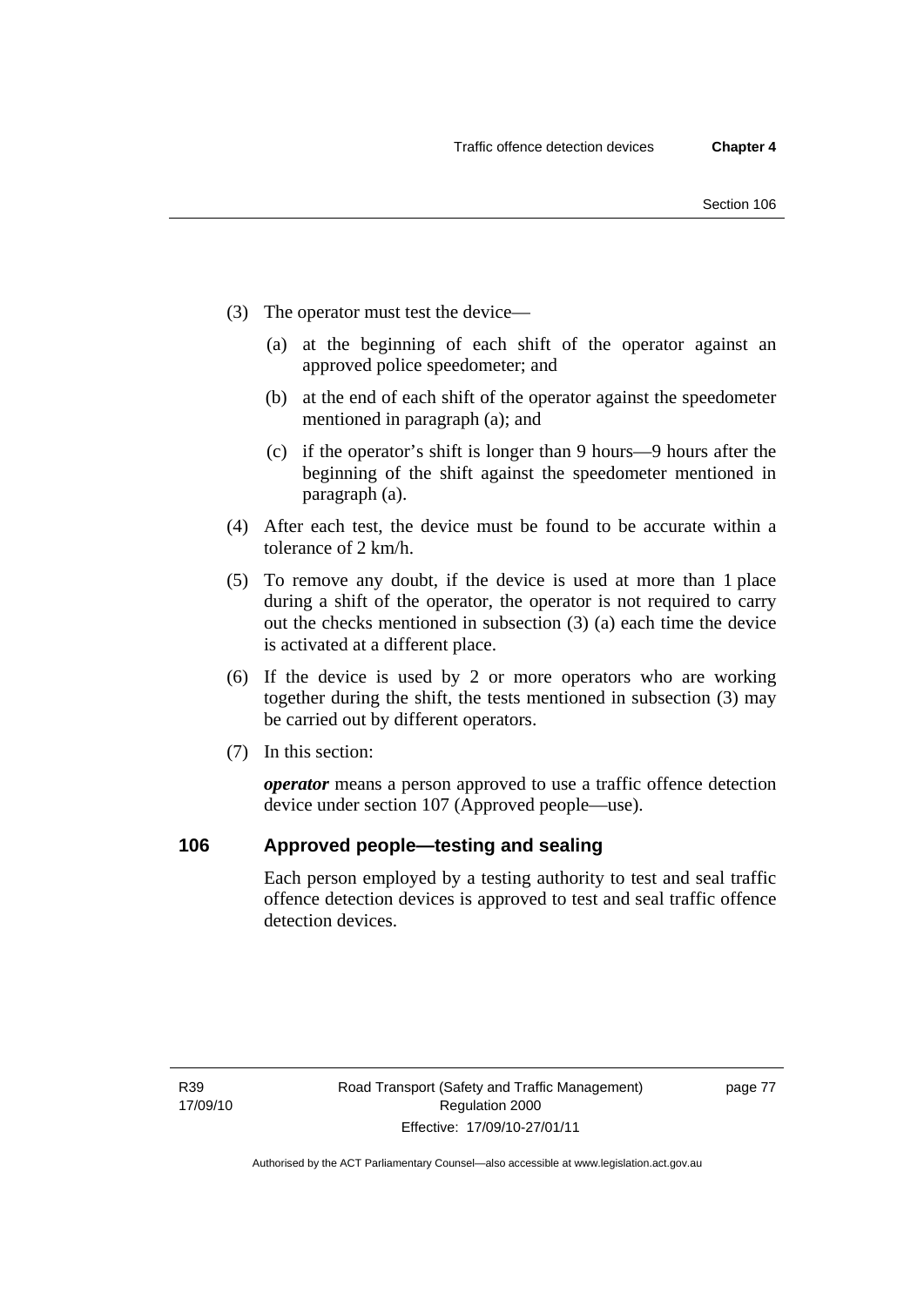(3) The operator must test the device—

(a) at the beginning of each shift of the operator against an approved police speedometer; and

(b) at the end of each shift of the operator against the speedometer mentioned in paragraph (a); and

(c) if the operator's shift is longer than 9 hours—9 hours after the beginning of the shift against the speedometer mentioned in paragraph (a).

(4) After each test, the device must be found to be accurate within a tolerance of 2 km/h.

(5) To remove any doubt, if the device is used at more than 1 place during a shift of the operator, the operator is not required to carry out the checks mentioned in subsection (3) (a) each time the device is activated at a different place.

(6) If the device is used by 2 or more operators who are working together during the shift, the tests mentioned in subsection (3) may be carried out by different operators.

(7) In this section:

***operator*** means a person approved to use a traffic offence detection device under section 107 (Approved people—use).

## 106 Approved people—testing and sealing

Each person employed by a testing authority to test and seal traffic offence detection devices is approved to test and seal traffic offence detection devices.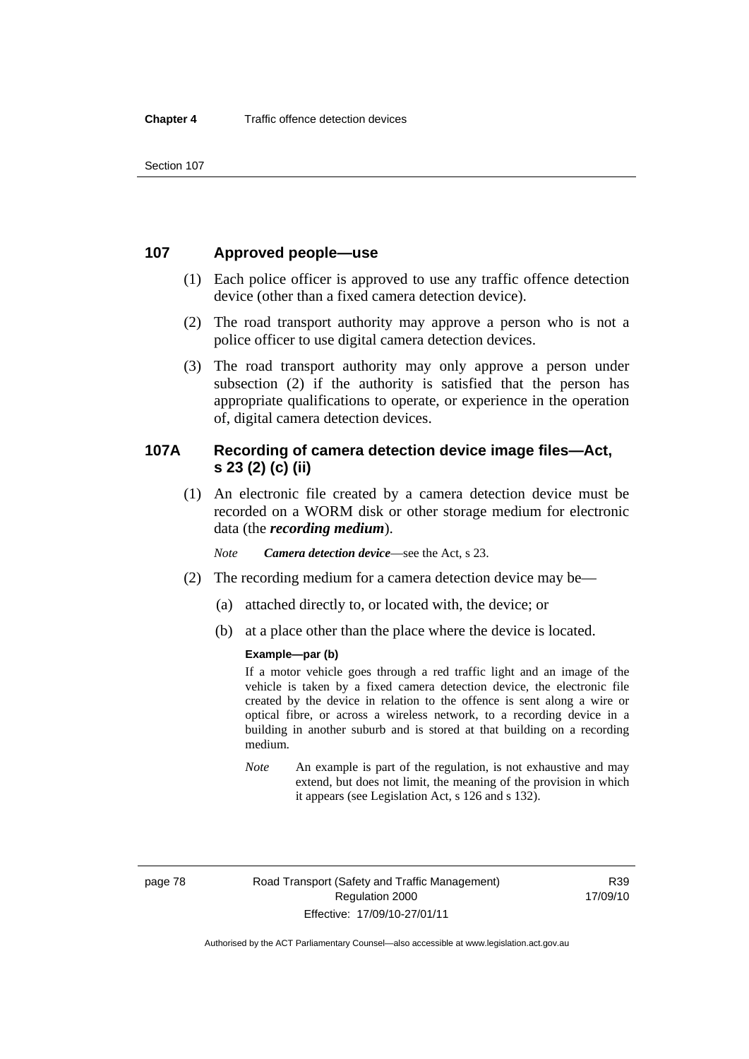## 107 Approved people—use

(1) Each police officer is approved to use any traffic offence detection device (other than a fixed camera detection device).

(2) The road transport authority may approve a person who is not a police officer to use digital camera detection devices.

(3) The road transport authority may only approve a person under subsection (2) if the authority is satisfied that the person has appropriate qualifications to operate, or experience in the operation of, digital camera detection devices.

## 107A Recording of camera detection device image files—Act, s 23 (2) (c) (ii)

(1) An electronic file created by a camera detection device must be recorded on a WORM disk or other storage medium for electronic data (the ***recording medium***).

*Note* ***Camera detection device***—see the Act, s 23.

(2) The recording medium for a camera detection device may be—

(a) attached directly to, or located with, the device; or

(b) at a place other than the place where the device is located.

**Example—par (b)**

If a motor vehicle goes through a red traffic light and an image of the vehicle is taken by a fixed camera detection device, the electronic file created by the device in relation to the offence is sent along a wire or optical fibre, or across a wireless network, to a recording device in a building in another suburb and is stored at that building on a recording medium.

*Note* An example is part of the regulation, is not exhaustive and may extend, but does not limit, the meaning of the provision in which it appears (see Legislation Act, s 126 and s 132).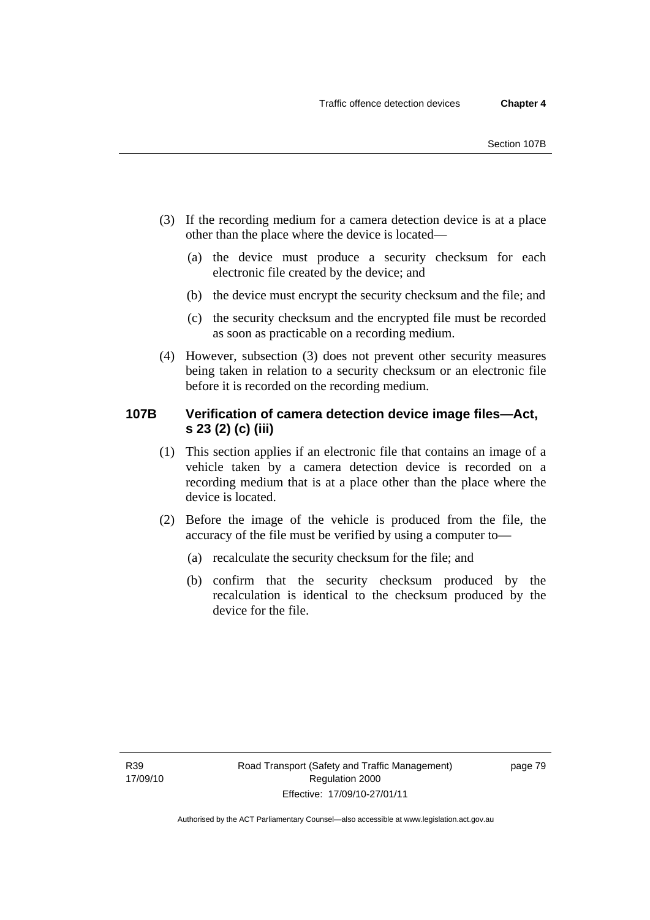(3) If the recording medium for a camera detection device is at a place other than the place where the device is located—

(a) the device must produce a security checksum for each electronic file created by the device; and

(b) the device must encrypt the security checksum and the file; and

(c) the security checksum and the encrypted file must be recorded as soon as practicable on a recording medium.

(4) However, subsection (3) does not prevent other security measures being taken in relation to a security checksum or an electronic file before it is recorded on the recording medium.

### 107B Verification of camera detection device image files—Act, s 23 (2) (c) (iii)

(1) This section applies if an electronic file that contains an image of a vehicle taken by a camera detection device is recorded on a recording medium that is at a place other than the place where the device is located.

(2) Before the image of the vehicle is produced from the file, the accuracy of the file must be verified by using a computer to—

(a) recalculate the security checksum for the file; and

(b) confirm that the security checksum produced by the recalculation is identical to the checksum produced by the device for the file.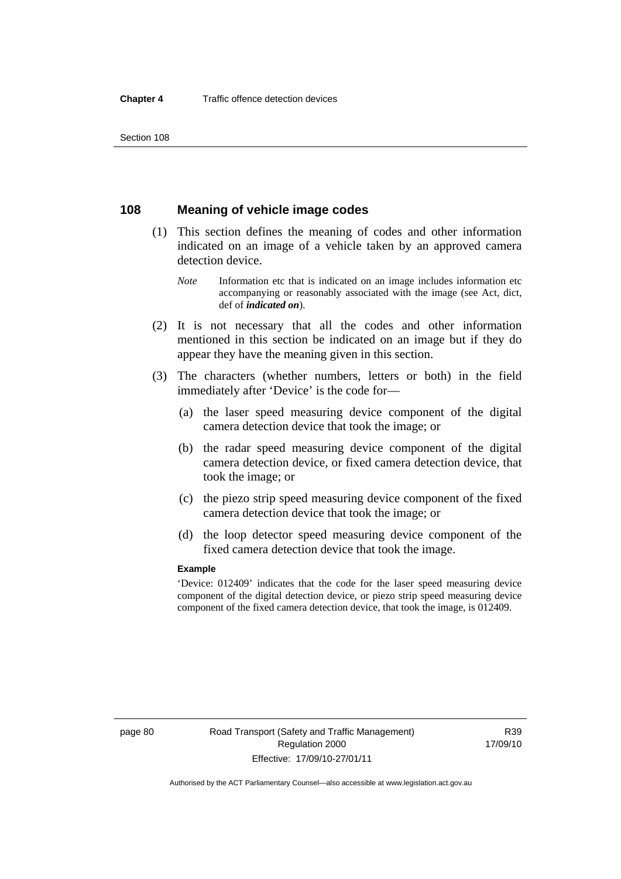## 108 Meaning of vehicle image codes

(1) This section defines the meaning of codes and other information indicated on an image of a vehicle taken by an approved camera detection device.

*Note* Information etc that is indicated on an image includes information etc accompanying or reasonably associated with the image (see Act, dict, def of ***indicated on***).

(2) It is not necessary that all the codes and other information mentioned in this section be indicated on an image but if they do appear they have the meaning given in this section.

(3) The characters (whether numbers, letters or both) in the field immediately after 'Device' is the code for—

(a) the laser speed measuring device component of the digital camera detection device that took the image; or

(b) the radar speed measuring device component of the digital camera detection device, or fixed camera detection device, that took the image; or

(c) the piezo strip speed measuring device component of the fixed camera detection device that took the image; or

(d) the loop detector speed measuring device component of the fixed camera detection device that took the image.

**Example**

'Device: 012409' indicates that the code for the laser speed measuring device component of the digital detection device, or piezo strip speed measuring device component of the fixed camera detection device, that took the image, is 012409.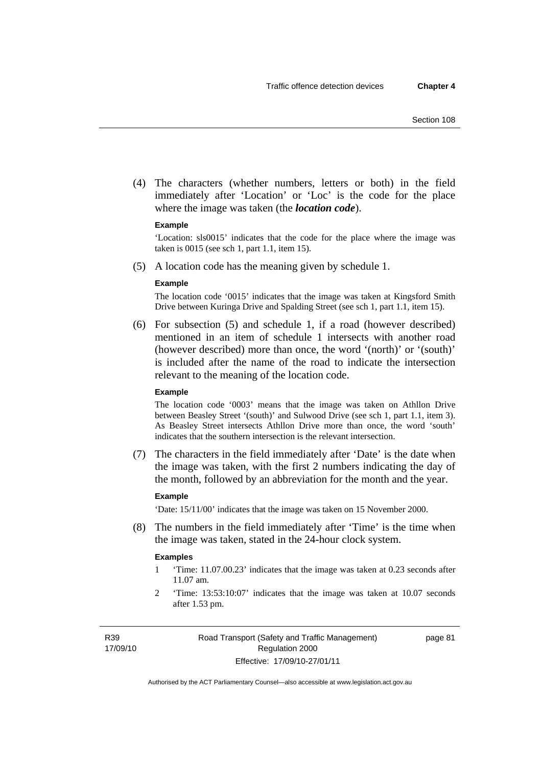(4) The characters (whether numbers, letters or both) in the field immediately after 'Location' or 'Loc' is the code for the place where the image was taken (the ***location code***).

**Example**

'Location: sls0015' indicates that the code for the place where the image was taken is 0015 (see sch 1, part 1.1, item 15).

(5) A location code has the meaning given by schedule 1.

**Example**

The location code '0015' indicates that the image was taken at Kingsford Smith Drive between Kuringa Drive and Spalding Street (see sch 1, part 1.1, item 15).

(6) For subsection (5) and schedule 1, if a road (however described) mentioned in an item of schedule 1 intersects with another road (however described) more than once, the word '(north)' or '(south)' is included after the name of the road to indicate the intersection relevant to the meaning of the location code.

**Example**

The location code '0003' means that the image was taken on Athllon Drive between Beasley Street '(south)' and Sulwood Drive (see sch 1, part 1.1, item 3). As Beasley Street intersects Athllon Drive more than once, the word 'south' indicates that the southern intersection is the relevant intersection.

(7) The characters in the field immediately after 'Date' is the date when the image was taken, with the first 2 numbers indicating the day of the month, followed by an abbreviation for the month and the year.

**Example**

'Date: 15/11/00' indicates that the image was taken on 15 November 2000.

(8) The numbers in the field immediately after 'Time' is the time when the image was taken, stated in the 24-hour clock system.

**Examples**

1 'Time: 11.07.00.23' indicates that the image was taken at 0.23 seconds after 11.07 am.

2 'Time: 13:53:10:07' indicates that the image was taken at 10.07 seconds after 1.53 pm.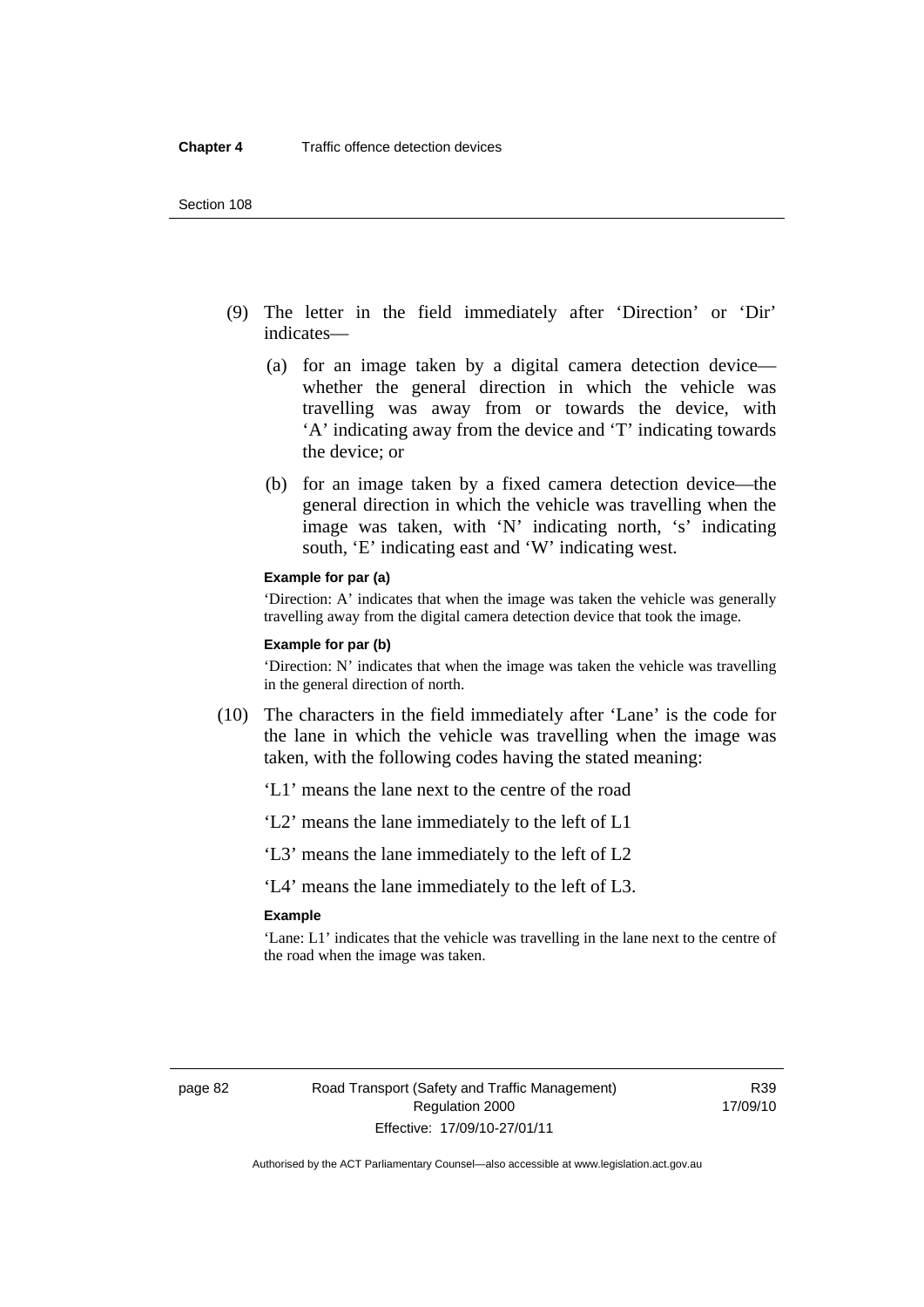(9) The letter in the field immediately after 'Direction' or 'Dir' indicates—

(a) for an image taken by a digital camera detection device—whether the general direction in which the vehicle was travelling was away from or towards the device, with 'A' indicating away from the device and 'T' indicating towards the device; or

(b) for an image taken by a fixed camera detection device—the general direction in which the vehicle was travelling when the image was taken, with 'N' indicating north, 's' indicating south, 'E' indicating east and 'W' indicating west.

**Example for par (a)**

'Direction: A' indicates that when the image was taken the vehicle was generally travelling away from the digital camera detection device that took the image.

**Example for par (b)**

'Direction: N' indicates that when the image was taken the vehicle was travelling in the general direction of north.

(10) The characters in the field immediately after 'Lane' is the code for the lane in which the vehicle was travelling when the image was taken, with the following codes having the stated meaning:

'L1' means the lane next to the centre of the road

'L2' means the lane immediately to the left of L1

'L3' means the lane immediately to the left of L2

'L4' means the lane immediately to the left of L3.

**Example**

'Lane: L1' indicates that the vehicle was travelling in the lane next to the centre of the road when the image was taken.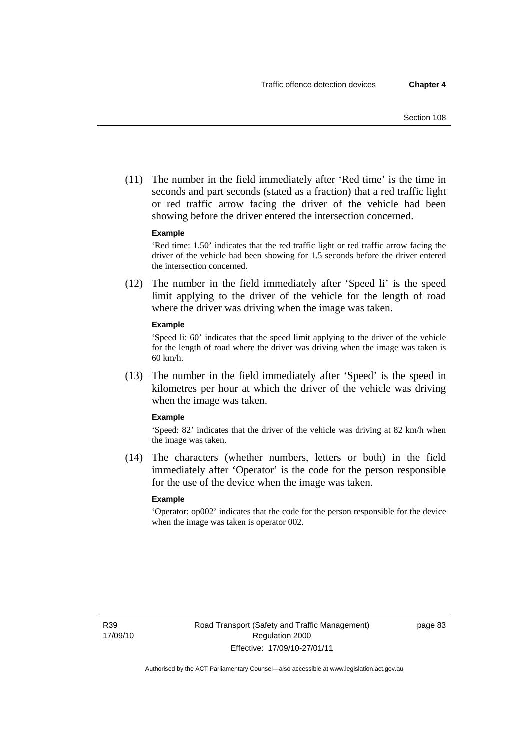(11) The number in the field immediately after 'Red time' is the time in seconds and part seconds (stated as a fraction) that a red traffic light or red traffic arrow facing the driver of the vehicle had been showing before the driver entered the intersection concerned.

**Example**

'Red time: 1.50' indicates that the red traffic light or red traffic arrow facing the driver of the vehicle had been showing for 1.5 seconds before the driver entered the intersection concerned.

(12) The number in the field immediately after 'Speed li' is the speed limit applying to the driver of the vehicle for the length of road where the driver was driving when the image was taken.

**Example**

'Speed li: 60' indicates that the speed limit applying to the driver of the vehicle for the length of road where the driver was driving when the image was taken is 60 km/h.

(13) The number in the field immediately after 'Speed' is the speed in kilometres per hour at which the driver of the vehicle was driving when the image was taken.

**Example**

'Speed: 82' indicates that the driver of the vehicle was driving at 82 km/h when the image was taken.

(14) The characters (whether numbers, letters or both) in the field immediately after 'Operator' is the code for the person responsible for the use of the device when the image was taken.

**Example**

'Operator: op002' indicates that the code for the person responsible for the device when the image was taken is operator 002.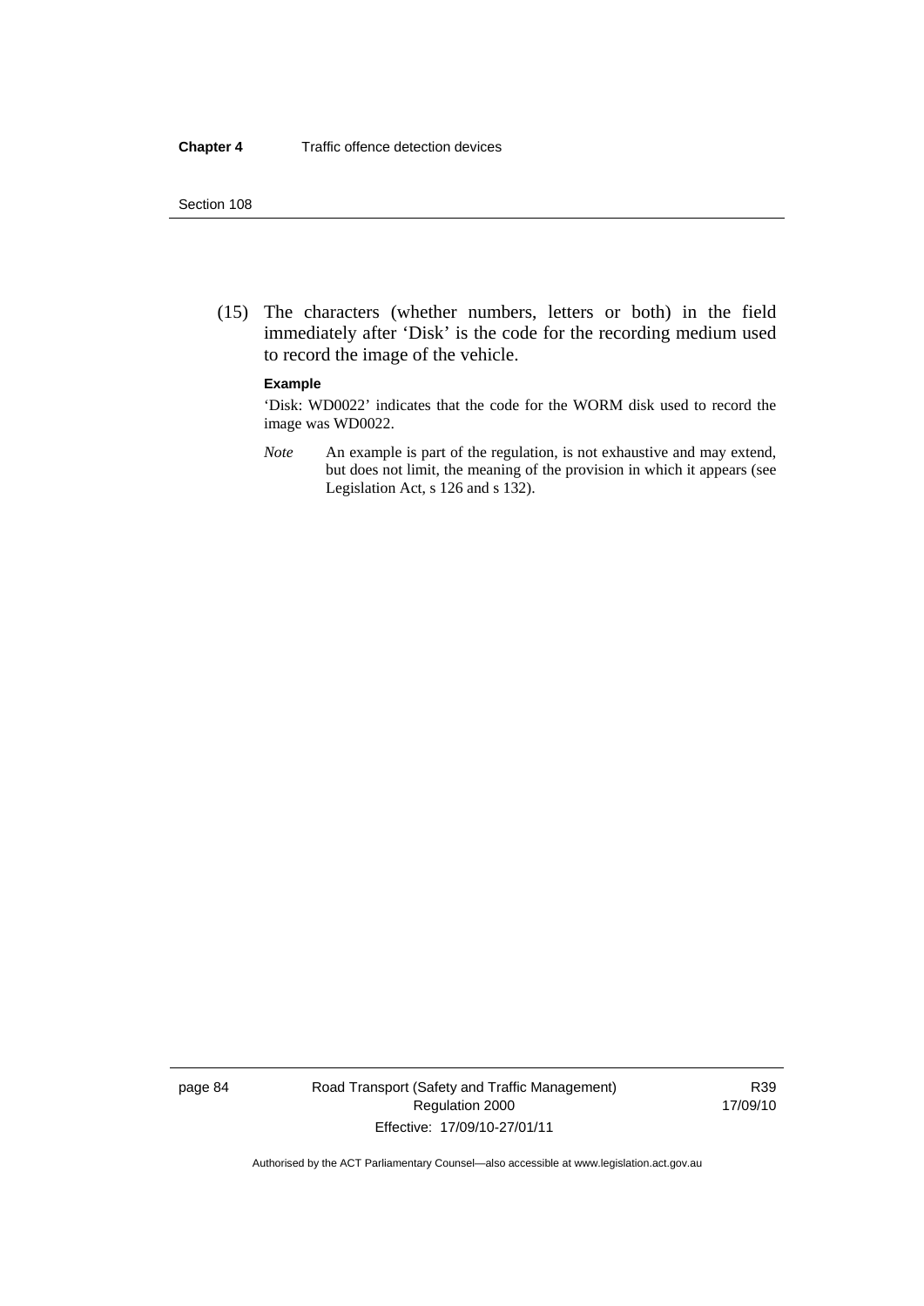(15) The characters (whether numbers, letters or both) in the field immediately after 'Disk' is the code for the recording medium used to record the image of the vehicle.

**Example**

'Disk: WD0022' indicates that the code for the WORM disk used to record the image was WD0022.

*Note* An example is part of the regulation, is not exhaustive and may extend, but does not limit, the meaning of the provision in which it appears (see Legislation Act, s 126 and s 132).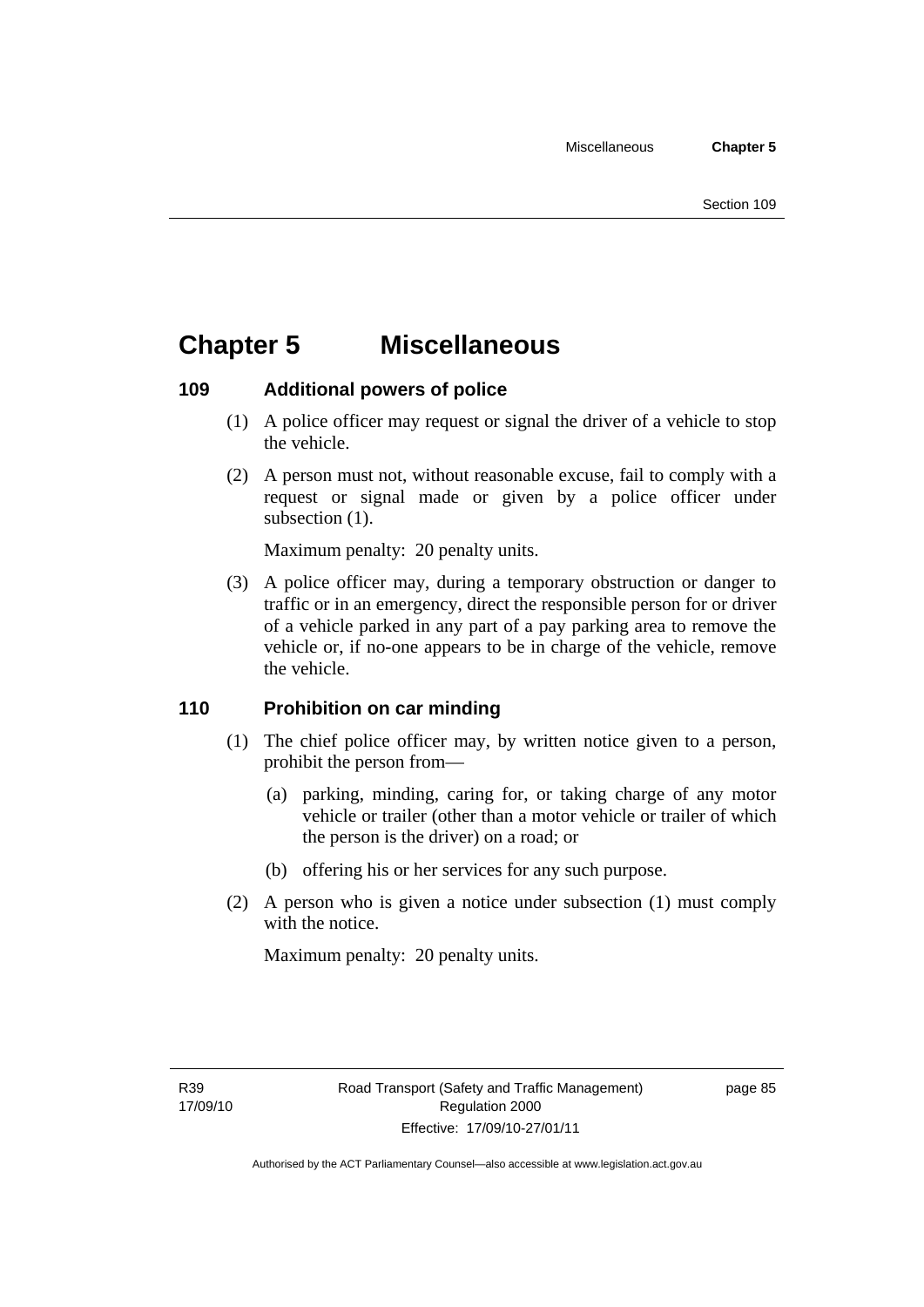# Chapter 5 Miscellaneous

## 109 Additional powers of police

(1) A police officer may request or signal the driver of a vehicle to stop the vehicle.

(2) A person must not, without reasonable excuse, fail to comply with a request or signal made or given by a police officer under subsection (1).

Maximum penalty: 20 penalty units.

(3) A police officer may, during a temporary obstruction or danger to traffic or in an emergency, direct the responsible person for or driver of a vehicle parked in any part of a pay parking area to remove the vehicle or, if no-one appears to be in charge of the vehicle, remove the vehicle.

## 110 Prohibition on car minding

(1) The chief police officer may, by written notice given to a person, prohibit the person from—

(a) parking, minding, caring for, or taking charge of any motor vehicle or trailer (other than a motor vehicle or trailer of which the person is the driver) on a road; or

(b) offering his or her services for any such purpose.

(2) A person who is given a notice under subsection (1) must comply with the notice.

Maximum penalty: 20 penalty units.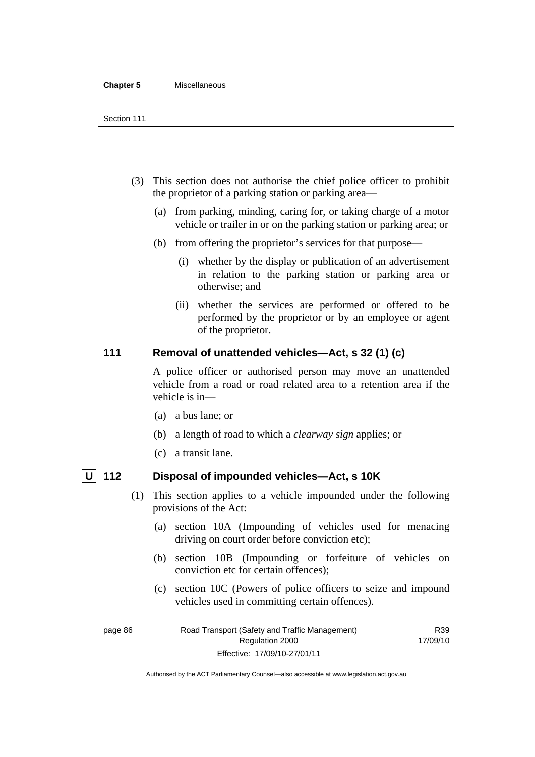(3) This section does not authorise the chief police officer to prohibit the proprietor of a parking station or parking area—

(a) from parking, minding, caring for, or taking charge of a motor vehicle or trailer in or on the parking station or parking area; or

(b) from offering the proprietor's services for that purpose—

(i) whether by the display or publication of an advertisement in relation to the parking station or parking area or otherwise; and

(ii) whether the services are performed or offered to be performed by the proprietor or by an employee or agent of the proprietor.

### 111 Removal of unattended vehicles—Act, s 32 (1) (c)

A police officer or authorised person may move an unattended vehicle from a road or road related area to a retention area if the vehicle is in—

(a) a bus lane; or

(b) a length of road to which a *clearway sign* applies; or

(c) a transit lane.

### U 112 Disposal of impounded vehicles—Act, s 10K

(1) This section applies to a vehicle impounded under the following provisions of the Act:

(a) section 10A (Impounding of vehicles used for menacing driving on court order before conviction etc);

(b) section 10B (Impounding or forfeiture of vehicles on conviction etc for certain offences);

(c) section 10C (Powers of police officers to seize and impound vehicles used in committing certain offences).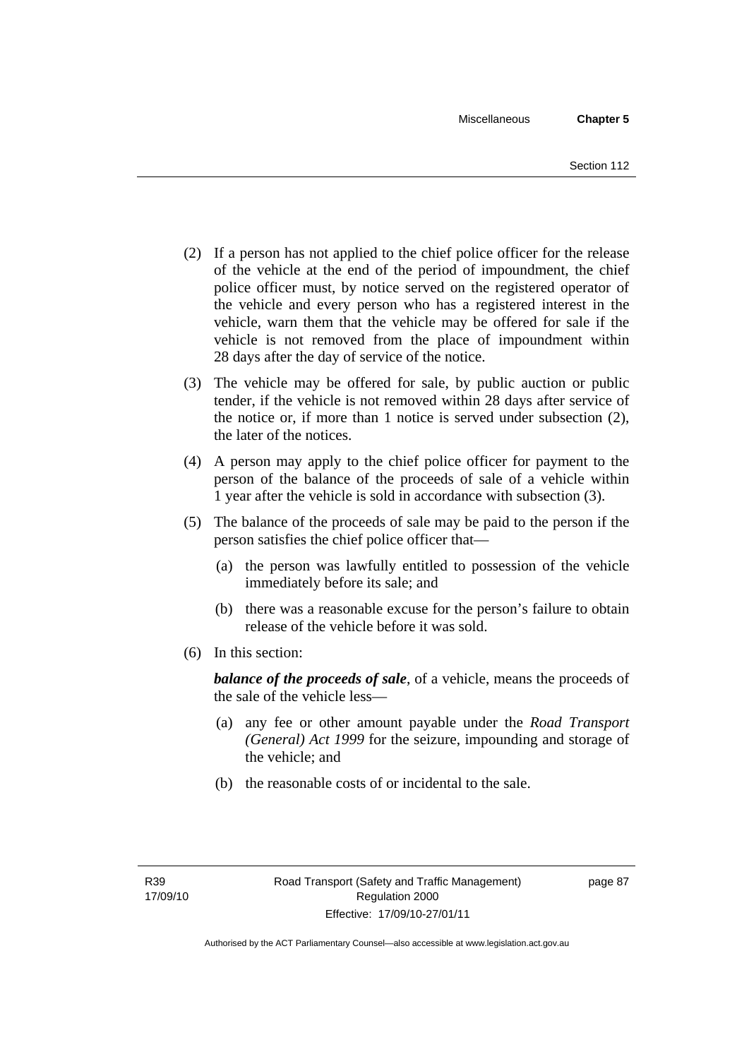(2) If a person has not applied to the chief police officer for the release of the vehicle at the end of the period of impoundment, the chief police officer must, by notice served on the registered operator of the vehicle and every person who has a registered interest in the vehicle, warn them that the vehicle may be offered for sale if the vehicle is not removed from the place of impoundment within 28 days after the day of service of the notice.

(3) The vehicle may be offered for sale, by public auction or public tender, if the vehicle is not removed within 28 days after service of the notice or, if more than 1 notice is served under subsection (2), the later of the notices.

(4) A person may apply to the chief police officer for payment to the person of the balance of the proceeds of sale of a vehicle within 1 year after the vehicle is sold in accordance with subsection (3).

(5) The balance of the proceeds of sale may be paid to the person if the person satisfies the chief police officer that—

(a) the person was lawfully entitled to possession of the vehicle immediately before its sale; and

(b) there was a reasonable excuse for the person's failure to obtain release of the vehicle before it was sold.

(6) In this section:

***balance of the proceeds of sale***, of a vehicle, means the proceeds of the sale of the vehicle less—

(a) any fee or other amount payable under the *Road Transport (General) Act 1999* for the seizure, impounding and storage of the vehicle; and

(b) the reasonable costs of or incidental to the sale.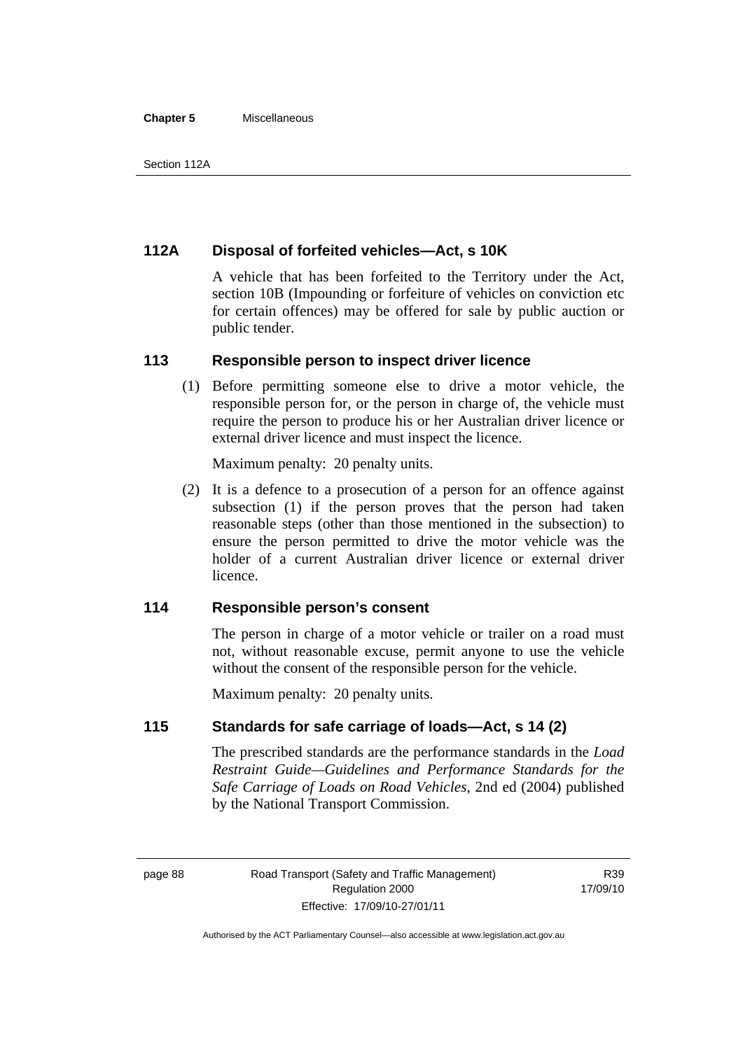### 112A Disposal of forfeited vehicles—Act, s 10K

A vehicle that has been forfeited to the Territory under the Act, section 10B (Impounding or forfeiture of vehicles on conviction etc for certain offences) may be offered for sale by public auction or public tender.

### 113 Responsible person to inspect driver licence

(1) Before permitting someone else to drive a motor vehicle, the responsible person for, or the person in charge of, the vehicle must require the person to produce his or her Australian driver licence or external driver licence and must inspect the licence.

Maximum penalty: 20 penalty units.

(2) It is a defence to a prosecution of a person for an offence against subsection (1) if the person proves that the person had taken reasonable steps (other than those mentioned in the subsection) to ensure the person permitted to drive the motor vehicle was the holder of a current Australian driver licence or external driver licence.

### 114 Responsible person's consent

The person in charge of a motor vehicle or trailer on a road must not, without reasonable excuse, permit anyone to use the vehicle without the consent of the responsible person for the vehicle.

Maximum penalty: 20 penalty units.

### 115 Standards for safe carriage of loads—Act, s 14 (2)

The prescribed standards are the performance standards in the *Load Restraint Guide—Guidelines and Performance Standards for the Safe Carriage of Loads on Road Vehicles*, 2nd ed (2004) published by the National Transport Commission.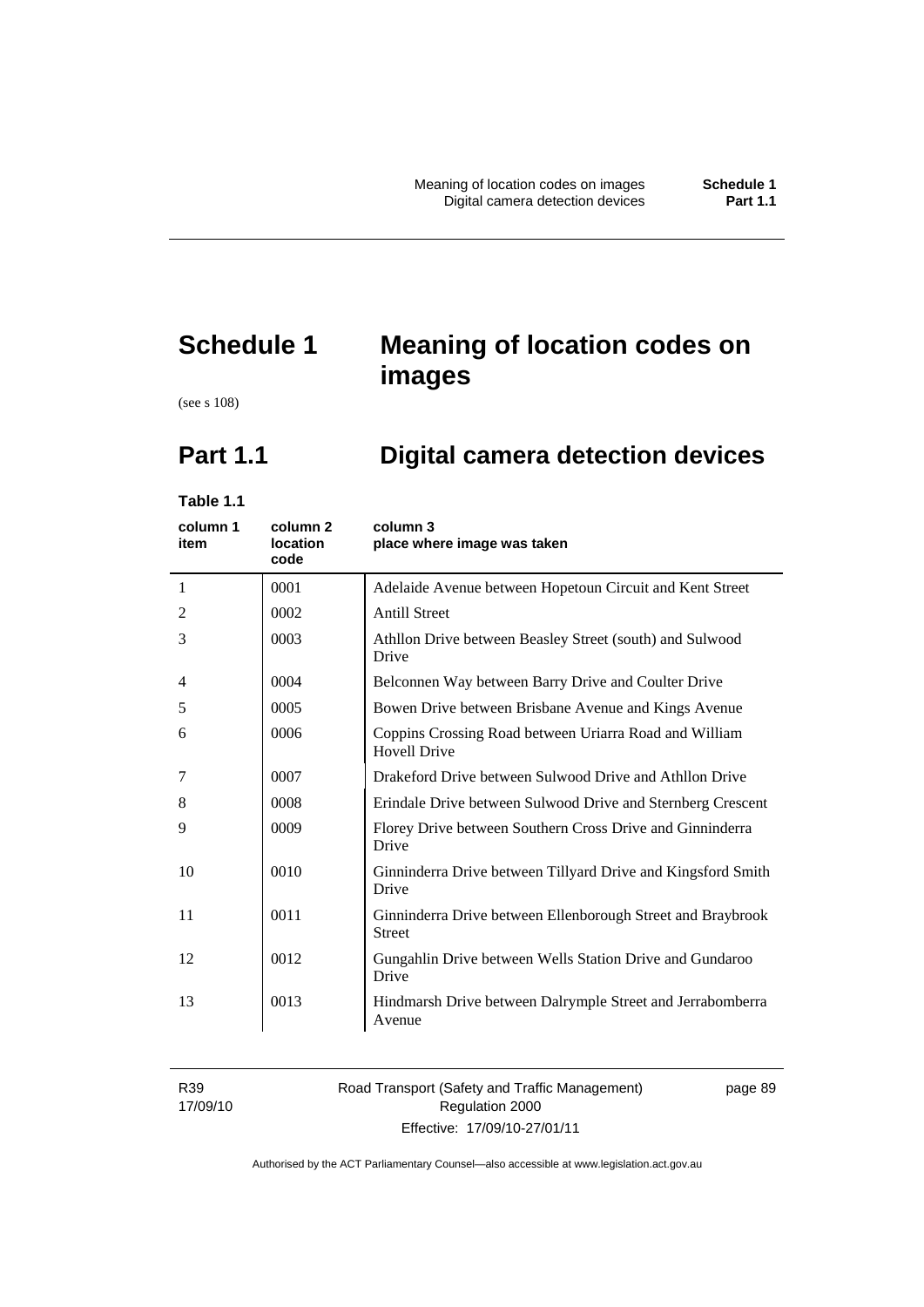# Schedule 1 Meaning of location codes on images

(see s 108)

## Part 1.1 Digital camera detection devices

**Table 1.1**

| column 1 item | column 2 location code | column 3 place where image was taken |
|---|---|---|
| 1 | 0001 | Adelaide Avenue between Hopetoun Circuit and Kent Street |
| 2 | 0002 | Antill Street |
| 3 | 0003 | Athllon Drive between Beasley Street (south) and Sulwood Drive |
| 4 | 0004 | Belconnen Way between Barry Drive and Coulter Drive |
| 5 | 0005 | Bowen Drive between Brisbane Avenue and Kings Avenue |
| 6 | 0006 | Coppins Crossing Road between Uriarra Road and William Hovell Drive |
| 7 | 0007 | Drakeford Drive between Sulwood Drive and Athllon Drive |
| 8 | 0008 | Erindale Drive between Sulwood Drive and Sternberg Crescent |
| 9 | 0009 | Florey Drive between Southern Cross Drive and Ginninderra Drive |
| 10 | 0010 | Ginninderra Drive between Tillyard Drive and Kingsford Smith Drive |
| 11 | 0011 | Ginninderra Drive between Ellenborough Street and Braybrook Street |
| 12 | 0012 | Gungahlin Drive between Wells Station Drive and Gundaroo Drive |
| 13 | 0013 | Hindmarsh Drive between Dalrymple Street and Jerrabomberra Avenue |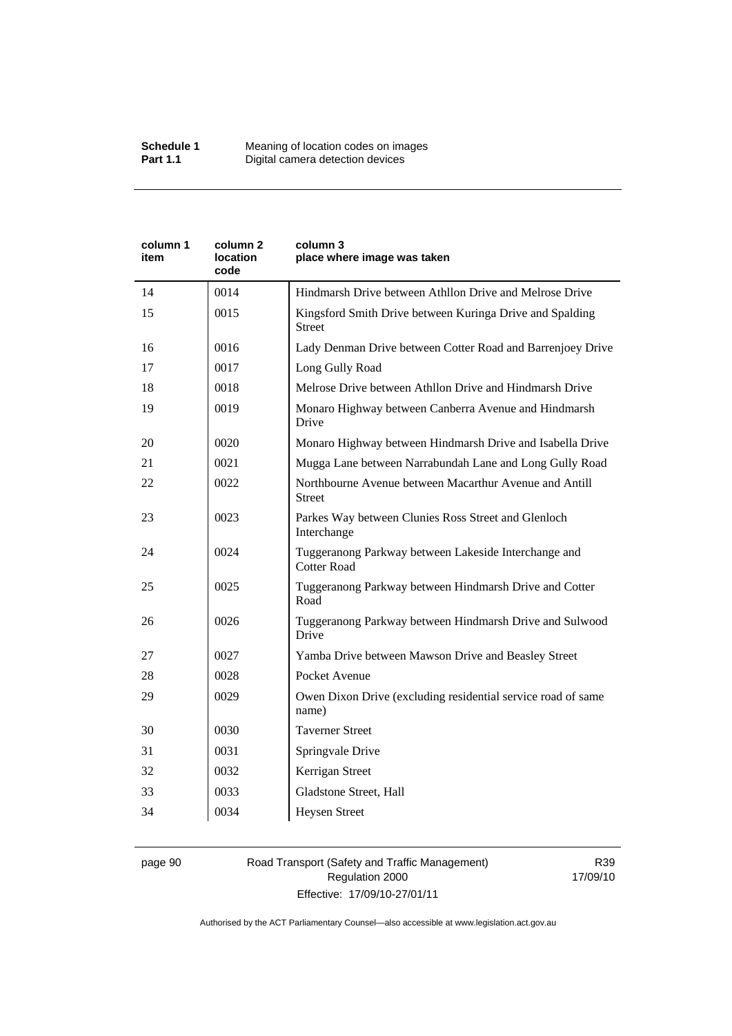| column 1 item | column 2 location code | column 3 place where image was taken |
|---|---|---|
| 14 | 0014 | Hindmarsh Drive between Athllon Drive and Melrose Drive |
| 15 | 0015 | Kingsford Smith Drive between Kuringa Drive and Spalding Street |
| 16 | 0016 | Lady Denman Drive between Cotter Road and Barrenjoey Drive |
| 17 | 0017 | Long Gully Road |
| 18 | 0018 | Melrose Drive between Athllon Drive and Hindmarsh Drive |
| 19 | 0019 | Monaro Highway between Canberra Avenue and Hindmarsh Drive |
| 20 | 0020 | Monaro Highway between Hindmarsh Drive and Isabella Drive |
| 21 | 0021 | Mugga Lane between Narrabundah Lane and Long Gully Road |
| 22 | 0022 | Northbourne Avenue between Macarthur Avenue and Antill Street |
| 23 | 0023 | Parkes Way between Clunies Ross Street and Glenloch Interchange |
| 24 | 0024 | Tuggeranong Parkway between Lakeside Interchange and Cotter Road |
| 25 | 0025 | Tuggeranong Parkway between Hindmarsh Drive and Cotter Road |
| 26 | 0026 | Tuggeranong Parkway between Hindmarsh Drive and Sulwood Drive |
| 27 | 0027 | Yamba Drive between Mawson Drive and Beasley Street |
| 28 | 0028 | Pocket Avenue |
| 29 | 0029 | Owen Dixon Drive (excluding residential service road of same name) |
| 30 | 0030 | Taverner Street |
| 31 | 0031 | Springvale Drive |
| 32 | 0032 | Kerrigan Street |
| 33 | 0033 | Gladstone Street, Hall |
| 34 | 0034 | Heysen Street |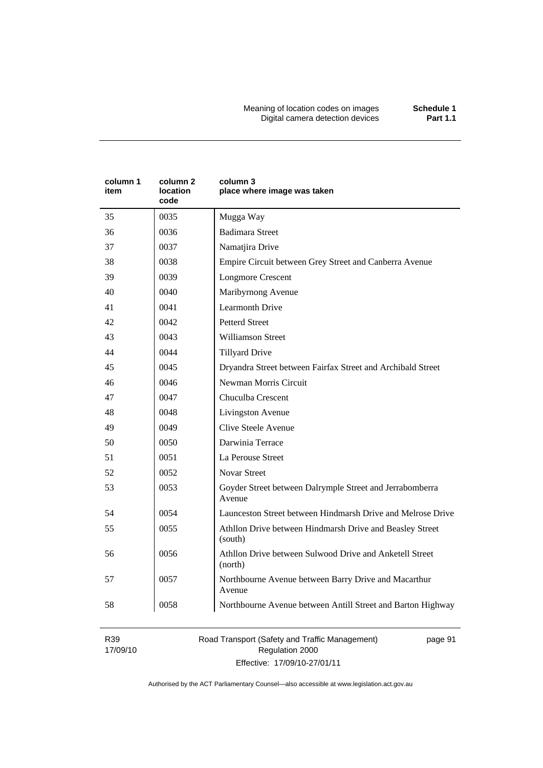| column 1 item | column 2 location code | column 3 place where image was taken |
|---|---|---|
| 35 | 0035 | Mugga Way |
| 36 | 0036 | Badimara Street |
| 37 | 0037 | Namatjira Drive |
| 38 | 0038 | Empire Circuit between Grey Street and Canberra Avenue |
| 39 | 0039 | Longmore Crescent |
| 40 | 0040 | Maribyrnong Avenue |
| 41 | 0041 | Learmonth Drive |
| 42 | 0042 | Petterd Street |
| 43 | 0043 | Williamson Street |
| 44 | 0044 | Tillyard Drive |
| 45 | 0045 | Dryandra Street between Fairfax Street and Archibald Street |
| 46 | 0046 | Newman Morris Circuit |
| 47 | 0047 | Chuculba Crescent |
| 48 | 0048 | Livingston Avenue |
| 49 | 0049 | Clive Steele Avenue |
| 50 | 0050 | Darwinia Terrace |
| 51 | 0051 | La Perouse Street |
| 52 | 0052 | Novar Street |
| 53 | 0053 | Goyder Street between Dalrymple Street and Jerrabomberra Avenue |
| 54 | 0054 | Launceston Street between Hindmarsh Drive and Melrose Drive |
| 55 | 0055 | Athllon Drive between Hindmarsh Drive and Beasley Street (south) |
| 56 | 0056 | Athllon Drive between Sulwood Drive and Anketell Street (north) |
| 57 | 0057 | Northbourne Avenue between Barry Drive and Macarthur Avenue |
| 58 | 0058 | Northbourne Avenue between Antill Street and Barton Highway |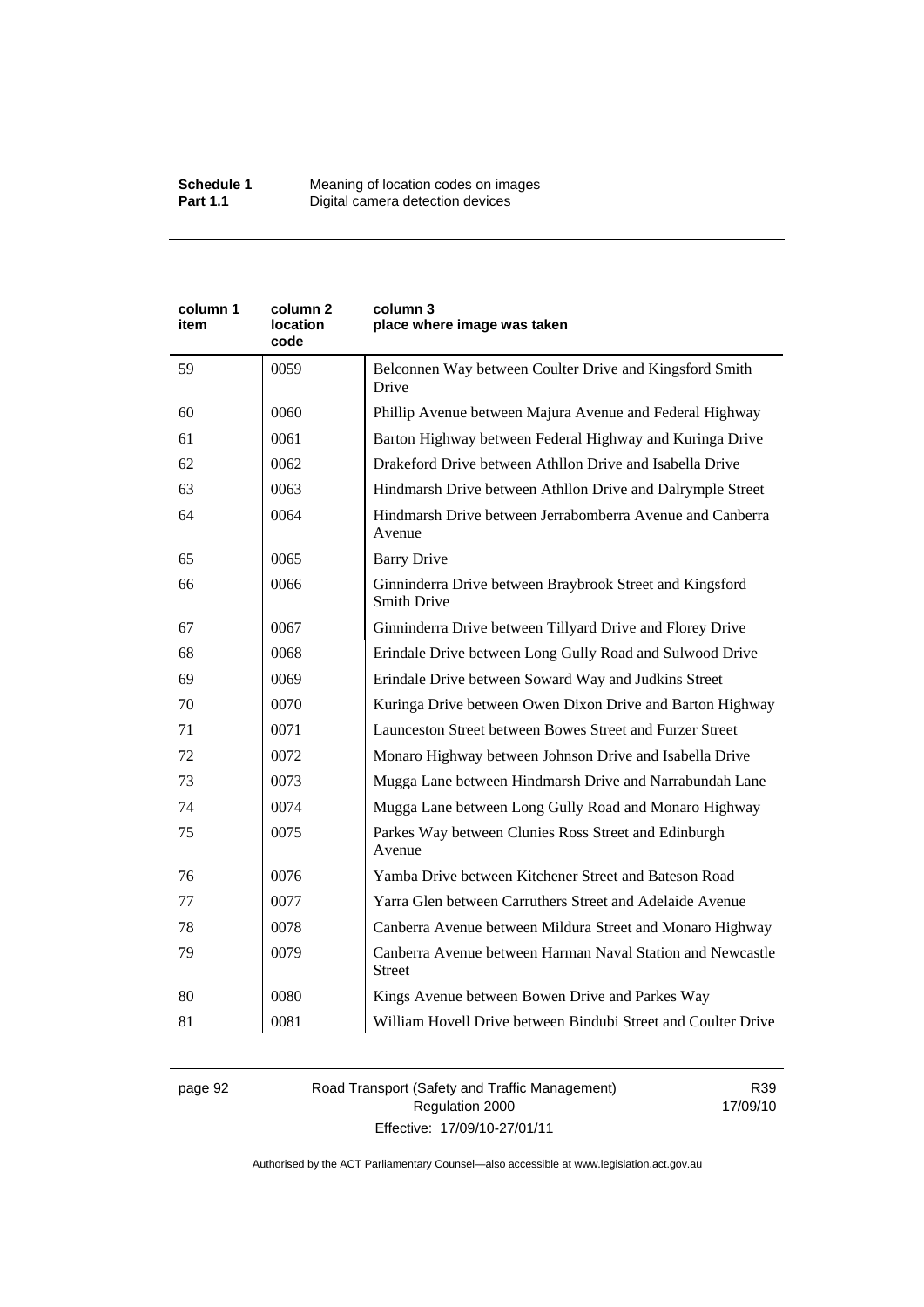| column 1 item | column 2 location code | column 3 place where image was taken |
|---|---|---|
| 59 | 0059 | Belconnen Way between Coulter Drive and Kingsford Smith Drive |
| 60 | 0060 | Phillip Avenue between Majura Avenue and Federal Highway |
| 61 | 0061 | Barton Highway between Federal Highway and Kuringa Drive |
| 62 | 0062 | Drakeford Drive between Athllon Drive and Isabella Drive |
| 63 | 0063 | Hindmarsh Drive between Athllon Drive and Dalrymple Street |
| 64 | 0064 | Hindmarsh Drive between Jerrabomberra Avenue and Canberra Avenue |
| 65 | 0065 | Barry Drive |
| 66 | 0066 | Ginninderra Drive between Braybrook Street and Kingsford Smith Drive |
| 67 | 0067 | Ginninderra Drive between Tillyard Drive and Florey Drive |
| 68 | 0068 | Erindale Drive between Long Gully Road and Sulwood Drive |
| 69 | 0069 | Erindale Drive between Soward Way and Judkins Street |
| 70 | 0070 | Kuringa Drive between Owen Dixon Drive and Barton Highway |
| 71 | 0071 | Launceston Street between Bowes Street and Furzer Street |
| 72 | 0072 | Monaro Highway between Johnson Drive and Isabella Drive |
| 73 | 0073 | Mugga Lane between Hindmarsh Drive and Narrabundah Lane |
| 74 | 0074 | Mugga Lane between Long Gully Road and Monaro Highway |
| 75 | 0075 | Parkes Way between Clunies Ross Street and Edinburgh Avenue |
| 76 | 0076 | Yamba Drive between Kitchener Street and Bateson Road |
| 77 | 0077 | Yarra Glen between Carruthers Street and Adelaide Avenue |
| 78 | 0078 | Canberra Avenue between Mildura Street and Monaro Highway |
| 79 | 0079 | Canberra Avenue between Harman Naval Station and Newcastle Street |
| 80 | 0080 | Kings Avenue between Bowen Drive and Parkes Way |
| 81 | 0081 | William Hovell Drive between Bindubi Street and Coulter Drive |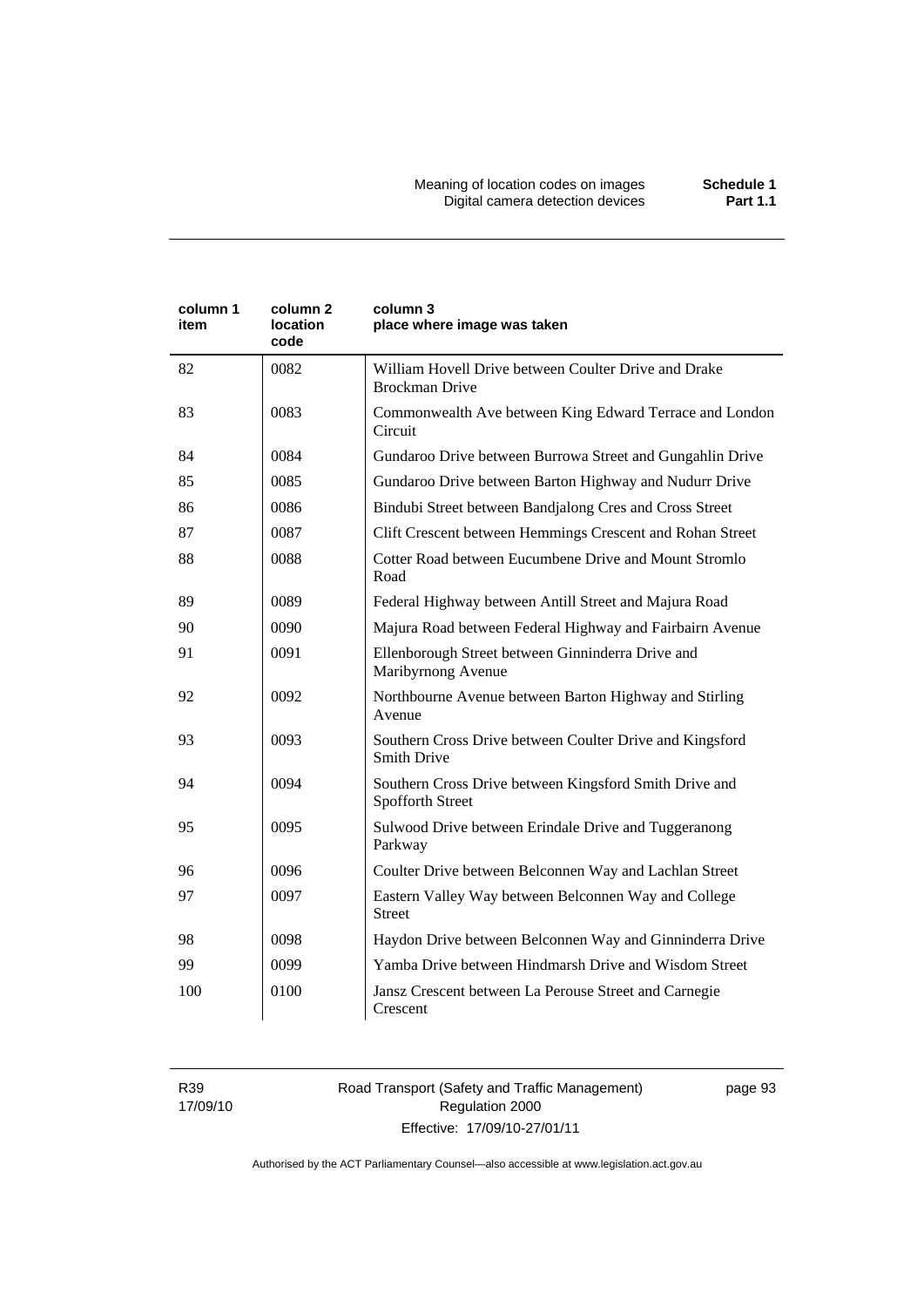| column 1 item | column 2 location code | column 3 place where image was taken |
|---|---|---|
| 82 | 0082 | William Hovell Drive between Coulter Drive and Drake Brockman Drive |
| 83 | 0083 | Commonwealth Ave between King Edward Terrace and London Circuit |
| 84 | 0084 | Gundaroo Drive between Burrowa Street and Gungahlin Drive |
| 85 | 0085 | Gundaroo Drive between Barton Highway and Nudurr Drive |
| 86 | 0086 | Bindubi Street between Bandjalong Cres and Cross Street |
| 87 | 0087 | Clift Crescent between Hemmings Crescent and Rohan Street |
| 88 | 0088 | Cotter Road between Eucumbene Drive and Mount Stromlo Road |
| 89 | 0089 | Federal Highway between Antill Street and Majura Road |
| 90 | 0090 | Majura Road between Federal Highway and Fairbairn Avenue |
| 91 | 0091 | Ellenborough Street between Ginninderra Drive and Maribyrnong Avenue |
| 92 | 0092 | Northbourne Avenue between Barton Highway and Stirling Avenue |
| 93 | 0093 | Southern Cross Drive between Coulter Drive and Kingsford Smith Drive |
| 94 | 0094 | Southern Cross Drive between Kingsford Smith Drive and Spofforth Street |
| 95 | 0095 | Sulwood Drive between Erindale Drive and Tuggeranong Parkway |
| 96 | 0096 | Coulter Drive between Belconnen Way and Lachlan Street |
| 97 | 0097 | Eastern Valley Way between Belconnen Way and College Street |
| 98 | 0098 | Haydon Drive between Belconnen Way and Ginninderra Drive |
| 99 | 0099 | Yamba Drive between Hindmarsh Drive and Wisdom Street |
| 100 | 0100 | Jansz Crescent between La Perouse Street and Carnegie Crescent |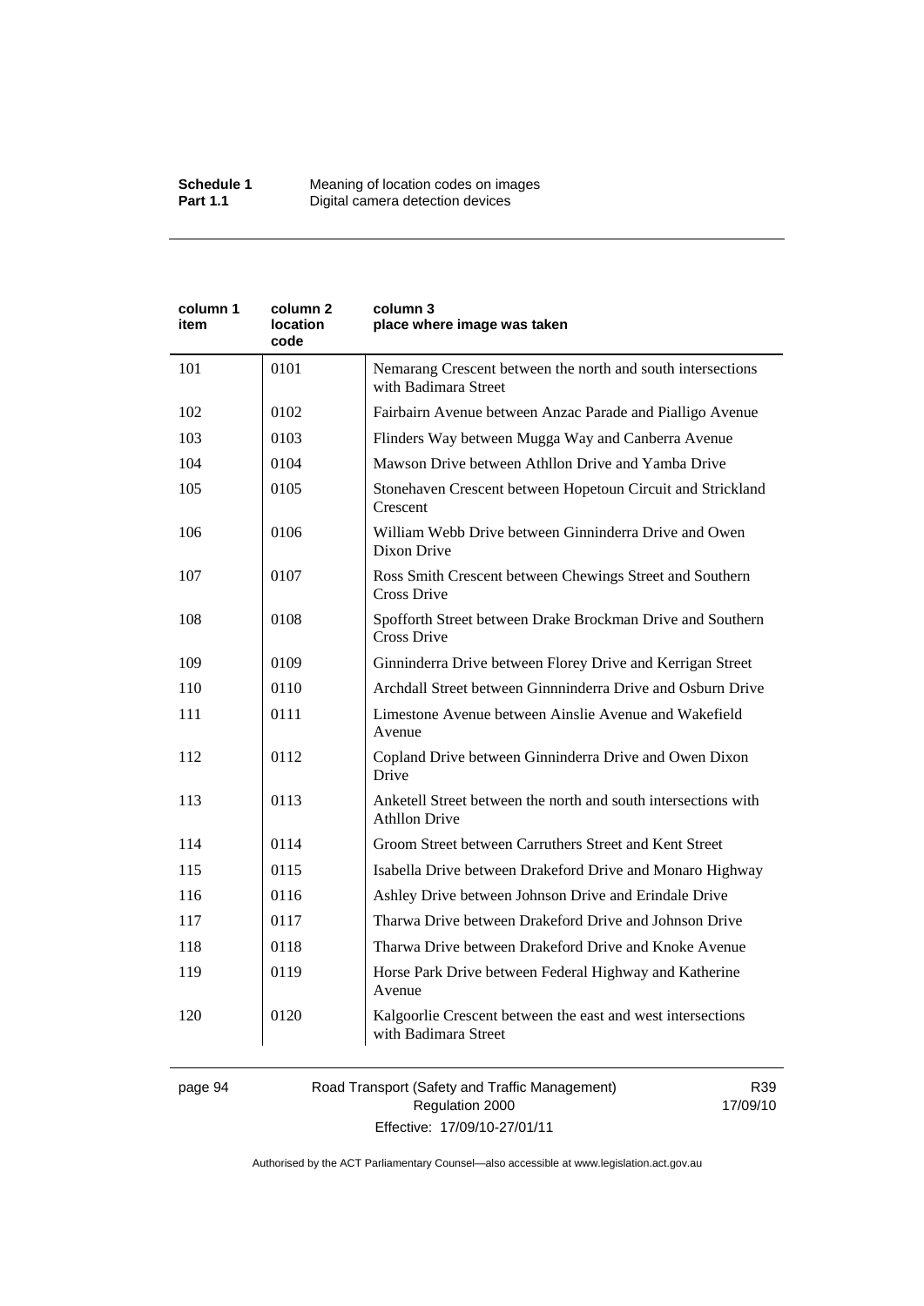| column 1 item | column 2 location code | column 3 place where image was taken |
| --- | --- | --- |
| 101 | 0101 | Nemarang Crescent between the north and south intersections with Badimara Street |
| 102 | 0102 | Fairbairn Avenue between Anzac Parade and Pialligo Avenue |
| 103 | 0103 | Flinders Way between Mugga Way and Canberra Avenue |
| 104 | 0104 | Mawson Drive between Athllon Drive and Yamba Drive |
| 105 | 0105 | Stonehaven Crescent between Hopetoun Circuit and Strickland Crescent |
| 106 | 0106 | William Webb Drive between Ginninderra Drive and Owen Dixon Drive |
| 107 | 0107 | Ross Smith Crescent between Chewings Street and Southern Cross Drive |
| 108 | 0108 | Spofforth Street between Drake Brockman Drive and Southern Cross Drive |
| 109 | 0109 | Ginninderra Drive between Florey Drive and Kerrigan Street |
| 110 | 0110 | Archdall Street between Ginnninderra Drive and Osburn Drive |
| 111 | 0111 | Limestone Avenue between Ainslie Avenue and Wakefield Avenue |
| 112 | 0112 | Copland Drive between Ginninderra Drive and Owen Dixon Drive |
| 113 | 0113 | Anketell Street between the north and south intersections with Athllon Drive |
| 114 | 0114 | Groom Street between Carruthers Street and Kent Street |
| 115 | 0115 | Isabella Drive between Drakeford Drive and Monaro Highway |
| 116 | 0116 | Ashley Drive between Johnson Drive and Erindale Drive |
| 117 | 0117 | Tharwa Drive between Drakeford Drive and Johnson Drive |
| 118 | 0118 | Tharwa Drive between Drakeford Drive and Knoke Avenue |
| 119 | 0119 | Horse Park Drive between Federal Highway and Katherine Avenue |
| 120 | 0120 | Kalgoorlie Crescent between the east and west intersections with Badimara Street |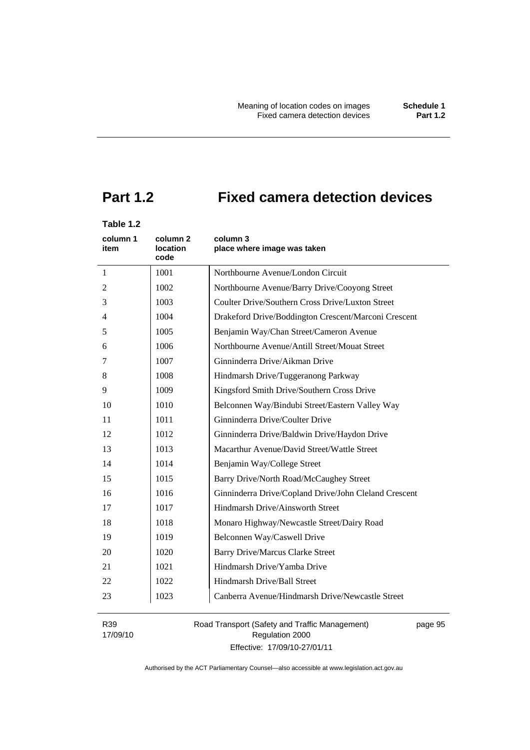# Part 1.2 Fixed camera detection devices

**Table 1.2**

| column 1 item | column 2 location code | column 3 place where image was taken |
|---|---|---|
| 1 | 1001 | Northbourne Avenue/London Circuit |
| 2 | 1002 | Northbourne Avenue/Barry Drive/Cooyong Street |
| 3 | 1003 | Coulter Drive/Southern Cross Drive/Luxton Street |
| 4 | 1004 | Drakeford Drive/Boddington Crescent/Marconi Crescent |
| 5 | 1005 | Benjamin Way/Chan Street/Cameron Avenue |
| 6 | 1006 | Northbourne Avenue/Antill Street/Mouat Street |
| 7 | 1007 | Ginninderra Drive/Aikman Drive |
| 8 | 1008 | Hindmarsh Drive/Tuggeranong Parkway |
| 9 | 1009 | Kingsford Smith Drive/Southern Cross Drive |
| 10 | 1010 | Belconnen Way/Bindubi Street/Eastern Valley Way |
| 11 | 1011 | Ginninderra Drive/Coulter Drive |
| 12 | 1012 | Ginninderra Drive/Baldwin Drive/Haydon Drive |
| 13 | 1013 | Macarthur Avenue/David Street/Wattle Street |
| 14 | 1014 | Benjamin Way/College Street |
| 15 | 1015 | Barry Drive/North Road/McCaughey Street |
| 16 | 1016 | Ginninderra Drive/Copland Drive/John Cleland Crescent |
| 17 | 1017 | Hindmarsh Drive/Ainsworth Street |
| 18 | 1018 | Monaro Highway/Newcastle Street/Dairy Road |
| 19 | 1019 | Belconnen Way/Caswell Drive |
| 20 | 1020 | Barry Drive/Marcus Clarke Street |
| 21 | 1021 | Hindmarsh Drive/Yamba Drive |
| 22 | 1022 | Hindmarsh Drive/Ball Street |
| 23 | 1023 | Canberra Avenue/Hindmarsh Drive/Newcastle Street |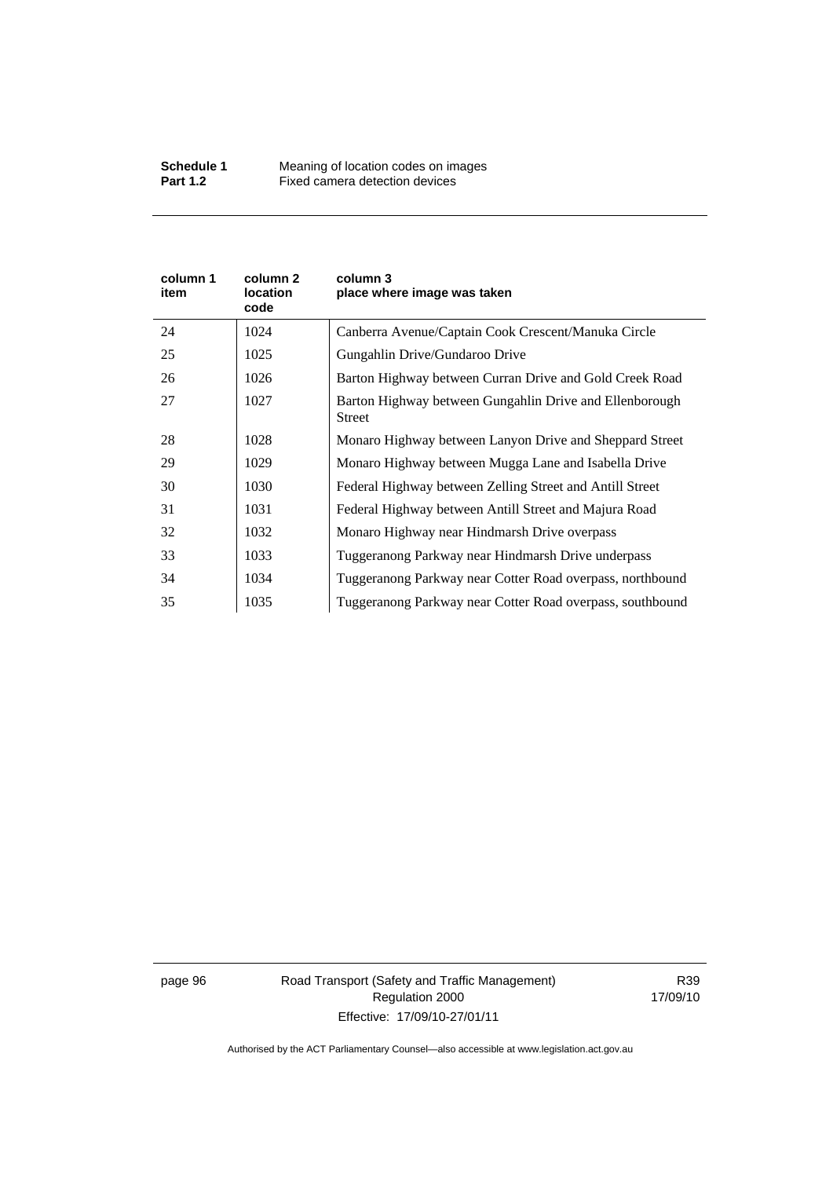| column 1 item | column 2 location code | column 3 place where image was taken |
|---|---|---|
| 24 | 1024 | Canberra Avenue/Captain Cook Crescent/Manuka Circle |
| 25 | 1025 | Gungahlin Drive/Gundaroo Drive |
| 26 | 1026 | Barton Highway between Curran Drive and Gold Creek Road |
| 27 | 1027 | Barton Highway between Gungahlin Drive and Ellenborough Street |
| 28 | 1028 | Monaro Highway between Lanyon Drive and Sheppard Street |
| 29 | 1029 | Monaro Highway between Mugga Lane and Isabella Drive |
| 30 | 1030 | Federal Highway between Zelling Street and Antill Street |
| 31 | 1031 | Federal Highway between Antill Street and Majura Road |
| 32 | 1032 | Monaro Highway near Hindmarsh Drive overpass |
| 33 | 1033 | Tuggeranong Parkway near Hindmarsh Drive underpass |
| 34 | 1034 | Tuggeranong Parkway near Cotter Road overpass, northbound |
| 35 | 1035 | Tuggeranong Parkway near Cotter Road overpass, southbound |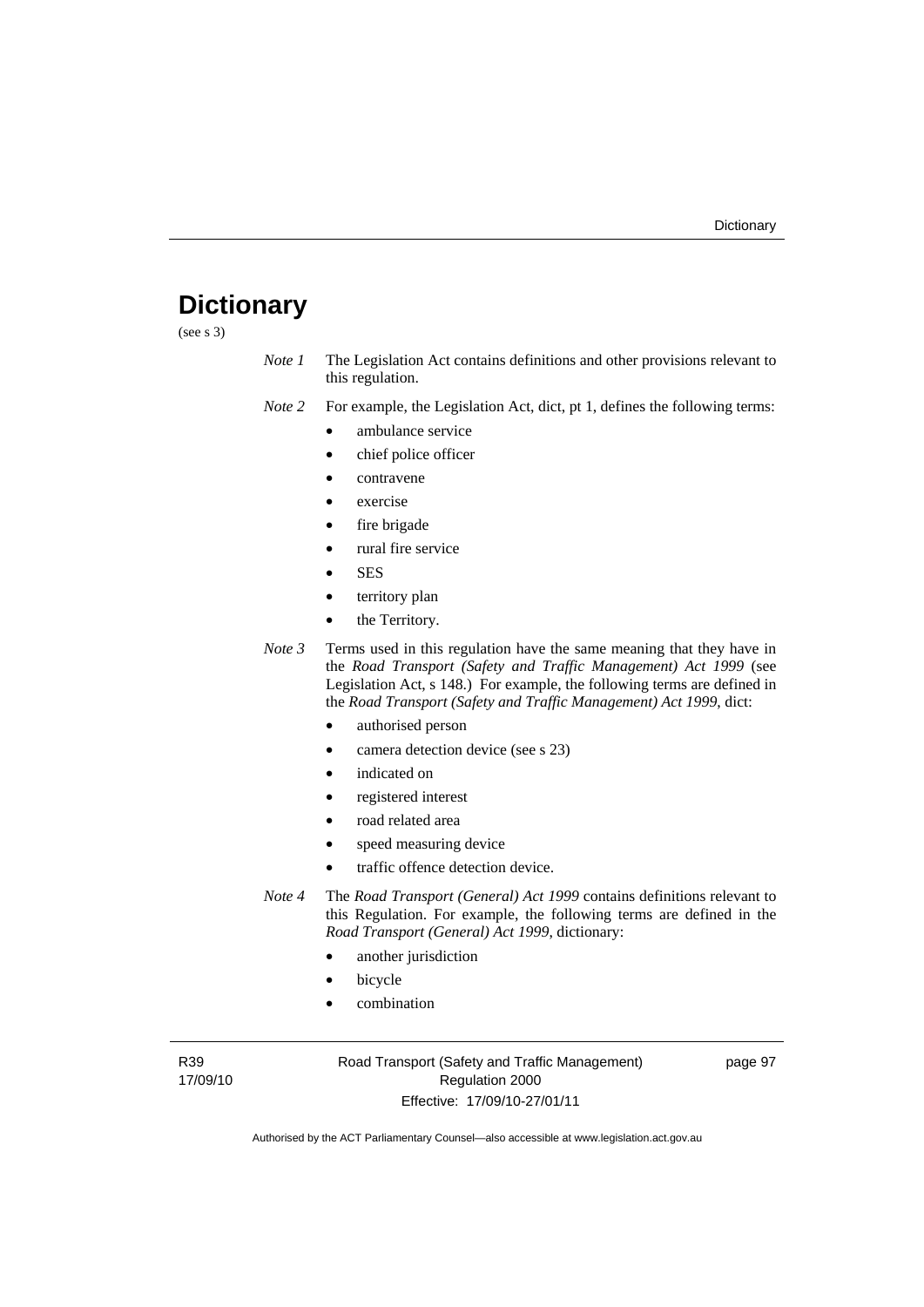# Dictionary

(see s 3)

*Note 1* The Legislation Act contains definitions and other provisions relevant to this regulation.

*Note 2* For example, the Legislation Act, dict, pt 1, defines the following terms:

- ambulance service
- chief police officer
- contravene
- exercise
- fire brigade
- rural fire service
- SES
- territory plan
- the Territory.

*Note 3* Terms used in this regulation have the same meaning that they have in the *Road Transport (Safety and Traffic Management) Act 1999* (see Legislation Act, s 148.) For example, the following terms are defined in the *Road Transport (Safety and Traffic Management) Act 1999*, dict:

- authorised person
- camera detection device (see s 23)
- indicated on
- registered interest
- road related area
- speed measuring device
- traffic offence detection device.

*Note 4* The *Road Transport (General) Act 1999* contains definitions relevant to this Regulation. For example, the following terms are defined in the *Road Transport (General) Act 1999*, dictionary:

- another jurisdiction
- bicycle
- combination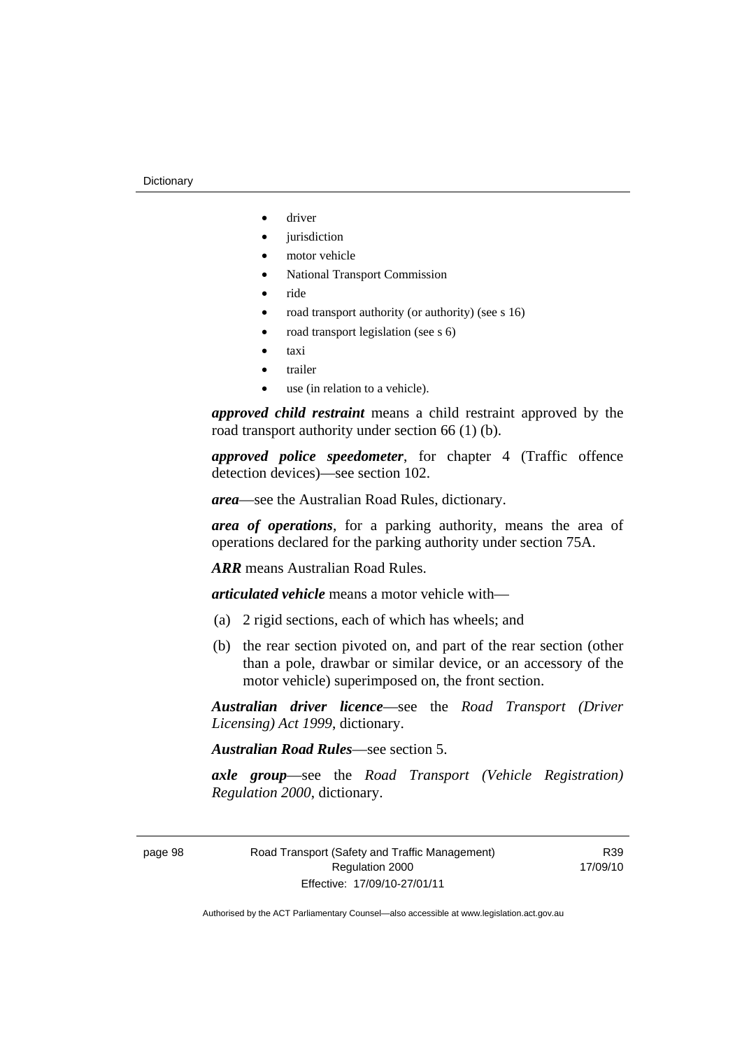- driver
- jurisdiction
- motor vehicle
- National Transport Commission
- ride
- road transport authority (or authority) (see s 16)
- road transport legislation (see s 6)
- taxi
- trailer
- use (in relation to a vehicle).

***approved child restraint*** means a child restraint approved by the road transport authority under section 66 (1) (b).

***approved police speedometer***, for chapter 4 (Traffic offence detection devices)—see section 102.

***area***—see the Australian Road Rules, dictionary.

***area of operations***, for a parking authority, means the area of operations declared for the parking authority under section 75A.

***ARR*** means Australian Road Rules.

***articulated vehicle*** means a motor vehicle with—

(a) 2 rigid sections, each of which has wheels; and

(b) the rear section pivoted on, and part of the rear section (other than a pole, drawbar or similar device, or an accessory of the motor vehicle) superimposed on, the front section.

***Australian driver licence***—see the *Road Transport (Driver Licensing) Act 1999*, dictionary.

***Australian Road Rules***—see section 5.

***axle group***—see the *Road Transport (Vehicle Registration) Regulation 2000*, dictionary.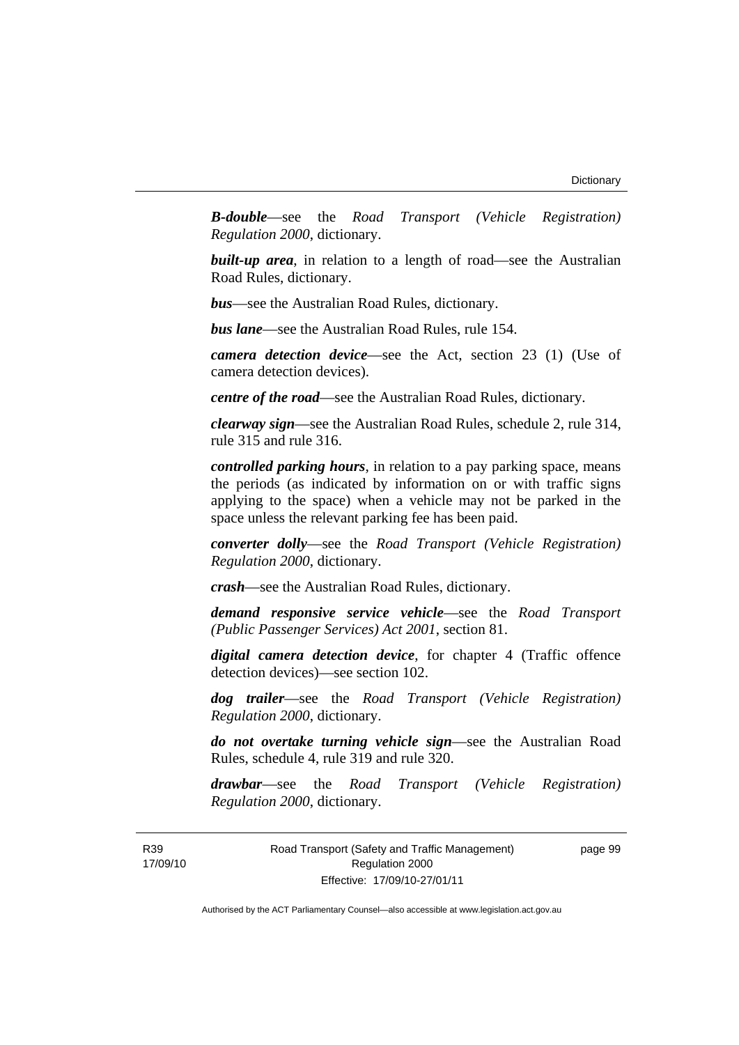***B-double***—see the *Road Transport (Vehicle Registration) Regulation 2000*, dictionary.

***built-up area***, in relation to a length of road—see the Australian Road Rules, dictionary.

***bus***—see the Australian Road Rules, dictionary.

***bus lane***—see the Australian Road Rules, rule 154.

***camera detection device***—see the Act, section 23 (1) (Use of camera detection devices).

***centre of the road***—see the Australian Road Rules, dictionary.

***clearway sign***—see the Australian Road Rules, schedule 2, rule 314, rule 315 and rule 316.

***controlled parking hours***, in relation to a pay parking space, means the periods (as indicated by information on or with traffic signs applying to the space) when a vehicle may not be parked in the space unless the relevant parking fee has been paid.

***converter dolly***—see the *Road Transport (Vehicle Registration) Regulation 2000*, dictionary.

***crash***—see the Australian Road Rules, dictionary.

***demand responsive service vehicle***—see the *Road Transport (Public Passenger Services) Act 2001*, section 81.

***digital camera detection device***, for chapter 4 (Traffic offence detection devices)—see section 102.

***dog trailer***—see the *Road Transport (Vehicle Registration) Regulation 2000*, dictionary.

***do not overtake turning vehicle sign***—see the Australian Road Rules, schedule 4, rule 319 and rule 320.

***drawbar***—see the *Road Transport (Vehicle Registration) Regulation 2000*, dictionary.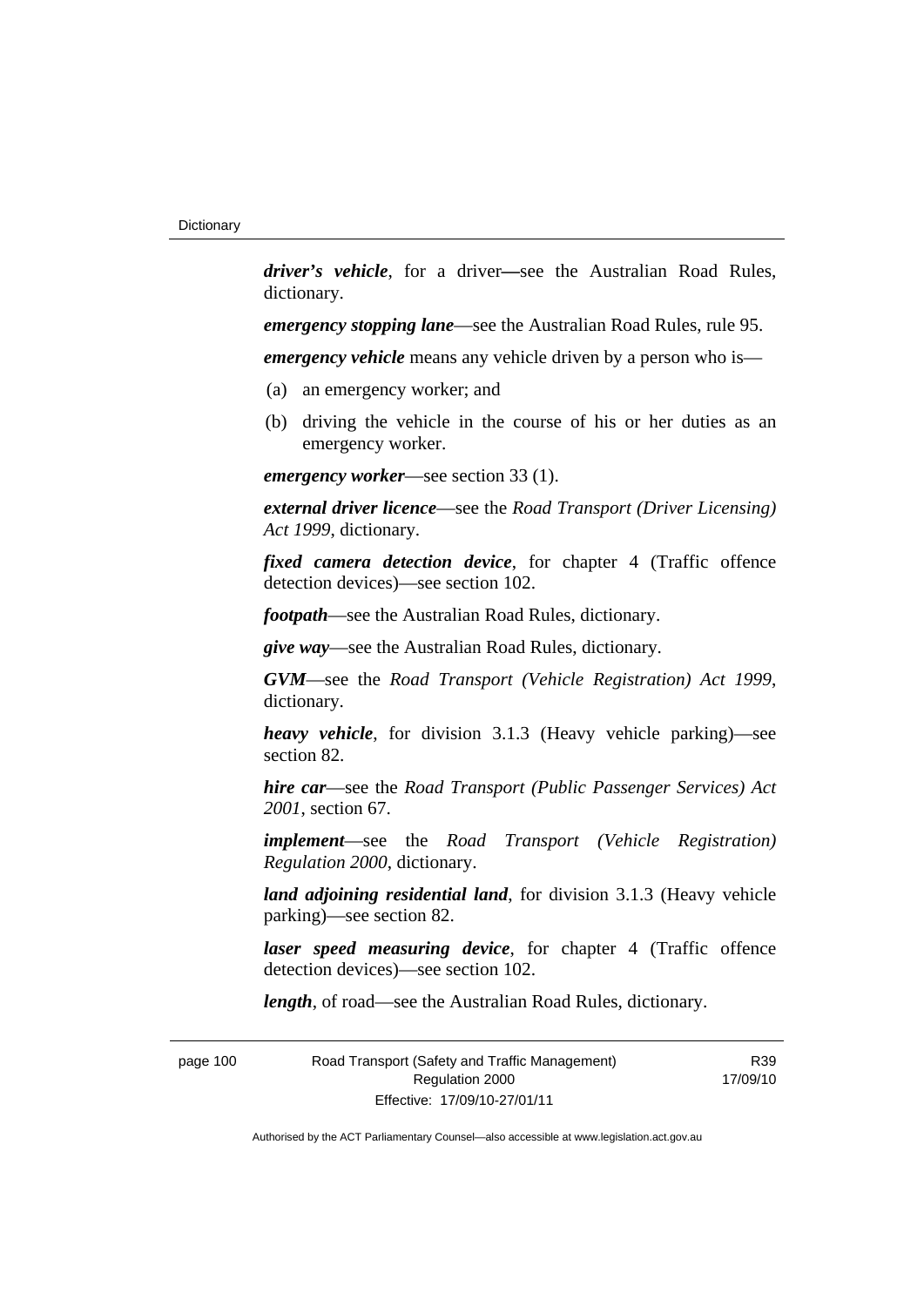***driver's vehicle***, for a driver—see the Australian Road Rules, dictionary.

***emergency stopping lane***—see the Australian Road Rules, rule 95.

***emergency vehicle*** means any vehicle driven by a person who is—

(a) an emergency worker; and

(b) driving the vehicle in the course of his or her duties as an emergency worker.

***emergency worker***—see section 33 (1).

***external driver licence***—see the *Road Transport (Driver Licensing) Act 1999*, dictionary.

***fixed camera detection device***, for chapter 4 (Traffic offence detection devices)—see section 102.

***footpath***—see the Australian Road Rules, dictionary.

***give way***—see the Australian Road Rules, dictionary.

***GVM***—see the *Road Transport (Vehicle Registration) Act 1999*, dictionary.

***heavy vehicle***, for division 3.1.3 (Heavy vehicle parking)—see section 82.

***hire car***—see the *Road Transport (Public Passenger Services) Act 2001*, section 67.

***implement***—see the *Road Transport (Vehicle Registration) Regulation 2000*, dictionary.

***land adjoining residential land***, for division 3.1.3 (Heavy vehicle parking)—see section 82.

***laser speed measuring device***, for chapter 4 (Traffic offence detection devices)—see section 102.

***length***, of road—see the Australian Road Rules, dictionary.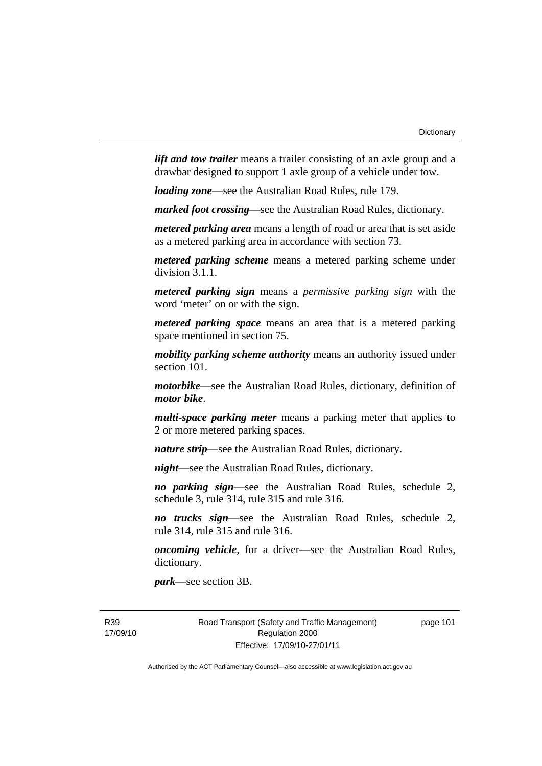***lift and tow trailer*** means a trailer consisting of an axle group and a drawbar designed to support 1 axle group of a vehicle under tow.

***loading zone***—see the Australian Road Rules, rule 179.

***marked foot crossing***—see the Australian Road Rules, dictionary.

***metered parking area*** means a length of road or area that is set aside as a metered parking area in accordance with section 73.

***metered parking scheme*** means a metered parking scheme under division 3.1.1.

***metered parking sign*** means a *permissive parking sign* with the word 'meter' on or with the sign.

***metered parking space*** means an area that is a metered parking space mentioned in section 75.

***mobility parking scheme authority*** means an authority issued under section 101.

***motorbike***—see the Australian Road Rules, dictionary, definition of ***motor bike***.

***multi-space parking meter*** means a parking meter that applies to 2 or more metered parking spaces.

***nature strip***—see the Australian Road Rules, dictionary.

***night***—see the Australian Road Rules, dictionary.

***no parking sign***—see the Australian Road Rules, schedule 2, schedule 3, rule 314, rule 315 and rule 316.

***no trucks sign***—see the Australian Road Rules, schedule 2, rule 314, rule 315 and rule 316.

***oncoming vehicle***, for a driver—see the Australian Road Rules, dictionary.

***park***—see section 3B.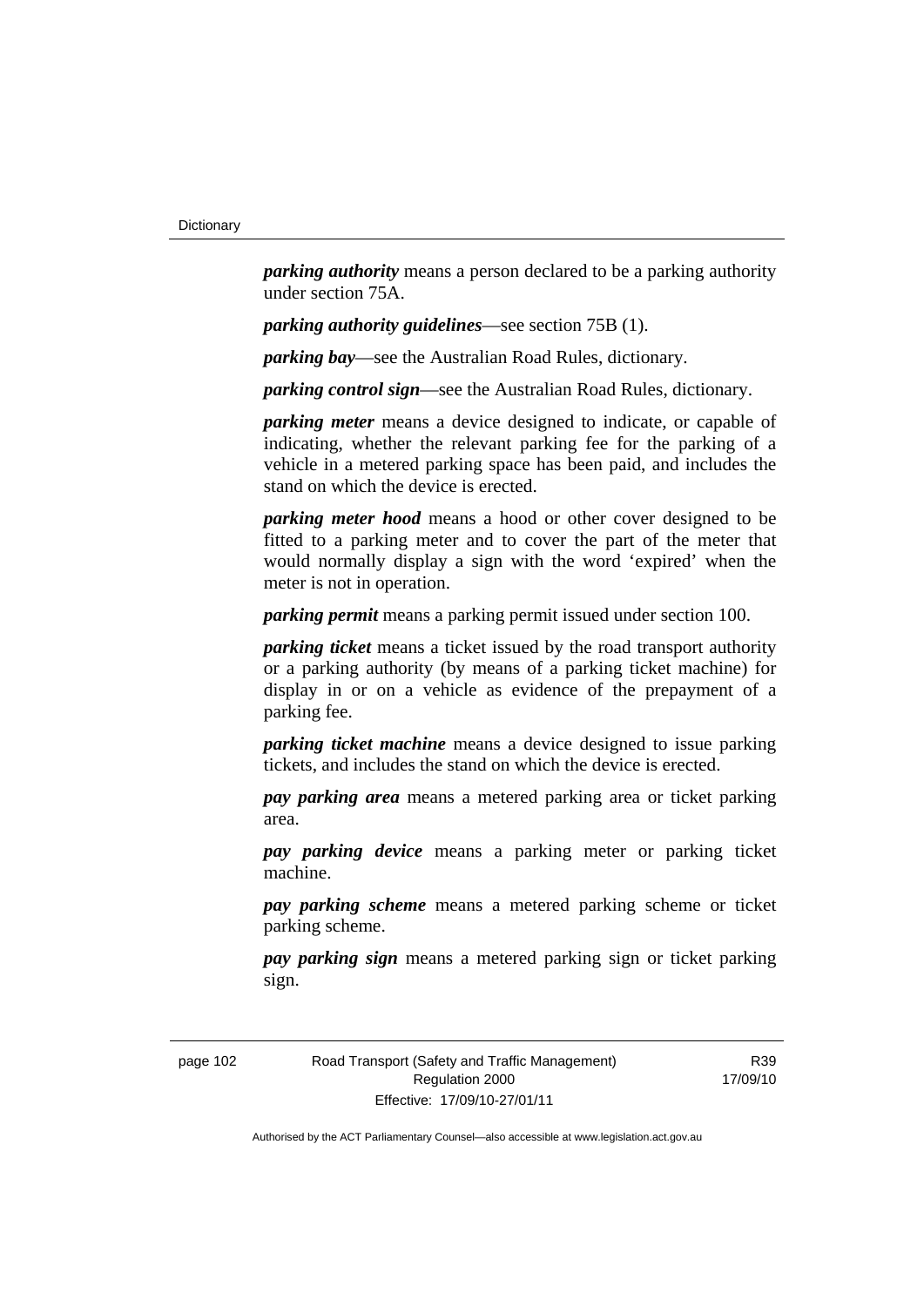***parking authority*** means a person declared to be a parking authority under section 75A.

***parking authority guidelines***—see section 75B (1).

***parking bay***—see the Australian Road Rules, dictionary.

***parking control sign***—see the Australian Road Rules, dictionary.

***parking meter*** means a device designed to indicate, or capable of indicating, whether the relevant parking fee for the parking of a vehicle in a metered parking space has been paid, and includes the stand on which the device is erected.

***parking meter hood*** means a hood or other cover designed to be fitted to a parking meter and to cover the part of the meter that would normally display a sign with the word 'expired' when the meter is not in operation.

***parking permit*** means a parking permit issued under section 100.

***parking ticket*** means a ticket issued by the road transport authority or a parking authority (by means of a parking ticket machine) for display in or on a vehicle as evidence of the prepayment of a parking fee.

***parking ticket machine*** means a device designed to issue parking tickets, and includes the stand on which the device is erected.

***pay parking area*** means a metered parking area or ticket parking area.

***pay parking device*** means a parking meter or parking ticket machine.

***pay parking scheme*** means a metered parking scheme or ticket parking scheme.

***pay parking sign*** means a metered parking sign or ticket parking sign.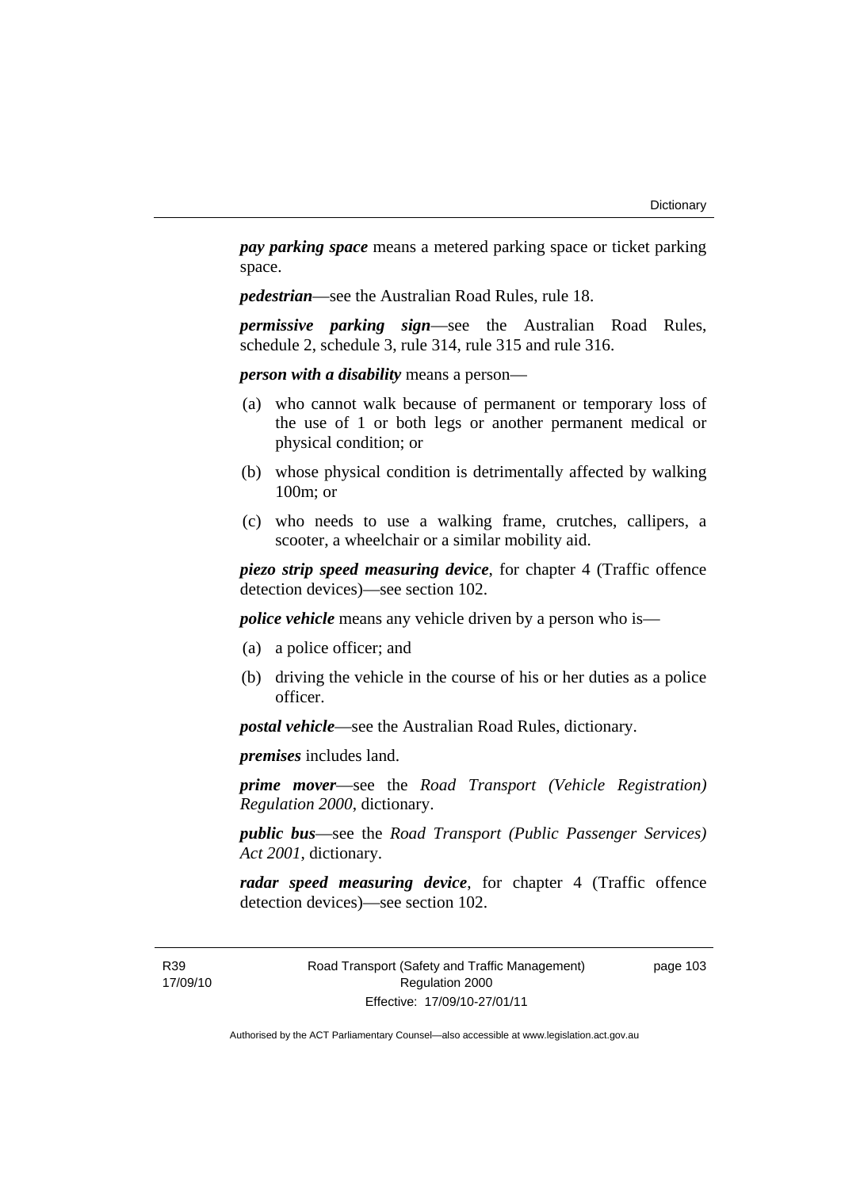***pay parking space*** means a metered parking space or ticket parking space.

***pedestrian***—see the Australian Road Rules, rule 18.

***permissive parking sign***—see the Australian Road Rules, schedule 2, schedule 3, rule 314, rule 315 and rule 316.

***person with a disability*** means a person—

(a) who cannot walk because of permanent or temporary loss of the use of 1 or both legs or another permanent medical or physical condition; or

(b) whose physical condition is detrimentally affected by walking 100m; or

(c) who needs to use a walking frame, crutches, callipers, a scooter, a wheelchair or a similar mobility aid.

***piezo strip speed measuring device***, for chapter 4 (Traffic offence detection devices)—see section 102.

***police vehicle*** means any vehicle driven by a person who is—

(a) a police officer; and

(b) driving the vehicle in the course of his or her duties as a police officer.

***postal vehicle***—see the Australian Road Rules, dictionary.

***premises*** includes land.

***prime mover***—see the *Road Transport (Vehicle Registration) Regulation 2000*, dictionary.

***public bus***—see the *Road Transport (Public Passenger Services) Act 2001*, dictionary.

***radar speed measuring device***, for chapter 4 (Traffic offence detection devices)—see section 102.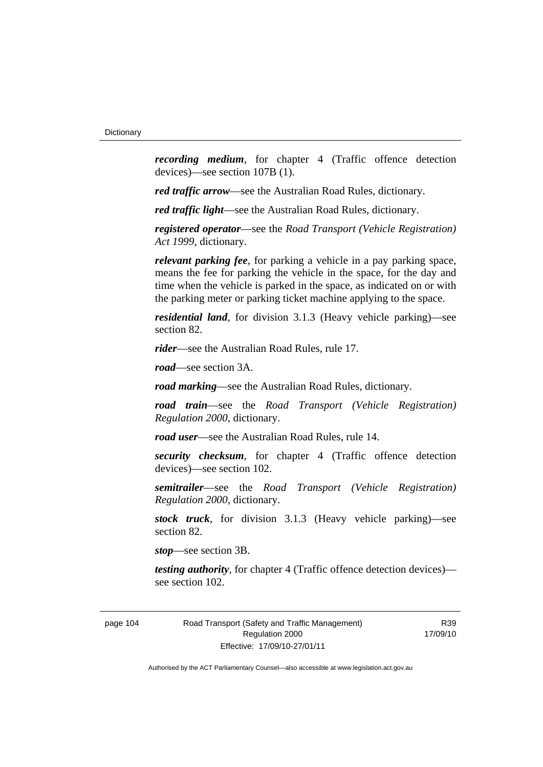***recording medium***, for chapter 4 (Traffic offence detection devices)—see section 107B (1).

***red traffic arrow***—see the Australian Road Rules, dictionary.

***red traffic light***—see the Australian Road Rules, dictionary.

***registered operator***—see the *Road Transport (Vehicle Registration) Act 1999*, dictionary.

***relevant parking fee***, for parking a vehicle in a pay parking space, means the fee for parking the vehicle in the space, for the day and time when the vehicle is parked in the space, as indicated on or with the parking meter or parking ticket machine applying to the space.

***residential land***, for division 3.1.3 (Heavy vehicle parking)—see section 82.

***rider***—see the Australian Road Rules, rule 17.

***road***—see section 3A.

***road marking***—see the Australian Road Rules, dictionary.

***road train***—see the *Road Transport (Vehicle Registration) Regulation 2000*, dictionary.

***road user***—see the Australian Road Rules, rule 14.

***security checksum***, for chapter 4 (Traffic offence detection devices)—see section 102.

***semitrailer***—see the *Road Transport (Vehicle Registration) Regulation 2000*, dictionary.

***stock truck***, for division 3.1.3 (Heavy vehicle parking)—see section 82.

***stop***—see section 3B.

***testing authority***, for chapter 4 (Traffic offence detection devices)—see section 102.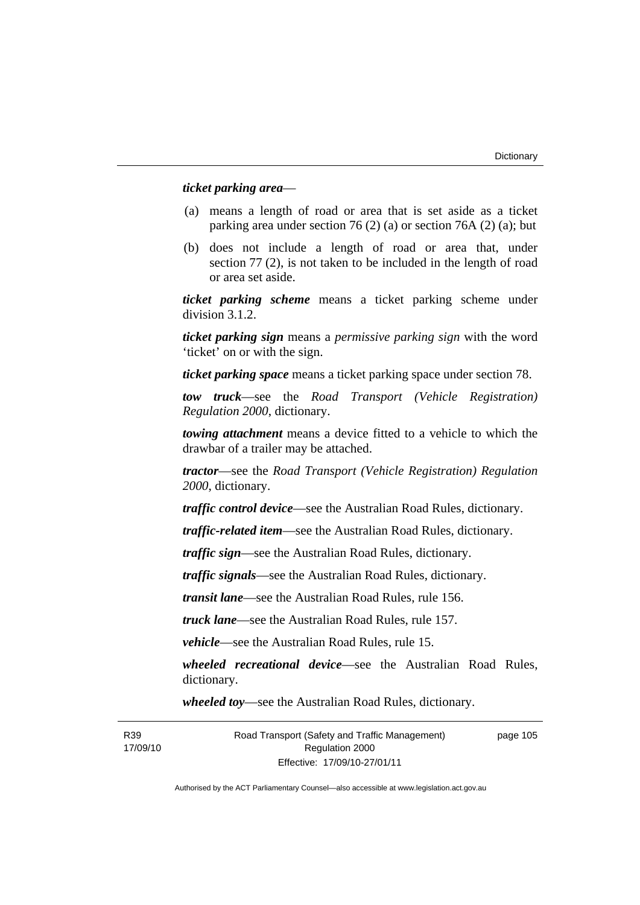***ticket parking area***—

(a) means a length of road or area that is set aside as a ticket parking area under section 76 (2) (a) or section 76A (2) (a); but

(b) does not include a length of road or area that, under section 77 (2), is not taken to be included in the length of road or area set aside.

***ticket parking scheme*** means a ticket parking scheme under division 3.1.2.

***ticket parking sign*** means a ***permissive parking sign*** with the word 'ticket' on or with the sign.

***ticket parking space*** means a ticket parking space under section 78.

***tow truck***—see the *Road Transport (Vehicle Registration) Regulation 2000*, dictionary.

***towing attachment*** means a device fitted to a vehicle to which the drawbar of a trailer may be attached.

***tractor***—see the *Road Transport (Vehicle Registration) Regulation 2000*, dictionary.

***traffic control device***—see the Australian Road Rules, dictionary.

***traffic-related item***—see the Australian Road Rules, dictionary.

***traffic sign***—see the Australian Road Rules, dictionary.

***traffic signals***—see the Australian Road Rules, dictionary.

***transit lane***—see the Australian Road Rules, rule 156.

***truck lane***—see the Australian Road Rules, rule 157.

***vehicle***—see the Australian Road Rules, rule 15.

***wheeled recreational device***—see the Australian Road Rules, dictionary.

***wheeled toy***—see the Australian Road Rules, dictionary.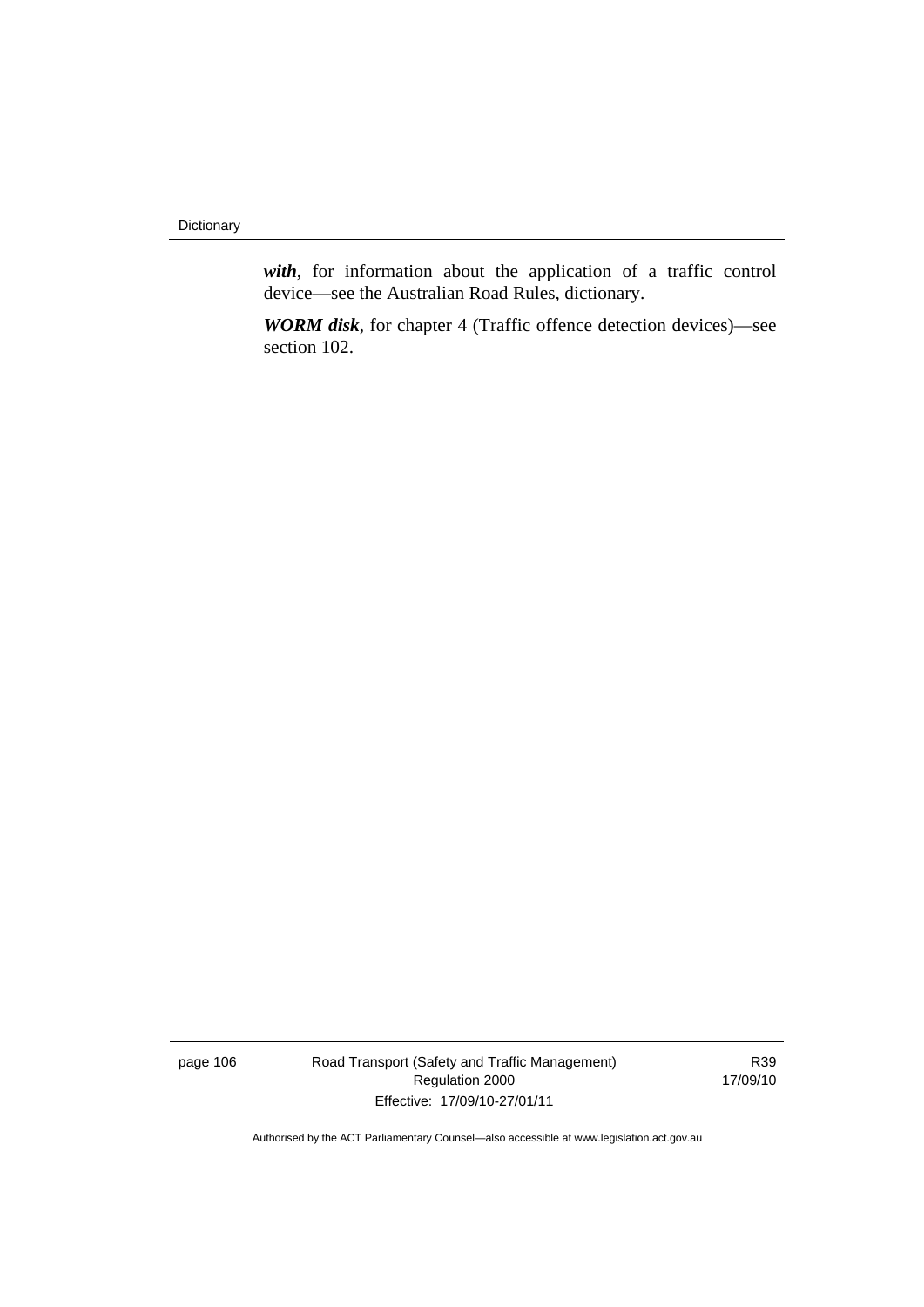***with***, for information about the application of a traffic control device—see the Australian Road Rules, dictionary.

***WORM disk***, for chapter 4 (Traffic offence detection devices)—see section 102.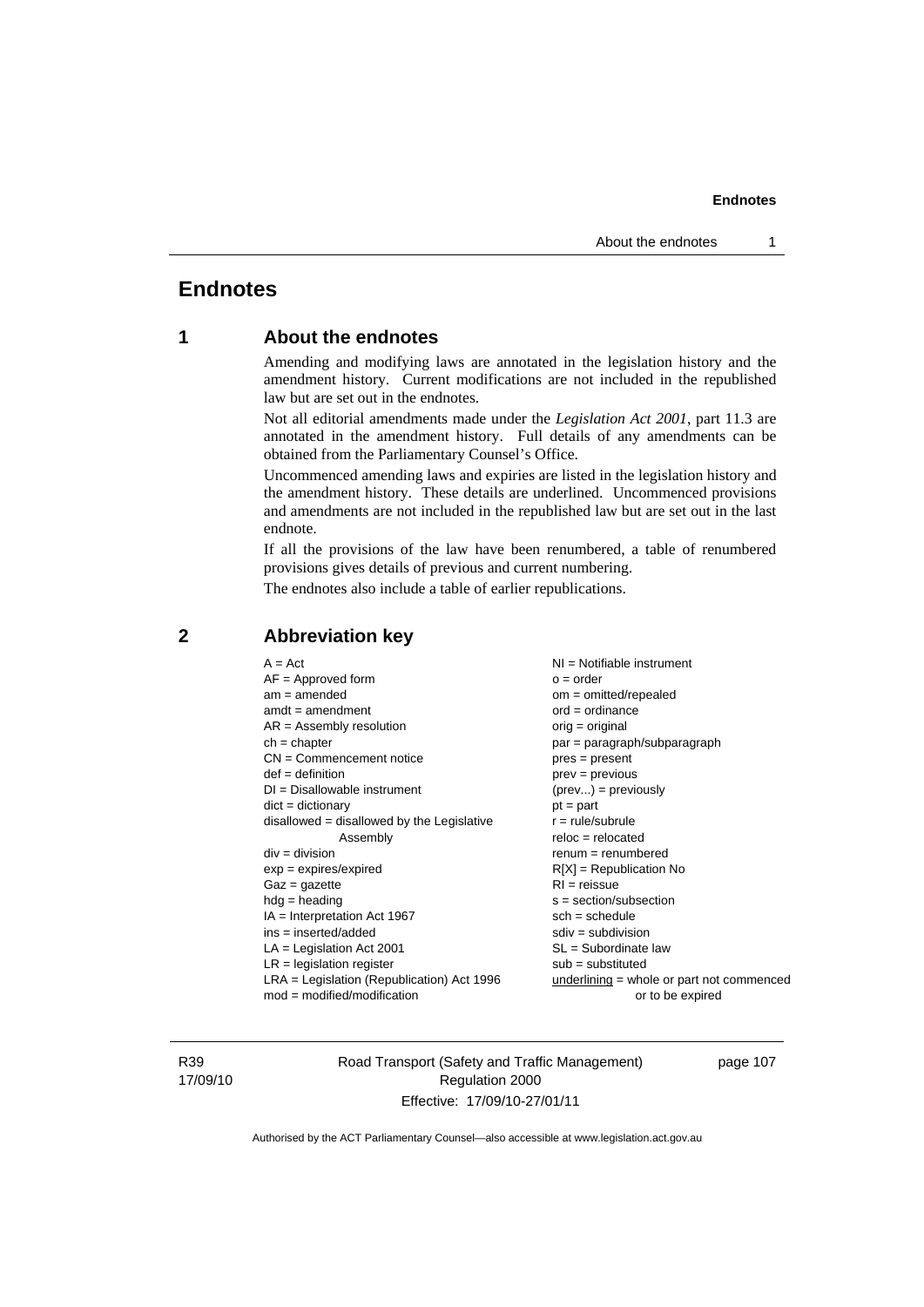# Endnotes

## 1 About the endnotes

Amending and modifying laws are annotated in the legislation history and the amendment history. Current modifications are not included in the republished law but are set out in the endnotes.

Not all editorial amendments made under the *Legislation Act 2001*, part 11.3 are annotated in the amendment history. Full details of any amendments can be obtained from the Parliamentary Counsel's Office.

Uncommenced amending laws and expiries are listed in the legislation history and the amendment history. These details are underlined. Uncommenced provisions and amendments are not included in the republished law but are set out in the last endnote.

If all the provisions of the law have been renumbered, a table of renumbered provisions gives details of previous and current numbering.

The endnotes also include a table of earlier republications.

## 2 Abbreviation key

| | |
|---|---|
| A = Act | NI = Notifiable instrument |
| AF = Approved form | o = order |
| am = amended | om = omitted/repealed |
| amdt = amendment | ord = ordinance |
| AR = Assembly resolution | orig = original |
| ch = chapter | par = paragraph/subparagraph |
| CN = Commencement notice | pres = present |
| def = definition | prev = previous |
| DI = Disallowable instrument | (prev...) = previously |
| dict = dictionary | pt = part |
| disallowed = disallowed by the Legislative Assembly | r = rule/subrule |
| | reloc = relocated |
| div = division | renum = renumbered |
| exp = expires/expired | R[X] = Republication No |
| Gaz = gazette | RI = reissue |
| hdg = heading | s = section/subsection |
| IA = Interpretation Act 1967 | sch = schedule |
| ins = inserted/added | sdiv = subdivision |
| LA = Legislation Act 2001 | SL = Subordinate law |
| LR = legislation register | sub = substituted |
| LRA = Legislation (Republication) Act 1996 | underlining = whole or part not commenced or to be expired |
| mod = modified/modification | |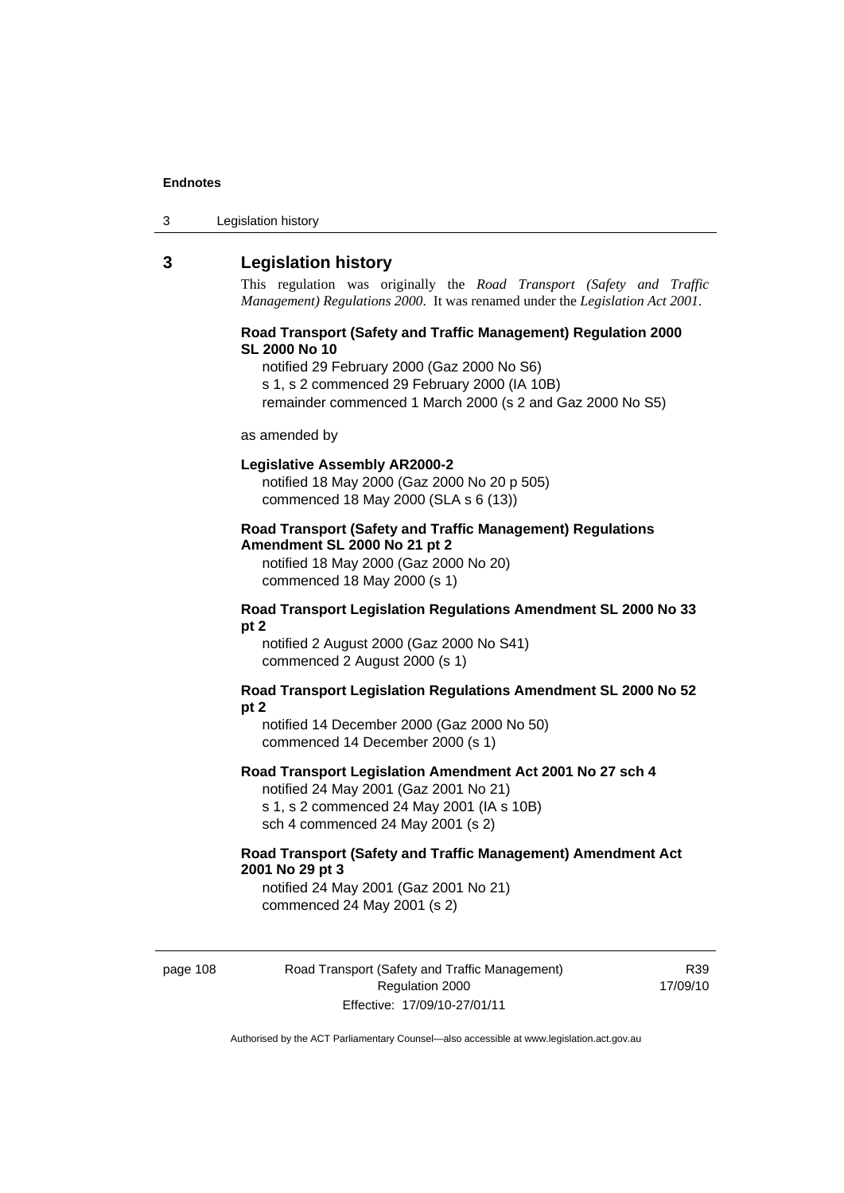## 3 Legislation history

This regulation was originally the *Road Transport (Safety and Traffic Management) Regulations 2000*. It was renamed under the *Legislation Act 2001*.

**Road Transport (Safety and Traffic Management) Regulation 2000 SL 2000 No 10**

notified 29 February 2000 (Gaz 2000 No S6)
s 1, s 2 commenced 29 February 2000 (IA 10B)
remainder commenced 1 March 2000 (s 2 and Gaz 2000 No S5)

as amended by

**Legislative Assembly AR2000-2**

notified 18 May 2000 (Gaz 2000 No 20 p 505)
commenced 18 May 2000 (SLA s 6 (13))

**Road Transport (Safety and Traffic Management) Regulations Amendment SL 2000 No 21 pt 2**

notified 18 May 2000 (Gaz 2000 No 20)
commenced 18 May 2000 (s 1)

**Road Transport Legislation Regulations Amendment SL 2000 No 33 pt 2**

notified 2 August 2000 (Gaz 2000 No S41)
commenced 2 August 2000 (s 1)

**Road Transport Legislation Regulations Amendment SL 2000 No 52 pt 2**

notified 14 December 2000 (Gaz 2000 No 50)
commenced 14 December 2000 (s 1)

**Road Transport Legislation Amendment Act 2001 No 27 sch 4**

notified 24 May 2001 (Gaz 2001 No 21)
s 1, s 2 commenced 24 May 2001 (IA s 10B)
sch 4 commenced 24 May 2001 (s 2)

**Road Transport (Safety and Traffic Management) Amendment Act 2001 No 29 pt 3**

notified 24 May 2001 (Gaz 2001 No 21)
commenced 24 May 2001 (s 2)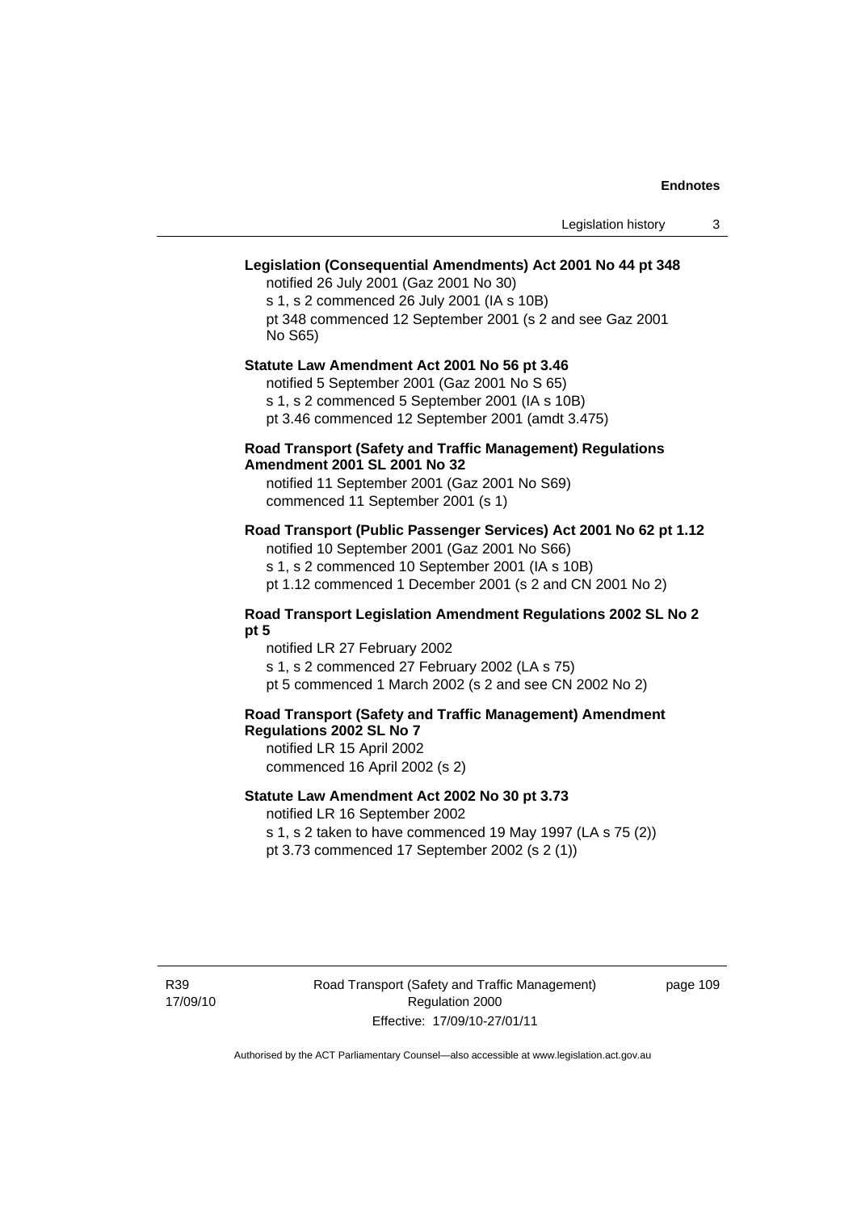**Legislation (Consequential Amendments) Act 2001 No 44 pt 348**

notified 26 July 2001 (Gaz 2001 No 30)
s 1, s 2 commenced 26 July 2001 (IA s 10B)
pt 348 commenced 12 September 2001 (s 2 and see Gaz 2001 No S65)

**Statute Law Amendment Act 2001 No 56 pt 3.46**

notified 5 September 2001 (Gaz 2001 No S 65)
s 1, s 2 commenced 5 September 2001 (IA s 10B)
pt 3.46 commenced 12 September 2001 (amdt 3.475)

**Road Transport (Safety and Traffic Management) Regulations Amendment 2001 SL 2001 No 32**

notified 11 September 2001 (Gaz 2001 No S69)
commenced 11 September 2001 (s 1)

**Road Transport (Public Passenger Services) Act 2001 No 62 pt 1.12**

notified 10 September 2001 (Gaz 2001 No S66)
s 1, s 2 commenced 10 September 2001 (IA s 10B)
pt 1.12 commenced 1 December 2001 (s 2 and CN 2001 No 2)

**Road Transport Legislation Amendment Regulations 2002 SL No 2 pt 5**

notified LR 27 February 2002
s 1, s 2 commenced 27 February 2002 (LA s 75)
pt 5 commenced 1 March 2002 (s 2 and see CN 2002 No 2)

**Road Transport (Safety and Traffic Management) Amendment Regulations 2002 SL No 7**

notified LR 15 April 2002
commenced 16 April 2002 (s 2)

**Statute Law Amendment Act 2002 No 30 pt 3.73**

notified LR 16 September 2002
s 1, s 2 taken to have commenced 19 May 1997 (LA s 75 (2))
pt 3.73 commenced 17 September 2002 (s 2 (1))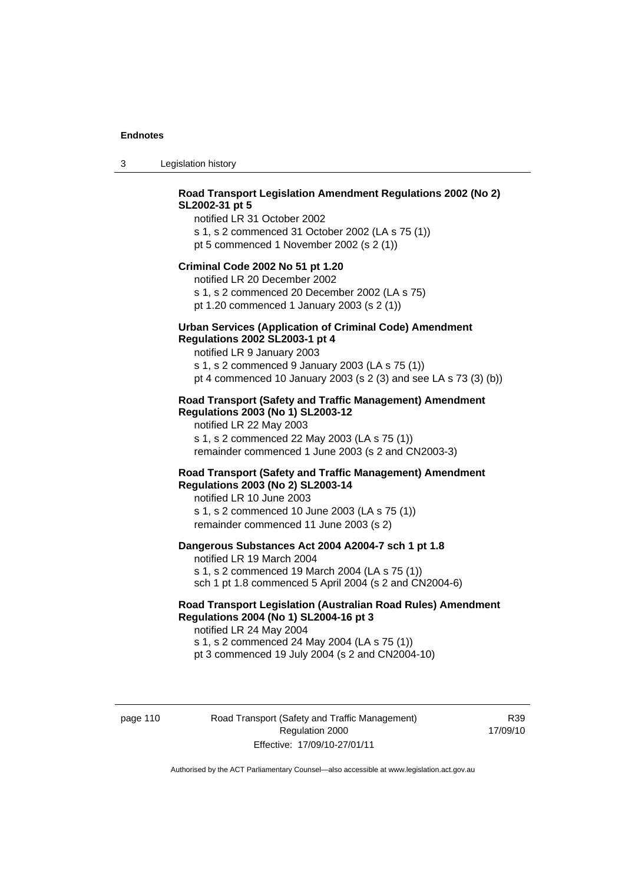**Road Transport Legislation Amendment Regulations 2002 (No 2) SL2002-31 pt 5**

notified LR 31 October 2002

s 1, s 2 commenced 31 October 2002 (LA s 75 (1))

pt 5 commenced 1 November 2002 (s 2 (1))

**Criminal Code 2002 No 51 pt 1.20**

notified LR 20 December 2002

s 1, s 2 commenced 20 December 2002 (LA s 75)

pt 1.20 commenced 1 January 2003 (s 2 (1))

**Urban Services (Application of Criminal Code) Amendment Regulations 2002 SL2003-1 pt 4**

notified LR 9 January 2003

s 1, s 2 commenced 9 January 2003 (LA s 75 (1))

pt 4 commenced 10 January 2003 (s 2 (3) and see LA s 73 (3) (b))

**Road Transport (Safety and Traffic Management) Amendment Regulations 2003 (No 1) SL2003-12**

notified LR 22 May 2003

s 1, s 2 commenced 22 May 2003 (LA s 75 (1))

remainder commenced 1 June 2003 (s 2 and CN2003-3)

**Road Transport (Safety and Traffic Management) Amendment Regulations 2003 (No 2) SL2003-14**

notified LR 10 June 2003

s 1, s 2 commenced 10 June 2003 (LA s 75 (1))

remainder commenced 11 June 2003 (s 2)

**Dangerous Substances Act 2004 A2004-7 sch 1 pt 1.8**

notified LR 19 March 2004

s 1, s 2 commenced 19 March 2004 (LA s 75 (1))

sch 1 pt 1.8 commenced 5 April 2004 (s 2 and CN2004-6)

**Road Transport Legislation (Australian Road Rules) Amendment Regulations 2004 (No 1) SL2004-16 pt 3**

notified LR 24 May 2004

s 1, s 2 commenced 24 May 2004 (LA s 75 (1))

pt 3 commenced 19 July 2004 (s 2 and CN2004-10)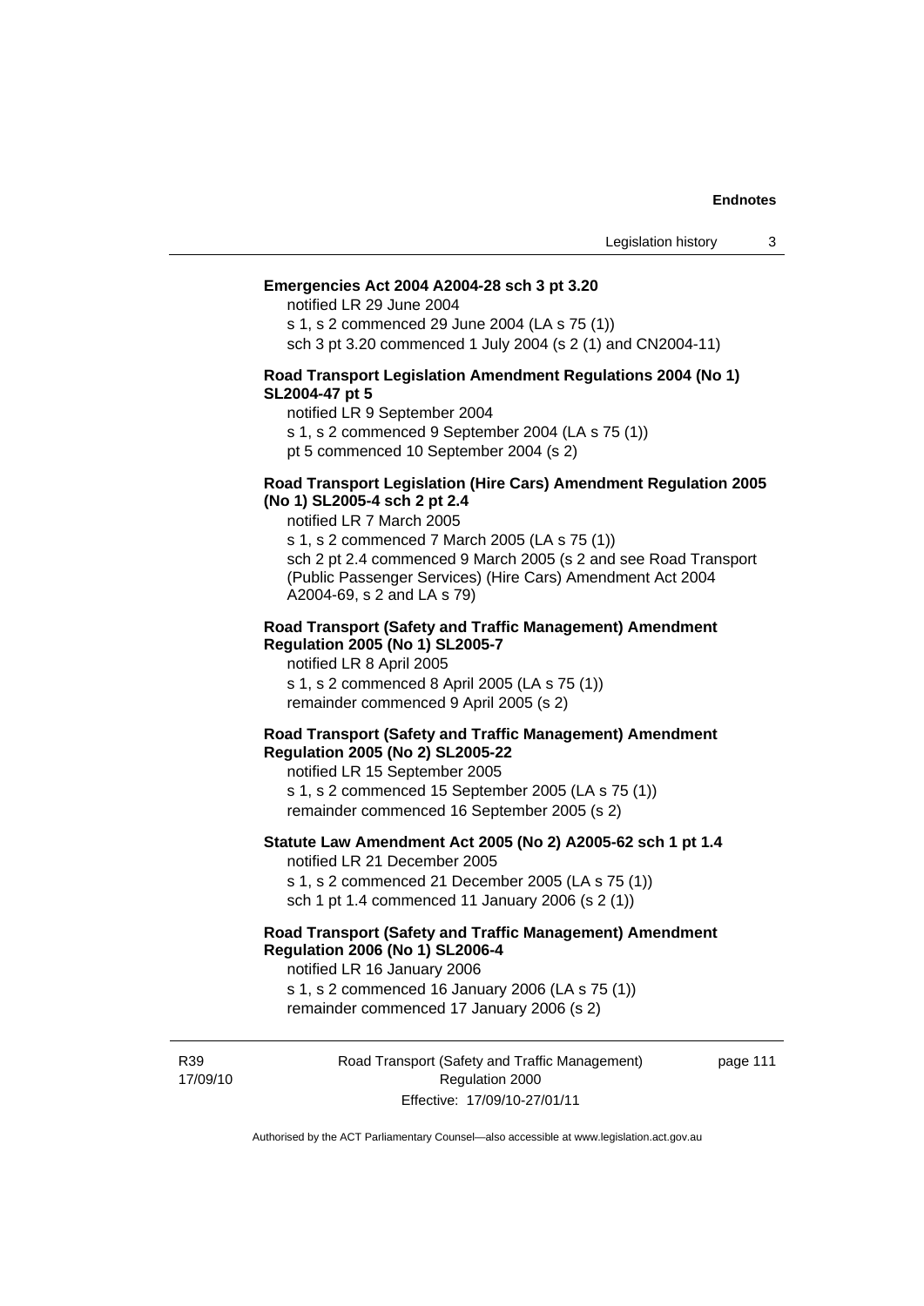**Emergencies Act 2004 A2004-28 sch 3 pt 3.20**

notified LR 29 June 2004

s 1, s 2 commenced 29 June 2004 (LA s 75 (1))

sch 3 pt 3.20 commenced 1 July 2004 (s 2 (1) and CN2004-11)

**Road Transport Legislation Amendment Regulations 2004 (No 1) SL2004-47 pt 5**

notified LR 9 September 2004

s 1, s 2 commenced 9 September 2004 (LA s 75 (1))

pt 5 commenced 10 September 2004 (s 2)

**Road Transport Legislation (Hire Cars) Amendment Regulation 2005 (No 1) SL2005-4 sch 2 pt 2.4**

notified LR 7 March 2005

s 1, s 2 commenced 7 March 2005 (LA s 75 (1))

sch 2 pt 2.4 commenced 9 March 2005 (s 2 and see Road Transport (Public Passenger Services) (Hire Cars) Amendment Act 2004 A2004-69, s 2 and LA s 79)

**Road Transport (Safety and Traffic Management) Amendment Regulation 2005 (No 1) SL2005-7**

notified LR 8 April 2005

s 1, s 2 commenced 8 April 2005 (LA s 75 (1))

remainder commenced 9 April 2005 (s 2)

**Road Transport (Safety and Traffic Management) Amendment Regulation 2005 (No 2) SL2005-22**

notified LR 15 September 2005

s 1, s 2 commenced 15 September 2005 (LA s 75 (1))

remainder commenced 16 September 2005 (s 2)

**Statute Law Amendment Act 2005 (No 2) A2005-62 sch 1 pt 1.4**

notified LR 21 December 2005

s 1, s 2 commenced 21 December 2005 (LA s 75 (1))

sch 1 pt 1.4 commenced 11 January 2006 (s 2 (1))

**Road Transport (Safety and Traffic Management) Amendment Regulation 2006 (No 1) SL2006-4**

notified LR 16 January 2006

s 1, s 2 commenced 16 January 2006 (LA s 75 (1))

remainder commenced 17 January 2006 (s 2)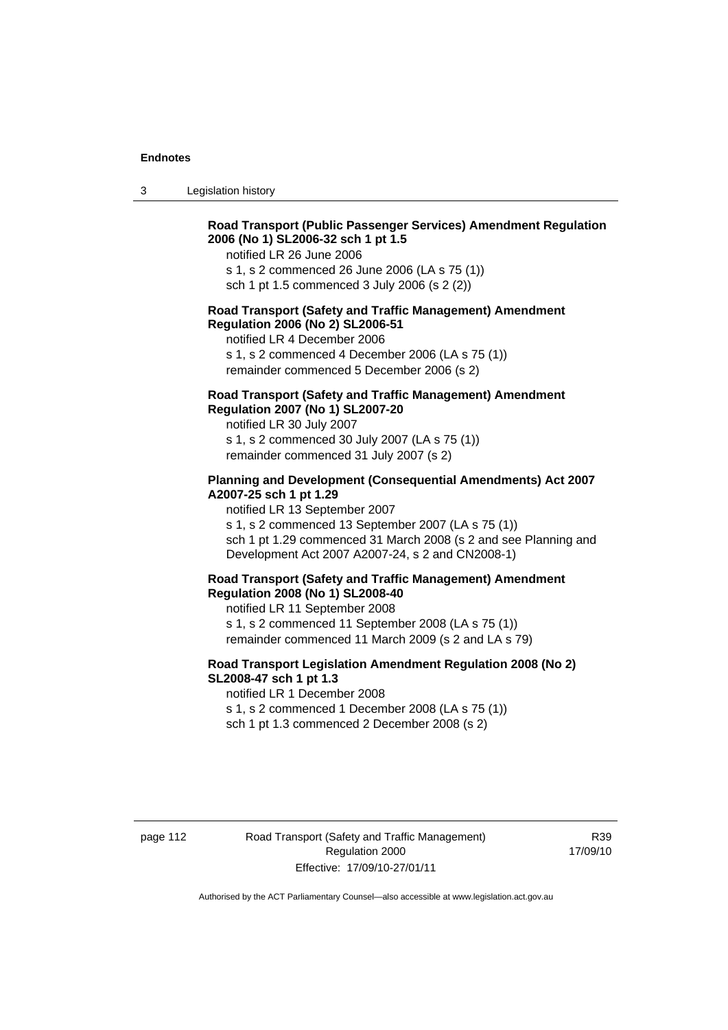**Road Transport (Public Passenger Services) Amendment Regulation 2006 (No 1) SL2006-32 sch 1 pt 1.5**

notified LR 26 June 2006
s 1, s 2 commenced 26 June 2006 (LA s 75 (1))
sch 1 pt 1.5 commenced 3 July 2006 (s 2 (2))

**Road Transport (Safety and Traffic Management) Amendment Regulation 2006 (No 2) SL2006-51**

notified LR 4 December 2006
s 1, s 2 commenced 4 December 2006 (LA s 75 (1))
remainder commenced 5 December 2006 (s 2)

**Road Transport (Safety and Traffic Management) Amendment Regulation 2007 (No 1) SL2007-20**

notified LR 30 July 2007
s 1, s 2 commenced 30 July 2007 (LA s 75 (1))
remainder commenced 31 July 2007 (s 2)

**Planning and Development (Consequential Amendments) Act 2007 A2007-25 sch 1 pt 1.29**

notified LR 13 September 2007
s 1, s 2 commenced 13 September 2007 (LA s 75 (1))
sch 1 pt 1.29 commenced 31 March 2008 (s 2 and see Planning and Development Act 2007 A2007-24, s 2 and CN2008-1)

**Road Transport (Safety and Traffic Management) Amendment Regulation 2008 (No 1) SL2008-40**

notified LR 11 September 2008
s 1, s 2 commenced 11 September 2008 (LA s 75 (1))
remainder commenced 11 March 2009 (s 2 and LA s 79)

**Road Transport Legislation Amendment Regulation 2008 (No 2) SL2008-47 sch 1 pt 1.3**

notified LR 1 December 2008
s 1, s 2 commenced 1 December 2008 (LA s 75 (1))
sch 1 pt 1.3 commenced 2 December 2008 (s 2)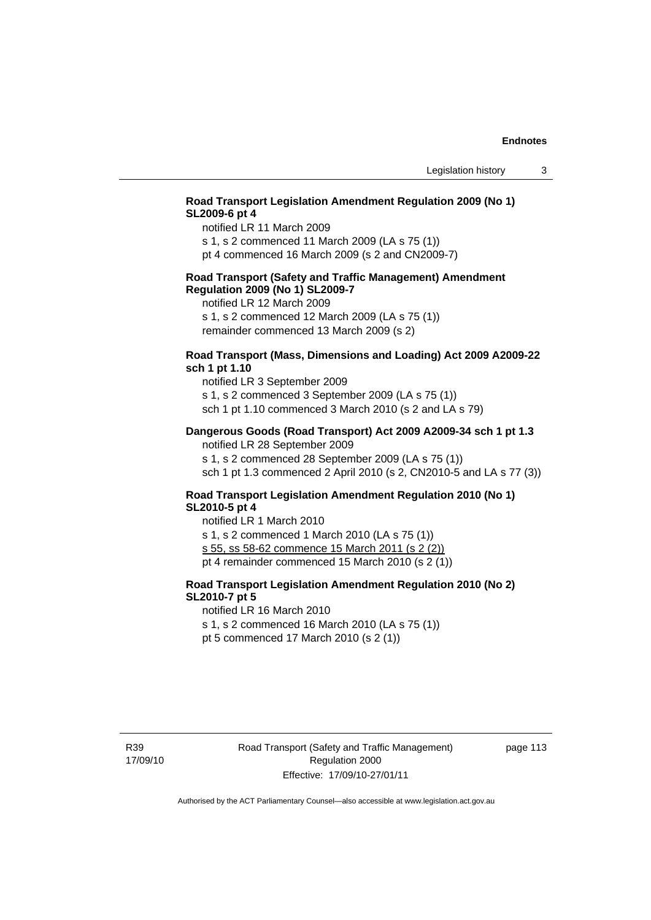**Road Transport Legislation Amendment Regulation 2009 (No 1) SL2009-6 pt 4**

notified LR 11 March 2009

s 1, s 2 commenced 11 March 2009 (LA s 75 (1))

pt 4 commenced 16 March 2009 (s 2 and CN2009-7)

**Road Transport (Safety and Traffic Management) Amendment Regulation 2009 (No 1) SL2009-7**

notified LR 12 March 2009

s 1, s 2 commenced 12 March 2009 (LA s 75 (1))

remainder commenced 13 March 2009 (s 2)

**Road Transport (Mass, Dimensions and Loading) Act 2009 A2009-22 sch 1 pt 1.10**

notified LR 3 September 2009

s 1, s 2 commenced 3 September 2009 (LA s 75 (1))

sch 1 pt 1.10 commenced 3 March 2010 (s 2 and LA s 79)

**Dangerous Goods (Road Transport) Act 2009 A2009-34 sch 1 pt 1.3**

notified LR 28 September 2009

s 1, s 2 commenced 28 September 2009 (LA s 75 (1))

sch 1 pt 1.3 commenced 2 April 2010 (s 2, CN2010-5 and LA s 77 (3))

**Road Transport Legislation Amendment Regulation 2010 (No 1) SL2010-5 pt 4**

notified LR 1 March 2010

s 1, s 2 commenced 1 March 2010 (LA s 75 (1))

s 55, ss 58-62 commence 15 March 2011 (s 2 (2))

pt 4 remainder commenced 15 March 2010 (s 2 (1))

**Road Transport Legislation Amendment Regulation 2010 (No 2) SL2010-7 pt 5**

notified LR 16 March 2010

s 1, s 2 commenced 16 March 2010 (LA s 75 (1))

pt 5 commenced 17 March 2010 (s 2 (1))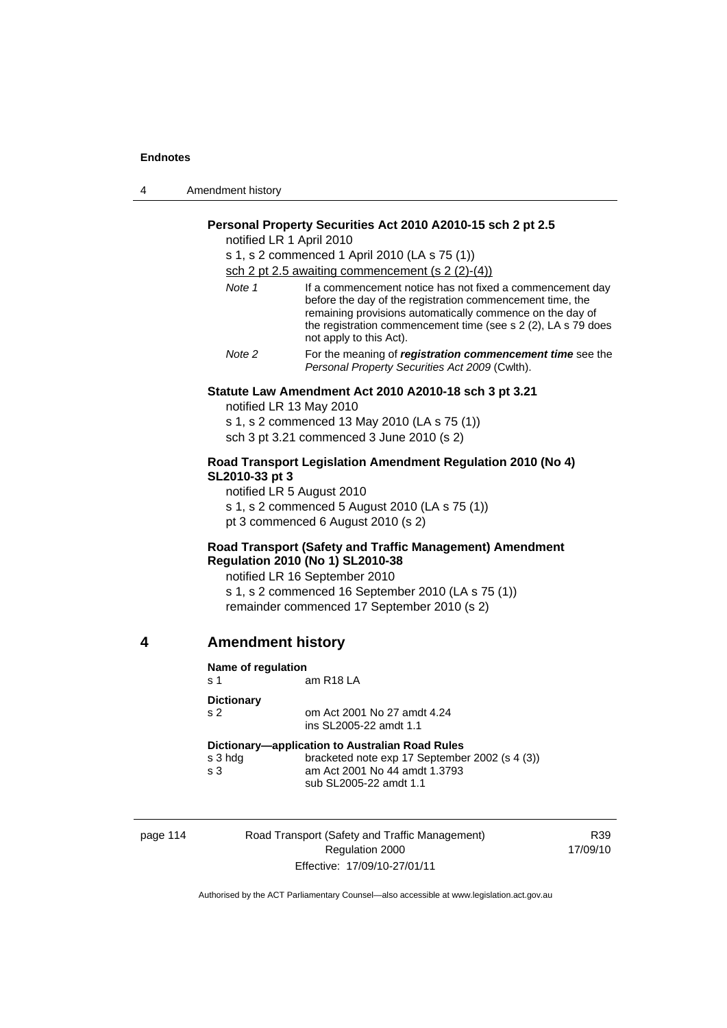**Personal Property Securities Act 2010 A2010-15 sch 2 pt 2.5**

notified LR 1 April 2010

s 1, s 2 commenced 1 April 2010 (LA s 75 (1))

sch 2 pt 2.5 awaiting commencement (s 2 (2)-(4))

*Note 1* If a commencement notice has not fixed a commencement day before the day of the registration commencement time, the remaining provisions automatically commence on the day of the registration commencement time (see s 2 (2), LA s 79 does not apply to this Act).

*Note 2* For the meaning of ***registration commencement time*** see the *Personal Property Securities Act 2009* (Cwlth).

**Statute Law Amendment Act 2010 A2010-18 sch 3 pt 3.21**

notified LR 13 May 2010

s 1, s 2 commenced 13 May 2010 (LA s 75 (1))

sch 3 pt 3.21 commenced 3 June 2010 (s 2)

**Road Transport Legislation Amendment Regulation 2010 (No 4) SL2010-33 pt 3**

notified LR 5 August 2010

s 1, s 2 commenced 5 August 2010 (LA s 75 (1))

pt 3 commenced 6 August 2010 (s 2)

**Road Transport (Safety and Traffic Management) Amendment Regulation 2010 (No 1) SL2010-38**

notified LR 16 September 2010

s 1, s 2 commenced 16 September 2010 (LA s 75 (1))

remainder commenced 17 September 2010 (s 2)

## 4 Amendment history

**Name of regulation**

s 1 am R18 LA

**Dictionary**

s 2 om Act 2001 No 27 amdt 4.24
ins SL2005-22 amdt 1.1

**Dictionary—application to Australian Road Rules**

s 3 hdg bracketed note exp 17 September 2002 (s 4 (3))

s 3 am Act 2001 No 44 amdt 1.3793
sub SL2005-22 amdt 1.1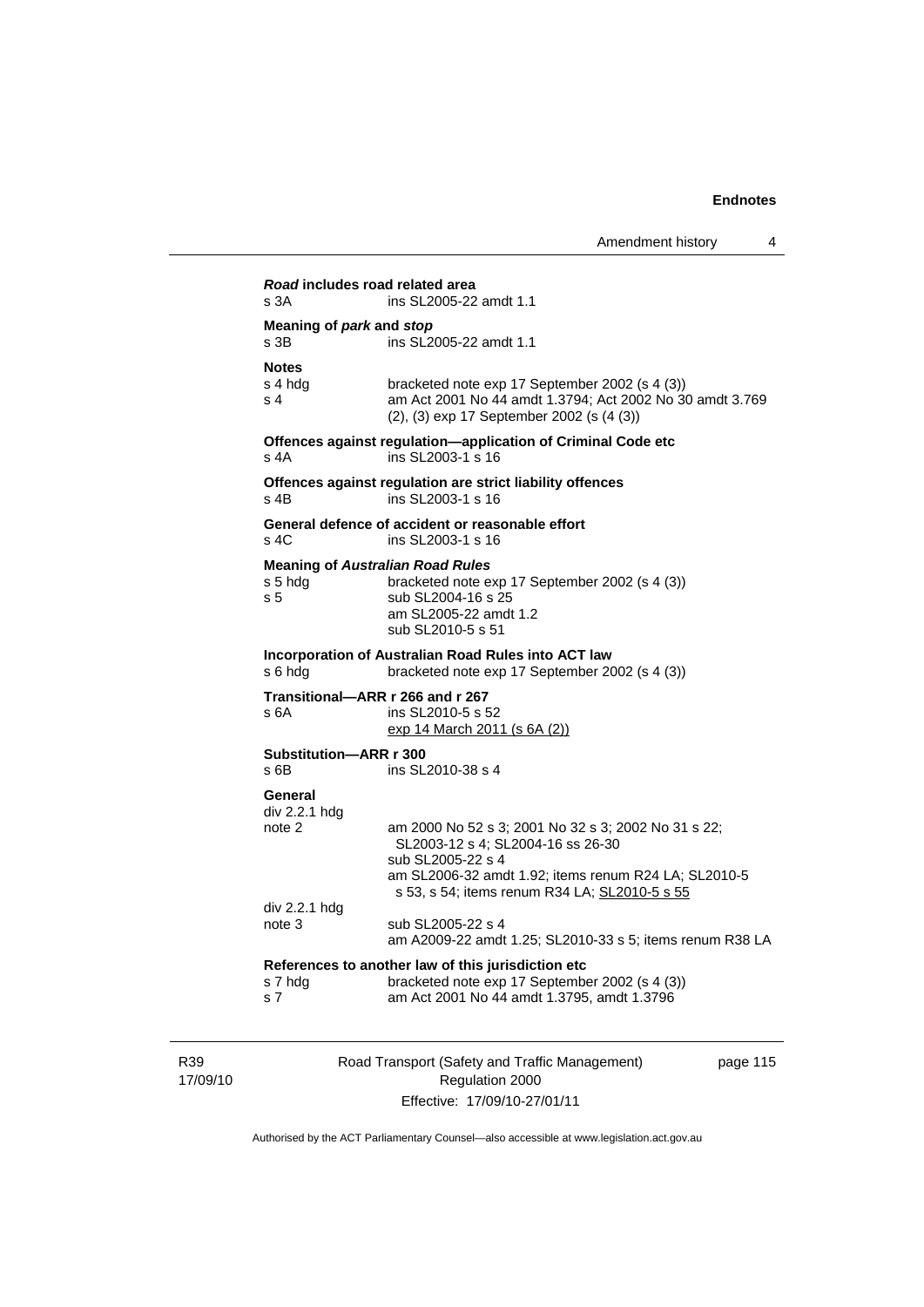***Road* includes road related area**

| | |
|---|---|
| s 3A | ins SL2005-22 amdt 1.1 |

**Meaning of *park* and *stop***

| | |
|---|---|
| s 3B | ins SL2005-22 amdt 1.1 |

**Notes**

| | |
|---|---|
| s 4 hdg | bracketed note exp 17 September 2002 (s 4 (3)) |
| s 4 | am Act 2001 No 44 amdt 1.3794; Act 2002 No 30 amdt 3.769 (2), (3) exp 17 September 2002 (s (4 (3)) |

**Offences against regulation—application of Criminal Code etc**

| | |
|---|---|
| s 4A | ins SL2003-1 s 16 |

**Offences against regulation are strict liability offences**

| | |
|---|---|
| s 4B | ins SL2003-1 s 16 |

**General defence of accident or reasonable effort**

| | |
|---|---|
| s 4C | ins SL2003-1 s 16 |

**Meaning of *Australian Road Rules***

| | |
|---|---|
| s 5 hdg | bracketed note exp 17 September 2002 (s 4 (3)) |
| s 5 | sub SL2004-16 s 25<br>am SL2005-22 amdt 1.2<br>sub SL2010-5 s 51 |

**Incorporation of Australian Road Rules into ACT law**

| | |
|---|---|
| s 6 hdg | bracketed note exp 17 September 2002 (s 4 (3)) |

**Transitional—ARR r 266 and r 267**

| | |
|---|---|
| s 6A | ins SL2010-5 s 52<br>exp 14 March 2011 (s 6A (2)) |

**Substitution—ARR r 300**

| | |
|---|---|
| s 6B | ins SL2010-38 s 4 |

**General**

| | |
|---|---|
| div 2.2.1 hdg note 2 | am 2000 No 52 s 3; 2001 No 32 s 3; 2002 No 31 s 22; SL2003-12 s 4; SL2004-16 ss 26-30<br>sub SL2005-22 s 4<br>am SL2006-32 amdt 1.92; items renum R24 LA; SL2010-5 s 53, s 54; items renum R34 LA; SL2010-5 s 55 |
| div 2.2.1 hdg note 3 | sub SL2005-22 s 4<br>am A2009-22 amdt 1.25; SL2010-33 s 5; items renum R38 LA |

**References to another law of this jurisdiction etc**

| | |
|---|---|
| s 7 hdg | bracketed note exp 17 September 2002 (s 4 (3)) |
| s 7 | am Act 2001 No 44 amdt 1.3795, amdt 1.3796 |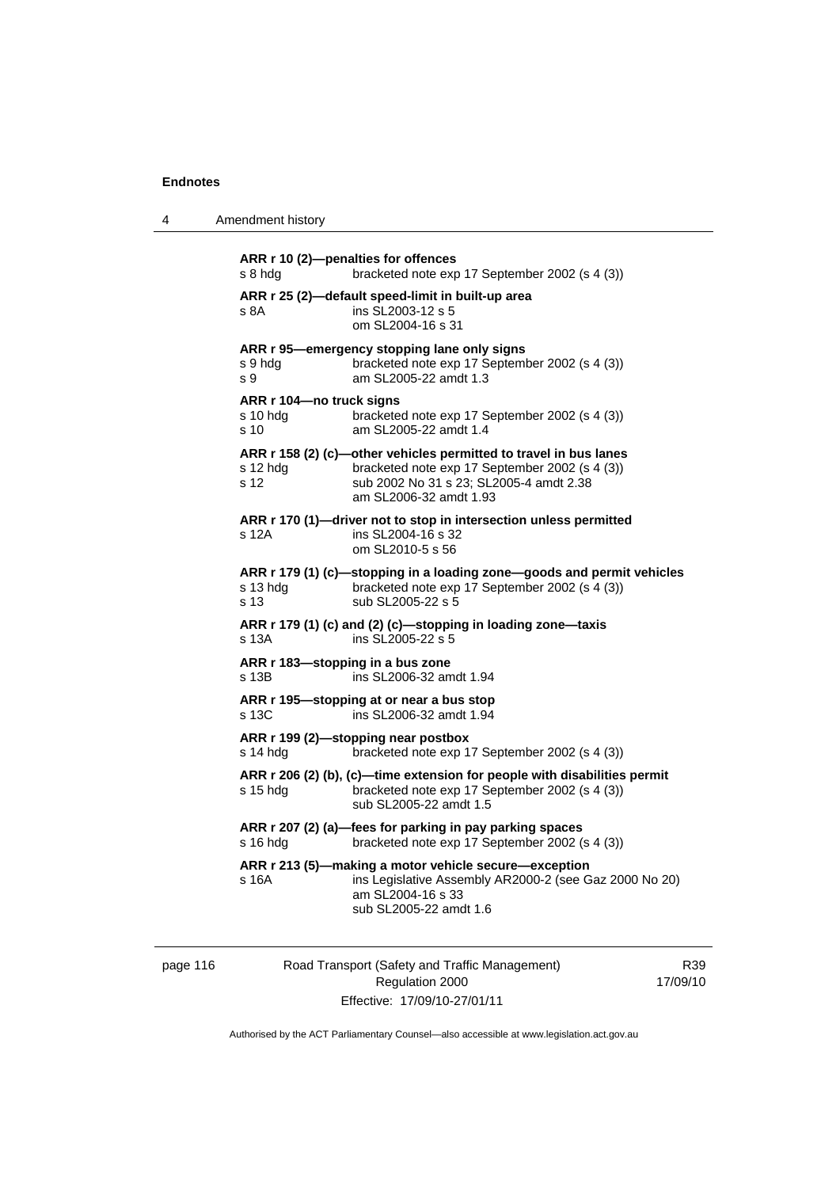**ARR r 10 (2)—penalties for offences**
s 8 hdg bracketed note exp 17 September 2002 (s 4 (3))

**ARR r 25 (2)—default speed-limit in built-up area**
s 8A ins SL2003-12 s 5
om SL2004-16 s 31

**ARR r 95—emergency stopping lane only signs**
s 9 hdg bracketed note exp 17 September 2002 (s 4 (3))
s 9 am SL2005-22 amdt 1.3

**ARR r 104—no truck signs**
s 10 hdg bracketed note exp 17 September 2002 (s 4 (3))
s 10 am SL2005-22 amdt 1.4

**ARR r 158 (2) (c)—other vehicles permitted to travel in bus lanes**
s 12 hdg bracketed note exp 17 September 2002 (s 4 (3))
s 12 sub 2002 No 31 s 23; SL2005-4 amdt 2.38
am SL2006-32 amdt 1.93

**ARR r 170 (1)—driver not to stop in intersection unless permitted**
s 12A ins SL2004-16 s 32
om SL2010-5 s 56

**ARR r 179 (1) (c)—stopping in a loading zone—goods and permit vehicles**
s 13 hdg bracketed note exp 17 September 2002 (s 4 (3))
s 13 sub SL2005-22 s 5

**ARR r 179 (1) (c) and (2) (c)—stopping in loading zone—taxis**
s 13A ins SL2005-22 s 5

**ARR r 183—stopping in a bus zone**
s 13B ins SL2006-32 amdt 1.94

**ARR r 195—stopping at or near a bus stop**
s 13C ins SL2006-32 amdt 1.94

**ARR r 199 (2)—stopping near postbox**
s 14 hdg bracketed note exp 17 September 2002 (s 4 (3))

**ARR r 206 (2) (b), (c)—time extension for people with disabilities permit**
s 15 hdg bracketed note exp 17 September 2002 (s 4 (3))
sub SL2005-22 amdt 1.5

**ARR r 207 (2) (a)—fees for parking in pay parking spaces**
s 16 hdg bracketed note exp 17 September 2002 (s 4 (3))

**ARR r 213 (5)—making a motor vehicle secure—exception**
s 16A ins Legislative Assembly AR2000-2 (see Gaz 2000 No 20)
am SL2004-16 s 33
sub SL2005-22 amdt 1.6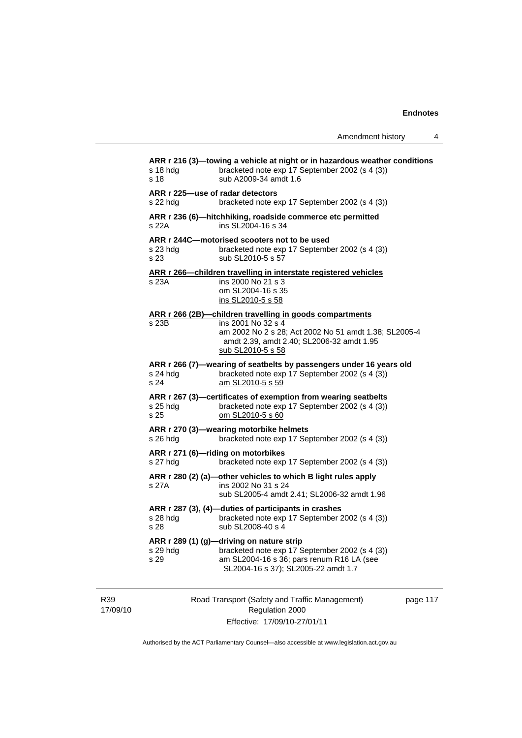**ARR r 216 (3)—towing a vehicle at night or in hazardous weather conditions**
s 18 hdg bracketed note exp 17 September 2002 (s 4 (3))
s 18 sub A2009-34 amdt 1.6

**ARR r 225—use of radar detectors**
s 22 hdg bracketed note exp 17 September 2002 (s 4 (3))

**ARR r 236 (6)—hitchhiking, roadside commerce etc permitted**
s 22A ins SL2004-16 s 34

**ARR r 244C—motorised scooters not to be used**
s 23 hdg bracketed note exp 17 September 2002 (s 4 (3))
s 23 sub SL2010-5 s 57

**ARR r 266—children travelling in interstate registered vehicles**
s 23A ins 2000 No 21 s 3
om SL2004-16 s 35
ins SL2010-5 s 58

**ARR r 266 (2B)—children travelling in goods compartments**
s 23B ins 2001 No 32 s 4
am 2002 No 2 s 28; Act 2002 No 51 amdt 1.38; SL2005-4 amdt 2.39, amdt 2.40; SL2006-32 amdt 1.95
sub SL2010-5 s 58

**ARR r 266 (7)—wearing of seatbelts by passengers under 16 years old**
s 24 hdg bracketed note exp 17 September 2002 (s 4 (3))
s 24 am SL2010-5 s 59

**ARR r 267 (3)—certificates of exemption from wearing seatbelts**
s 25 hdg bracketed note exp 17 September 2002 (s 4 (3))
s 25 om SL2010-5 s 60

**ARR r 270 (3)—wearing motorbike helmets**
s 26 hdg bracketed note exp 17 September 2002 (s 4 (3))

**ARR r 271 (6)—riding on motorbikes**
s 27 hdg bracketed note exp 17 September 2002 (s 4 (3))

**ARR r 280 (2) (a)—other vehicles to which B light rules apply**
s 27A ins 2002 No 31 s 24
sub SL2005-4 amdt 2.41; SL2006-32 amdt 1.96

**ARR r 287 (3), (4)—duties of participants in crashes**
s 28 hdg bracketed note exp 17 September 2002 (s 4 (3))
s 28 sub SL2008-40 s 4

**ARR r 289 (1) (g)—driving on nature strip**
s 29 hdg bracketed note exp 17 September 2002 (s 4 (3))
s 29 am SL2004-16 s 36; pars renum R16 LA (see SL2004-16 s 37); SL2005-22 amdt 1.7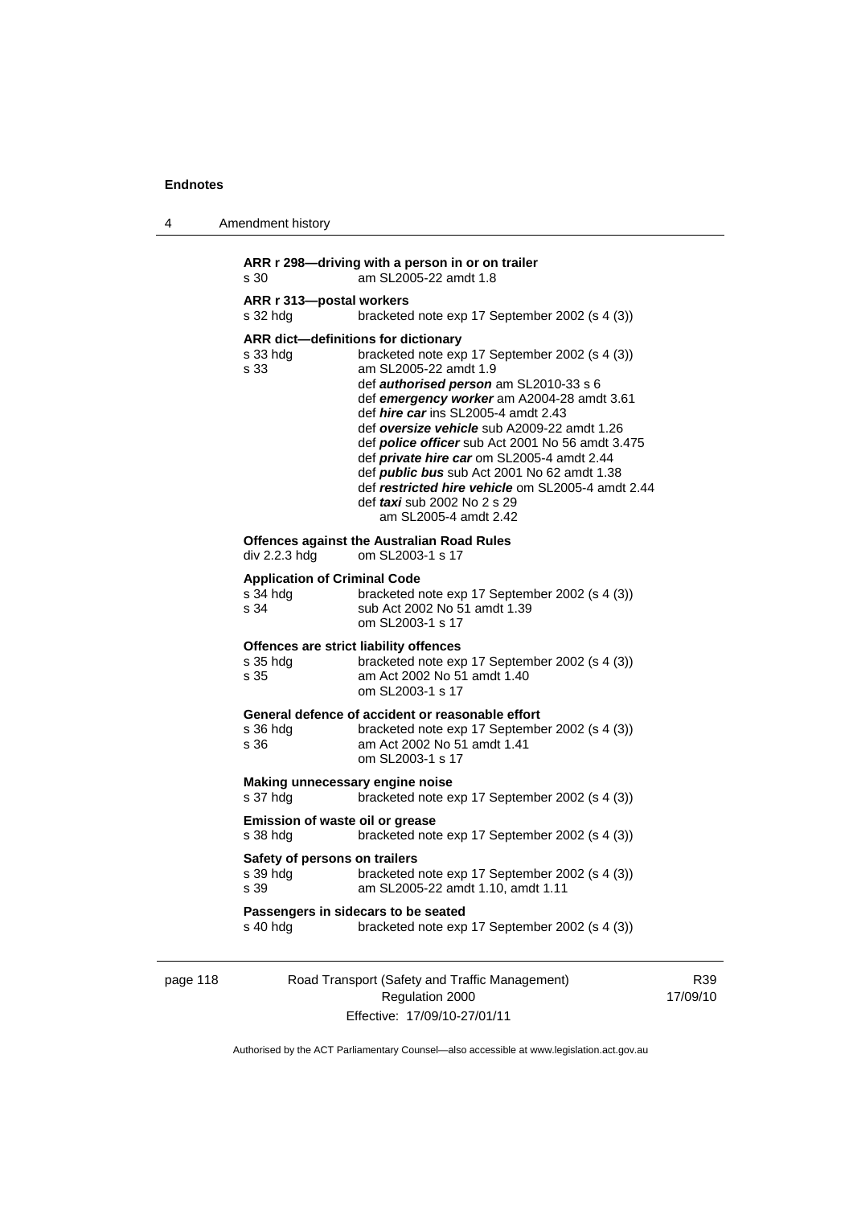**ARR r 298—driving with a person in or on trailer**
s 30 am SL2005-22 amdt 1.8

**ARR r 313—postal workers**
s 32 hdg bracketed note exp 17 September 2002 (s 4 (3))

**ARR dict—definitions for dictionary**
s 33 hdg bracketed note exp 17 September 2002 (s 4 (3))
s 33 am SL2005-22 amdt 1.9
def ***authorised person*** am SL2010-33 s 6
def ***emergency worker*** am A2004-28 amdt 3.61
def ***hire car*** ins SL2005-4 amdt 2.43
def ***oversize vehicle*** sub A2009-22 amdt 1.26
def ***police officer*** sub Act 2001 No 56 amdt 3.475
def ***private hire car*** om SL2005-4 amdt 2.44
def ***public bus*** sub Act 2001 No 62 amdt 1.38
def ***restricted hire vehicle*** om SL2005-4 amdt 2.44
def ***taxi*** sub 2002 No 2 s 29
am SL2005-4 amdt 2.42

**Offences against the Australian Road Rules**
div 2.2.3 hdg om SL2003-1 s 17

**Application of Criminal Code**
s 34 hdg bracketed note exp 17 September 2002 (s 4 (3))
s 34 sub Act 2002 No 51 amdt 1.39
om SL2003-1 s 17

**Offences are strict liability offences**
s 35 hdg bracketed note exp 17 September 2002 (s 4 (3))
s 35 am Act 2002 No 51 amdt 1.40
om SL2003-1 s 17

**General defence of accident or reasonable effort**
s 36 hdg bracketed note exp 17 September 2002 (s 4 (3))
s 36 am Act 2002 No 51 amdt 1.41
om SL2003-1 s 17

**Making unnecessary engine noise**
s 37 hdg bracketed note exp 17 September 2002 (s 4 (3))

**Emission of waste oil or grease**
s 38 hdg bracketed note exp 17 September 2002 (s 4 (3))

**Safety of persons on trailers**
s 39 hdg bracketed note exp 17 September 2002 (s 4 (3))
s 39 am SL2005-22 amdt 1.10, amdt 1.11

**Passengers in sidecars to be seated**
s 40 hdg bracketed note exp 17 September 2002 (s 4 (3))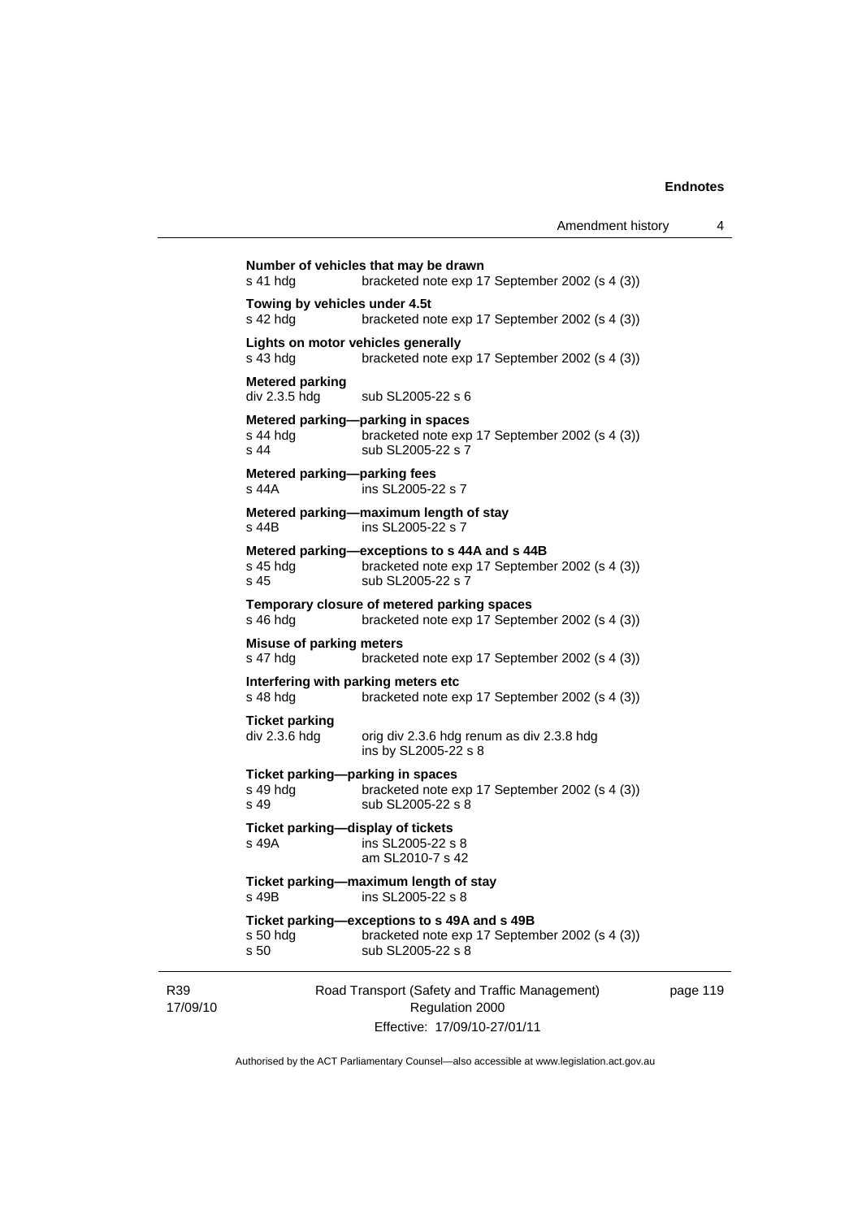**Number of vehicles that may be drawn**
s 41 hdg bracketed note exp 17 September 2002 (s 4 (3))

**Towing by vehicles under 4.5t**
s 42 hdg bracketed note exp 17 September 2002 (s 4 (3))

**Lights on motor vehicles generally**
s 43 hdg bracketed note exp 17 September 2002 (s 4 (3))

**Metered parking**
div 2.3.5 hdg sub SL2005-22 s 6

**Metered parking—parking in spaces**
s 44 hdg bracketed note exp 17 September 2002 (s 4 (3))
s 44 sub SL2005-22 s 7

**Metered parking—parking fees**
s 44A ins SL2005-22 s 7

**Metered parking—maximum length of stay**
s 44B ins SL2005-22 s 7

**Metered parking—exceptions to s 44A and s 44B**
s 45 hdg bracketed note exp 17 September 2002 (s 4 (3))
s 45 sub SL2005-22 s 7

**Temporary closure of metered parking spaces**
s 46 hdg bracketed note exp 17 September 2002 (s 4 (3))

**Misuse of parking meters**
s 47 hdg bracketed note exp 17 September 2002 (s 4 (3))

**Interfering with parking meters etc**
s 48 hdg bracketed note exp 17 September 2002 (s 4 (3))

**Ticket parking**
div 2.3.6 hdg orig div 2.3.6 hdg renum as div 2.3.8 hdg
ins by SL2005-22 s 8

**Ticket parking—parking in spaces**
s 49 hdg bracketed note exp 17 September 2002 (s 4 (3))
s 49 sub SL2005-22 s 8

**Ticket parking—display of tickets**
s 49A ins SL2005-22 s 8
am SL2010-7 s 42

**Ticket parking—maximum length of stay**
s 49B ins SL2005-22 s 8

**Ticket parking—exceptions to s 49A and s 49B**
s 50 hdg bracketed note exp 17 September 2002 (s 4 (3))
s 50 sub SL2005-22 s 8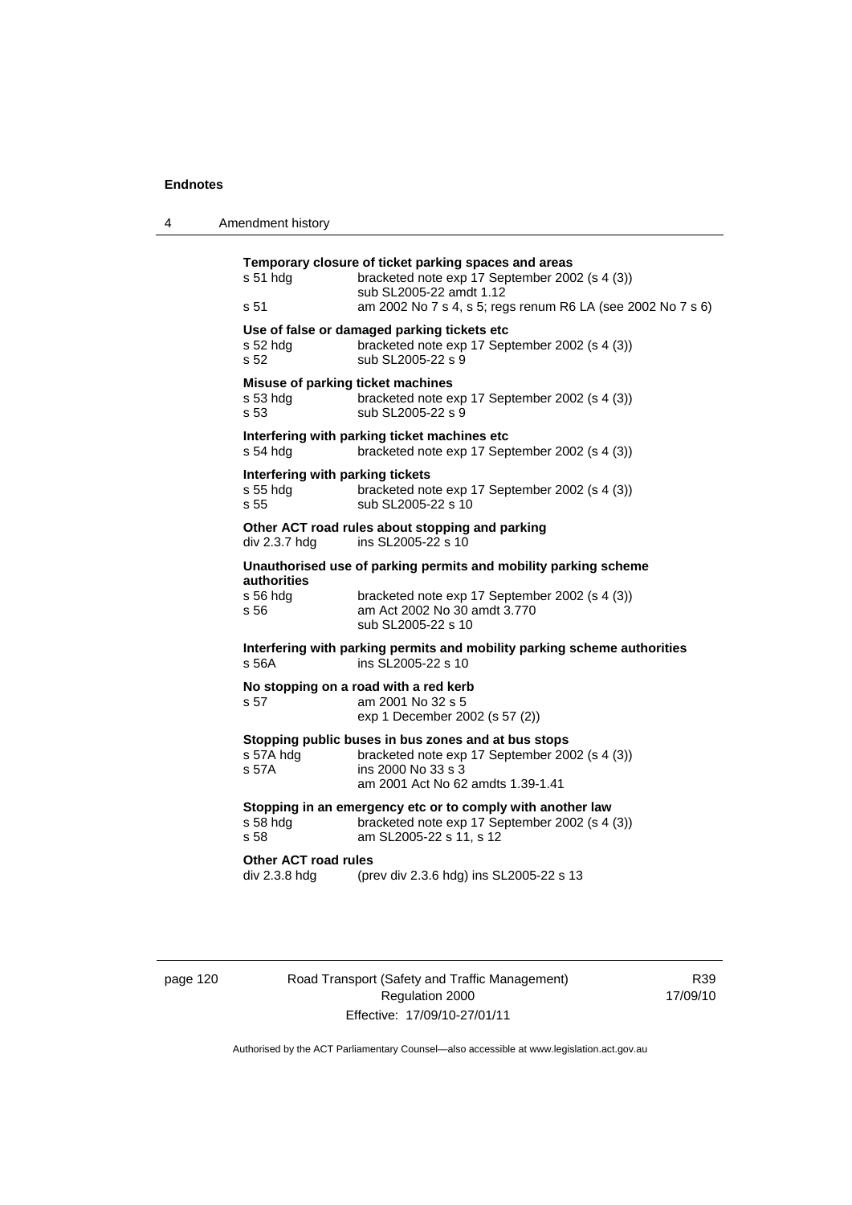**Temporary closure of ticket parking spaces and areas**

s 51 hdg — bracketed note exp 17 September 2002 (s 4 (3))
sub SL2005-22 amdt 1.12

s 51 — am 2002 No 7 s 4, s 5; regs renum R6 LA (see 2002 No 7 s 6)

**Use of false or damaged parking tickets etc**

s 52 hdg — bracketed note exp 17 September 2002 (s 4 (3))

s 52 — sub SL2005-22 s 9

**Misuse of parking ticket machines**

s 53 hdg — bracketed note exp 17 September 2002 (s 4 (3))

s 53 — sub SL2005-22 s 9

**Interfering with parking ticket machines etc**

s 54 hdg — bracketed note exp 17 September 2002 (s 4 (3))

**Interfering with parking tickets**

s 55 hdg — bracketed note exp 17 September 2002 (s 4 (3))

s 55 — sub SL2005-22 s 10

**Other ACT road rules about stopping and parking**

div 2.3.7 hdg — ins SL2005-22 s 10

**Unauthorised use of parking permits and mobility parking scheme authorities**

s 56 hdg — bracketed note exp 17 September 2002 (s 4 (3))

s 56 — am Act 2002 No 30 amdt 3.770
sub SL2005-22 s 10

**Interfering with parking permits and mobility parking scheme authorities**

s 56A — ins SL2005-22 s 10

**No stopping on a road with a red kerb**

s 57 — am 2001 No 32 s 5
exp 1 December 2002 (s 57 (2))

**Stopping public buses in bus zones and at bus stops**

s 57A hdg — bracketed note exp 17 September 2002 (s 4 (3))

s 57A — ins 2000 No 33 s 3
am 2001 Act No 62 amdts 1.39-1.41

**Stopping in an emergency etc or to comply with another law**

s 58 hdg — bracketed note exp 17 September 2002 (s 4 (3))

s 58 — am SL2005-22 s 11, s 12

**Other ACT road rules**

div 2.3.8 hdg — (prev div 2.3.6 hdg) ins SL2005-22 s 13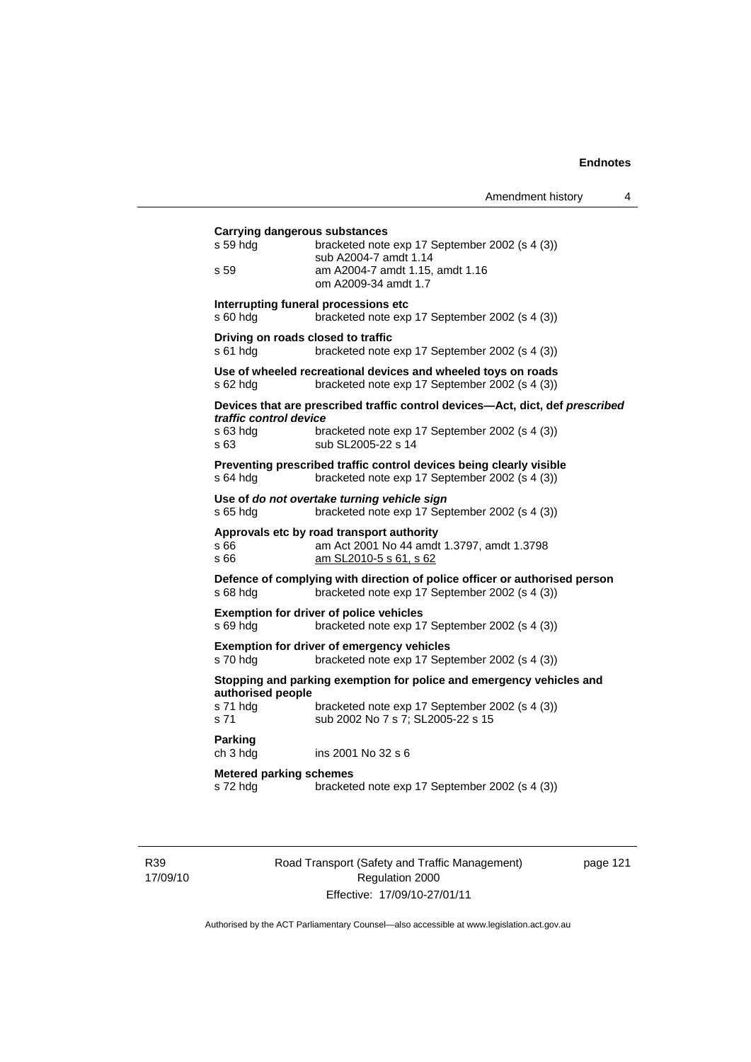**Carrying dangerous substances**

| | |
|---|---|
| s 59 hdg | bracketed note exp 17 September 2002 (s 4 (3))<br>sub A2004-7 amdt 1.14 |
| s 59 | am A2004-7 amdt 1.15, amdt 1.16<br>om A2009-34 amdt 1.7 |

**Interrupting funeral processions etc**

| | |
|---|---|
| s 60 hdg | bracketed note exp 17 September 2002 (s 4 (3)) |

**Driving on roads closed to traffic**

| | |
|---|---|
| s 61 hdg | bracketed note exp 17 September 2002 (s 4 (3)) |

**Use of wheeled recreational devices and wheeled toys on roads**

| | |
|---|---|
| s 62 hdg | bracketed note exp 17 September 2002 (s 4 (3)) |

**Devices that are prescribed traffic control devices—Act, dict, def *prescribed traffic control device***

| | |
|---|---|
| s 63 hdg | bracketed note exp 17 September 2002 (s 4 (3)) |
| s 63 | sub SL2005-22 s 14 |

**Preventing prescribed traffic control devices being clearly visible**

| | |
|---|---|
| s 64 hdg | bracketed note exp 17 September 2002 (s 4 (3)) |

**Use of *do not overtake turning vehicle sign***

| | |
|---|---|
| s 65 hdg | bracketed note exp 17 September 2002 (s 4 (3)) |

**Approvals etc by road transport authority**

| | |
|---|---|
| s 66 | am Act 2001 No 44 amdt 1.3797, amdt 1.3798 |
| s 66 | <u>am SL2010-5 s 61, s 62</u> |

**Defence of complying with direction of police officer or authorised person**

| | |
|---|---|
| s 68 hdg | bracketed note exp 17 September 2002 (s 4 (3)) |

**Exemption for driver of police vehicles**

| | |
|---|---|
| s 69 hdg | bracketed note exp 17 September 2002 (s 4 (3)) |

**Exemption for driver of emergency vehicles**

| | |
|---|---|
| s 70 hdg | bracketed note exp 17 September 2002 (s 4 (3)) |

**Stopping and parking exemption for police and emergency vehicles and authorised people**

| | |
|---|---|
| s 71 hdg | bracketed note exp 17 September 2002 (s 4 (3)) |
| s 71 | sub 2002 No 7 s 7; SL2005-22 s 15 |

**Parking**

| | |
|---|---|
| ch 3 hdg | ins 2001 No 32 s 6 |

**Metered parking schemes**

| | |
|---|---|
| s 72 hdg | bracketed note exp 17 September 2002 (s 4 (3)) |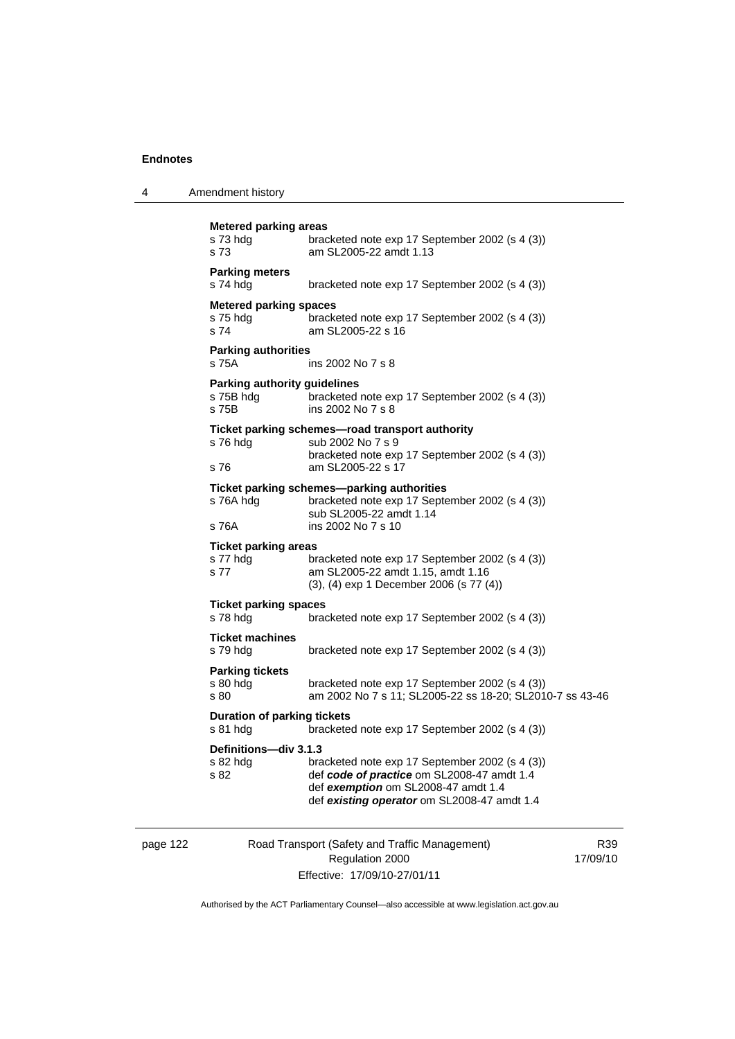**Metered parking areas**

s 73 hdg bracketed note exp 17 September 2002 (s 4 (3))
s 73 am SL2005-22 amdt 1.13

**Parking meters**

s 74 hdg bracketed note exp 17 September 2002 (s 4 (3))

**Metered parking spaces**

s 75 hdg bracketed note exp 17 September 2002 (s 4 (3))
s 74 am SL2005-22 s 16

**Parking authorities**

s 75A ins 2002 No 7 s 8

**Parking authority guidelines**

s 75B hdg bracketed note exp 17 September 2002 (s 4 (3))
s 75B ins 2002 No 7 s 8

**Ticket parking schemes—road transport authority**

s 76 hdg sub 2002 No 7 s 9
bracketed note exp 17 September 2002 (s 4 (3))
s 76 am SL2005-22 s 17

**Ticket parking schemes—parking authorities**

s 76A hdg bracketed note exp 17 September 2002 (s 4 (3))
sub SL2005-22 amdt 1.14
s 76A ins 2002 No 7 s 10

**Ticket parking areas**

s 77 hdg bracketed note exp 17 September 2002 (s 4 (3))
s 77 am SL2005-22 amdt 1.15, amdt 1.16
(3), (4) exp 1 December 2006 (s 77 (4))

**Ticket parking spaces**

s 78 hdg bracketed note exp 17 September 2002 (s 4 (3))

**Ticket machines**

s 79 hdg bracketed note exp 17 September 2002 (s 4 (3))

**Parking tickets**

s 80 hdg bracketed note exp 17 September 2002 (s 4 (3))
s 80 am 2002 No 7 s 11; SL2005-22 ss 18-20; SL2010-7 ss 43-46

**Duration of parking tickets**

s 81 hdg bracketed note exp 17 September 2002 (s 4 (3))

**Definitions—div 3.1.3**

s 82 hdg bracketed note exp 17 September 2002 (s 4 (3))
s 82 def ***code of practice*** om SL2008-47 amdt 1.4
def ***exemption*** om SL2008-47 amdt 1.4
def ***existing operator*** om SL2008-47 amdt 1.4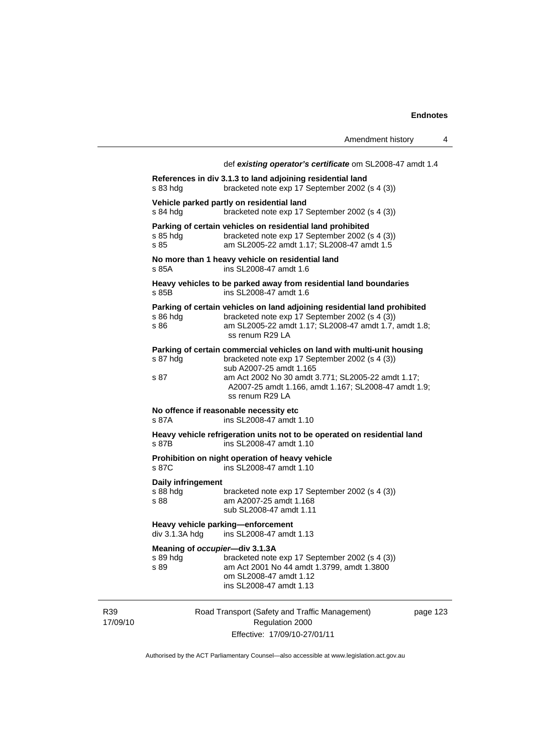def ***existing operator's certificate*** om SL2008-47 amdt 1.4

**References in div 3.1.3 to land adjoining residential land**
s 83 hdg bracketed note exp 17 September 2002 (s 4 (3))

**Vehicle parked partly on residential land**
s 84 hdg bracketed note exp 17 September 2002 (s 4 (3))

**Parking of certain vehicles on residential land prohibited**
s 85 hdg bracketed note exp 17 September 2002 (s 4 (3))
s 85 am SL2005-22 amdt 1.17; SL2008-47 amdt 1.5

**No more than 1 heavy vehicle on residential land**
s 85A ins SL2008-47 amdt 1.6

**Heavy vehicles to be parked away from residential land boundaries**
s 85B ins SL2008-47 amdt 1.6

**Parking of certain vehicles on land adjoining residential land prohibited**
s 86 hdg bracketed note exp 17 September 2002 (s 4 (3))
s 86 am SL2005-22 amdt 1.17; SL2008-47 amdt 1.7, amdt 1.8; ss renum R29 LA

**Parking of certain commercial vehicles on land with multi-unit housing**
s 87 hdg bracketed note exp 17 September 2002 (s 4 (3))
sub A2007-25 amdt 1.165
s 87 am Act 2002 No 30 amdt 3.771; SL2005-22 amdt 1.17; A2007-25 amdt 1.166, amdt 1.167; SL2008-47 amdt 1.9; ss renum R29 LA

**No offence if reasonable necessity etc**
s 87A ins SL2008-47 amdt 1.10

**Heavy vehicle refrigeration units not to be operated on residential land**
s 87B ins SL2008-47 amdt 1.10

**Prohibition on night operation of heavy vehicle**
s 87C ins SL2008-47 amdt 1.10

**Daily infringement**
s 88 hdg bracketed note exp 17 September 2002 (s 4 (3))
s 88 am A2007-25 amdt 1.168
sub SL2008-47 amdt 1.11

**Heavy vehicle parking—enforcement**
div 3.1.3A hdg ins SL2008-47 amdt 1.13

**Meaning of *occupier*—div 3.1.3A**
s 89 hdg bracketed note exp 17 September 2002 (s 4 (3))
s 89 am Act 2001 No 44 amdt 1.3799, amdt 1.3800
om SL2008-47 amdt 1.12
ins SL2008-47 amdt 1.13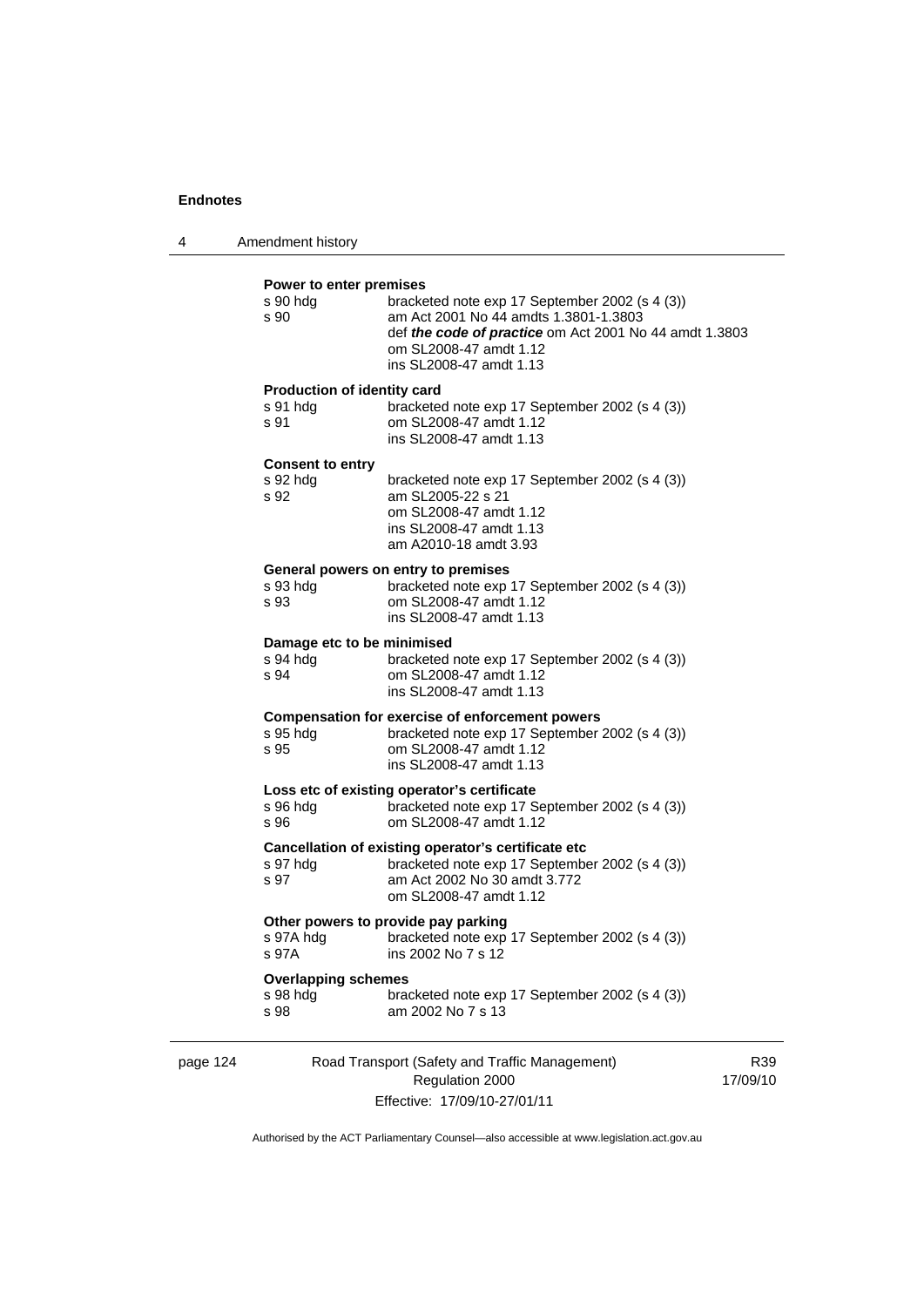**Power to enter premises**

| | |
|---|---|
| s 90 hdg | bracketed note exp 17 September 2002 (s 4 (3)) |
| s 90 | am Act 2001 No 44 amdts 1.3801-1.3803 |
| | def ***the code of practice*** om Act 2001 No 44 amdt 1.3803 |
| | om SL2008-47 amdt 1.12 |
| | ins SL2008-47 amdt 1.13 |

**Production of identity card**

| | |
|---|---|
| s 91 hdg | bracketed note exp 17 September 2002 (s 4 (3)) |
| s 91 | om SL2008-47 amdt 1.12 |
| | ins SL2008-47 amdt 1.13 |

**Consent to entry**

| | |
|---|---|
| s 92 hdg | bracketed note exp 17 September 2002 (s 4 (3)) |
| s 92 | am SL2005-22 s 21 |
| | om SL2008-47 amdt 1.12 |
| | ins SL2008-47 amdt 1.13 |
| | am A2010-18 amdt 3.93 |

**General powers on entry to premises**

| | |
|---|---|
| s 93 hdg | bracketed note exp 17 September 2002 (s 4 (3)) |
| s 93 | om SL2008-47 amdt 1.12 |
| | ins SL2008-47 amdt 1.13 |

**Damage etc to be minimised**

| | |
|---|---|
| s 94 hdg | bracketed note exp 17 September 2002 (s 4 (3)) |
| s 94 | om SL2008-47 amdt 1.12 |
| | ins SL2008-47 amdt 1.13 |

**Compensation for exercise of enforcement powers**

| | |
|---|---|
| s 95 hdg | bracketed note exp 17 September 2002 (s 4 (3)) |
| s 95 | om SL2008-47 amdt 1.12 |
| | ins SL2008-47 amdt 1.13 |

**Loss etc of existing operator's certificate**

| | |
|---|---|
| s 96 hdg | bracketed note exp 17 September 2002 (s 4 (3)) |
| s 96 | om SL2008-47 amdt 1.12 |

**Cancellation of existing operator's certificate etc**

| | |
|---|---|
| s 97 hdg | bracketed note exp 17 September 2002 (s 4 (3)) |
| s 97 | am Act 2002 No 30 amdt 3.772 |
| | om SL2008-47 amdt 1.12 |

**Other powers to provide pay parking**

| | |
|---|---|
| s 97A hdg | bracketed note exp 17 September 2002 (s 4 (3)) |
| s 97A | ins 2002 No 7 s 12 |

**Overlapping schemes**

| | |
|---|---|
| s 98 hdg | bracketed note exp 17 September 2002 (s 4 (3)) |
| s 98 | am 2002 No 7 s 13 |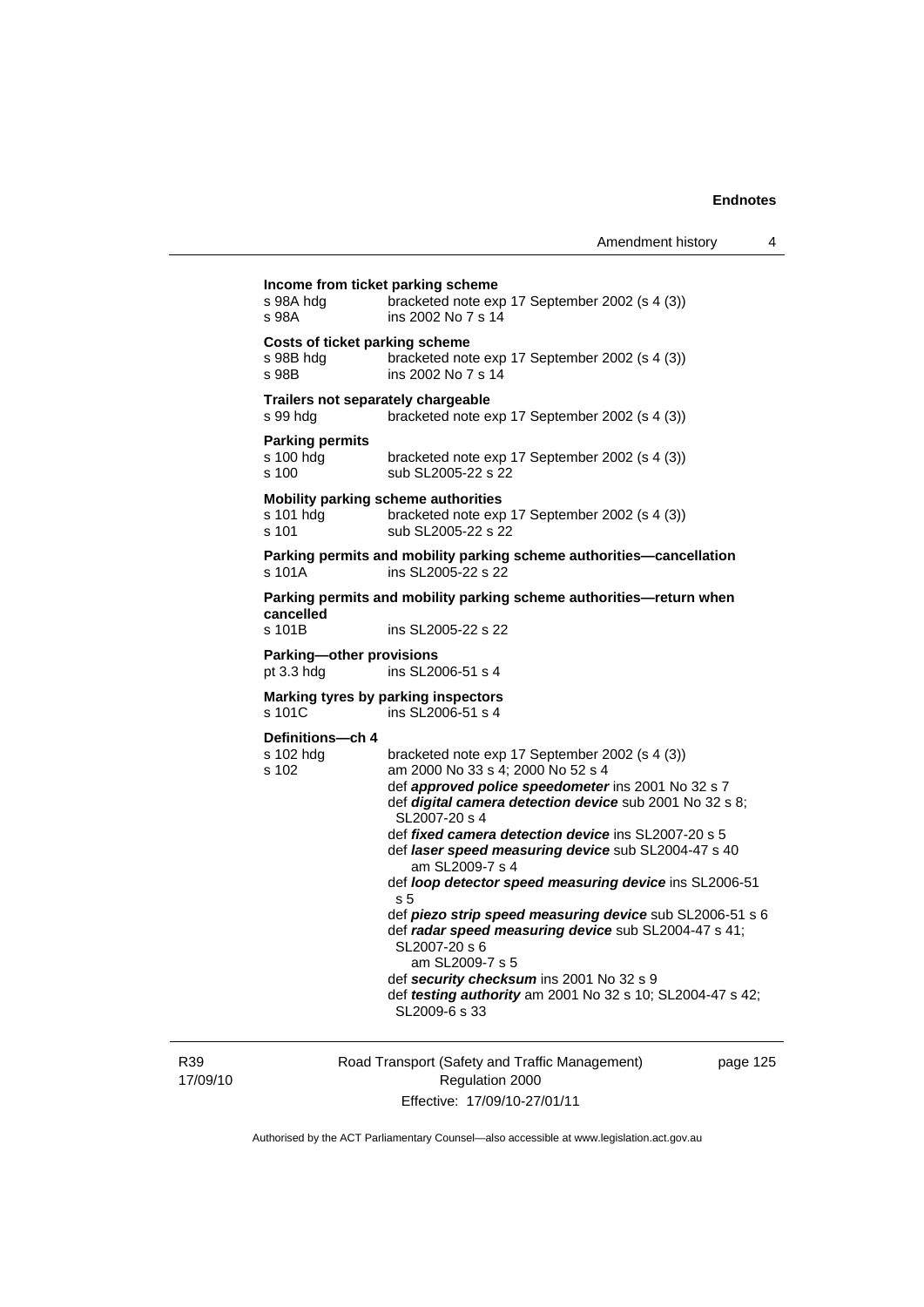**Income from ticket parking scheme**

s 98A hdg bracketed note exp 17 September 2002 (s 4 (3))
s 98A ins 2002 No 7 s 14

**Costs of ticket parking scheme**

s 98B hdg bracketed note exp 17 September 2002 (s 4 (3))
s 98B ins 2002 No 7 s 14

**Trailers not separately chargeable**

s 99 hdg bracketed note exp 17 September 2002 (s 4 (3))

**Parking permits**

s 100 hdg bracketed note exp 17 September 2002 (s 4 (3))
s 100 sub SL2005-22 s 22

**Mobility parking scheme authorities**

s 101 hdg bracketed note exp 17 September 2002 (s 4 (3))
s 101 sub SL2005-22 s 22

**Parking permits and mobility parking scheme authorities—cancellation**

s 101A ins SL2005-22 s 22

**Parking permits and mobility parking scheme authorities—return when cancelled**

s 101B ins SL2005-22 s 22

**Parking—other provisions**

pt 3.3 hdg ins SL2006-51 s 4

**Marking tyres by parking inspectors**

s 101C ins SL2006-51 s 4

**Definitions—ch 4**

s 102 hdg bracketed note exp 17 September 2002 (s 4 (3))
s 102 am 2000 No 33 s 4; 2000 No 52 s 4
def ***approved police speedometer*** ins 2001 No 32 s 7
def ***digital camera detection device*** sub 2001 No 32 s 8; SL2007-20 s 4
def ***fixed camera detection device*** ins SL2007-20 s 5
def ***laser speed measuring device*** sub SL2004-47 s 40
am SL2009-7 s 4
def ***loop detector speed measuring device*** ins SL2006-51 s 5
def ***piezo strip speed measuring device*** sub SL2006-51 s 6
def ***radar speed measuring device*** sub SL2004-47 s 41; SL2007-20 s 6
am SL2009-7 s 5
def ***security checksum*** ins 2001 No 32 s 9
def ***testing authority*** am 2001 No 32 s 10; SL2004-47 s 42; SL2009-6 s 33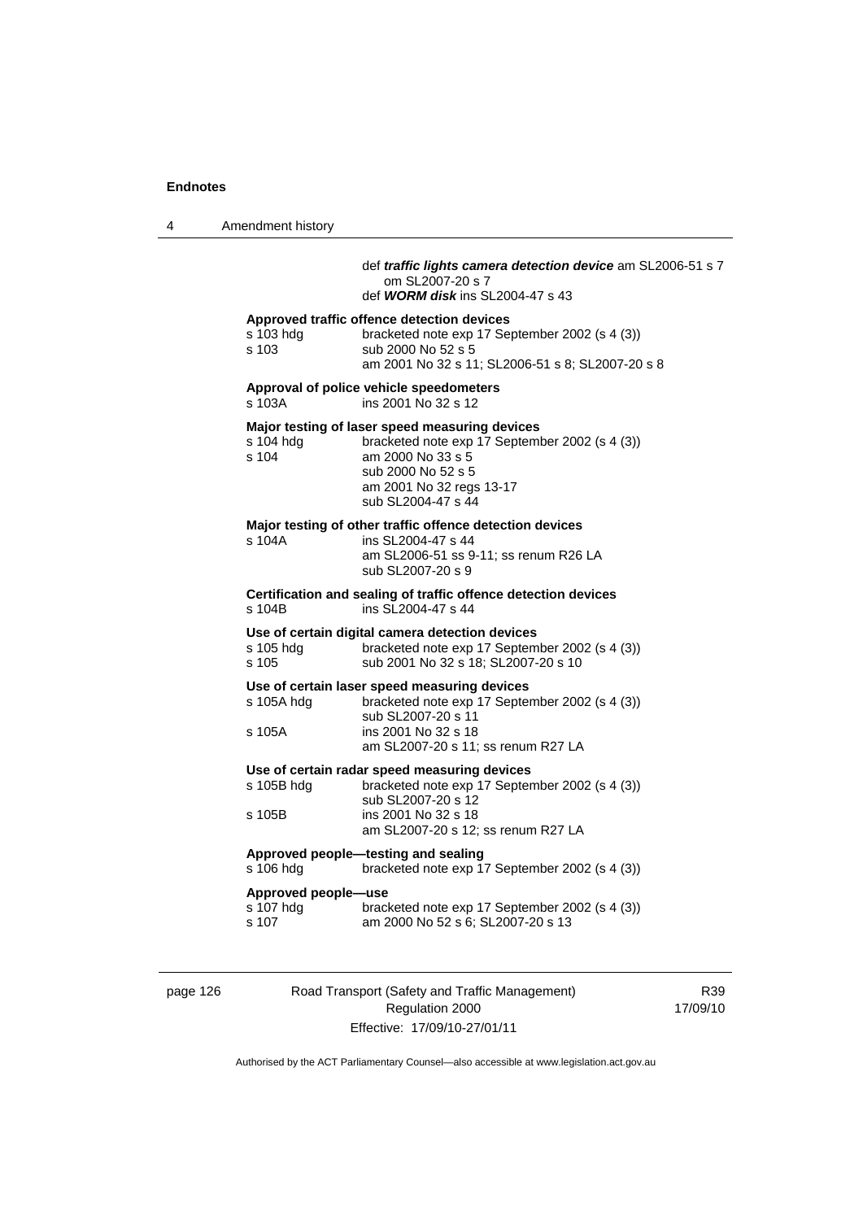def ***traffic lights camera detection device*** am SL2006-51 s 7
om SL2007-20 s 7
def ***WORM disk*** ins SL2004-47 s 43

**Approved traffic offence detection devices**

| | |
|---|---|
| s 103 hdg | bracketed note exp 17 September 2002 (s 4 (3)) |
| s 103 | sub 2000 No 52 s 5<br>am 2001 No 32 s 11; SL2006-51 s 8; SL2007-20 s 8 |

**Approval of police vehicle speedometers**

| | |
|---|---|
| s 103A | ins 2001 No 32 s 12 |

**Major testing of laser speed measuring devices**

| | |
|---|---|
| s 104 hdg | bracketed note exp 17 September 2002 (s 4 (3)) |
| s 104 | am 2000 No 33 s 5<br>sub 2000 No 52 s 5<br>am 2001 No 32 regs 13-17<br>sub SL2004-47 s 44 |

**Major testing of other traffic offence detection devices**

| | |
|---|---|
| s 104A | ins SL2004-47 s 44<br>am SL2006-51 ss 9-11; ss renum R26 LA<br>sub SL2007-20 s 9 |

**Certification and sealing of traffic offence detection devices**

| | |
|---|---|
| s 104B | ins SL2004-47 s 44 |

**Use of certain digital camera detection devices**

| | |
|---|---|
| s 105 hdg | bracketed note exp 17 September 2002 (s 4 (3)) |
| s 105 | sub 2001 No 32 s 18; SL2007-20 s 10 |

**Use of certain laser speed measuring devices**

| | |
|---|---|
| s 105A hdg | bracketed note exp 17 September 2002 (s 4 (3))<br>sub SL2007-20 s 11 |
| s 105A | ins 2001 No 32 s 18<br>am SL2007-20 s 11; ss renum R27 LA |

**Use of certain radar speed measuring devices**

| | |
|---|---|
| s 105B hdg | bracketed note exp 17 September 2002 (s 4 (3))<br>sub SL2007-20 s 12 |
| s 105B | ins 2001 No 32 s 18<br>am SL2007-20 s 12; ss renum R27 LA |

**Approved people—testing and sealing**

| | |
|---|---|
| s 106 hdg | bracketed note exp 17 September 2002 (s 4 (3)) |

**Approved people—use**

| | |
|---|---|
| s 107 hdg | bracketed note exp 17 September 2002 (s 4 (3)) |
| s 107 | am 2000 No 52 s 6; SL2007-20 s 13 |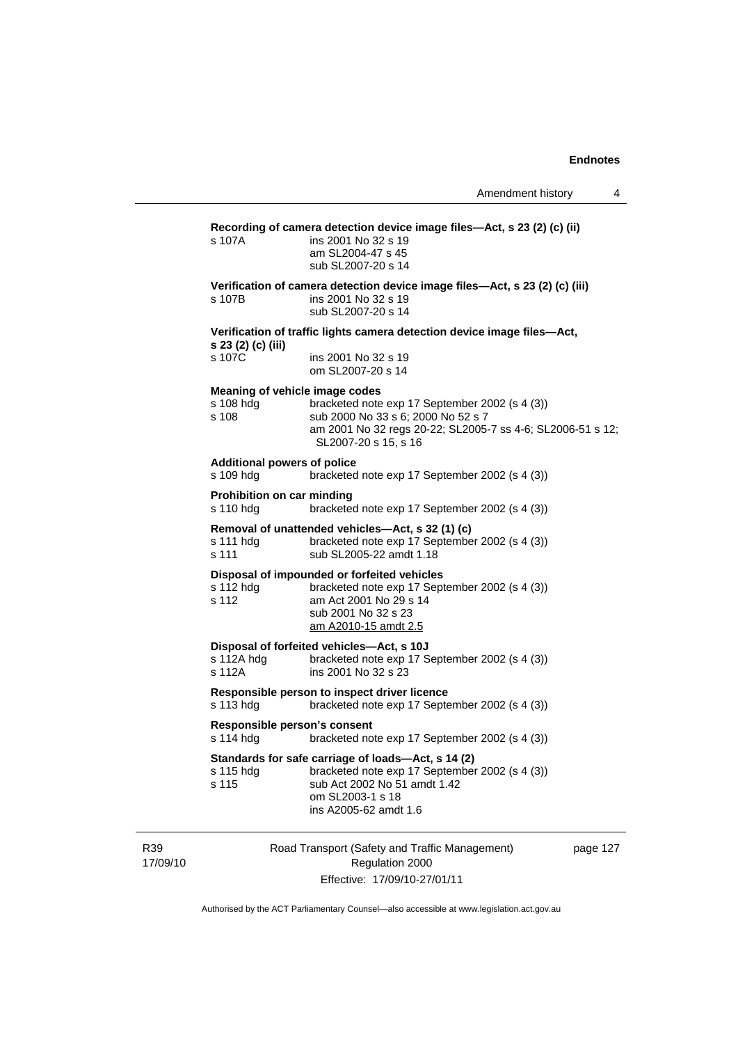**Recording of camera detection device image files—Act, s 23 (2) (c) (ii)**

s 107A ins 2001 No 32 s 19
am SL2004-47 s 45
sub SL2007-20 s 14

**Verification of camera detection device image files—Act, s 23 (2) (c) (iii)**

s 107B ins 2001 No 32 s 19
sub SL2007-20 s 14

**Verification of traffic lights camera detection device image files—Act, s 23 (2) (c) (iii)**

s 107C ins 2001 No 32 s 19
om SL2007-20 s 14

**Meaning of vehicle image codes**

s 108 hdg bracketed note exp 17 September 2002 (s 4 (3))
s 108 sub 2000 No 33 s 6; 2000 No 52 s 7
am 2001 No 32 regs 20-22; SL2005-7 ss 4-6; SL2006-51 s 12; SL2007-20 s 15, s 16

**Additional powers of police**

s 109 hdg bracketed note exp 17 September 2002 (s 4 (3))

**Prohibition on car minding**

s 110 hdg bracketed note exp 17 September 2002 (s 4 (3))

**Removal of unattended vehicles—Act, s 32 (1) (c)**

s 111 hdg bracketed note exp 17 September 2002 (s 4 (3))
s 111 sub SL2005-22 amdt 1.18

**Disposal of impounded or forfeited vehicles**

s 112 hdg bracketed note exp 17 September 2002 (s 4 (3))
s 112 am Act 2001 No 29 s 14
sub 2001 No 32 s 23
am A2010-15 amdt 2.5

**Disposal of forfeited vehicles—Act, s 10J**

s 112A hdg bracketed note exp 17 September 2002 (s 4 (3))
s 112A ins 2001 No 32 s 23

**Responsible person to inspect driver licence**

s 113 hdg bracketed note exp 17 September 2002 (s 4 (3))

**Responsible person's consent**

s 114 hdg bracketed note exp 17 September 2002 (s 4 (3))

**Standards for safe carriage of loads—Act, s 14 (2)**

s 115 hdg bracketed note exp 17 September 2002 (s 4 (3))
s 115 sub Act 2002 No 51 amdt 1.42
om SL2003-1 s 18
ins A2005-62 amdt 1.6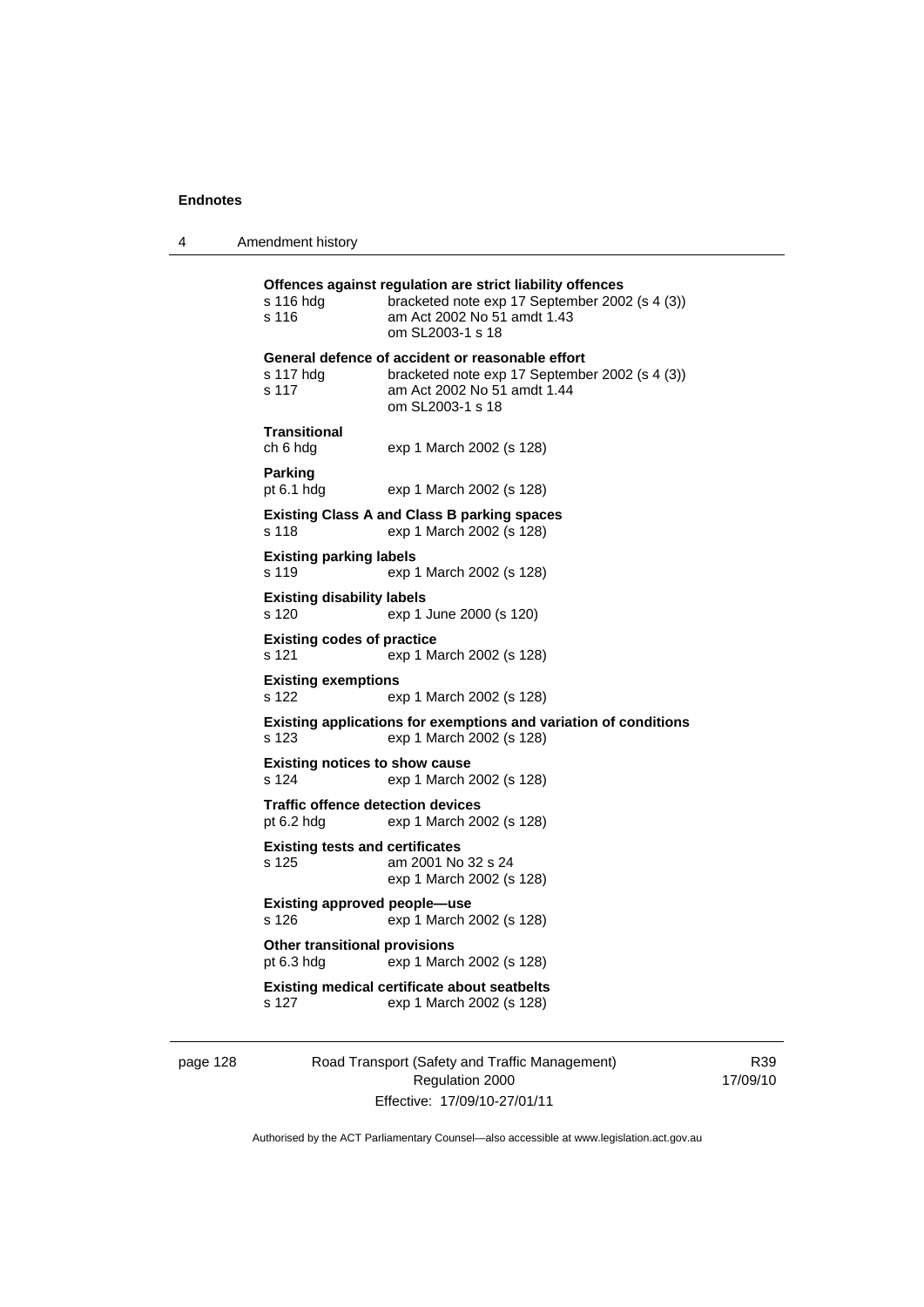**Offences against regulation are strict liability offences**

s 116 hdg bracketed note exp 17 September 2002 (s 4 (3))
s 116 am Act 2002 No 51 amdt 1.43
om SL2003-1 s 18

**General defence of accident or reasonable effort**

s 117 hdg bracketed note exp 17 September 2002 (s 4 (3))
s 117 am Act 2002 No 51 amdt 1.44
om SL2003-1 s 18

**Transitional**

ch 6 hdg exp 1 March 2002 (s 128)

**Parking**

pt 6.1 hdg exp 1 March 2002 (s 128)

**Existing Class A and Class B parking spaces**

s 118 exp 1 March 2002 (s 128)

**Existing parking labels**

s 119 exp 1 March 2002 (s 128)

**Existing disability labels**

s 120 exp 1 June 2000 (s 120)

**Existing codes of practice**

s 121 exp 1 March 2002 (s 128)

**Existing exemptions**

s 122 exp 1 March 2002 (s 128)

**Existing applications for exemptions and variation of conditions**

s 123 exp 1 March 2002 (s 128)

**Existing notices to show cause**

s 124 exp 1 March 2002 (s 128)

**Traffic offence detection devices**

pt 6.2 hdg exp 1 March 2002 (s 128)

**Existing tests and certificates**

s 125 am 2001 No 32 s 24
exp 1 March 2002 (s 128)

**Existing approved people—use**

s 126 exp 1 March 2002 (s 128)

**Other transitional provisions**

pt 6.3 hdg exp 1 March 2002 (s 128)

**Existing medical certificate about seatbelts**

s 127 exp 1 March 2002 (s 128)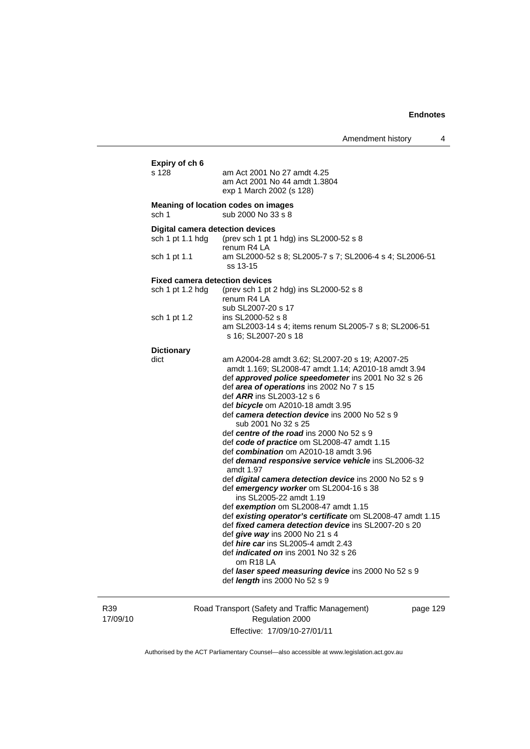**Expiry of ch 6**

s 128 am Act 2001 No 27 amdt 4.25
am Act 2001 No 44 amdt 1.3804
exp 1 March 2002 (s 128)

**Meaning of location codes on images**

sch 1 sub 2000 No 33 s 8

**Digital camera detection devices**

sch 1 pt 1.1 hdg (prev sch 1 pt 1 hdg) ins SL2000-52 s 8
renum R4 LA

sch 1 pt 1.1 am SL2000-52 s 8; SL2005-7 s 7; SL2006-4 s 4; SL2006-51 ss 13-15

**Fixed camera detection devices**

sch 1 pt 1.2 hdg (prev sch 1 pt 2 hdg) ins SL2000-52 s 8
renum R4 LA
sub SL2007-20 s 17

sch 1 pt 1.2 ins SL2000-52 s 8
am SL2003-14 s 4; items renum SL2005-7 s 8; SL2006-51 s 16; SL2007-20 s 18

**Dictionary**

dict am A2004-28 amdt 3.62; SL2007-20 s 19; A2007-25 amdt 1.169; SL2008-47 amdt 1.14; A2010-18 amdt 3.94
def ***approved police speedometer*** ins 2001 No 32 s 26
def ***area of operations*** ins 2002 No 7 s 15
def ***ARR*** ins SL2003-12 s 6
def ***bicycle*** om A2010-18 amdt 3.95
def ***camera detection device*** ins 2000 No 52 s 9
sub 2001 No 32 s 25
def ***centre of the road*** ins 2000 No 52 s 9
def ***code of practice*** om SL2008-47 amdt 1.15
def ***combination*** om A2010-18 amdt 3.96
def ***demand responsive service vehicle*** ins SL2006-32 amdt 1.97
def ***digital camera detection device*** ins 2000 No 52 s 9
def ***emergency worker*** om SL2004-16 s 38
ins SL2005-22 amdt 1.19
def ***exemption*** om SL2008-47 amdt 1.15
def ***existing operator's certificate*** om SL2008-47 amdt 1.15
def ***fixed camera detection device*** ins SL2007-20 s 20
def ***give way*** ins 2000 No 21 s 4
def ***hire car*** ins SL2005-4 amdt 2.43
def ***indicated on*** ins 2001 No 32 s 26
om R18 LA
def ***laser speed measuring device*** ins 2000 No 52 s 9
def ***length*** ins 2000 No 52 s 9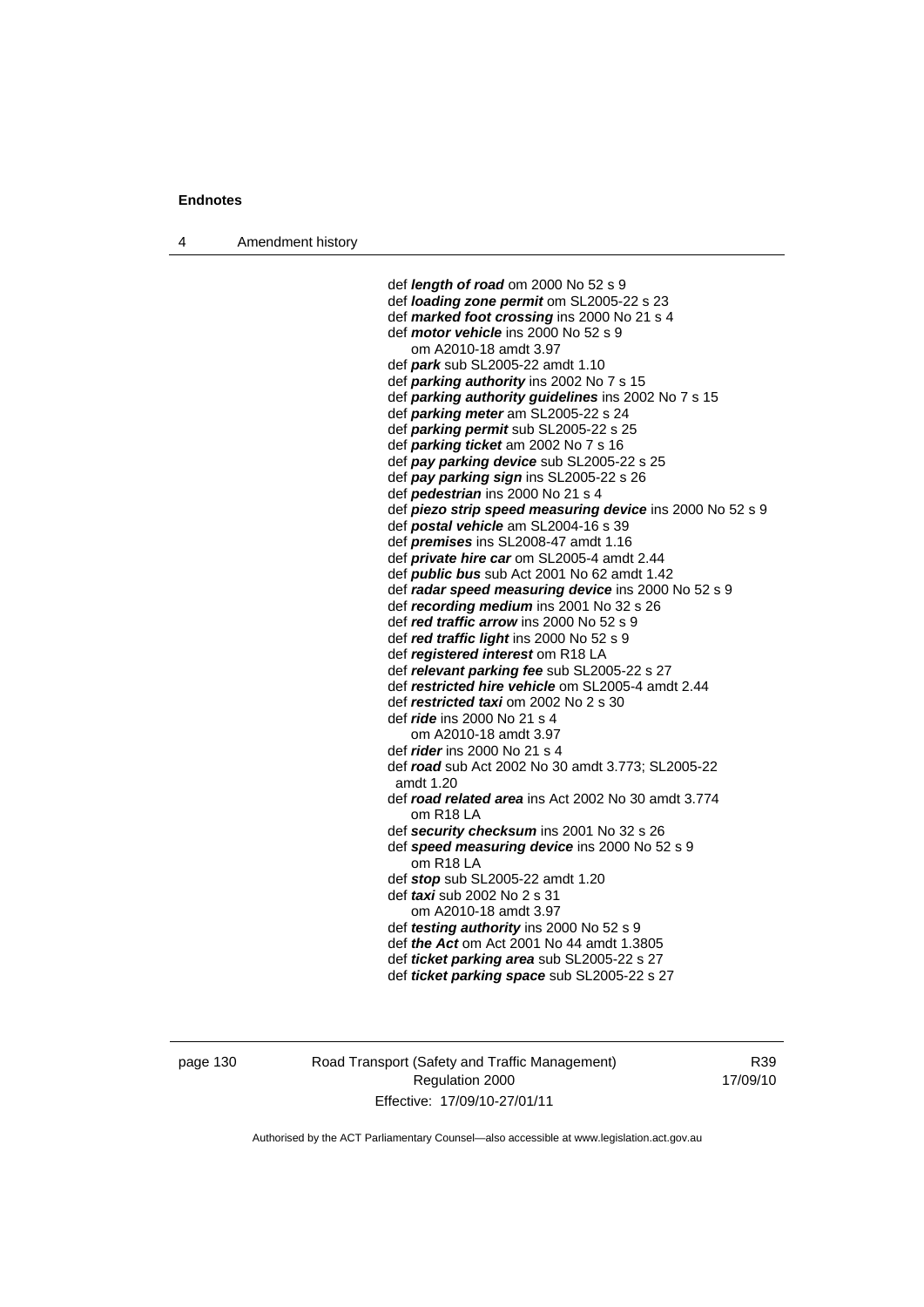def ***length of road*** om 2000 No 52 s 9
def ***loading zone permit*** om SL2005-22 s 23
def ***marked foot crossing*** ins 2000 No 21 s 4
def ***motor vehicle*** ins 2000 No 52 s 9
om A2010-18 amdt 3.97
def ***park*** sub SL2005-22 amdt 1.10
def ***parking authority*** ins 2002 No 7 s 15
def ***parking authority guidelines*** ins 2002 No 7 s 15
def ***parking meter*** am SL2005-22 s 24
def ***parking permit*** sub SL2005-22 s 25
def ***parking ticket*** am 2002 No 7 s 16
def ***pay parking device*** sub SL2005-22 s 25
def ***pay parking sign*** ins SL2005-22 s 26
def ***pedestrian*** ins 2000 No 21 s 4
def ***piezo strip speed measuring device*** ins 2000 No 52 s 9
def ***postal vehicle*** am SL2004-16 s 39
def ***premises*** ins SL2008-47 amdt 1.16
def ***private hire car*** om SL2005-4 amdt 2.44
def ***public bus*** sub Act 2001 No 62 amdt 1.42
def ***radar speed measuring device*** ins 2000 No 52 s 9
def ***recording medium*** ins 2001 No 32 s 26
def ***red traffic arrow*** ins 2000 No 52 s 9
def ***red traffic light*** ins 2000 No 52 s 9
def ***registered interest*** om R18 LA
def ***relevant parking fee*** sub SL2005-22 s 27
def ***restricted hire vehicle*** om SL2005-4 amdt 2.44
def ***restricted taxi*** om 2002 No 2 s 30
def ***ride*** ins 2000 No 21 s 4
om A2010-18 amdt 3.97
def ***rider*** ins 2000 No 21 s 4
def ***road*** sub Act 2002 No 30 amdt 3.773; SL2005-22 amdt 1.20
def ***road related area*** ins Act 2002 No 30 amdt 3.774
om R18 LA
def ***security checksum*** ins 2001 No 32 s 26
def ***speed measuring device*** ins 2000 No 52 s 9
om R18 LA
def ***stop*** sub SL2005-22 amdt 1.20
def ***taxi*** sub 2002 No 2 s 31
om A2010-18 amdt 3.97
def ***testing authority*** ins 2000 No 52 s 9
def ***the Act*** om Act 2001 No 44 amdt 1.3805
def ***ticket parking area*** sub SL2005-22 s 27
def ***ticket parking space*** sub SL2005-22 s 27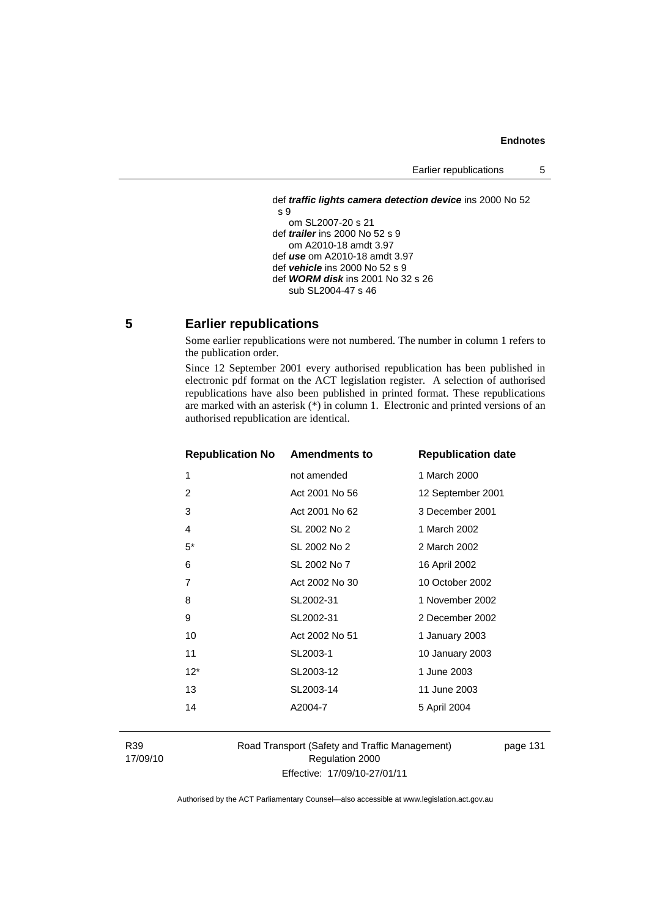def ***traffic lights camera detection device*** ins 2000 No 52 s 9
  om SL2007-20 s 21
def ***trailer*** ins 2000 No 52 s 9
  om A2010-18 amdt 3.97
def ***use*** om A2010-18 amdt 3.97
def ***vehicle*** ins 2000 No 52 s 9
def ***WORM disk*** ins 2001 No 32 s 26
  sub SL2004-47 s 46

## 5 Earlier republications

Some earlier republications were not numbered. The number in column 1 refers to the publication order.

Since 12 September 2001 every authorised republication has been published in electronic pdf format on the ACT legislation register. A selection of authorised republications have also been published in printed format. These republications are marked with an asterisk (*) in column 1. Electronic and printed versions of an authorised republication are identical.

| Republication No | Amendments to | Republication date |
|---|---|---|
| 1 | not amended | 1 March 2000 |
| 2 | Act 2001 No 56 | 12 September 2001 |
| 3 | Act 2001 No 62 | 3 December 2001 |
| 4 | SL 2002 No 2 | 1 March 2002 |
| 5* | SL 2002 No 2 | 2 March 2002 |
| 6 | SL 2002 No 7 | 16 April 2002 |
| 7 | Act 2002 No 30 | 10 October 2002 |
| 8 | SL2002-31 | 1 November 2002 |
| 9 | SL2002-31 | 2 December 2002 |
| 10 | Act 2002 No 51 | 1 January 2003 |
| 11 | SL2003-1 | 10 January 2003 |
| 12* | SL2003-12 | 1 June 2003 |
| 13 | SL2003-14 | 11 June 2003 |
| 14 | A2004-7 | 5 April 2004 |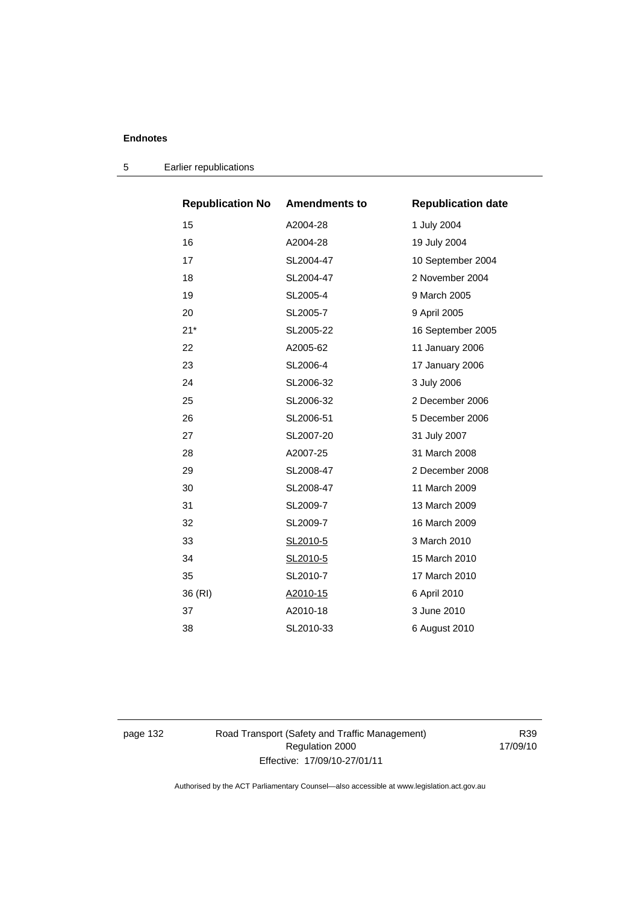| Republication No | Amendments to | Republication date |
|---|---|---|
| 15 | A2004-28 | 1 July 2004 |
| 16 | A2004-28 | 19 July 2004 |
| 17 | SL2004-47 | 10 September 2004 |
| 18 | SL2004-47 | 2 November 2004 |
| 19 | SL2005-4 | 9 March 2005 |
| 20 | SL2005-7 | 9 April 2005 |
| 21* | SL2005-22 | 16 September 2005 |
| 22 | A2005-62 | 11 January 2006 |
| 23 | SL2006-4 | 17 January 2006 |
| 24 | SL2006-32 | 3 July 2006 |
| 25 | SL2006-32 | 2 December 2006 |
| 26 | SL2006-51 | 5 December 2006 |
| 27 | SL2007-20 | 31 July 2007 |
| 28 | A2007-25 | 31 March 2008 |
| 29 | SL2008-47 | 2 December 2008 |
| 30 | SL2008-47 | 11 March 2009 |
| 31 | SL2009-7 | 13 March 2009 |
| 32 | SL2009-7 | 16 March 2009 |
| 33 | SL2010-5 | 3 March 2010 |
| 34 | SL2010-5 | 15 March 2010 |
| 35 | SL2010-7 | 17 March 2010 |
| 36 (RI) | A2010-15 | 6 April 2010 |
| 37 | A2010-18 | 3 June 2010 |
| 38 | SL2010-33 | 6 August 2010 |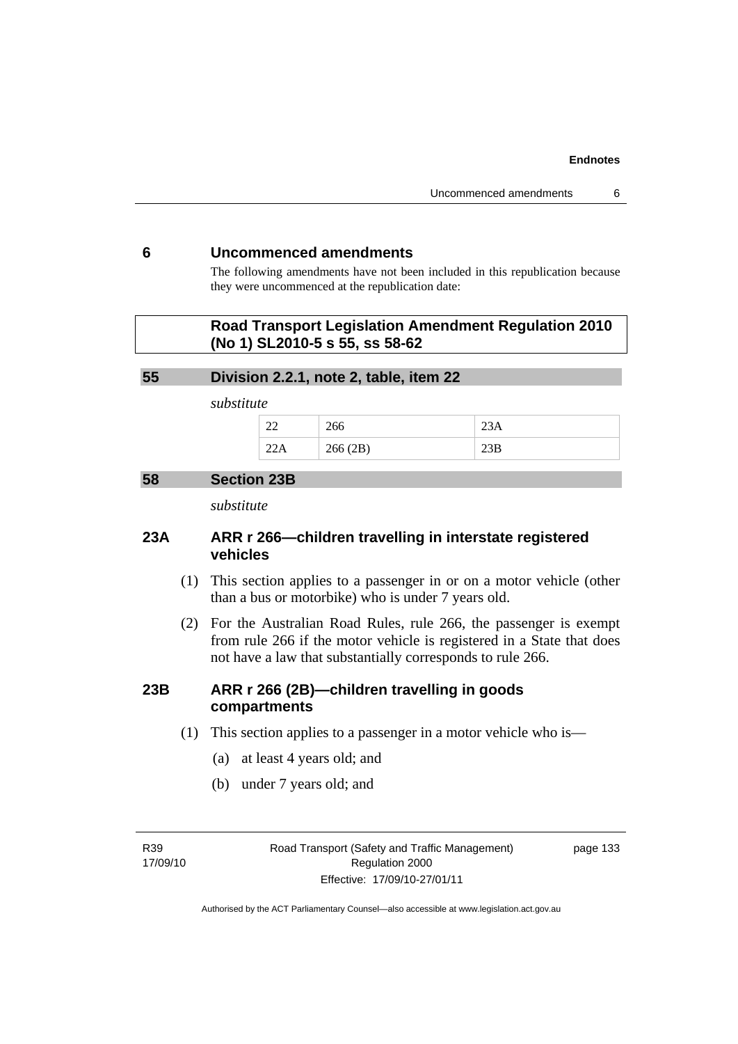## 6 Uncommenced amendments

The following amendments have not been included in this republication because they were uncommenced at the republication date:

### Road Transport Legislation Amendment Regulation 2010 (No 1) SL2010-5 s 55, ss 58-62

### 55 Division 2.2.1, note 2, table, item 22

*substitute*

| 22 | 266 | 23A |
|---|---|---|
| 22A | 266 (2B) | 23B |

### 58 Section 23B

*substitute*

### 23A ARR r 266—children travelling in interstate registered vehicles

(1) This section applies to a passenger in or on a motor vehicle (other than a bus or motorbike) who is under 7 years old.

(2) For the Australian Road Rules, rule 266, the passenger is exempt from rule 266 if the motor vehicle is registered in a State that does not have a law that substantially corresponds to rule 266.

### 23B ARR r 266 (2B)—children travelling in goods compartments

(1) This section applies to a passenger in a motor vehicle who is—

(a) at least 4 years old; and

(b) under 7 years old; and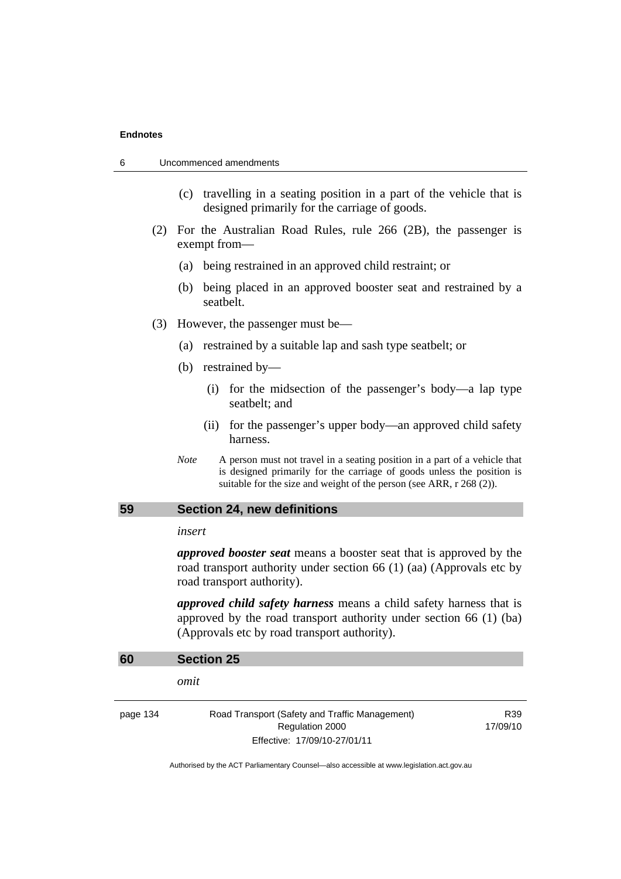(c) travelling in a seating position in a part of the vehicle that is designed primarily for the carriage of goods.

(2) For the Australian Road Rules, rule 266 (2B), the passenger is exempt from—

(a) being restrained in an approved child restraint; or

(b) being placed in an approved booster seat and restrained by a seatbelt.

(3) However, the passenger must be—

(a) restrained by a suitable lap and sash type seatbelt; or

(b) restrained by—

(i) for the midsection of the passenger's body—a lap type seatbelt; and

(ii) for the passenger's upper body—an approved child safety harness.

*Note* A person must not travel in a seating position in a part of a vehicle that is designed primarily for the carriage of goods unless the position is suitable for the size and weight of the person (see ARR, r 268 (2)).

## 59 Section 24, new definitions

*insert*

***approved booster seat*** means a booster seat that is approved by the road transport authority under section 66 (1) (aa) (Approvals etc by road transport authority).

***approved child safety harness*** means a child safety harness that is approved by the road transport authority under section 66 (1) (ba) (Approvals etc by road transport authority).

## 60 Section 25

*omit*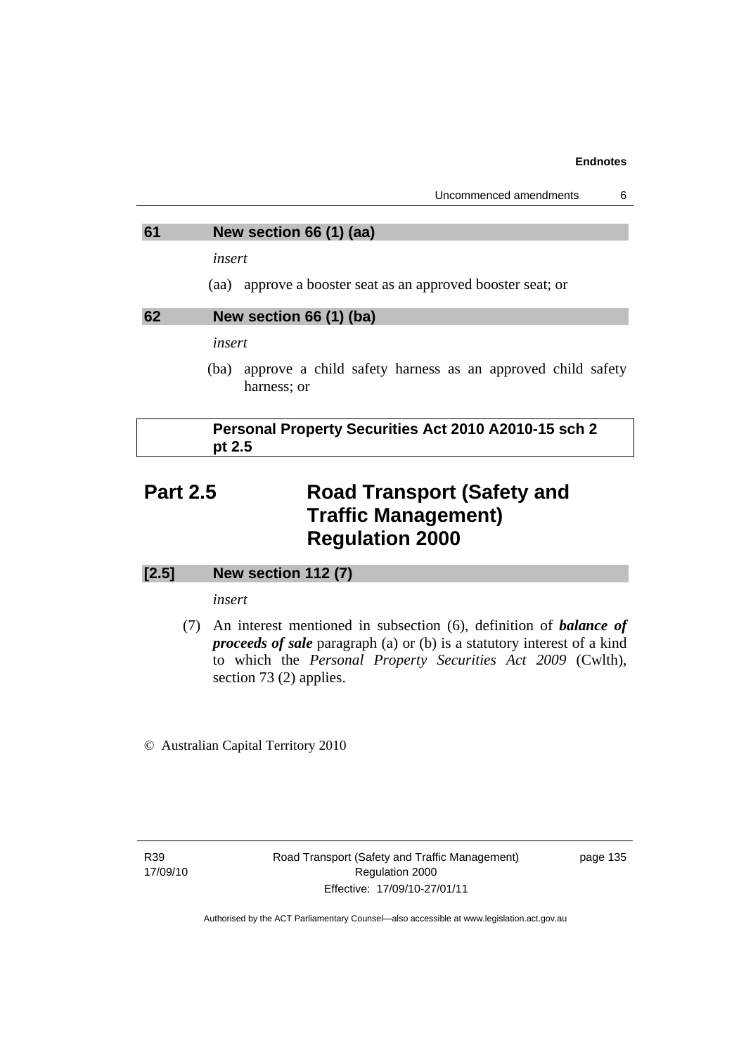**61 New section 66 (1) (aa)**

*insert*

(aa) approve a booster seat as an approved booster seat; or

**62 New section 66 (1) (ba)**

*insert*

(ba) approve a child safety harness as an approved child safety harness; or

**Personal Property Securities Act 2010 A2010-15 sch 2 pt 2.5**

## Part 2.5 Road Transport (Safety and Traffic Management) Regulation 2000

**[2.5] New section 112 (7)**

*insert*

(7) An interest mentioned in subsection (6), definition of ***balance of proceeds of sale*** paragraph (a) or (b) is a statutory interest of a kind to which the *Personal Property Securities Act 2009* (Cwlth), section 73 (2) applies.

© Australian Capital Territory 2010